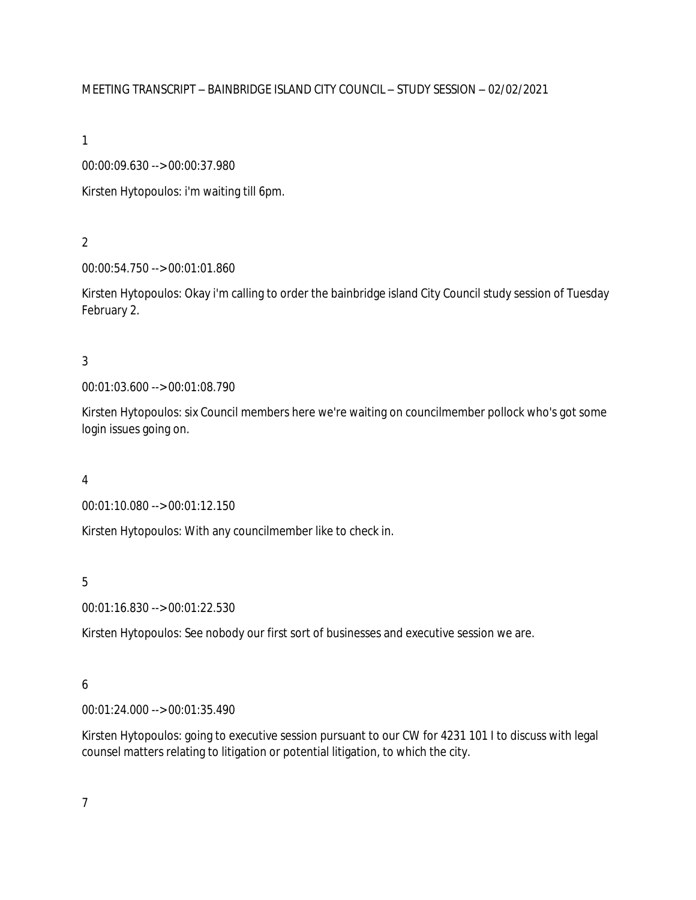MEETING TRANSCRIPT – BAINBRIDGE ISLAND CITY COUNCIL – STUDY SESSION – 02/02/2021

1

00:00:09.630 --> 00:00:37.980

Kirsten Hytopoulos: i'm waiting till 6pm.

2

00:00:54.750 --> 00:01:01.860

Kirsten Hytopoulos: Okay i'm calling to order the bainbridge island City Council study session of Tuesday February 2.

3

00:01:03.600 --> 00:01:08.790

Kirsten Hytopoulos: six Council members here we're waiting on councilmember pollock who's got some login issues going on.

4

00:01:10.080 --> 00:01:12.150

Kirsten Hytopoulos: With any councilmember like to check in.

5

00:01:16.830 --> 00:01:22.530

Kirsten Hytopoulos: See nobody our first sort of businesses and executive session we are.

6

00:01:24.000 --> 00:01:35.490

Kirsten Hytopoulos: going to executive session pursuant to our CW for 4231 101 I to discuss with legal counsel matters relating to litigation or potential litigation, to which the city.

7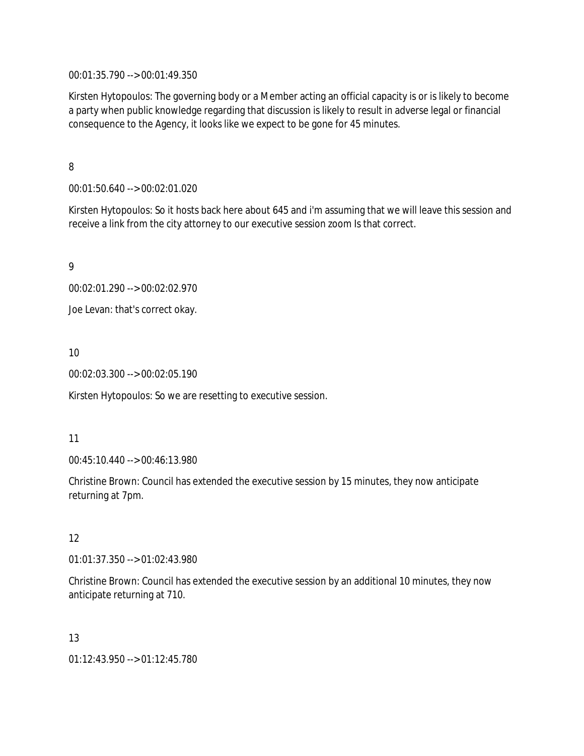00:01:35.790 --> 00:01:49.350

Kirsten Hytopoulos: The governing body or a Member acting an official capacity is or is likely to become a party when public knowledge regarding that discussion is likely to result in adverse legal or financial consequence to the Agency, it looks like we expect to be gone for 45 minutes.

8

00:01:50.640 --> 00:02:01.020

Kirsten Hytopoulos: So it hosts back here about 645 and i'm assuming that we will leave this session and receive a link from the city attorney to our executive session zoom Is that correct.

9

00:02:01.290 --> 00:02:02.970

Joe Levan: that's correct okay.

10

00:02:03.300 --> 00:02:05.190

Kirsten Hytopoulos: So we are resetting to executive session.

11

00:45:10.440 --> 00:46:13.980

Christine Brown: Council has extended the executive session by 15 minutes, they now anticipate returning at 7pm.

12

01:01:37.350 --> 01:02:43.980

Christine Brown: Council has extended the executive session by an additional 10 minutes, they now anticipate returning at 710.

13

01:12:43.950 --> 01:12:45.780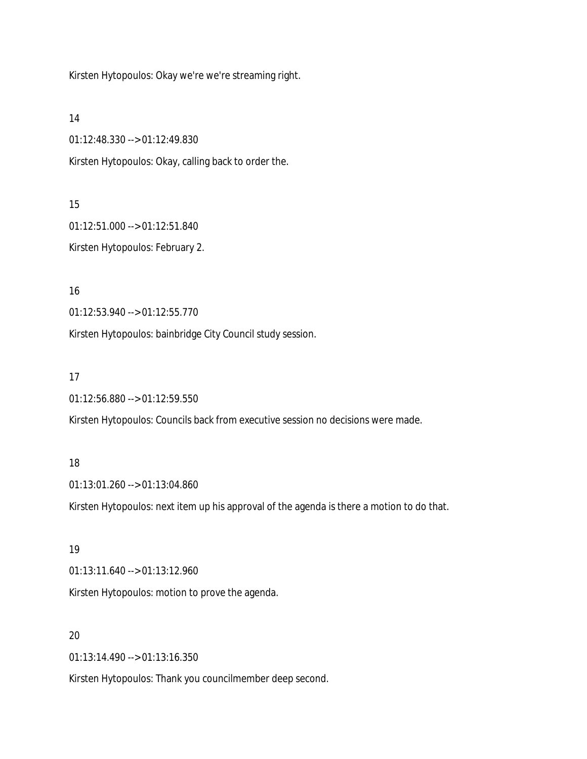Kirsten Hytopoulos: Okay we're we're streaming right.

14

01:12:48.330 --> 01:12:49.830

Kirsten Hytopoulos: Okay, calling back to order the.

15

01:12:51.000 --> 01:12:51.840

Kirsten Hytopoulos: February 2.

16

01:12:53.940 --> 01:12:55.770

Kirsten Hytopoulos: bainbridge City Council study session.

17

01:12:56.880 --> 01:12:59.550

Kirsten Hytopoulos: Councils back from executive session no decisions were made.

18

01:13:01.260 --> 01:13:04.860

Kirsten Hytopoulos: next item up his approval of the agenda is there a motion to do that.

19

01:13:11.640 --> 01:13:12.960

Kirsten Hytopoulos: motion to prove the agenda.

20

01:13:14.490 --> 01:13:16.350

Kirsten Hytopoulos: Thank you councilmember deep second.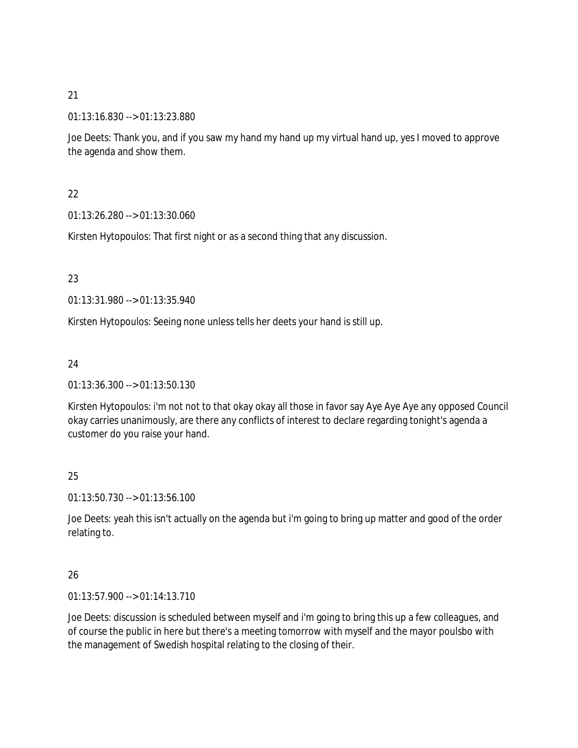21

01:13:16.830 --> 01:13:23.880

Joe Deets: Thank you, and if you saw my hand my hand up my virtual hand up, yes I moved to approve the agenda and show them.

22

01:13:26.280 --> 01:13:30.060

Kirsten Hytopoulos: That first night or as a second thing that any discussion.

23

01:13:31.980 --> 01:13:35.940

Kirsten Hytopoulos: Seeing none unless tells her deets your hand is still up.

24

01:13:36.300 --> 01:13:50.130

Kirsten Hytopoulos: i'm not not to that okay okay all those in favor say Aye Aye Aye any opposed Council okay carries unanimously, are there any conflicts of interest to declare regarding tonight's agenda a customer do you raise your hand.

25

01:13:50.730 --> 01:13:56.100

Joe Deets: yeah this isn't actually on the agenda but i'm going to bring up matter and good of the order relating to.

26

01:13:57.900 --> 01:14:13.710

Joe Deets: discussion is scheduled between myself and i'm going to bring this up a few colleagues, and of course the public in here but there's a meeting tomorrow with myself and the mayor poulsbo with the management of Swedish hospital relating to the closing of their.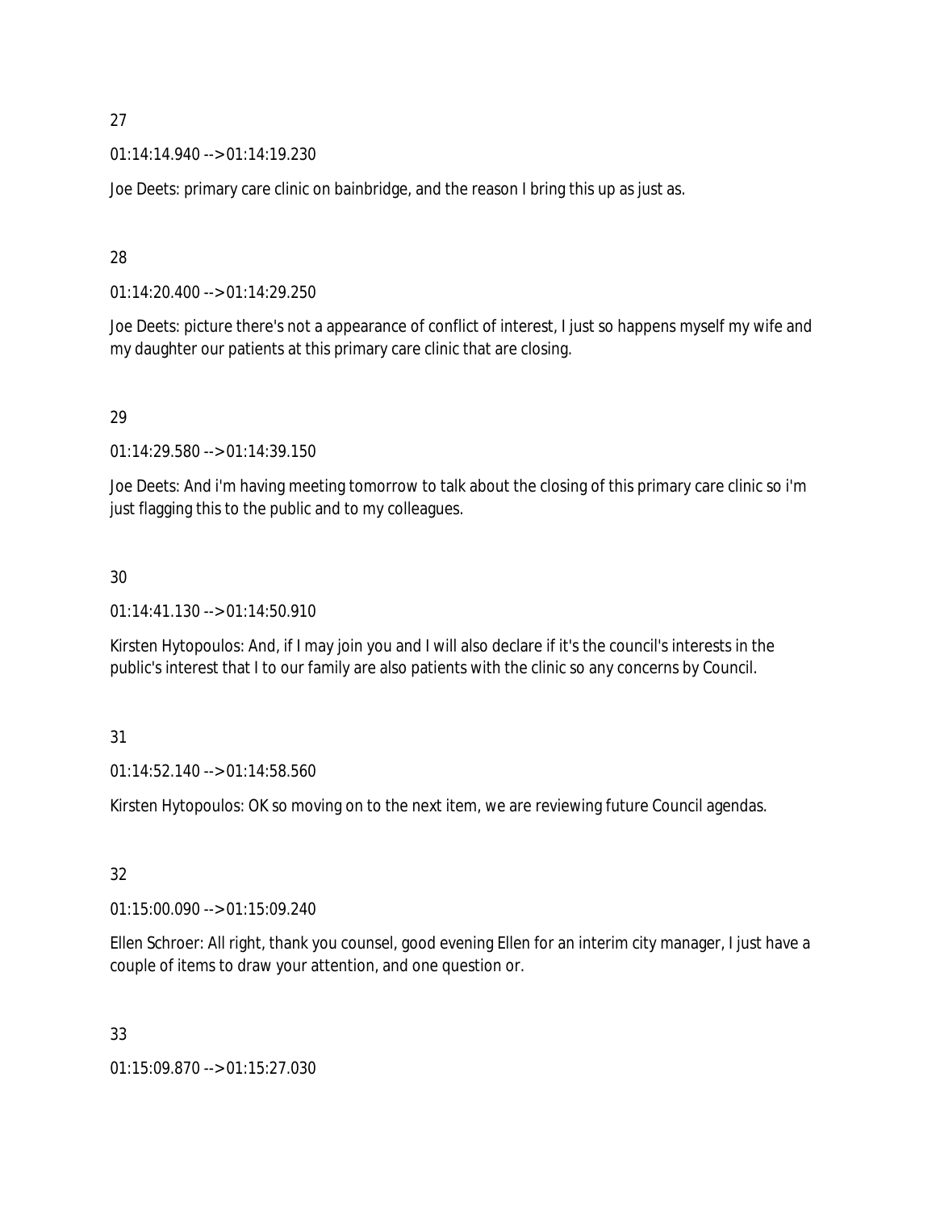27

01:14:14.940 --> 01:14:19.230

Joe Deets: primary care clinic on bainbridge, and the reason I bring this up as just as.

28

01:14:20.400 --> 01:14:29.250

Joe Deets: picture there's not a appearance of conflict of interest, I just so happens myself my wife and my daughter our patients at this primary care clinic that are closing.

29

01:14:29.580 --> 01:14:39.150

Joe Deets: And i'm having meeting tomorrow to talk about the closing of this primary care clinic so i'm just flagging this to the public and to my colleagues.

30

01:14:41.130 --> 01:14:50.910

Kirsten Hytopoulos: And, if I may join you and I will also declare if it's the council's interests in the public's interest that I to our family are also patients with the clinic so any concerns by Council.

31

01:14:52.140 --> 01:14:58.560

Kirsten Hytopoulos: OK so moving on to the next item, we are reviewing future Council agendas.

32

01:15:00.090 --> 01:15:09.240

Ellen Schroer: All right, thank you counsel, good evening Ellen for an interim city manager, I just have a couple of items to draw your attention, and one question or.

33

01:15:09.870 --> 01:15:27.030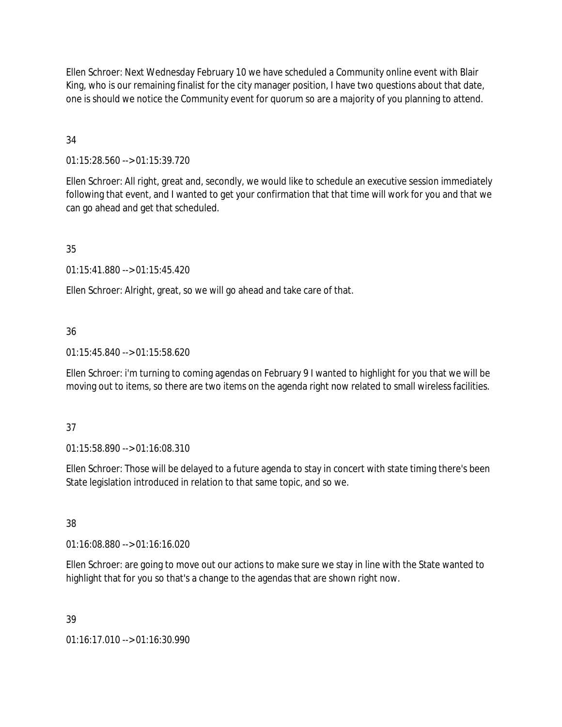Ellen Schroer: Next Wednesday February 10 we have scheduled a Community online event with Blair King, who is our remaining finalist for the city manager position, I have two questions about that date, one is should we notice the Community event for quorum so are a majority of you planning to attend.

34

01:15:28.560 --> 01:15:39.720

Ellen Schroer: All right, great and, secondly, we would like to schedule an executive session immediately following that event, and I wanted to get your confirmation that that time will work for you and that we can go ahead and get that scheduled.

35

01:15:41.880 --> 01:15:45.420

Ellen Schroer: Alright, great, so we will go ahead and take care of that.

36

01:15:45.840 --> 01:15:58.620

Ellen Schroer: i'm turning to coming agendas on February 9 I wanted to highlight for you that we will be moving out to items, so there are two items on the agenda right now related to small wireless facilities.

37

01:15:58.890 --> 01:16:08.310

Ellen Schroer: Those will be delayed to a future agenda to stay in concert with state timing there's been State legislation introduced in relation to that same topic, and so we.

38

01:16:08.880 --> 01:16:16.020

Ellen Schroer: are going to move out our actions to make sure we stay in line with the State wanted to highlight that for you so that's a change to the agendas that are shown right now.

39

01:16:17.010 --> 01:16:30.990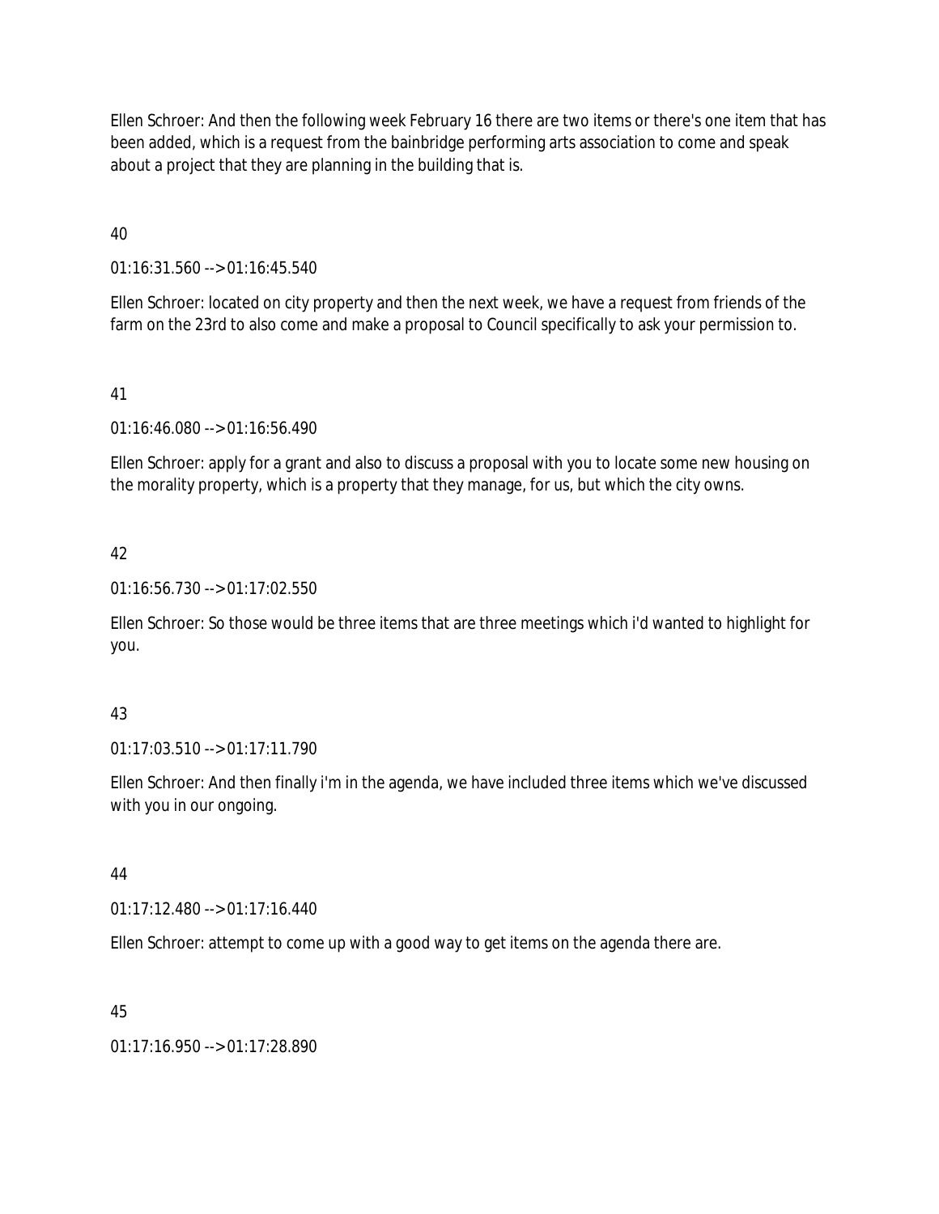Ellen Schroer: And then the following week February 16 there are two items or there's one item that has been added, which is a request from the bainbridge performing arts association to come and speak about a project that they are planning in the building that is.

40

01:16:31.560 --> 01:16:45.540

Ellen Schroer: located on city property and then the next week, we have a request from friends of the farm on the 23rd to also come and make a proposal to Council specifically to ask your permission to.

41

01:16:46.080 --> 01:16:56.490

Ellen Schroer: apply for a grant and also to discuss a proposal with you to locate some new housing on the morality property, which is a property that they manage, for us, but which the city owns.

42

01:16:56.730 --> 01:17:02.550

Ellen Schroer: So those would be three items that are three meetings which i'd wanted to highlight for you.

43

01:17:03.510 --> 01:17:11.790

Ellen Schroer: And then finally i'm in the agenda, we have included three items which we've discussed with you in our ongoing.

44

01:17:12.480 --> 01:17:16.440

Ellen Schroer: attempt to come up with a good way to get items on the agenda there are.

45

01:17:16.950 --> 01:17:28.890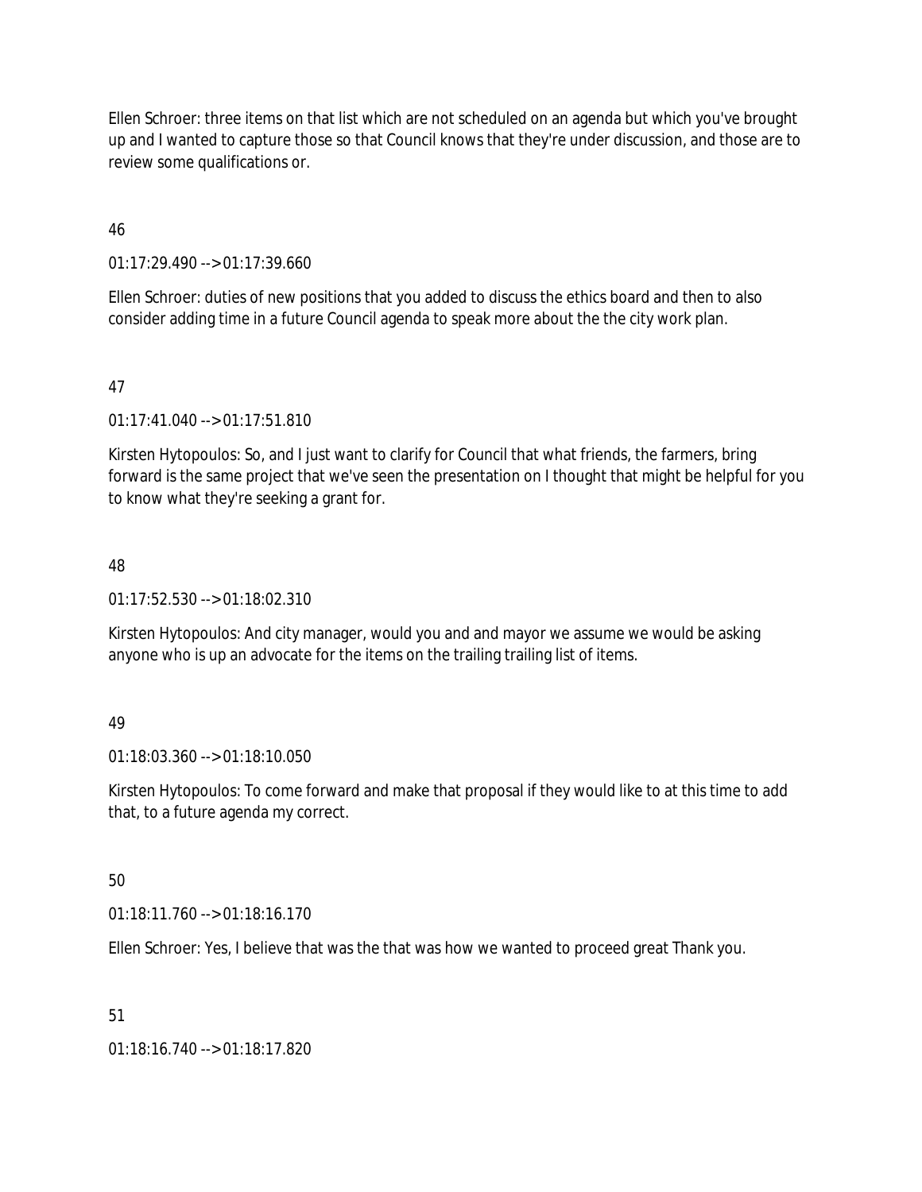Ellen Schroer: three items on that list which are not scheduled on an agenda but which you've brought up and I wanted to capture those so that Council knows that they're under discussion, and those are to review some qualifications or.

46

01:17:29.490 --> 01:17:39.660

Ellen Schroer: duties of new positions that you added to discuss the ethics board and then to also consider adding time in a future Council agenda to speak more about the the city work plan.

47

01:17:41.040 --> 01:17:51.810

Kirsten Hytopoulos: So, and I just want to clarify for Council that what friends, the farmers, bring forward is the same project that we've seen the presentation on I thought that might be helpful for you to know what they're seeking a grant for.

48

01:17:52.530 --> 01:18:02.310

Kirsten Hytopoulos: And city manager, would you and and mayor we assume we would be asking anyone who is up an advocate for the items on the trailing trailing list of items.

49

01:18:03.360 --> 01:18:10.050

Kirsten Hytopoulos: To come forward and make that proposal if they would like to at this time to add that, to a future agenda my correct.

50

01:18:11.760 --> 01:18:16.170

Ellen Schroer: Yes, I believe that was the that was how we wanted to proceed great Thank you.

51

01:18:16.740 --> 01:18:17.820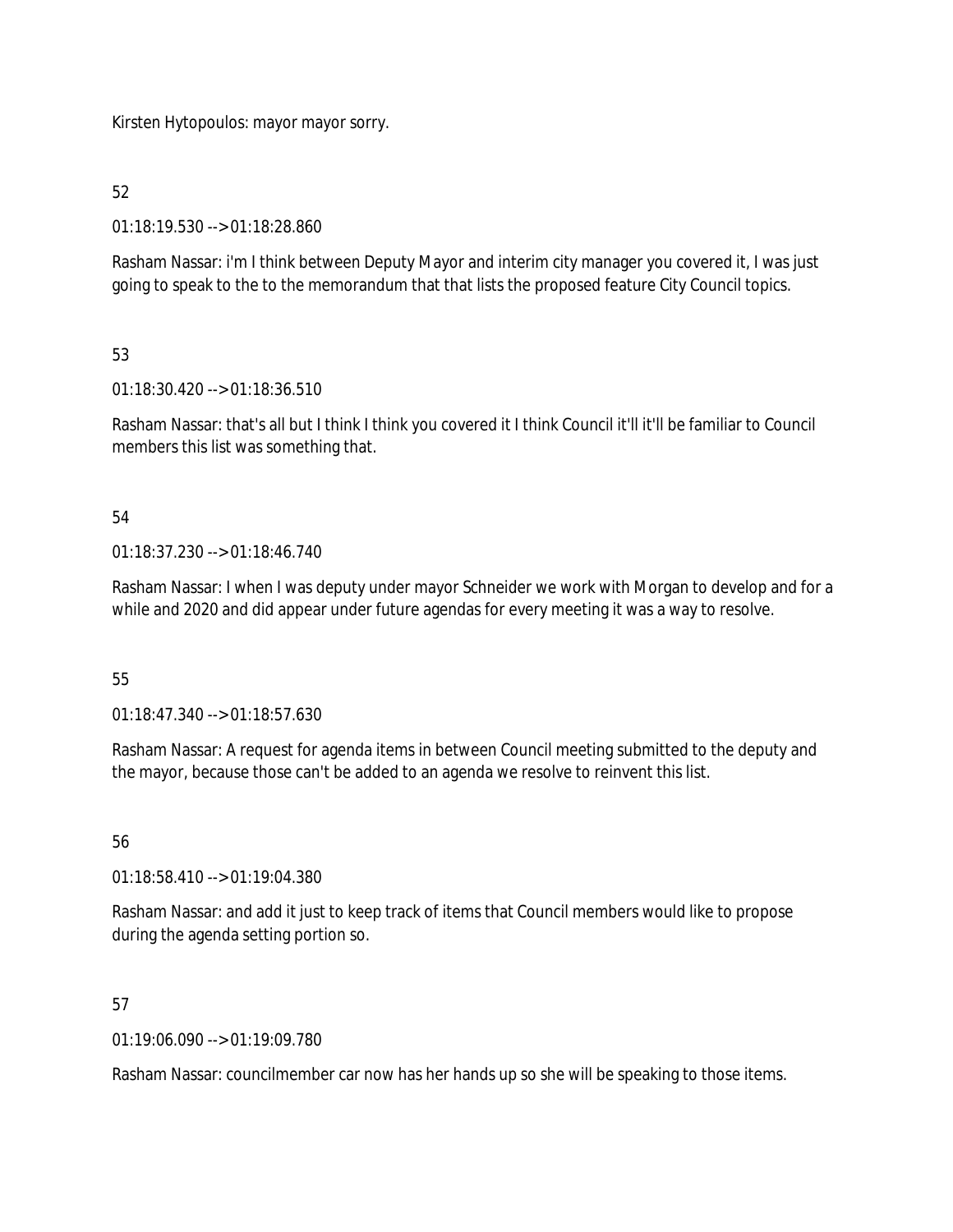Kirsten Hytopoulos: mayor mayor sorry.

52

01:18:19.530 --> 01:18:28.860

Rasham Nassar: i'm I think between Deputy Mayor and interim city manager you covered it, I was just going to speak to the to the memorandum that that lists the proposed feature City Council topics.

53

01:18:30.420 --> 01:18:36.510

Rasham Nassar: that's all but I think I think you covered it I think Council it'll it'll be familiar to Council members this list was something that.

54

01:18:37.230 --> 01:18:46.740

Rasham Nassar: I when I was deputy under mayor Schneider we work with Morgan to develop and for a while and 2020 and did appear under future agendas for every meeting it was a way to resolve.

55

01:18:47.340 --> 01:18:57.630

Rasham Nassar: A request for agenda items in between Council meeting submitted to the deputy and the mayor, because those can't be added to an agenda we resolve to reinvent this list.

56

01:18:58.410 --> 01:19:04.380

Rasham Nassar: and add it just to keep track of items that Council members would like to propose during the agenda setting portion so.

57

01:19:06.090 --> 01:19:09.780

Rasham Nassar: councilmember car now has her hands up so she will be speaking to those items.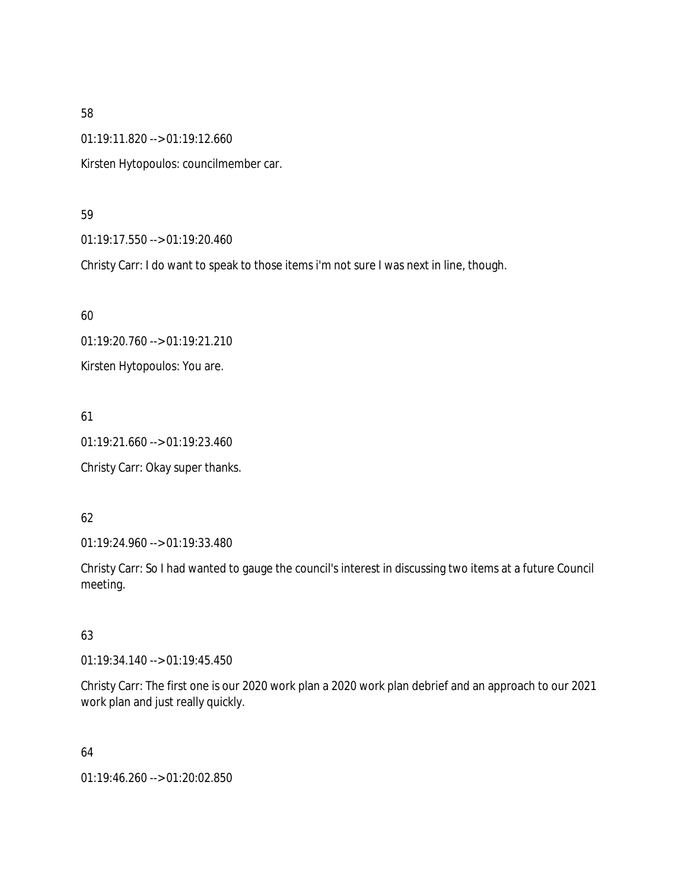58

01:19:11.820 --> 01:19:12.660

Kirsten Hytopoulos: councilmember car.

59

01:19:17.550 --> 01:19:20.460

Christy Carr: I do want to speak to those items i'm not sure I was next in line, though.

60

01:19:20.760 --> 01:19:21.210

Kirsten Hytopoulos: You are.

61

01:19:21.660 --> 01:19:23.460

Christy Carr: Okay super thanks.

62

01:19:24.960 --> 01:19:33.480

Christy Carr: So I had wanted to gauge the council's interest in discussing two items at a future Council meeting.

63

01:19:34.140 --> 01:19:45.450

Christy Carr: The first one is our 2020 work plan a 2020 work plan debrief and an approach to our 2021 work plan and just really quickly.

64

01:19:46.260 --> 01:20:02.850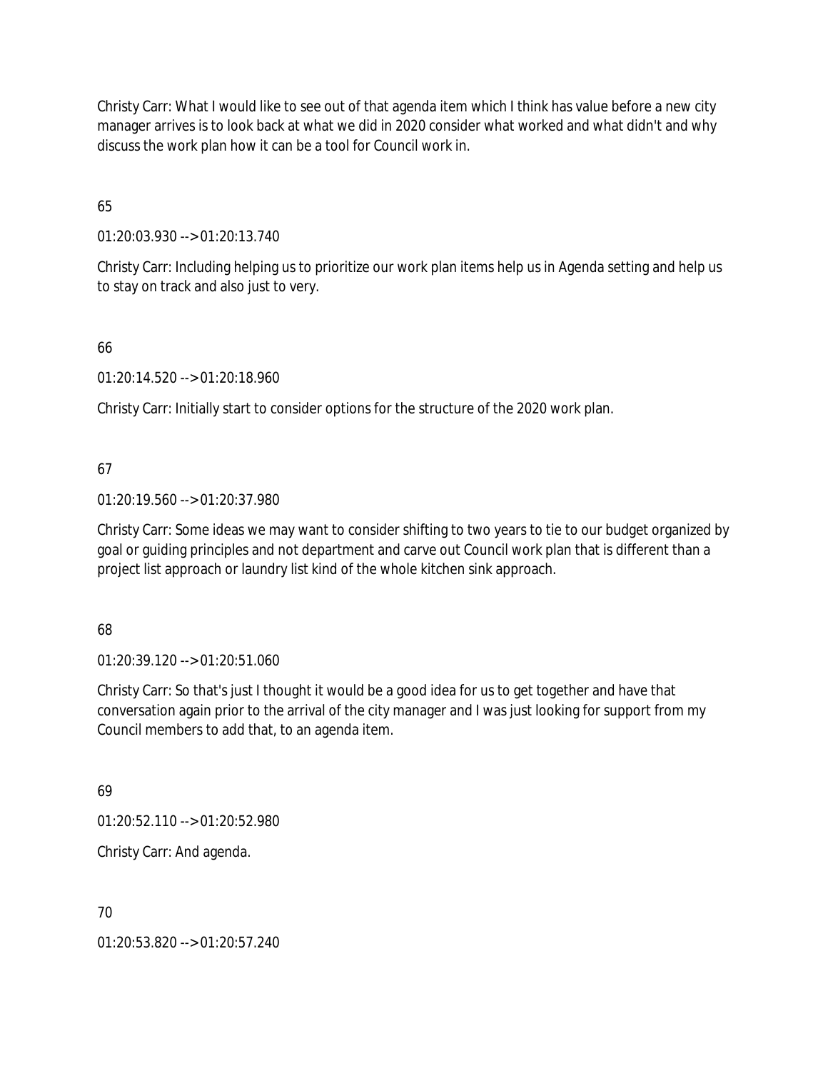Christy Carr: What I would like to see out of that agenda item which I think has value before a new city manager arrives is to look back at what we did in 2020 consider what worked and what didn't and why discuss the work plan how it can be a tool for Council work in.

65

01:20:03.930 --> 01:20:13.740

Christy Carr: Including helping us to prioritize our work plan items help us in Agenda setting and help us to stay on track and also just to very.

66

01:20:14.520 --> 01:20:18.960

Christy Carr: Initially start to consider options for the structure of the 2020 work plan.

67

01:20:19.560 --> 01:20:37.980

Christy Carr: Some ideas we may want to consider shifting to two years to tie to our budget organized by goal or guiding principles and not department and carve out Council work plan that is different than a project list approach or laundry list kind of the whole kitchen sink approach.

68

01:20:39.120 --> 01:20:51.060

Christy Carr: So that's just I thought it would be a good idea for us to get together and have that conversation again prior to the arrival of the city manager and I was just looking for support from my Council members to add that, to an agenda item.

69

01:20:52.110 --> 01:20:52.980

Christy Carr: And agenda.

70

01:20:53.820 --> 01:20:57.240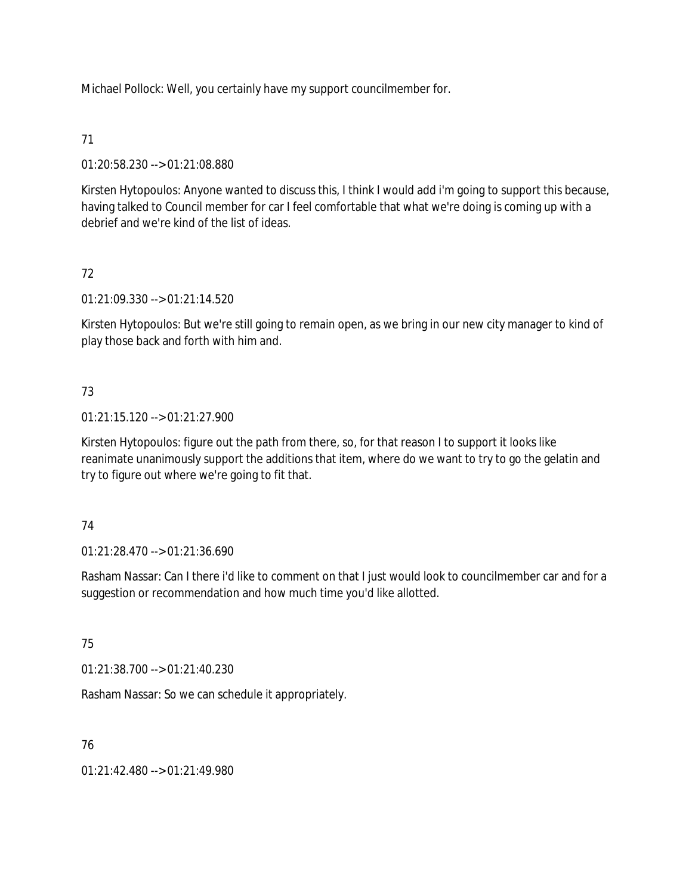Michael Pollock: Well, you certainly have my support councilmember for.

71

01:20:58.230 --> 01:21:08.880

Kirsten Hytopoulos: Anyone wanted to discuss this, I think I would add i'm going to support this because, having talked to Council member for car I feel comfortable that what we're doing is coming up with a debrief and we're kind of the list of ideas.

72

01:21:09.330 --> 01:21:14.520

Kirsten Hytopoulos: But we're still going to remain open, as we bring in our new city manager to kind of play those back and forth with him and.

73

01:21:15.120 --> 01:21:27.900

Kirsten Hytopoulos: figure out the path from there, so, for that reason I to support it looks like reanimate unanimously support the additions that item, where do we want to try to go the gelatin and try to figure out where we're going to fit that.

74

01:21:28.470 --> 01:21:36.690

Rasham Nassar: Can I there i'd like to comment on that I just would look to councilmember car and for a suggestion or recommendation and how much time you'd like allotted.

75

01:21:38.700 --> 01:21:40.230

Rasham Nassar: So we can schedule it appropriately.

76

01:21:42.480 --> 01:21:49.980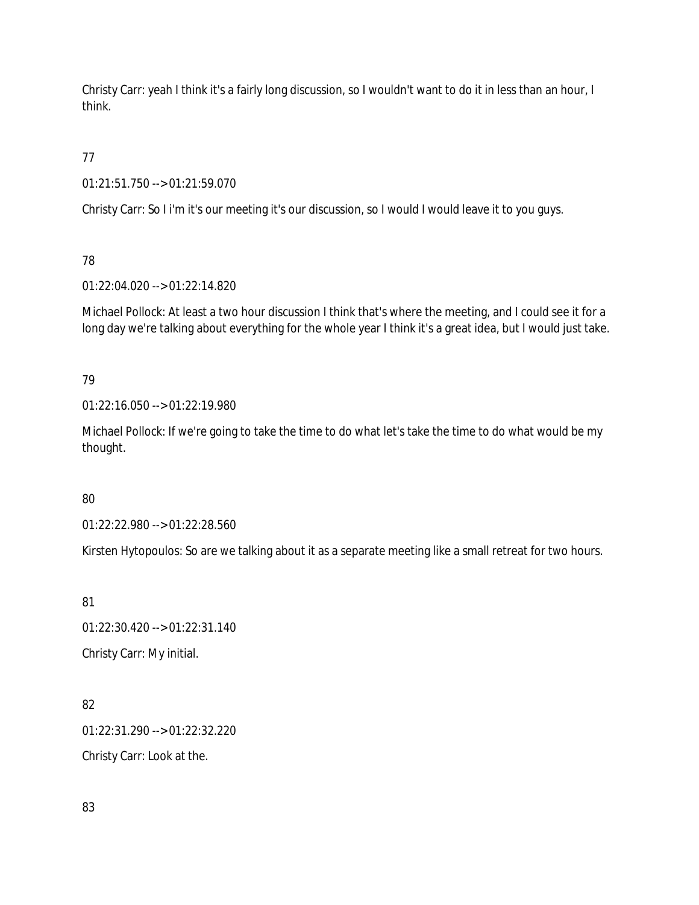Christy Carr: yeah I think it's a fairly long discussion, so I wouldn't want to do it in less than an hour, I think.

77

01:21:51.750 --> 01:21:59.070

Christy Carr: So I i'm it's our meeting it's our discussion, so I would I would leave it to you guys.

78

01:22:04.020 --> 01:22:14.820

Michael Pollock: At least a two hour discussion I think that's where the meeting, and I could see it for a long day we're talking about everything for the whole year I think it's a great idea, but I would just take.

79

01:22:16.050 --> 01:22:19.980

Michael Pollock: If we're going to take the time to do what let's take the time to do what would be my thought.

80

01:22:22.980 --> 01:22:28.560

Kirsten Hytopoulos: So are we talking about it as a separate meeting like a small retreat for two hours.

81

01:22:30.420 --> 01:22:31.140

Christy Carr: My initial.

82

01:22:31.290 --> 01:22:32.220

Christy Carr: Look at the.

83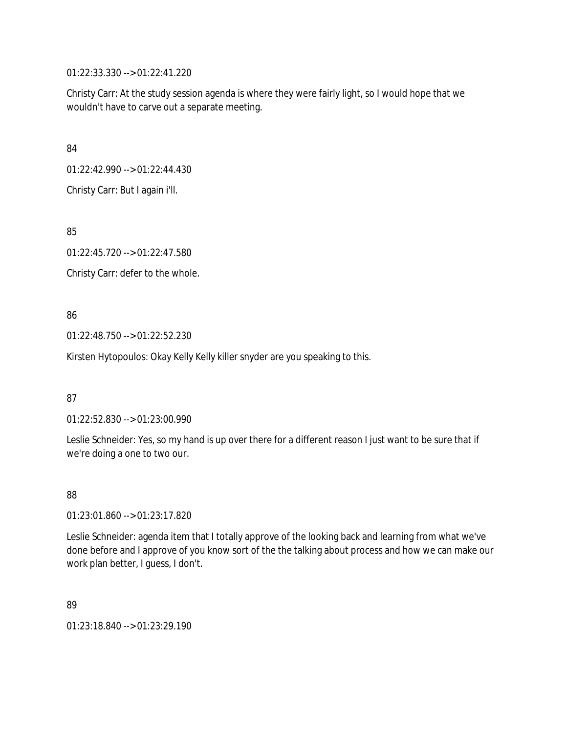01:22:33.330 --> 01:22:41.220

Christy Carr: At the study session agenda is where they were fairly light, so I would hope that we wouldn't have to carve out a separate meeting.

84

01:22:42.990 --> 01:22:44.430

Christy Carr: But I again i'll.

85

01:22:45.720 --> 01:22:47.580

Christy Carr: defer to the whole.

86

01:22:48.750 --> 01:22:52.230

Kirsten Hytopoulos: Okay Kelly Kelly killer snyder are you speaking to this.

87

01:22:52.830 --> 01:23:00.990

Leslie Schneider: Yes, so my hand is up over there for a different reason I just want to be sure that if we're doing a one to two our.

88

01:23:01.860 --> 01:23:17.820

Leslie Schneider: agenda item that I totally approve of the looking back and learning from what we've done before and I approve of you know sort of the the talking about process and how we can make our work plan better, I guess, I don't.

89

01:23:18.840 --> 01:23:29.190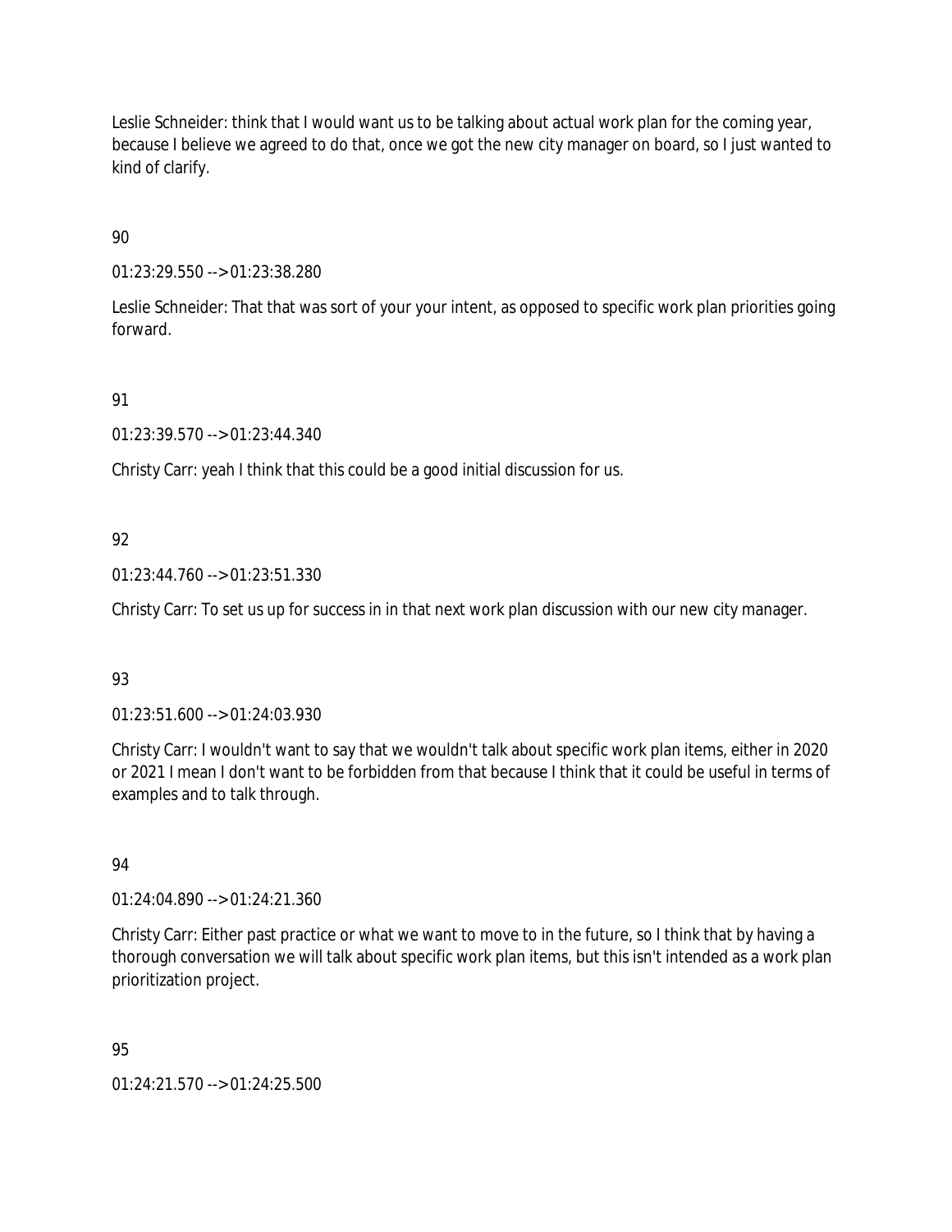Leslie Schneider: think that I would want us to be talking about actual work plan for the coming year, because I believe we agreed to do that, once we got the new city manager on board, so I just wanted to kind of clarify.

90

01:23:29.550 --> 01:23:38.280

Leslie Schneider: That that was sort of your your intent, as opposed to specific work plan priorities going forward.

91

01:23:39.570 --> 01:23:44.340

Christy Carr: yeah I think that this could be a good initial discussion for us.

92

01:23:44.760 --> 01:23:51.330

Christy Carr: To set us up for success in in that next work plan discussion with our new city manager.

93

01:23:51.600 --> 01:24:03.930

Christy Carr: I wouldn't want to say that we wouldn't talk about specific work plan items, either in 2020 or 2021 I mean I don't want to be forbidden from that because I think that it could be useful in terms of examples and to talk through.

94

01:24:04.890 --> 01:24:21.360

Christy Carr: Either past practice or what we want to move to in the future, so I think that by having a thorough conversation we will talk about specific work plan items, but this isn't intended as a work plan prioritization project.

95

01:24:21.570 --> 01:24:25.500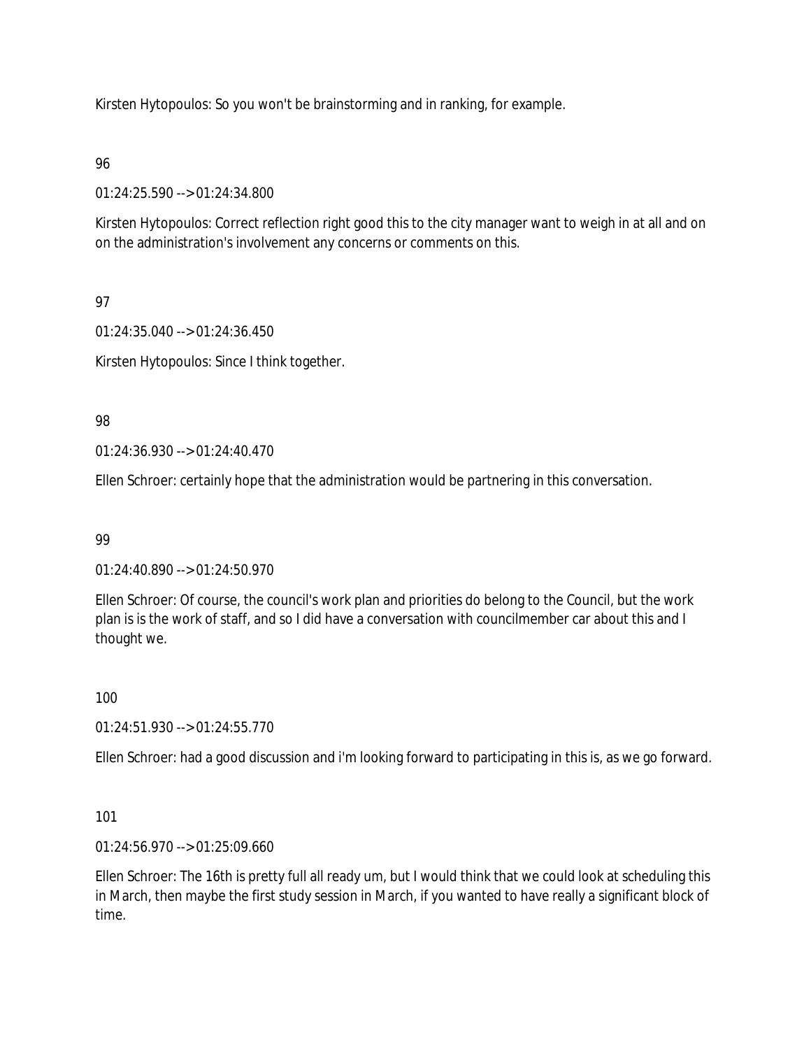Kirsten Hytopoulos: So you won't be brainstorming and in ranking, for example.

96

01:24:25.590 --> 01:24:34.800

Kirsten Hytopoulos: Correct reflection right good this to the city manager want to weigh in at all and on on the administration's involvement any concerns or comments on this.

97

01:24:35.040 --> 01:24:36.450

Kirsten Hytopoulos: Since I think together.

98

01:24:36.930 --> 01:24:40.470

Ellen Schroer: certainly hope that the administration would be partnering in this conversation.

99

01:24:40.890 --> 01:24:50.970

Ellen Schroer: Of course, the council's work plan and priorities do belong to the Council, but the work plan is is the work of staff, and so I did have a conversation with councilmember car about this and I thought we.

100

01:24:51.930 --> 01:24:55.770

Ellen Schroer: had a good discussion and i'm looking forward to participating in this is, as we go forward.

101

01:24:56.970 --> 01:25:09.660

Ellen Schroer: The 16th is pretty full all ready um, but I would think that we could look at scheduling this in March, then maybe the first study session in March, if you wanted to have really a significant block of time.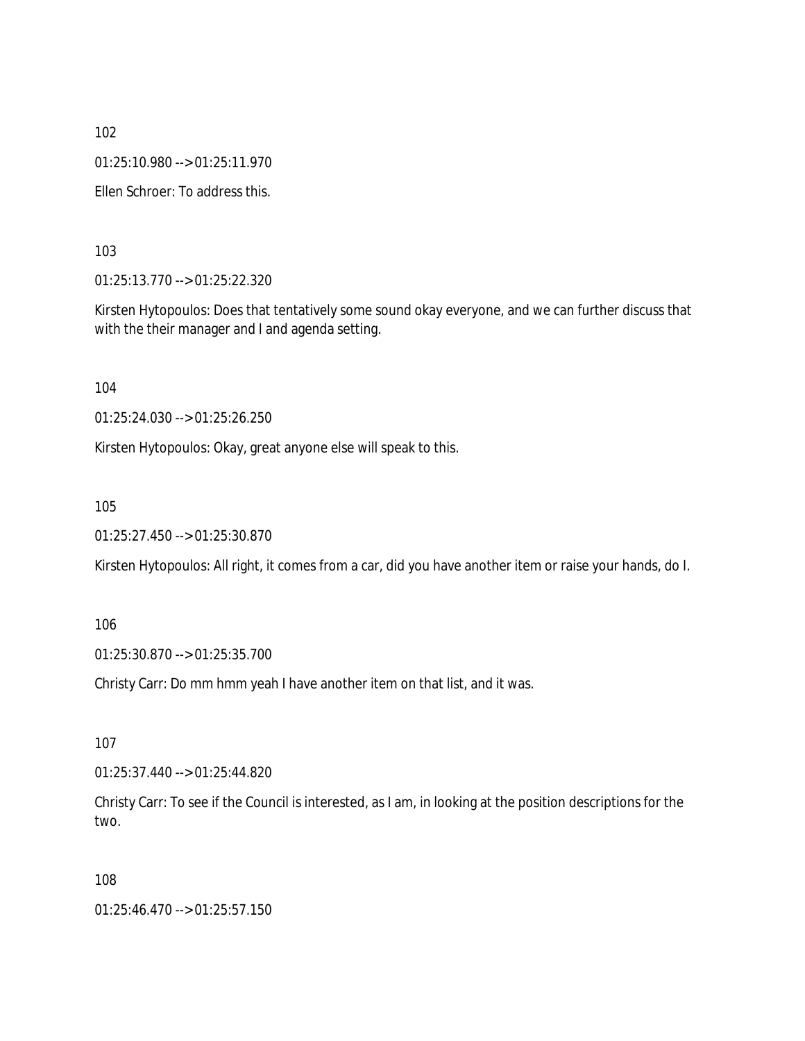102

01:25:10.980 --> 01:25:11.970

Ellen Schroer: To address this.

103

01:25:13.770 --> 01:25:22.320

Kirsten Hytopoulos: Does that tentatively some sound okay everyone, and we can further discuss that with the their manager and I and agenda setting.

104

01:25:24.030 --> 01:25:26.250

Kirsten Hytopoulos: Okay, great anyone else will speak to this.

105

01:25:27.450 --> 01:25:30.870

Kirsten Hytopoulos: All right, it comes from a car, did you have another item or raise your hands, do I.

106

01:25:30.870 --> 01:25:35.700

Christy Carr: Do mm hmm yeah I have another item on that list, and it was.

107

01:25:37.440 --> 01:25:44.820

Christy Carr: To see if the Council is interested, as I am, in looking at the position descriptions for the two.

108

01:25:46.470 --> 01:25:57.150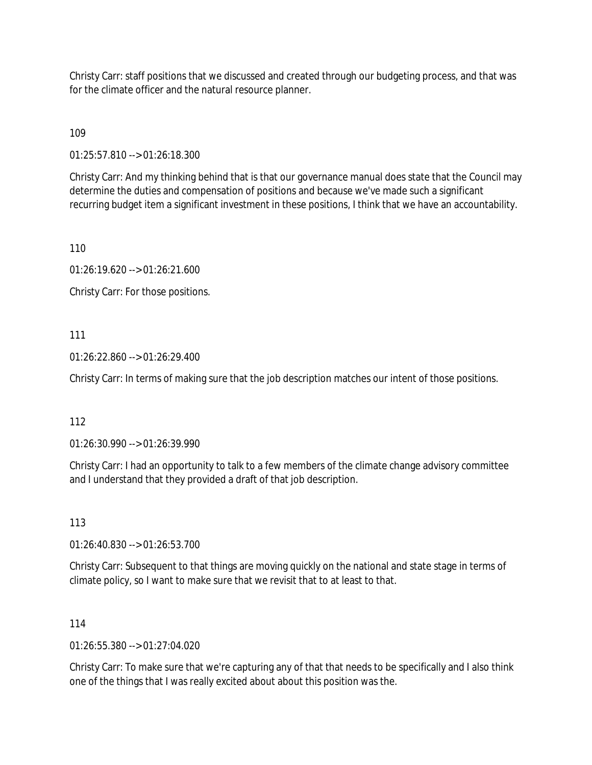Christy Carr: staff positions that we discussed and created through our budgeting process, and that was for the climate officer and the natural resource planner.

109

01:25:57.810 --> 01:26:18.300

Christy Carr: And my thinking behind that is that our governance manual does state that the Council may determine the duties and compensation of positions and because we've made such a significant recurring budget item a significant investment in these positions, I think that we have an accountability.

110

01:26:19.620 --> 01:26:21.600

Christy Carr: For those positions.

111

01:26:22.860 --> 01:26:29.400

Christy Carr: In terms of making sure that the job description matches our intent of those positions.

112

01:26:30.990 --> 01:26:39.990

Christy Carr: I had an opportunity to talk to a few members of the climate change advisory committee and I understand that they provided a draft of that job description.

113

01:26:40.830 --> 01:26:53.700

Christy Carr: Subsequent to that things are moving quickly on the national and state stage in terms of climate policy, so I want to make sure that we revisit that to at least to that.

114

01:26:55.380 --> 01:27:04.020

Christy Carr: To make sure that we're capturing any of that that needs to be specifically and I also think one of the things that I was really excited about about this position was the.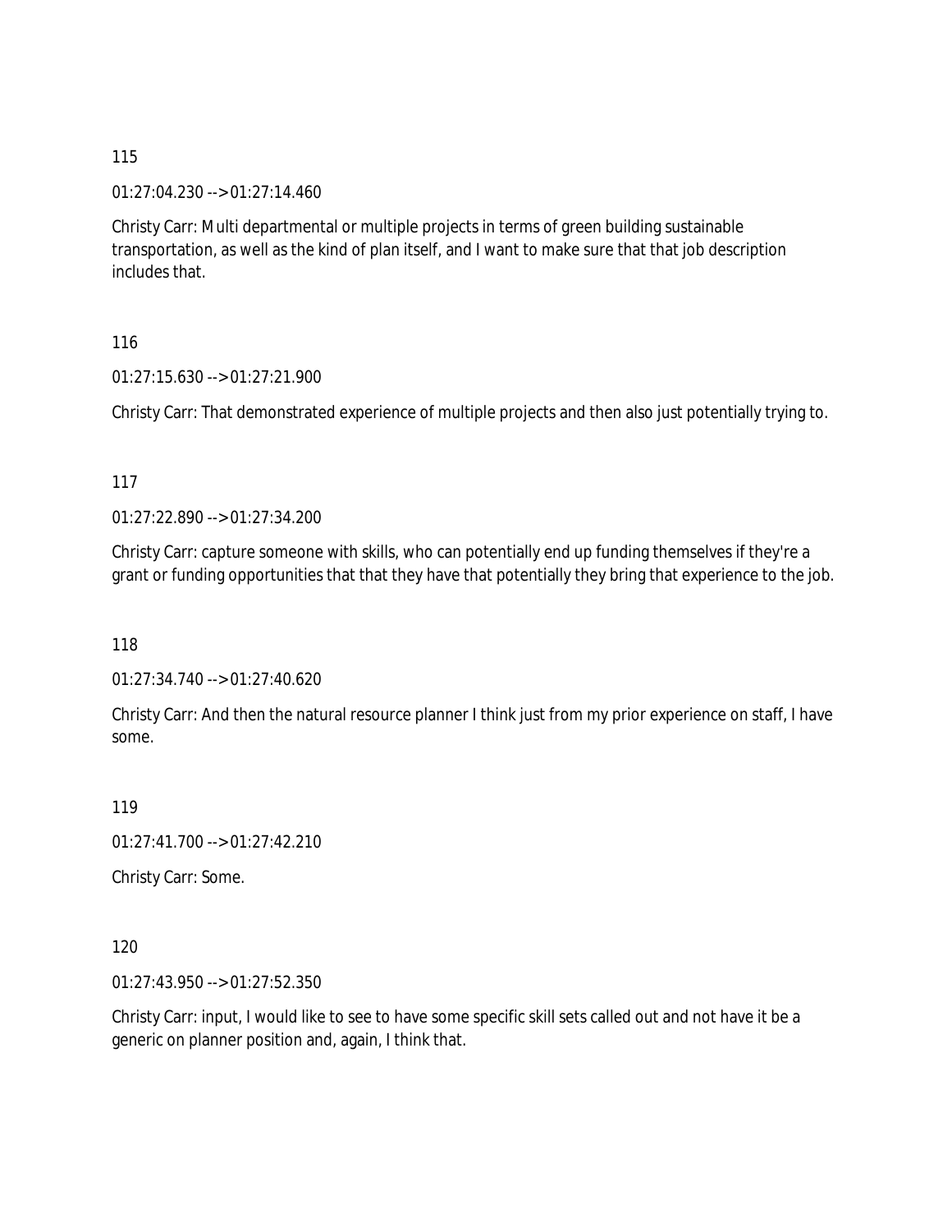115

01:27:04.230 --> 01:27:14.460

Christy Carr: Multi departmental or multiple projects in terms of green building sustainable transportation, as well as the kind of plan itself, and I want to make sure that that job description includes that.

116

01:27:15.630 --> 01:27:21.900

Christy Carr: That demonstrated experience of multiple projects and then also just potentially trying to.

117

01:27:22.890 --> 01:27:34.200

Christy Carr: capture someone with skills, who can potentially end up funding themselves if they're a grant or funding opportunities that that they have that potentially they bring that experience to the job.

118

01:27:34.740 --> 01:27:40.620

Christy Carr: And then the natural resource planner I think just from my prior experience on staff, I have some.

119

01:27:41.700 --> 01:27:42.210

Christy Carr: Some.

120

01:27:43.950 --> 01:27:52.350

Christy Carr: input, I would like to see to have some specific skill sets called out and not have it be a generic on planner position and, again, I think that.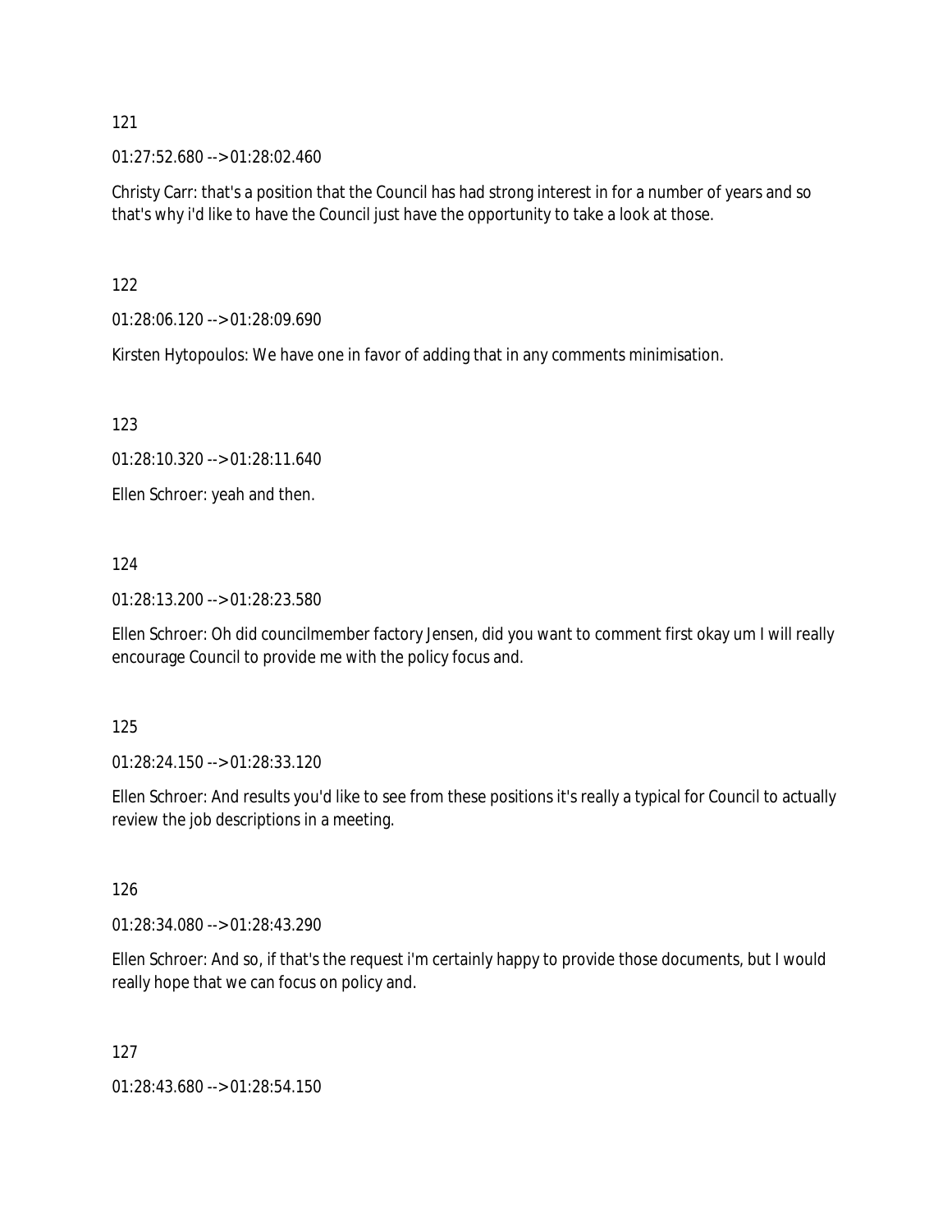121

01:27:52.680 --> 01:28:02.460

Christy Carr: that's a position that the Council has had strong interest in for a number of years and so that's why i'd like to have the Council just have the opportunity to take a look at those.

122

01:28:06.120 --> 01:28:09.690

Kirsten Hytopoulos: We have one in favor of adding that in any comments minimisation.

123

01:28:10.320 --> 01:28:11.640

Ellen Schroer: yeah and then.

124

01:28:13.200 --> 01:28:23.580

Ellen Schroer: Oh did councilmember factory Jensen, did you want to comment first okay um I will really encourage Council to provide me with the policy focus and.

125

01:28:24.150 --> 01:28:33.120

Ellen Schroer: And results you'd like to see from these positions it's really a typical for Council to actually review the job descriptions in a meeting.

126

01:28:34.080 --> 01:28:43.290

Ellen Schroer: And so, if that's the request i'm certainly happy to provide those documents, but I would really hope that we can focus on policy and.

127

01:28:43.680 --> 01:28:54.150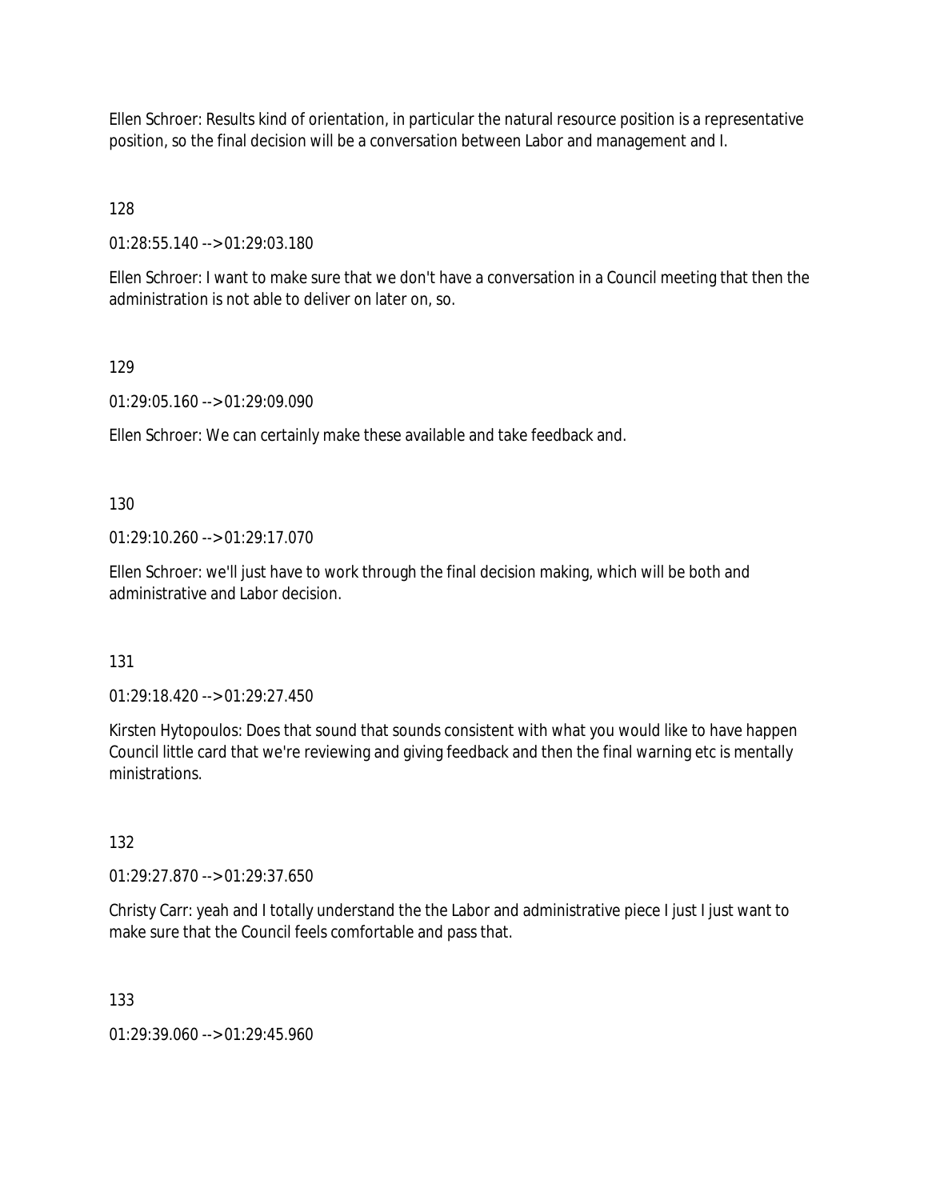Ellen Schroer: Results kind of orientation, in particular the natural resource position is a representative position, so the final decision will be a conversation between Labor and management and I.

128

01:28:55.140 --> 01:29:03.180

Ellen Schroer: I want to make sure that we don't have a conversation in a Council meeting that then the administration is not able to deliver on later on, so.

129

01:29:05.160 --> 01:29:09.090

Ellen Schroer: We can certainly make these available and take feedback and.

130

01:29:10.260 --> 01:29:17.070

Ellen Schroer: we'll just have to work through the final decision making, which will be both and administrative and Labor decision.

131

01:29:18.420 --> 01:29:27.450

Kirsten Hytopoulos: Does that sound that sounds consistent with what you would like to have happen Council little card that we're reviewing and giving feedback and then the final warning etc is mentally ministrations.

132

01:29:27.870 --> 01:29:37.650

Christy Carr: yeah and I totally understand the the Labor and administrative piece I just I just want to make sure that the Council feels comfortable and pass that.

133

01:29:39.060 --> 01:29:45.960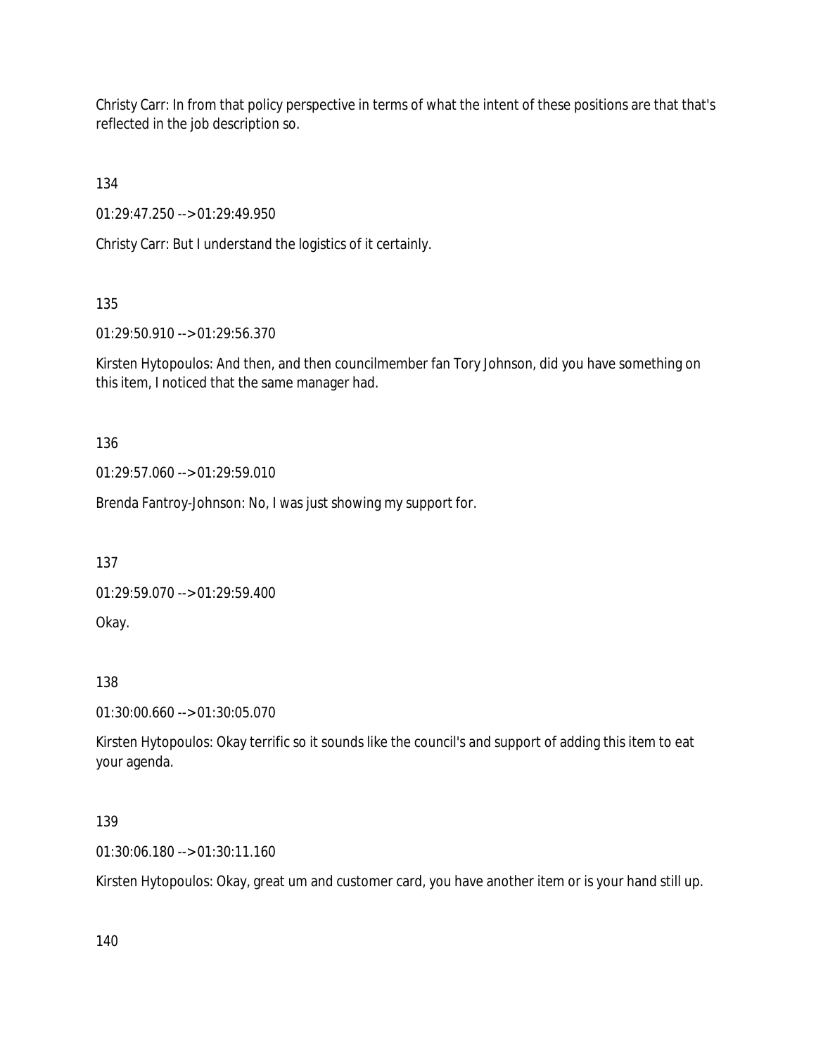Christy Carr: In from that policy perspective in terms of what the intent of these positions are that that's reflected in the job description so.

134

01:29:47.250 --> 01:29:49.950

Christy Carr: But I understand the logistics of it certainly.

135

01:29:50.910 --> 01:29:56.370

Kirsten Hytopoulos: And then, and then councilmember fan Tory Johnson, did you have something on this item, I noticed that the same manager had.

136

01:29:57.060 --> 01:29:59.010

Brenda Fantroy-Johnson: No, I was just showing my support for.

137

01:29:59.070 --> 01:29:59.400

Okay.

138

01:30:00.660 --> 01:30:05.070

Kirsten Hytopoulos: Okay terrific so it sounds like the council's and support of adding this item to eat your agenda.

139

01:30:06.180 --> 01:30:11.160

Kirsten Hytopoulos: Okay, great um and customer card, you have another item or is your hand still up.

140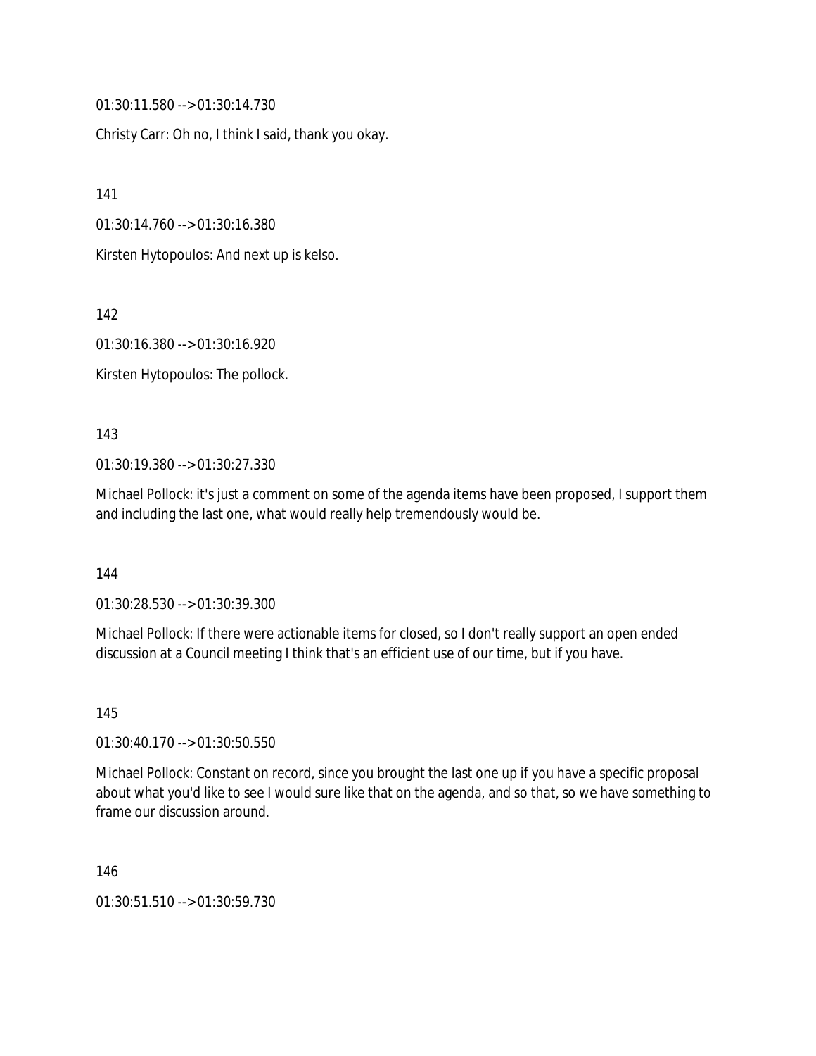01:30:11.580 --> 01:30:14.730

Christy Carr: Oh no, I think I said, thank you okay.

141

01:30:14.760 --> 01:30:16.380

Kirsten Hytopoulos: And next up is kelso.

142

01:30:16.380 --> 01:30:16.920

Kirsten Hytopoulos: The pollock.

143

01:30:19.380 --> 01:30:27.330

Michael Pollock: it's just a comment on some of the agenda items have been proposed, I support them and including the last one, what would really help tremendously would be.

144

01:30:28.530 --> 01:30:39.300

Michael Pollock: If there were actionable items for closed, so I don't really support an open ended discussion at a Council meeting I think that's an efficient use of our time, but if you have.

145

01:30:40.170 --> 01:30:50.550

Michael Pollock: Constant on record, since you brought the last one up if you have a specific proposal about what you'd like to see I would sure like that on the agenda, and so that, so we have something to frame our discussion around.

146

01:30:51.510 --> 01:30:59.730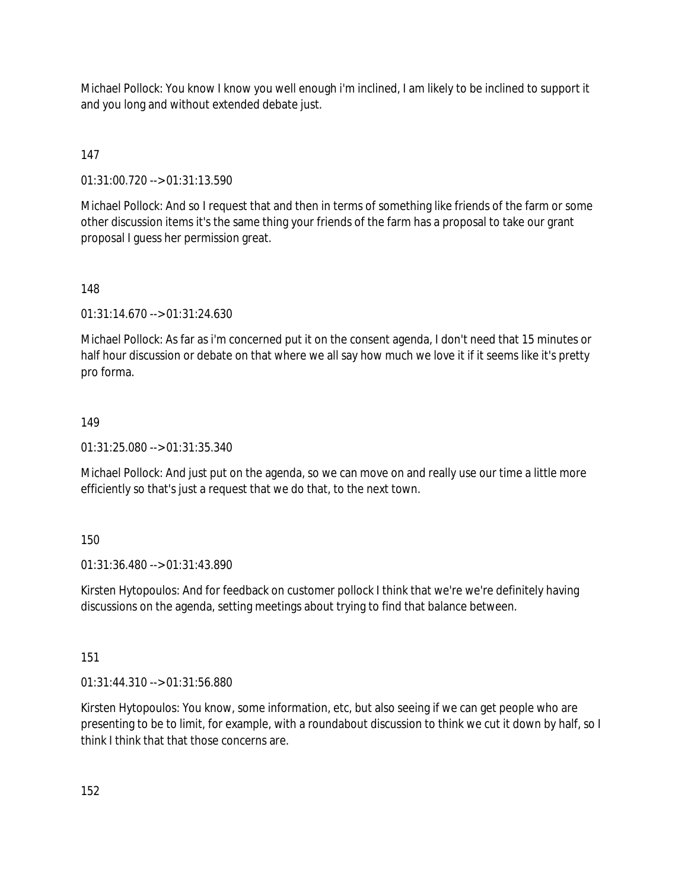Michael Pollock: You know I know you well enough i'm inclined, I am likely to be inclined to support it and you long and without extended debate just.

147

01:31:00.720 --> 01:31:13.590

Michael Pollock: And so I request that and then in terms of something like friends of the farm or some other discussion items it's the same thing your friends of the farm has a proposal to take our grant proposal I guess her permission great.

148

01:31:14.670 --> 01:31:24.630

Michael Pollock: As far as i'm concerned put it on the consent agenda, I don't need that 15 minutes or half hour discussion or debate on that where we all say how much we love it if it seems like it's pretty pro forma.

149

01:31:25.080 --> 01:31:35.340

Michael Pollock: And just put on the agenda, so we can move on and really use our time a little more efficiently so that's just a request that we do that, to the next town.

150

01:31:36.480 --> 01:31:43.890

Kirsten Hytopoulos: And for feedback on customer pollock I think that we're we're definitely having discussions on the agenda, setting meetings about trying to find that balance between.

151

01:31:44.310 --> 01:31:56.880

Kirsten Hytopoulos: You know, some information, etc, but also seeing if we can get people who are presenting to be to limit, for example, with a roundabout discussion to think we cut it down by half, so I think I think that that those concerns are.

152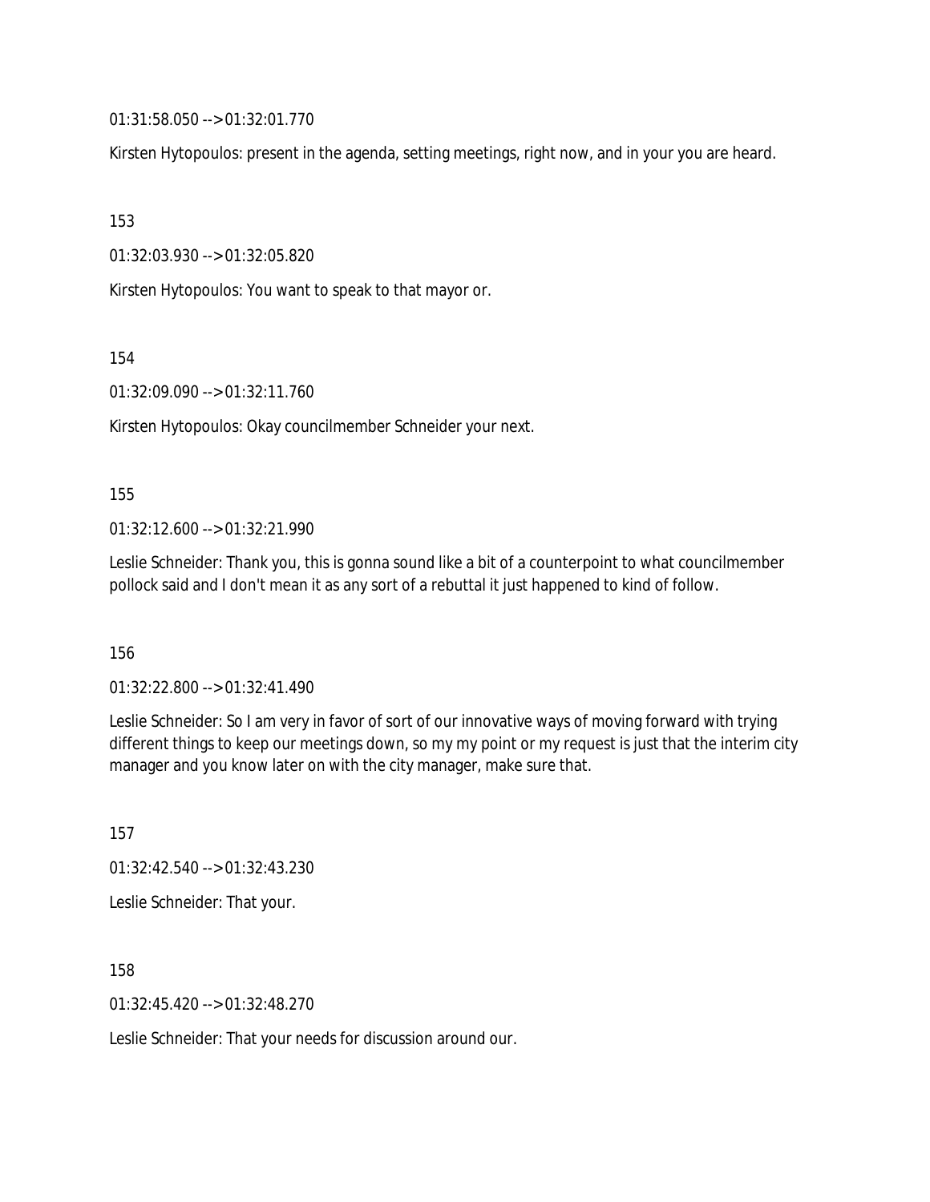01:31:58.050 --> 01:32:01.770

Kirsten Hytopoulos: present in the agenda, setting meetings, right now, and in your you are heard.

153

01:32:03.930 --> 01:32:05.820

Kirsten Hytopoulos: You want to speak to that mayor or.

154

01:32:09.090 --> 01:32:11.760

Kirsten Hytopoulos: Okay councilmember Schneider your next.

155

01:32:12.600 --> 01:32:21.990

Leslie Schneider: Thank you, this is gonna sound like a bit of a counterpoint to what councilmember pollock said and I don't mean it as any sort of a rebuttal it just happened to kind of follow.

156

01:32:22.800 --> 01:32:41.490

Leslie Schneider: So I am very in favor of sort of our innovative ways of moving forward with trying different things to keep our meetings down, so my my point or my request is just that the interim city manager and you know later on with the city manager, make sure that.

157

01:32:42.540 --> 01:32:43.230

Leslie Schneider: That your.

158

01:32:45.420 --> 01:32:48.270

Leslie Schneider: That your needs for discussion around our.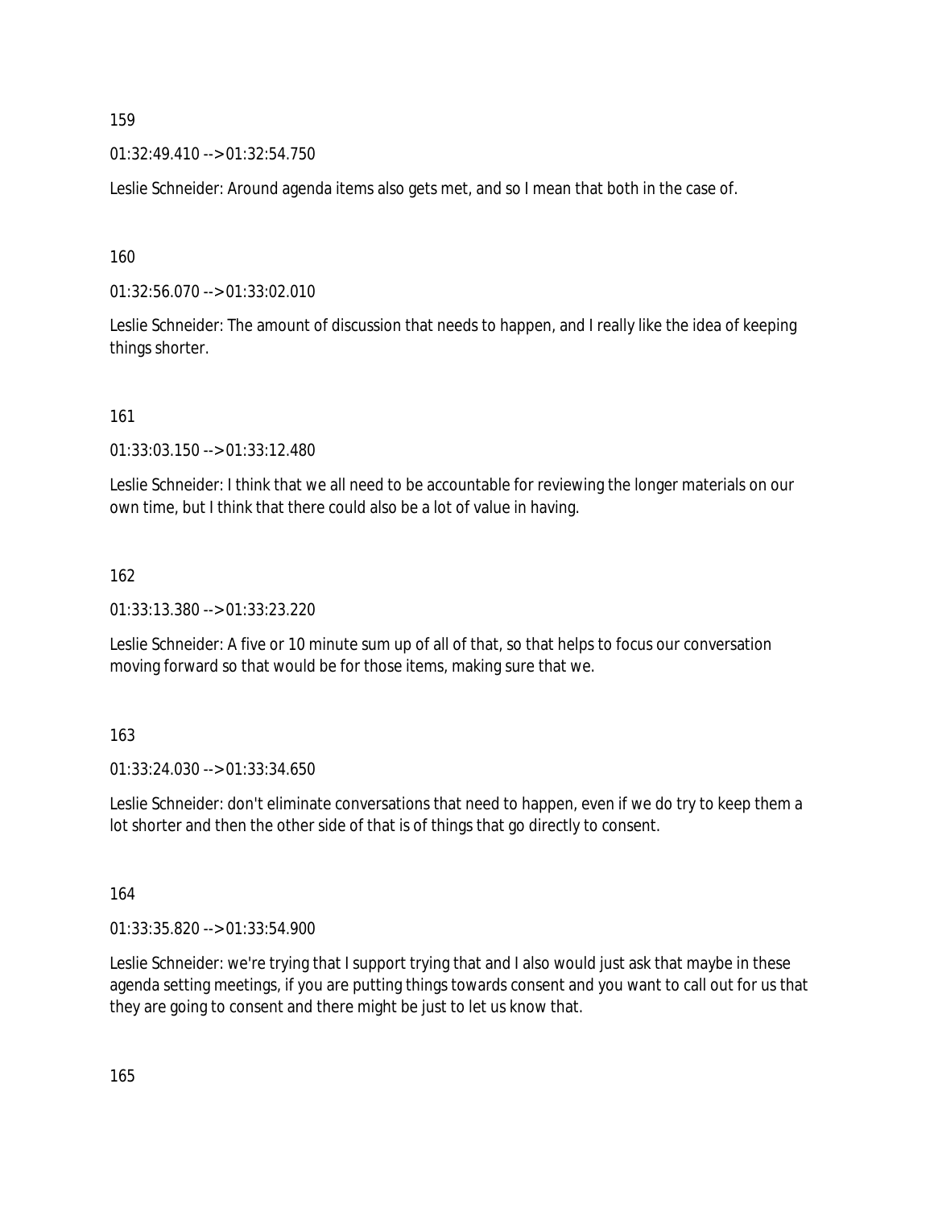159

01:32:49.410 --> 01:32:54.750

Leslie Schneider: Around agenda items also gets met, and so I mean that both in the case of.

160

01:32:56.070 --> 01:33:02.010

Leslie Schneider: The amount of discussion that needs to happen, and I really like the idea of keeping things shorter.

161

01:33:03.150 --> 01:33:12.480

Leslie Schneider: I think that we all need to be accountable for reviewing the longer materials on our own time, but I think that there could also be a lot of value in having.

162

01:33:13.380 --> 01:33:23.220

Leslie Schneider: A five or 10 minute sum up of all of that, so that helps to focus our conversation moving forward so that would be for those items, making sure that we.

163

01:33:24.030 --> 01:33:34.650

Leslie Schneider: don't eliminate conversations that need to happen, even if we do try to keep them a lot shorter and then the other side of that is of things that go directly to consent.

164

01:33:35.820 --> 01:33:54.900

Leslie Schneider: we're trying that I support trying that and I also would just ask that maybe in these agenda setting meetings, if you are putting things towards consent and you want to call out for us that they are going to consent and there might be just to let us know that.

165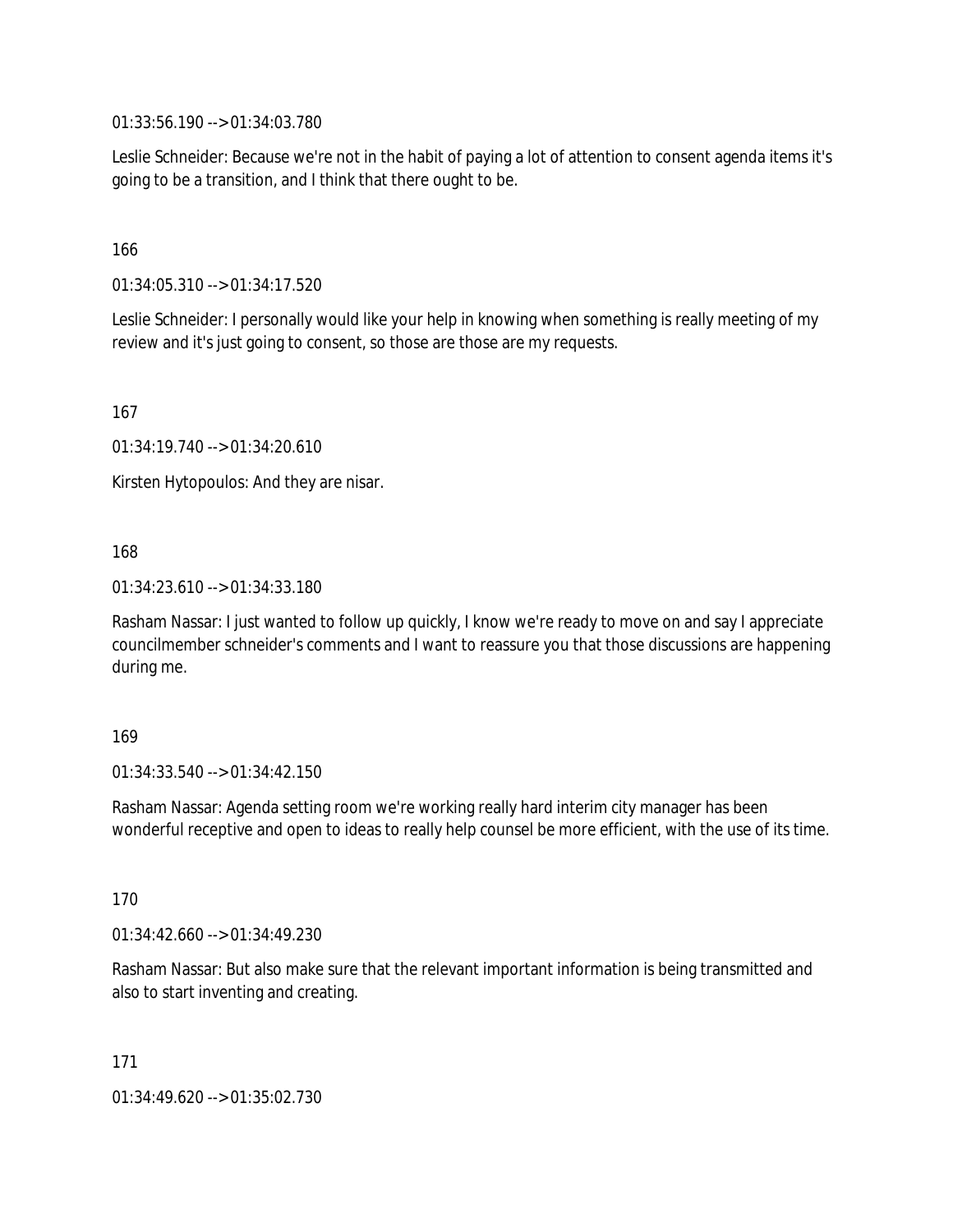01:33:56.190 --> 01:34:03.780

Leslie Schneider: Because we're not in the habit of paying a lot of attention to consent agenda items it's going to be a transition, and I think that there ought to be.

166

01:34:05.310 --> 01:34:17.520

Leslie Schneider: I personally would like your help in knowing when something is really meeting of my review and it's just going to consent, so those are those are my requests.

167

01:34:19.740 --> 01:34:20.610

Kirsten Hytopoulos: And they are nisar.

168

01:34:23.610 --> 01:34:33.180

Rasham Nassar: I just wanted to follow up quickly, I know we're ready to move on and say I appreciate councilmember schneider's comments and I want to reassure you that those discussions are happening during me.

169

01:34:33.540 --> 01:34:42.150

Rasham Nassar: Agenda setting room we're working really hard interim city manager has been wonderful receptive and open to ideas to really help counsel be more efficient, with the use of its time.

170

01:34:42.660 --> 01:34:49.230

Rasham Nassar: But also make sure that the relevant important information is being transmitted and also to start inventing and creating.

171

01:34:49.620 --> 01:35:02.730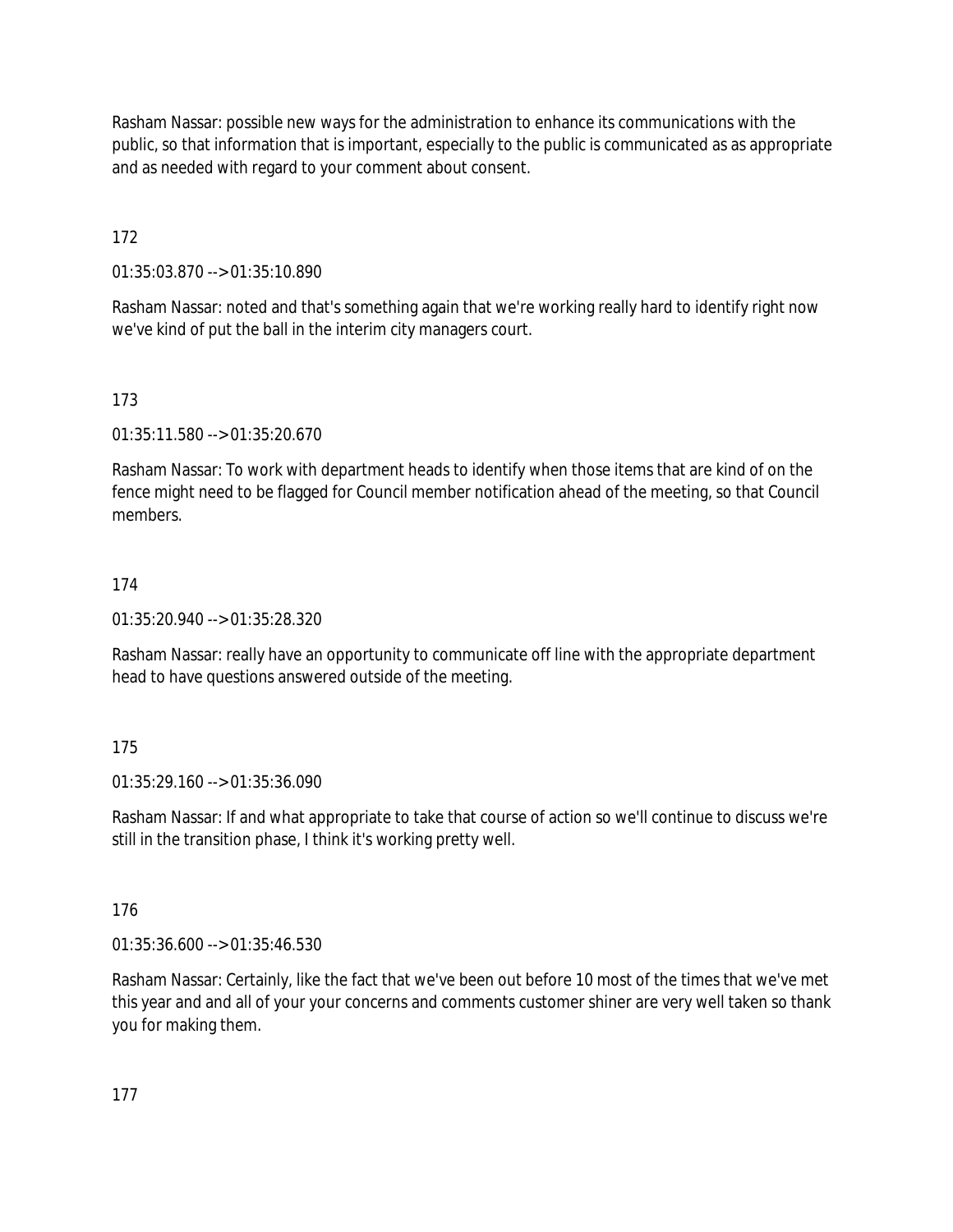Rasham Nassar: possible new ways for the administration to enhance its communications with the public, so that information that is important, especially to the public is communicated as as appropriate and as needed with regard to your comment about consent.

172

01:35:03.870 --> 01:35:10.890

Rasham Nassar: noted and that's something again that we're working really hard to identify right now we've kind of put the ball in the interim city managers court.

173

01:35:11.580 --> 01:35:20.670

Rasham Nassar: To work with department heads to identify when those items that are kind of on the fence might need to be flagged for Council member notification ahead of the meeting, so that Council members.

174

01:35:20.940 --> 01:35:28.320

Rasham Nassar: really have an opportunity to communicate off line with the appropriate department head to have questions answered outside of the meeting.

175

01:35:29.160 --> 01:35:36.090

Rasham Nassar: If and what appropriate to take that course of action so we'll continue to discuss we're still in the transition phase, I think it's working pretty well.

176

01:35:36.600 --> 01:35:46.530

Rasham Nassar: Certainly, like the fact that we've been out before 10 most of the times that we've met this year and and all of your your concerns and comments customer shiner are very well taken so thank you for making them.

177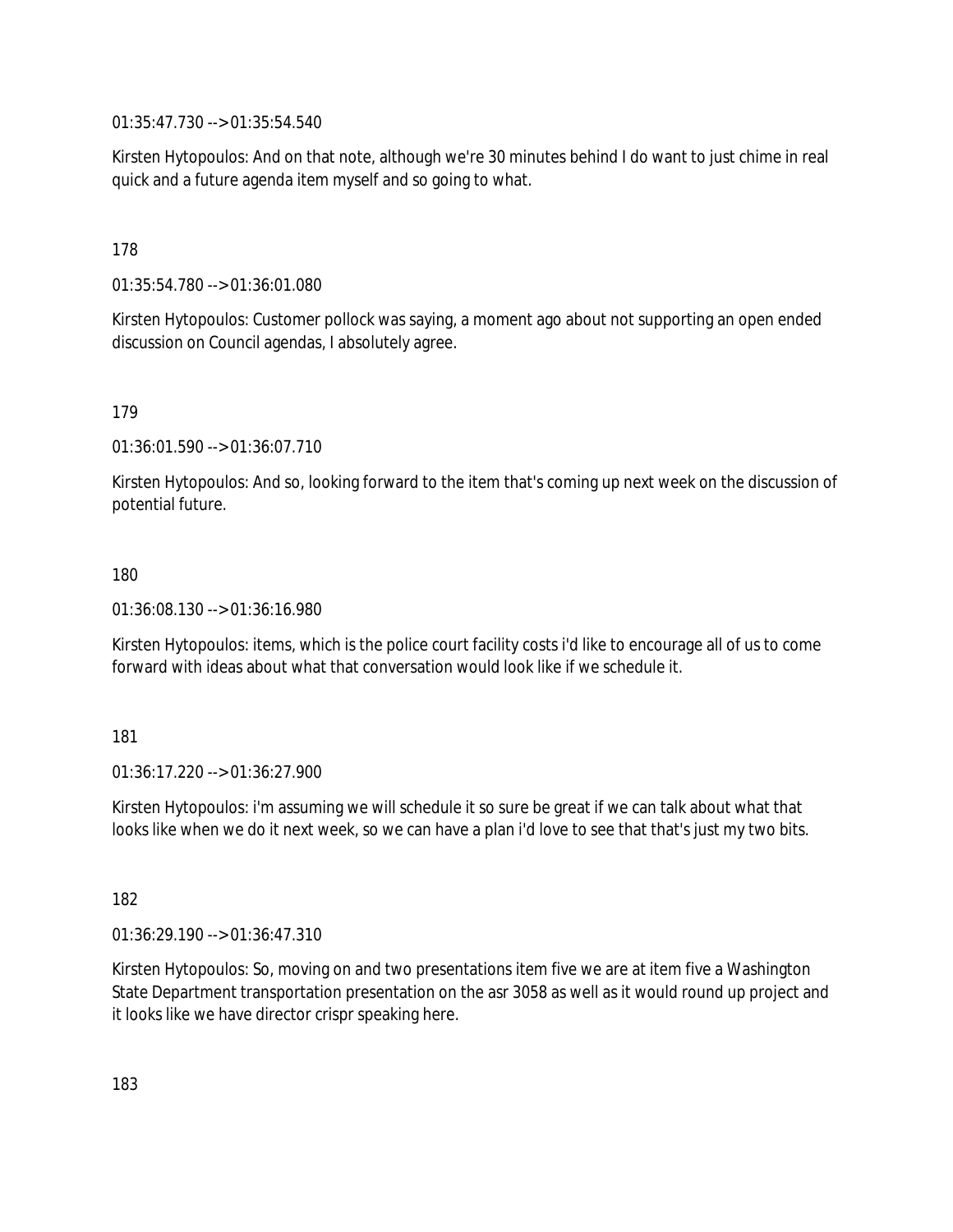01:35:47.730 --> 01:35:54.540

Kirsten Hytopoulos: And on that note, although we're 30 minutes behind I do want to just chime in real quick and a future agenda item myself and so going to what.

178

01:35:54.780 --> 01:36:01.080

Kirsten Hytopoulos: Customer pollock was saying, a moment ago about not supporting an open ended discussion on Council agendas, I absolutely agree.

179

01:36:01.590 --> 01:36:07.710

Kirsten Hytopoulos: And so, looking forward to the item that's coming up next week on the discussion of potential future.

180

01:36:08.130 --> 01:36:16.980

Kirsten Hytopoulos: items, which is the police court facility costs i'd like to encourage all of us to come forward with ideas about what that conversation would look like if we schedule it.

181

01:36:17.220 --> 01:36:27.900

Kirsten Hytopoulos: i'm assuming we will schedule it so sure be great if we can talk about what that looks like when we do it next week, so we can have a plan i'd love to see that that's just my two bits.

182

01:36:29.190 --> 01:36:47.310

Kirsten Hytopoulos: So, moving on and two presentations item five we are at item five a Washington State Department transportation presentation on the asr 3058 as well as it would round up project and it looks like we have director crispr speaking here.

183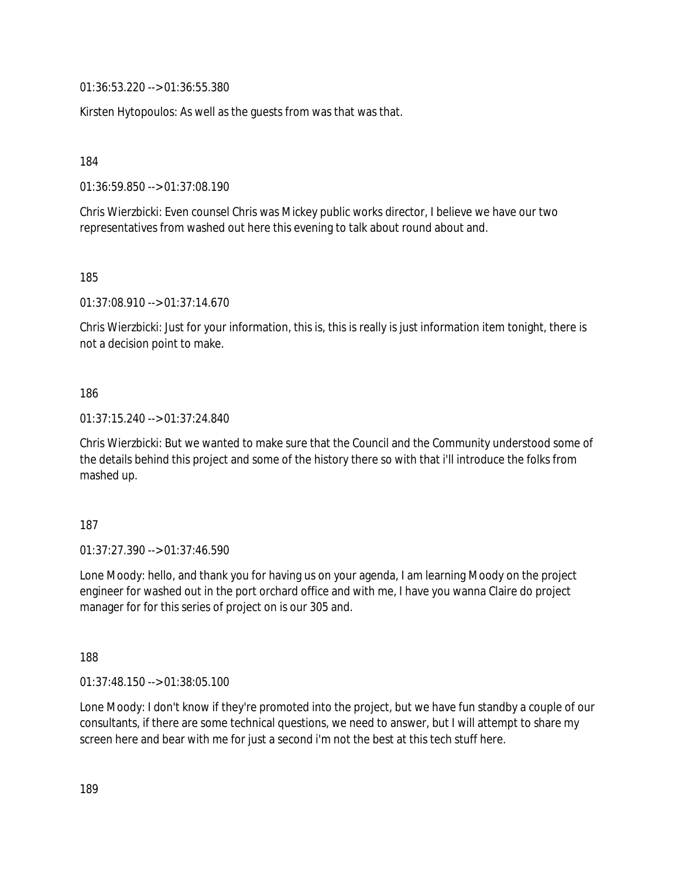01:36:53.220 --> 01:36:55.380

Kirsten Hytopoulos: As well as the guests from was that was that.

184

01:36:59.850 --> 01:37:08.190

Chris Wierzbicki: Even counsel Chris was Mickey public works director, I believe we have our two representatives from washed out here this evening to talk about round about and.

185

01:37:08.910 --> 01:37:14.670

Chris Wierzbicki: Just for your information, this is, this is really is just information item tonight, there is not a decision point to make.

186

01:37:15.240 --> 01:37:24.840

Chris Wierzbicki: But we wanted to make sure that the Council and the Community understood some of the details behind this project and some of the history there so with that i'll introduce the folks from mashed up.

187

01:37:27.390 --> 01:37:46.590

Lone Moody: hello, and thank you for having us on your agenda, I am learning Moody on the project engineer for washed out in the port orchard office and with me, I have you wanna Claire do project manager for for this series of project on is our 305 and.

188

01:37:48.150 --> 01:38:05.100

Lone Moody: I don't know if they're promoted into the project, but we have fun standby a couple of our consultants, if there are some technical questions, we need to answer, but I will attempt to share my screen here and bear with me for just a second i'm not the best at this tech stuff here.

189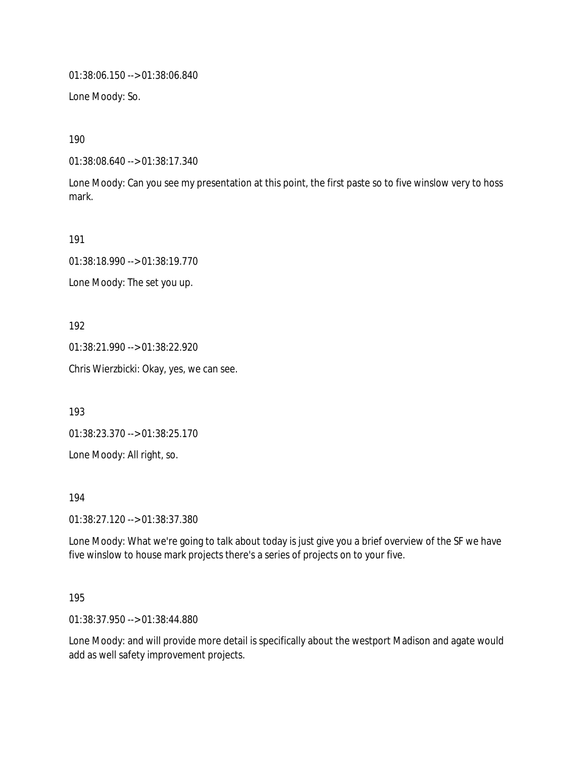01:38:06.150 --> 01:38:06.840

Lone Moody: So.

190

01:38:08.640 --> 01:38:17.340

Lone Moody: Can you see my presentation at this point, the first paste so to five winslow very to hoss mark.

191

01:38:18.990 --> 01:38:19.770

Lone Moody: The set you up.

192

01:38:21.990 --> 01:38:22.920

Chris Wierzbicki: Okay, yes, we can see.

193

01:38:23.370 --> 01:38:25.170

Lone Moody: All right, so.

194

01:38:27.120 --> 01:38:37.380

Lone Moody: What we're going to talk about today is just give you a brief overview of the SF we have five winslow to house mark projects there's a series of projects on to your five.

195

01:38:37.950 --> 01:38:44.880

Lone Moody: and will provide more detail is specifically about the westport Madison and agate would add as well safety improvement projects.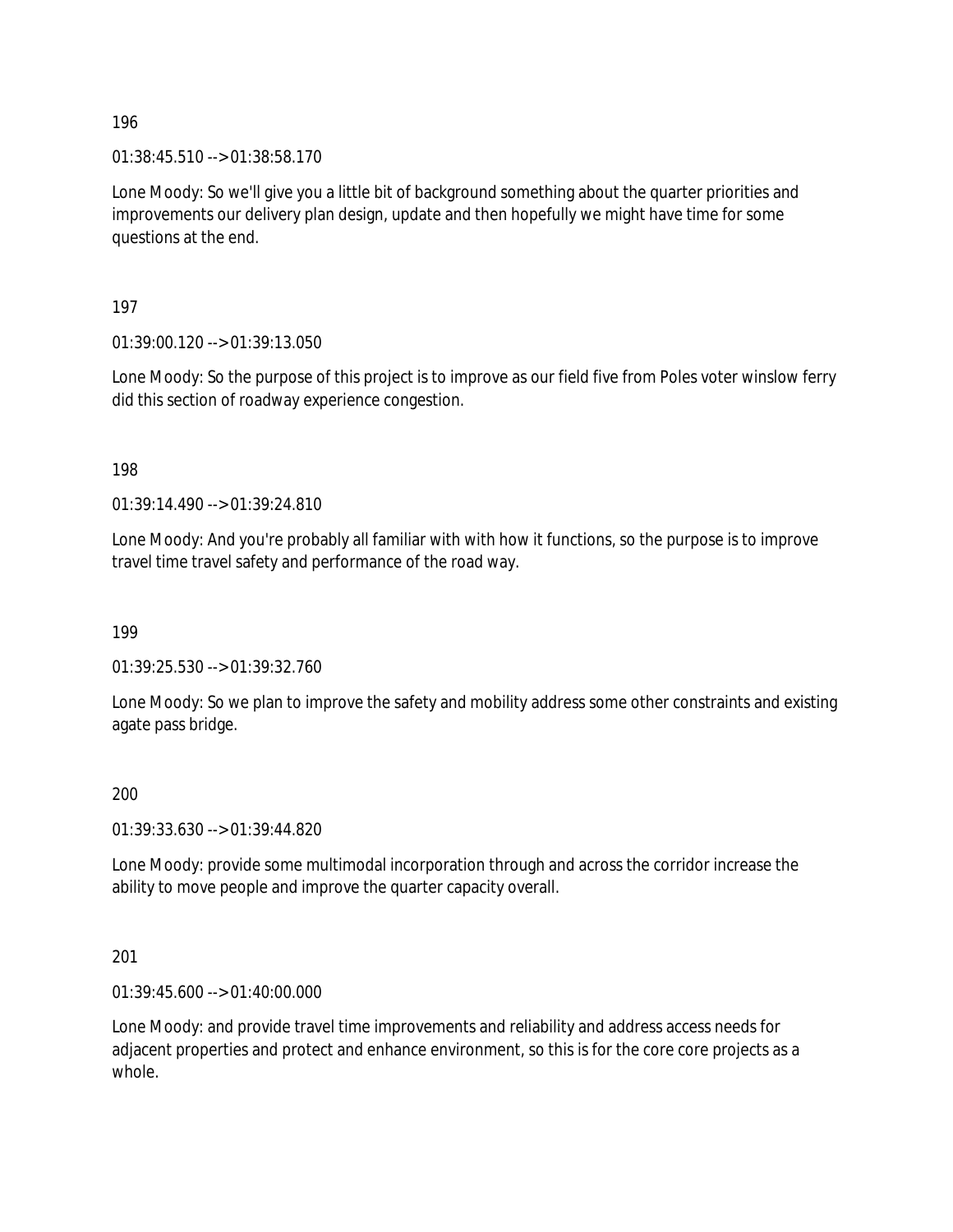196

01:38:45.510 --> 01:38:58.170

Lone Moody: So we'll give you a little bit of background something about the quarter priorities and improvements our delivery plan design, update and then hopefully we might have time for some questions at the end.

197

01:39:00.120 --> 01:39:13.050

Lone Moody: So the purpose of this project is to improve as our field five from Poles voter winslow ferry did this section of roadway experience congestion.

198

01:39:14.490 --> 01:39:24.810

Lone Moody: And you're probably all familiar with with how it functions, so the purpose is to improve travel time travel safety and performance of the road way.

199

01:39:25.530 --> 01:39:32.760

Lone Moody: So we plan to improve the safety and mobility address some other constraints and existing agate pass bridge.

200

01:39:33.630 --> 01:39:44.820

Lone Moody: provide some multimodal incorporation through and across the corridor increase the ability to move people and improve the quarter capacity overall.

201

01:39:45.600 --> 01:40:00.000

Lone Moody: and provide travel time improvements and reliability and address access needs for adjacent properties and protect and enhance environment, so this is for the core core projects as a whole.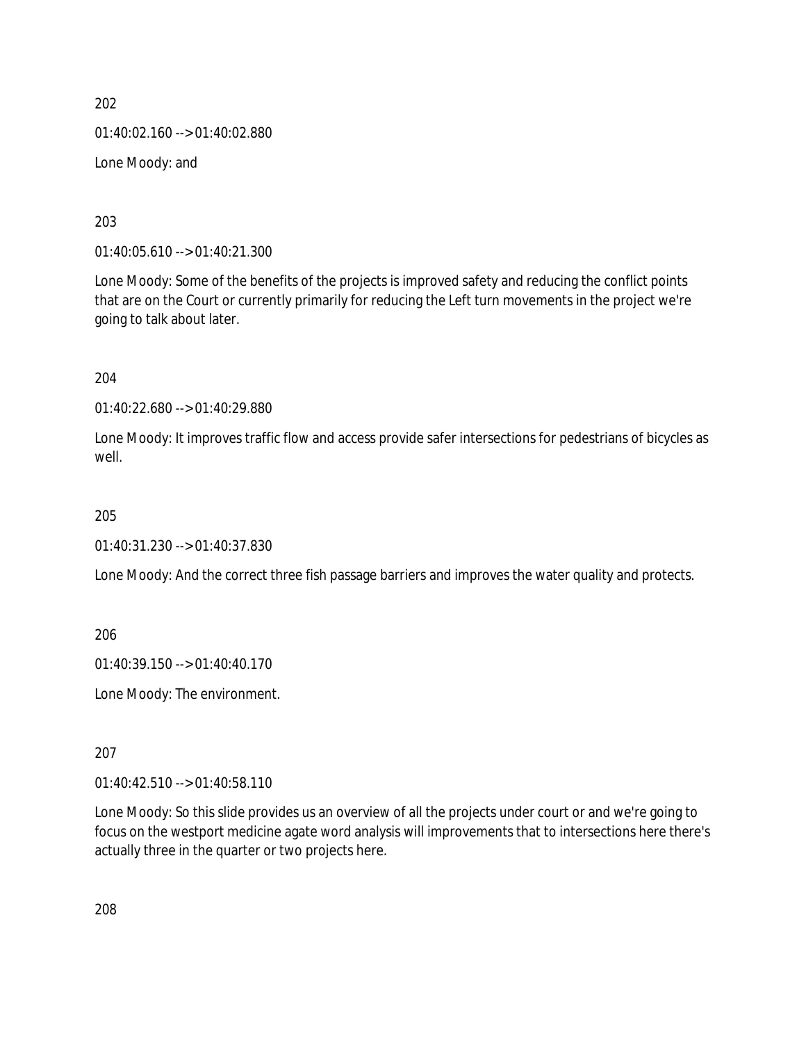202

01:40:02.160 --> 01:40:02.880

Lone Moody: and

203

01:40:05.610 --> 01:40:21.300

Lone Moody: Some of the benefits of the projects is improved safety and reducing the conflict points that are on the Court or currently primarily for reducing the Left turn movements in the project we're going to talk about later.

204

01:40:22.680 --> 01:40:29.880

Lone Moody: It improves traffic flow and access provide safer intersections for pedestrians of bicycles as well.

205

01:40:31.230 --> 01:40:37.830

Lone Moody: And the correct three fish passage barriers and improves the water quality and protects.

206

01:40:39.150 --> 01:40:40.170

Lone Moody: The environment.

207

01:40:42.510 --> 01:40:58.110

Lone Moody: So this slide provides us an overview of all the projects under court or and we're going to focus on the westport medicine agate word analysis will improvements that to intersections here there's actually three in the quarter or two projects here.

208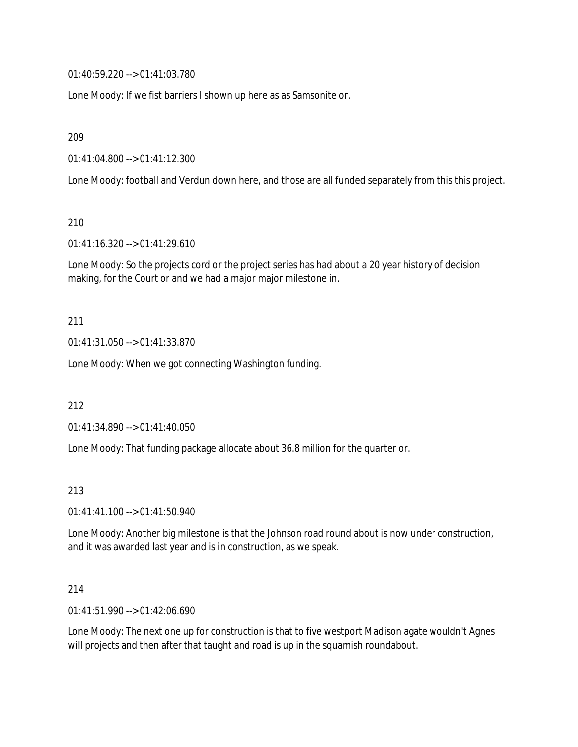01:40:59.220 --> 01:41:03.780

Lone Moody: If we fist barriers I shown up here as as Samsonite or.

209

01:41:04.800 --> 01:41:12.300

Lone Moody: football and Verdun down here, and those are all funded separately from this this project.

210

01:41:16.320 --> 01:41:29.610

Lone Moody: So the projects cord or the project series has had about a 20 year history of decision making, for the Court or and we had a major major milestone in.

211

01:41:31.050 --> 01:41:33.870

Lone Moody: When we got connecting Washington funding.

212

01:41:34.890 --> 01:41:40.050

Lone Moody: That funding package allocate about 36.8 million for the quarter or.

213

01:41:41.100 --> 01:41:50.940

Lone Moody: Another big milestone is that the Johnson road round about is now under construction, and it was awarded last year and is in construction, as we speak.

214

01:41:51.990 --> 01:42:06.690

Lone Moody: The next one up for construction is that to five westport Madison agate wouldn't Agnes will projects and then after that taught and road is up in the squamish roundabout.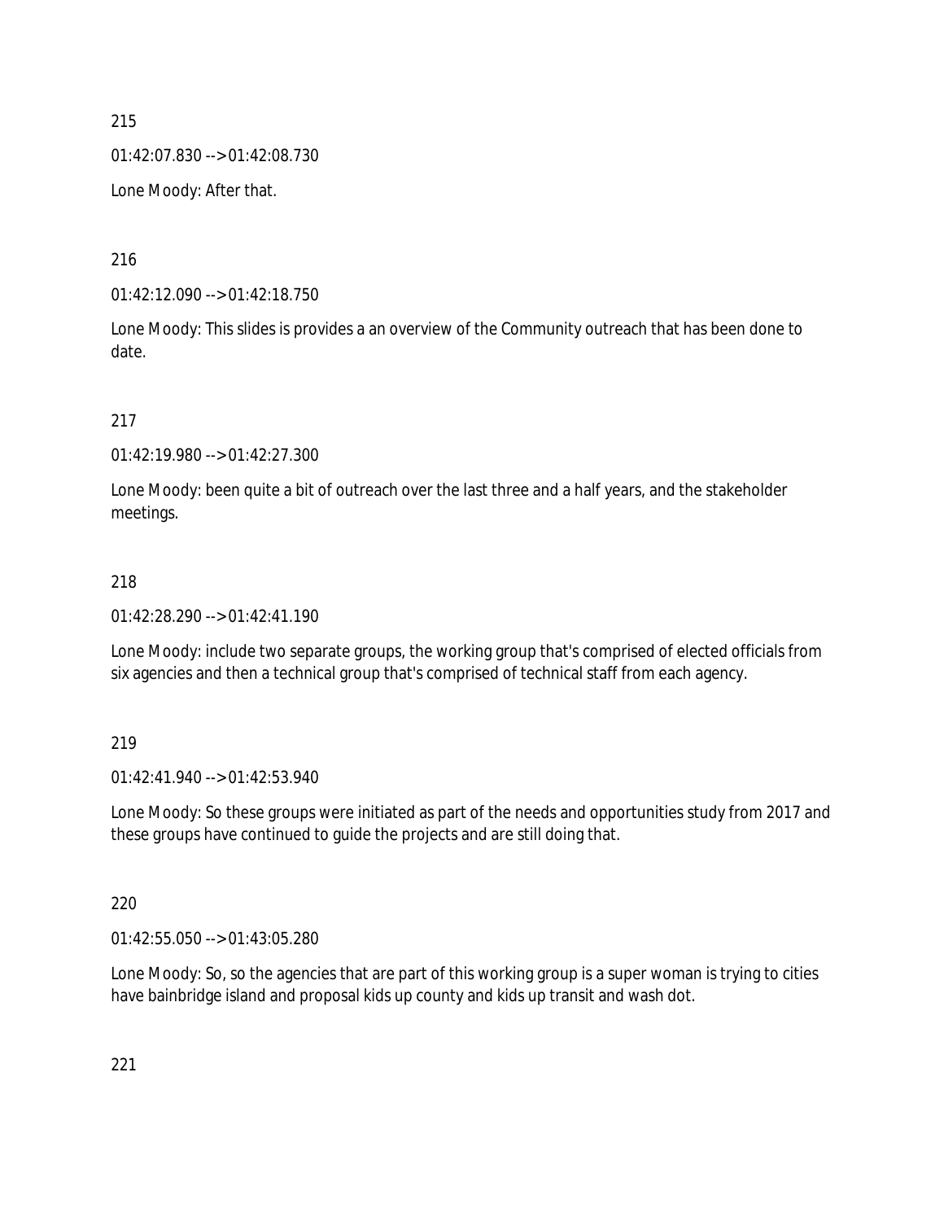215

01:42:07.830 --> 01:42:08.730

Lone Moody: After that.

216

01:42:12.090 --> 01:42:18.750

Lone Moody: This slides is provides a an overview of the Community outreach that has been done to date.

217

01:42:19.980 --> 01:42:27.300

Lone Moody: been quite a bit of outreach over the last three and a half years, and the stakeholder meetings.

218

01:42:28.290 --> 01:42:41.190

Lone Moody: include two separate groups, the working group that's comprised of elected officials from six agencies and then a technical group that's comprised of technical staff from each agency.

219

01:42:41.940 --> 01:42:53.940

Lone Moody: So these groups were initiated as part of the needs and opportunities study from 2017 and these groups have continued to guide the projects and are still doing that.

220

01:42:55.050 --> 01:43:05.280

Lone Moody: So, so the agencies that are part of this working group is a super woman is trying to cities have bainbridge island and proposal kids up county and kids up transit and wash dot.

221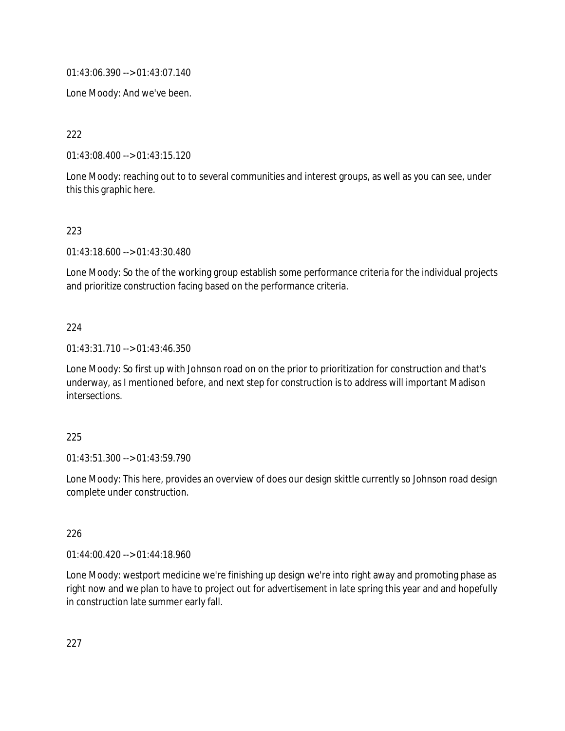01:43:06.390 --> 01:43:07.140

Lone Moody: And we've been.

222

01:43:08.400 --> 01:43:15.120

Lone Moody: reaching out to to several communities and interest groups, as well as you can see, under this this graphic here.

223

01:43:18.600 --> 01:43:30.480

Lone Moody: So the of the working group establish some performance criteria for the individual projects and prioritize construction facing based on the performance criteria.

224

01:43:31.710 --> 01:43:46.350

Lone Moody: So first up with Johnson road on on the prior to prioritization for construction and that's underway, as I mentioned before, and next step for construction is to address will important Madison intersections.

225

01:43:51.300 --> 01:43:59.790

Lone Moody: This here, provides an overview of does our design skittle currently so Johnson road design complete under construction.

226

01:44:00.420 --> 01:44:18.960

Lone Moody: westport medicine we're finishing up design we're into right away and promoting phase as right now and we plan to have to project out for advertisement in late spring this year and and hopefully in construction late summer early fall.

227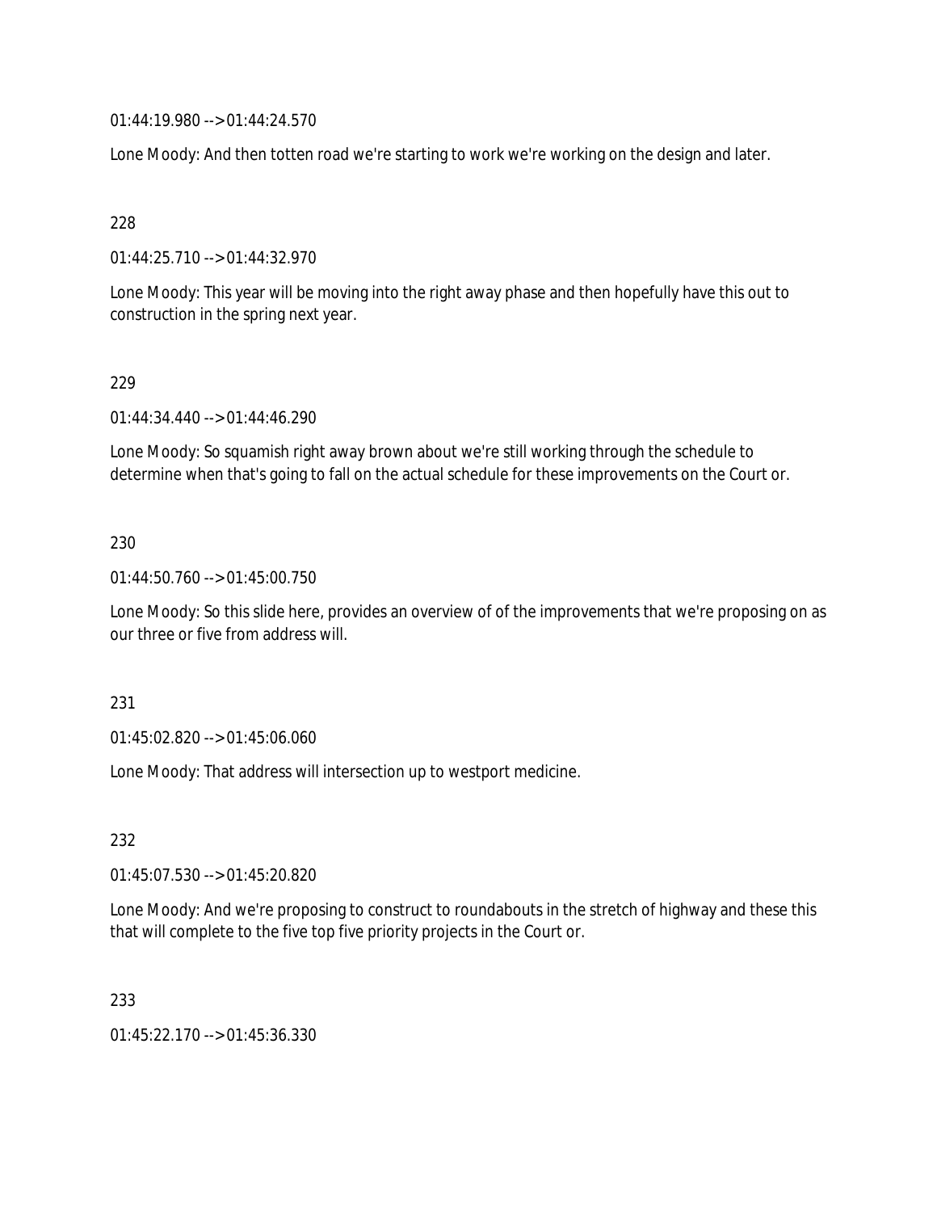01:44:19.980 --> 01:44:24.570

Lone Moody: And then totten road we're starting to work we're working on the design and later.

228

01:44:25.710 --> 01:44:32.970

Lone Moody: This year will be moving into the right away phase and then hopefully have this out to construction in the spring next year.

229

01:44:34.440 --> 01:44:46.290

Lone Moody: So squamish right away brown about we're still working through the schedule to determine when that's going to fall on the actual schedule for these improvements on the Court or.

230

01:44:50.760 --> 01:45:00.750

Lone Moody: So this slide here, provides an overview of of the improvements that we're proposing on as our three or five from address will.

231

01:45:02.820 --> 01:45:06.060

Lone Moody: That address will intersection up to westport medicine.

232

01:45:07.530 --> 01:45:20.820

Lone Moody: And we're proposing to construct to roundabouts in the stretch of highway and these this that will complete to the five top five priority projects in the Court or.

233

01:45:22.170 --> 01:45:36.330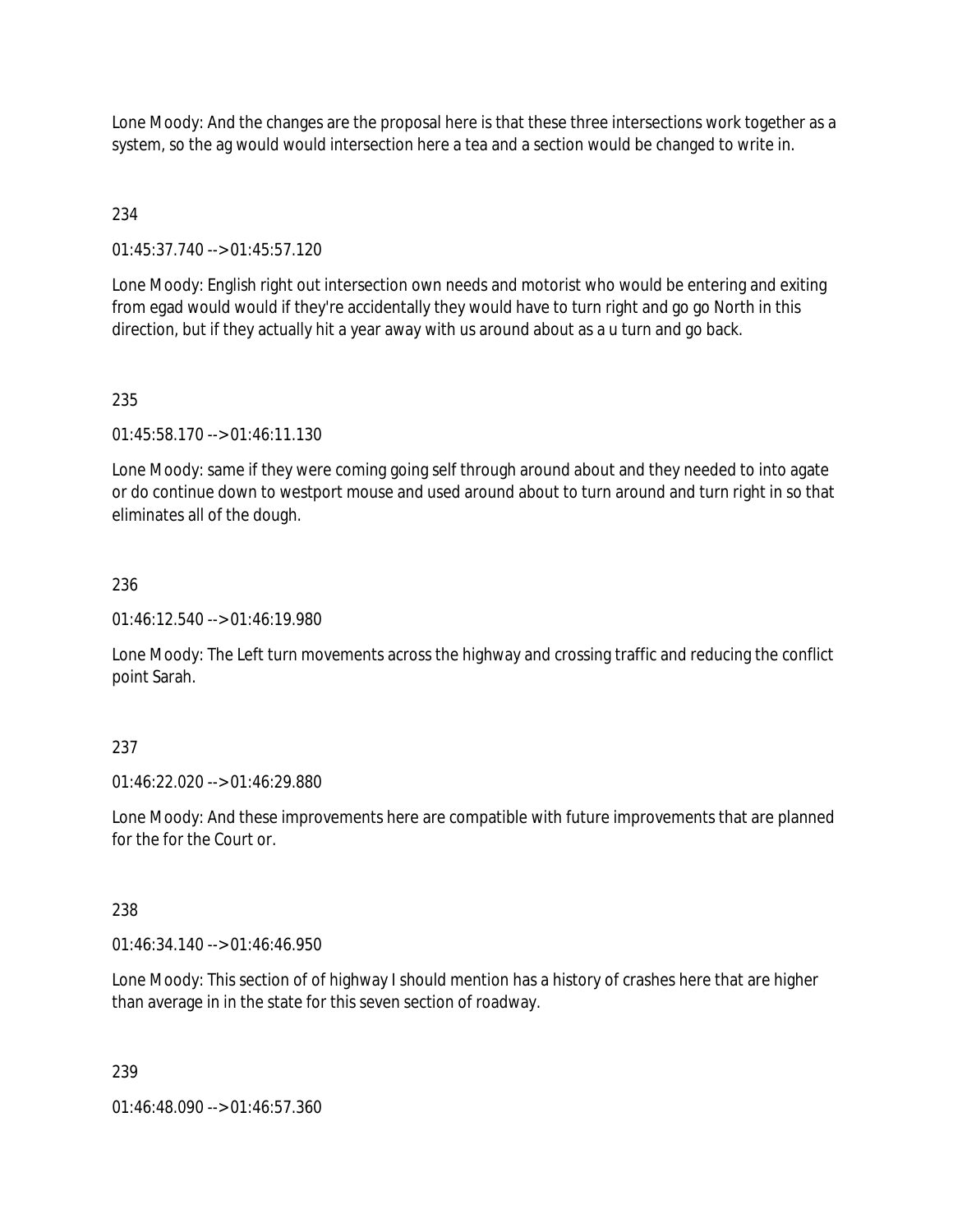Lone Moody: And the changes are the proposal here is that these three intersections work together as a system, so the ag would would intersection here a tea and a section would be changed to write in.

234

01:45:37.740 --> 01:45:57.120

Lone Moody: English right out intersection own needs and motorist who would be entering and exiting from egad would would if they're accidentally they would have to turn right and go go North in this direction, but if they actually hit a year away with us around about as a u turn and go back.

235

01:45:58.170 --> 01:46:11.130

Lone Moody: same if they were coming going self through around about and they needed to into agate or do continue down to westport mouse and used around about to turn around and turn right in so that eliminates all of the dough.

236

01:46:12.540 --> 01:46:19.980

Lone Moody: The Left turn movements across the highway and crossing traffic and reducing the conflict point Sarah.

237

01:46:22.020 --> 01:46:29.880

Lone Moody: And these improvements here are compatible with future improvements that are planned for the for the Court or.

238

01:46:34.140 --> 01:46:46.950

Lone Moody: This section of of highway I should mention has a history of crashes here that are higher than average in in the state for this seven section of roadway.

239

01:46:48.090 --> 01:46:57.360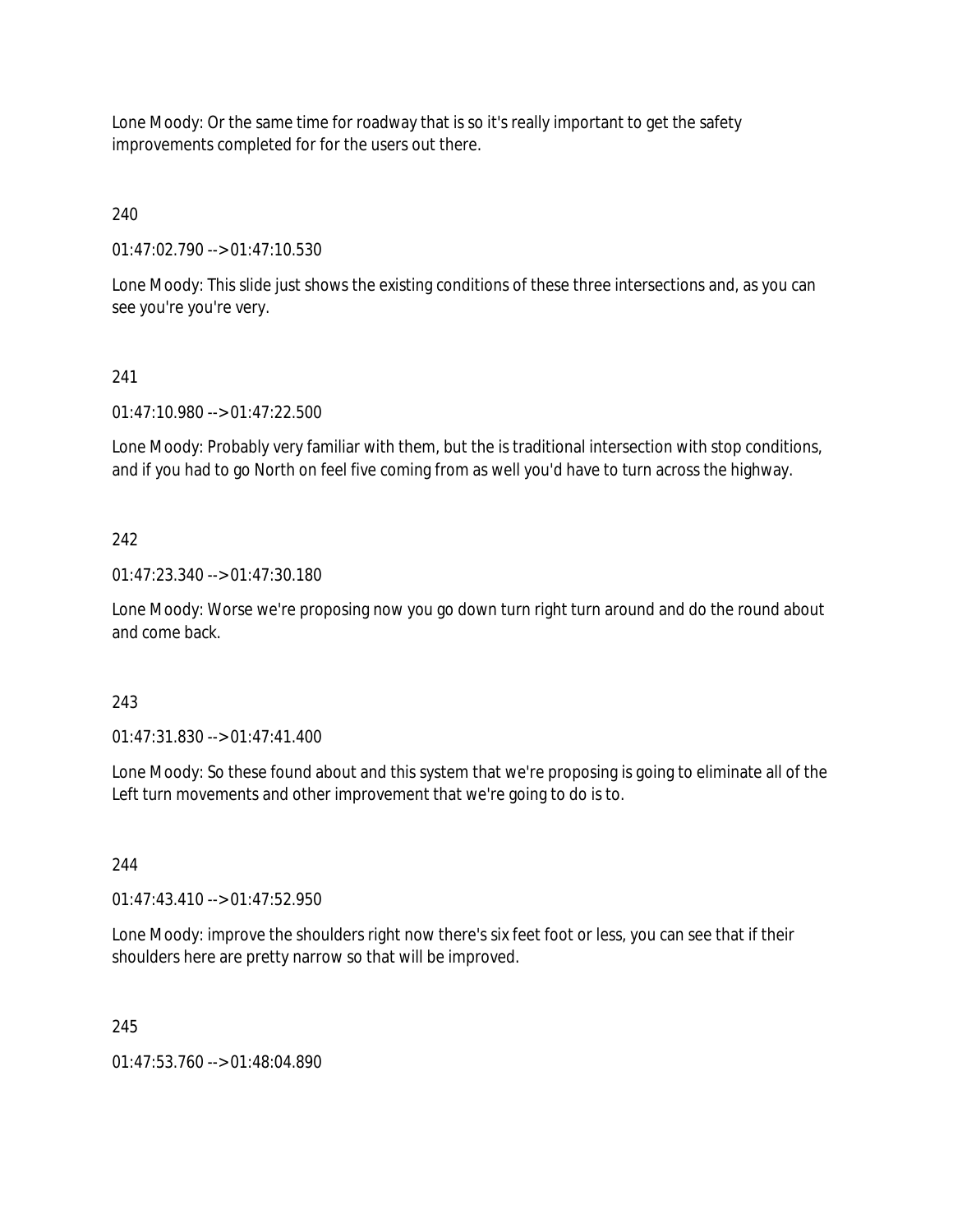Lone Moody: Or the same time for roadway that is so it's really important to get the safety improvements completed for for the users out there.

240

01:47:02.790 --> 01:47:10.530

Lone Moody: This slide just shows the existing conditions of these three intersections and, as you can see you're you're very.

241

01:47:10.980 --> 01:47:22.500

Lone Moody: Probably very familiar with them, but the is traditional intersection with stop conditions, and if you had to go North on feel five coming from as well you'd have to turn across the highway.

242

01:47:23.340 --> 01:47:30.180

Lone Moody: Worse we're proposing now you go down turn right turn around and do the round about and come back.

243

01:47:31.830 --> 01:47:41.400

Lone Moody: So these found about and this system that we're proposing is going to eliminate all of the Left turn movements and other improvement that we're going to do is to.

244

01:47:43.410 --> 01:47:52.950

Lone Moody: improve the shoulders right now there's six feet foot or less, you can see that if their shoulders here are pretty narrow so that will be improved.

245

01:47:53.760 --> 01:48:04.890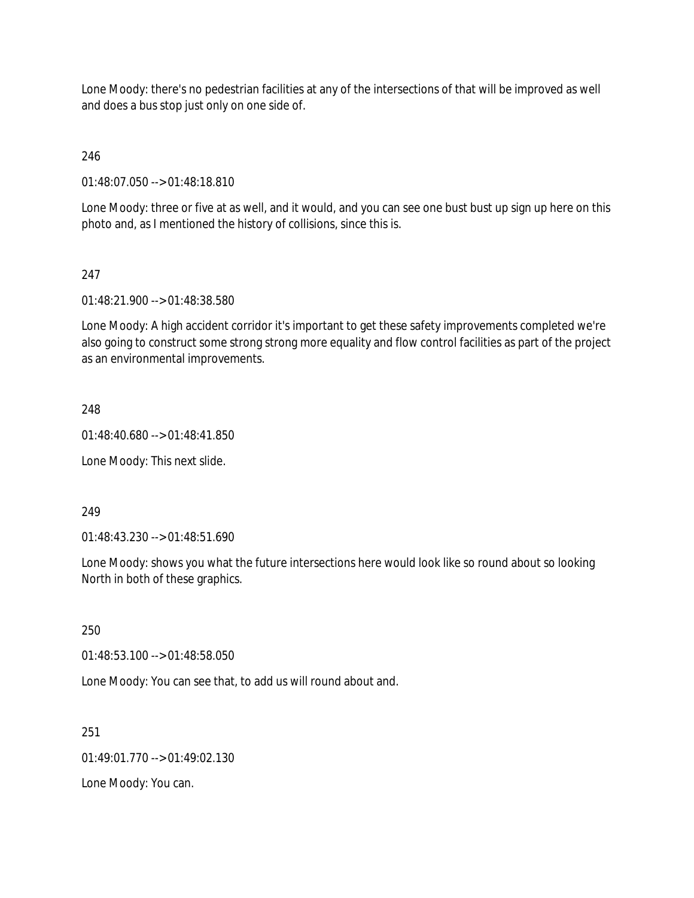Lone Moody: there's no pedestrian facilities at any of the intersections of that will be improved as well and does a bus stop just only on one side of.

246

01:48:07.050 --> 01:48:18.810

Lone Moody: three or five at as well, and it would, and you can see one bust bust up sign up here on this photo and, as I mentioned the history of collisions, since this is.

247

01:48:21.900 --> 01:48:38.580

Lone Moody: A high accident corridor it's important to get these safety improvements completed we're also going to construct some strong strong more equality and flow control facilities as part of the project as an environmental improvements.

248

01:48:40.680 --> 01:48:41.850

Lone Moody: This next slide.

249

01:48:43.230 --> 01:48:51.690

Lone Moody: shows you what the future intersections here would look like so round about so looking North in both of these graphics.

250

01:48:53.100 --> 01:48:58.050

Lone Moody: You can see that, to add us will round about and.

251

01:49:01.770 --> 01:49:02.130

Lone Moody: You can.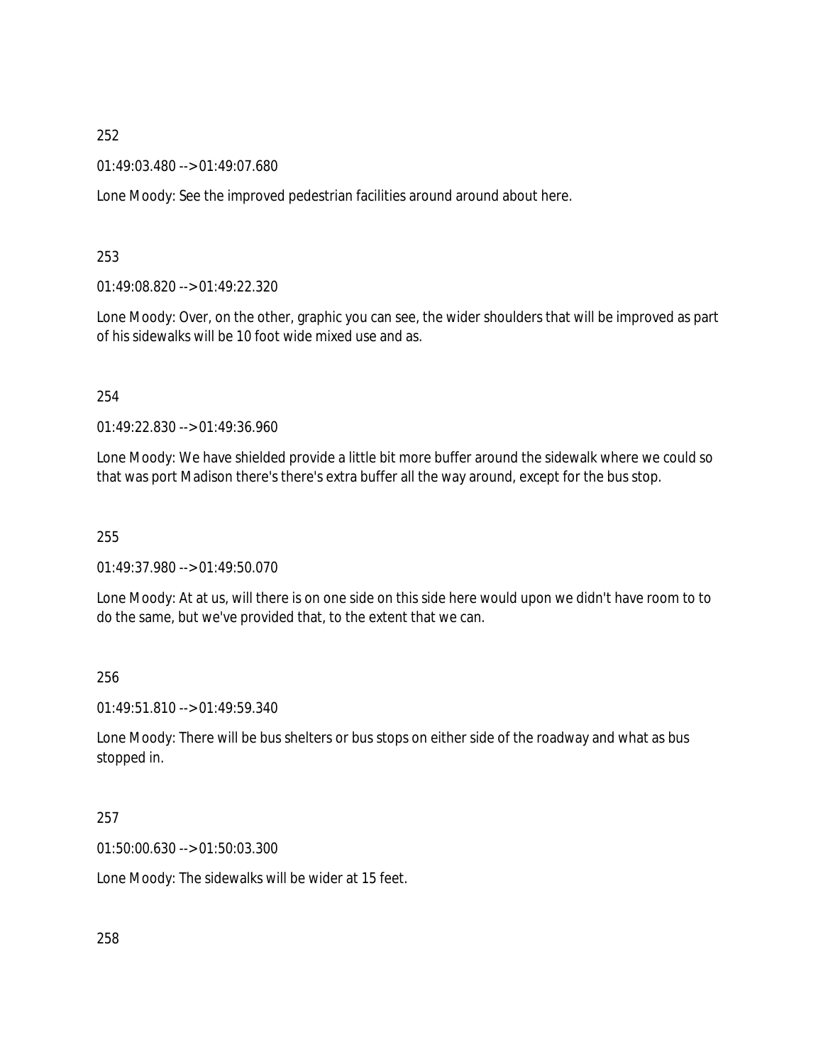252

01:49:03.480 --> 01:49:07.680

Lone Moody: See the improved pedestrian facilities around around about here.

253

01:49:08.820 --> 01:49:22.320

Lone Moody: Over, on the other, graphic you can see, the wider shoulders that will be improved as part of his sidewalks will be 10 foot wide mixed use and as.

254

01:49:22.830 --> 01:49:36.960

Lone Moody: We have shielded provide a little bit more buffer around the sidewalk where we could so that was port Madison there's there's extra buffer all the way around, except for the bus stop.

255

01:49:37.980 --> 01:49:50.070

Lone Moody: At at us, will there is on one side on this side here would upon we didn't have room to to do the same, but we've provided that, to the extent that we can.

256

01:49:51.810 --> 01:49:59.340

Lone Moody: There will be bus shelters or bus stops on either side of the roadway and what as bus stopped in.

257

01:50:00.630 --> 01:50:03.300

Lone Moody: The sidewalks will be wider at 15 feet.

258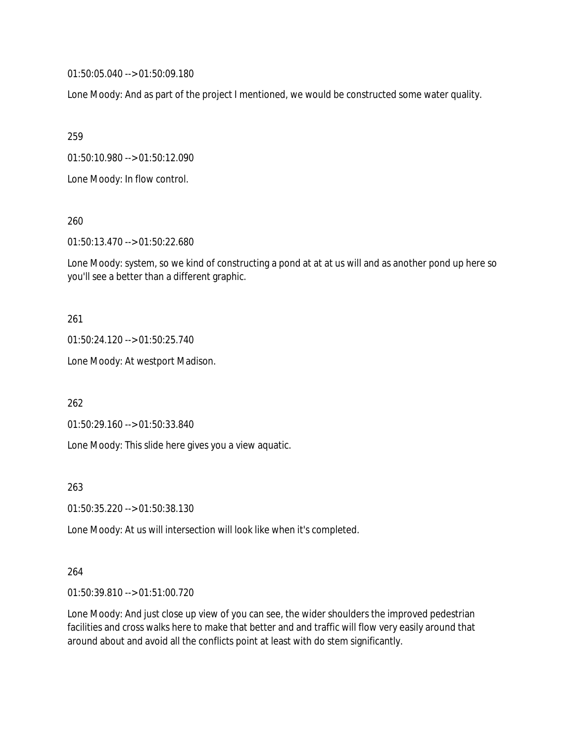01:50:05.040 --> 01:50:09.180

Lone Moody: And as part of the project I mentioned, we would be constructed some water quality.

259

01:50:10.980 --> 01:50:12.090

Lone Moody: In flow control.

260

01:50:13.470 --> 01:50:22.680

Lone Moody: system, so we kind of constructing a pond at at at us will and as another pond up here so you'll see a better than a different graphic.

261

01:50:24.120 --> 01:50:25.740

Lone Moody: At westport Madison.

262

01:50:29.160 --> 01:50:33.840

Lone Moody: This slide here gives you a view aquatic.

263

01:50:35.220 --> 01:50:38.130

Lone Moody: At us will intersection will look like when it's completed.

264

01:50:39.810 --> 01:51:00.720

Lone Moody: And just close up view of you can see, the wider shoulders the improved pedestrian facilities and cross walks here to make that better and and traffic will flow very easily around that around about and avoid all the conflicts point at least with do stem significantly.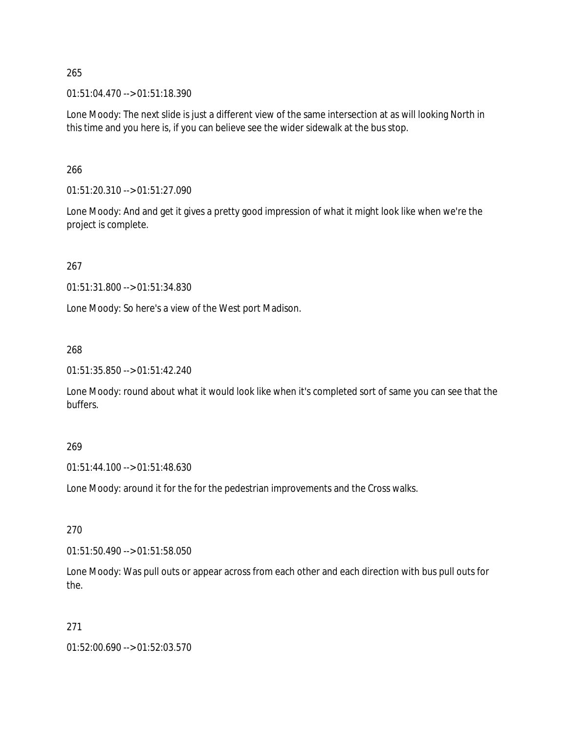265

01:51:04.470 --> 01:51:18.390

Lone Moody: The next slide is just a different view of the same intersection at as will looking North in this time and you here is, if you can believe see the wider sidewalk at the bus stop.

266

01:51:20.310 --> 01:51:27.090

Lone Moody: And and get it gives a pretty good impression of what it might look like when we're the project is complete.

267

01:51:31.800 --> 01:51:34.830

Lone Moody: So here's a view of the West port Madison.

268

01:51:35.850 --> 01:51:42.240

Lone Moody: round about what it would look like when it's completed sort of same you can see that the buffers.

269

01:51:44.100 --> 01:51:48.630

Lone Moody: around it for the for the pedestrian improvements and the Cross walks.

270

01:51:50.490 --> 01:51:58.050

Lone Moody: Was pull outs or appear across from each other and each direction with bus pull outs for the.

271

01:52:00.690 --> 01:52:03.570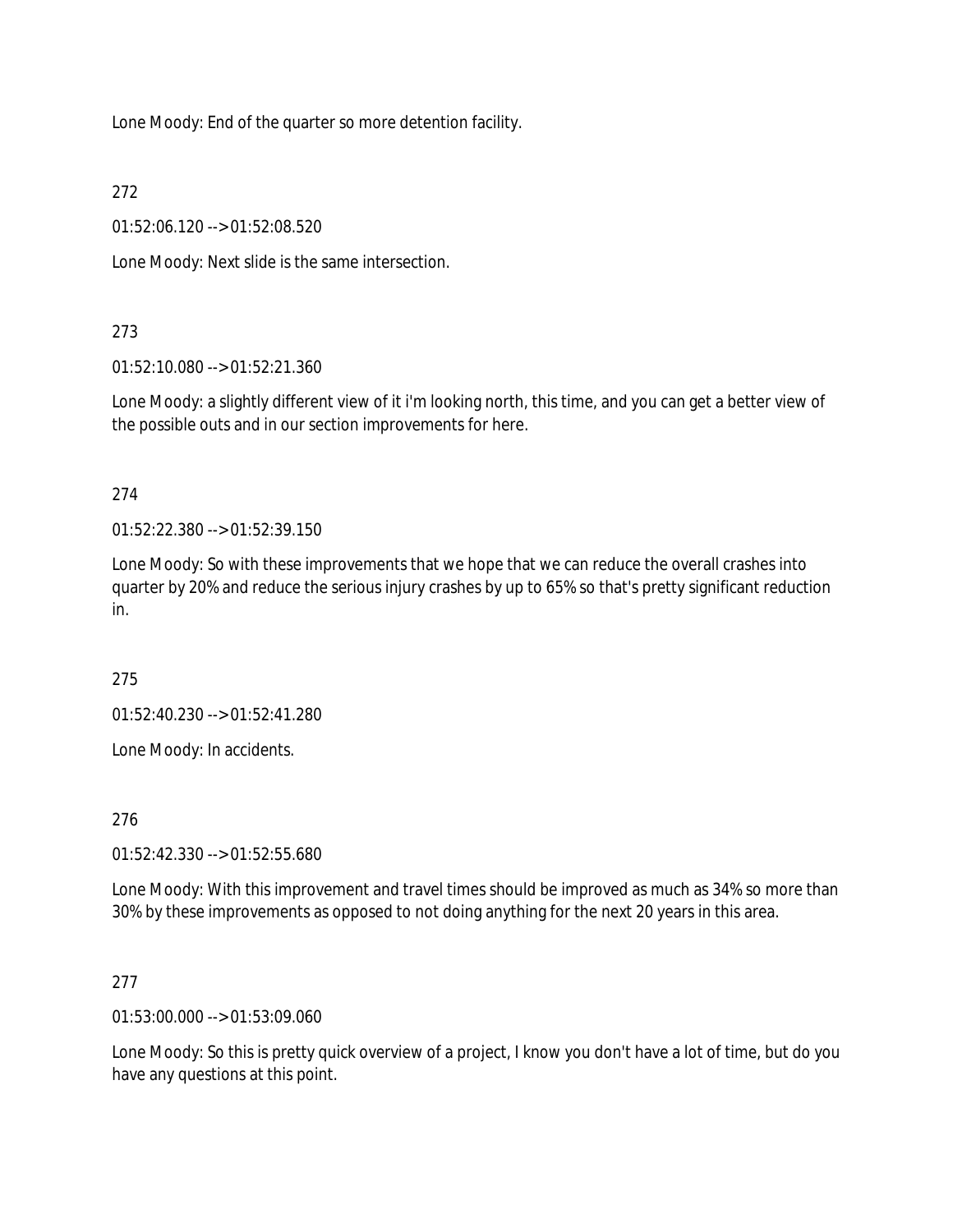Lone Moody: End of the quarter so more detention facility.

272

01:52:06.120 --> 01:52:08.520

Lone Moody: Next slide is the same intersection.

273

01:52:10.080 --> 01:52:21.360

Lone Moody: a slightly different view of it i'm looking north, this time, and you can get a better view of the possible outs and in our section improvements for here.

274

01:52:22.380 --> 01:52:39.150

Lone Moody: So with these improvements that we hope that we can reduce the overall crashes into quarter by 20% and reduce the serious injury crashes by up to 65% so that's pretty significant reduction in.

275

01:52:40.230 --> 01:52:41.280

Lone Moody: In accidents.

276

01:52:42.330 --> 01:52:55.680

Lone Moody: With this improvement and travel times should be improved as much as 34% so more than 30% by these improvements as opposed to not doing anything for the next 20 years in this area.

277

01:53:00.000 --> 01:53:09.060

Lone Moody: So this is pretty quick overview of a project, I know you don't have a lot of time, but do you have any questions at this point.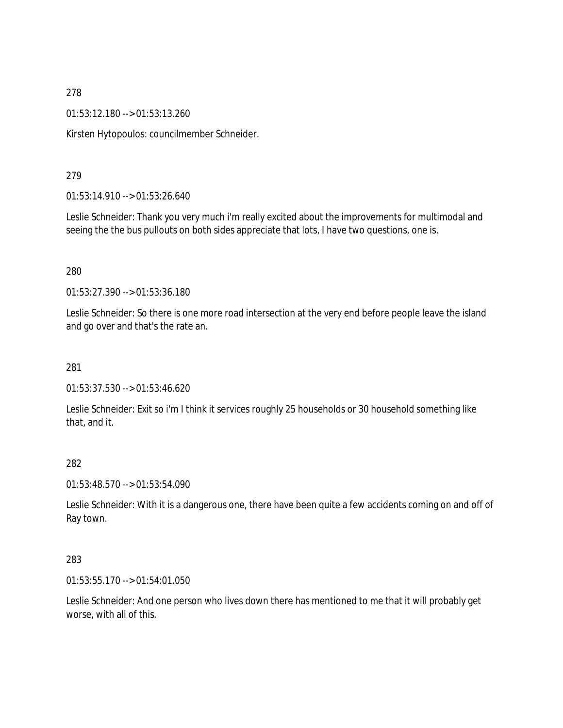278

01:53:12.180 --> 01:53:13.260

Kirsten Hytopoulos: councilmember Schneider.

279

01:53:14.910 --> 01:53:26.640

Leslie Schneider: Thank you very much i'm really excited about the improvements for multimodal and seeing the the bus pullouts on both sides appreciate that lots, I have two questions, one is.

280

01:53:27.390 --> 01:53:36.180

Leslie Schneider: So there is one more road intersection at the very end before people leave the island and go over and that's the rate an.

281

01:53:37.530 --> 01:53:46.620

Leslie Schneider: Exit so i'm I think it services roughly 25 households or 30 household something like that, and it.

282

01:53:48.570 --> 01:53:54.090

Leslie Schneider: With it is a dangerous one, there have been quite a few accidents coming on and off of Ray town.

283

01:53:55.170 --> 01:54:01.050

Leslie Schneider: And one person who lives down there has mentioned to me that it will probably get worse, with all of this.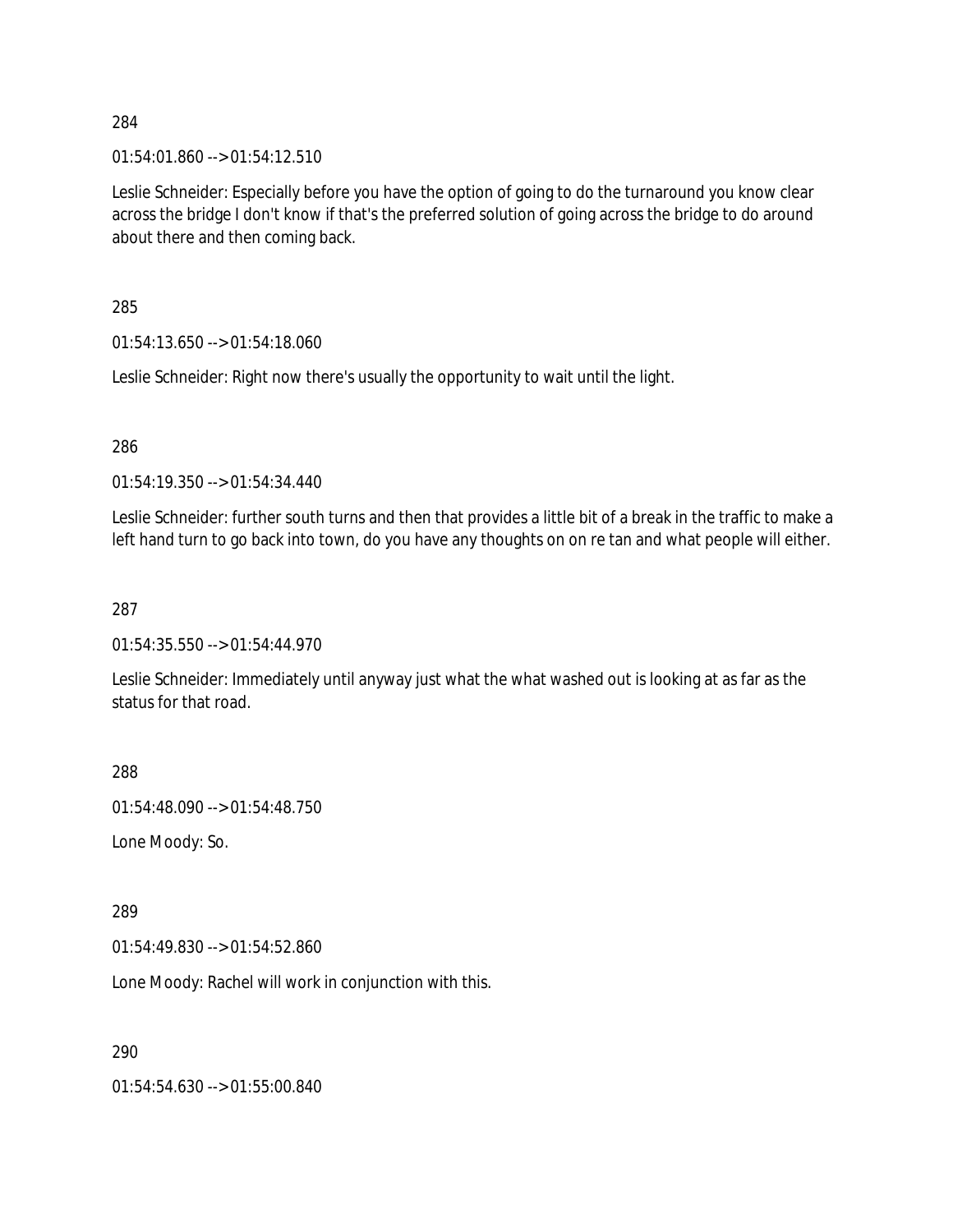284

01:54:01.860 --> 01:54:12.510

Leslie Schneider: Especially before you have the option of going to do the turnaround you know clear across the bridge I don't know if that's the preferred solution of going across the bridge to do around about there and then coming back.

285

01:54:13.650 --> 01:54:18.060

Leslie Schneider: Right now there's usually the opportunity to wait until the light.

286

01:54:19.350 --> 01:54:34.440

Leslie Schneider: further south turns and then that provides a little bit of a break in the traffic to make a left hand turn to go back into town, do you have any thoughts on on re tan and what people will either.

287

01:54:35.550 --> 01:54:44.970

Leslie Schneider: Immediately until anyway just what the what washed out is looking at as far as the status for that road.

288

01:54:48.090 --> 01:54:48.750

Lone Moody: So.

289

01:54:49.830 --> 01:54:52.860

Lone Moody: Rachel will work in conjunction with this.

290

01:54:54.630 --> 01:55:00.840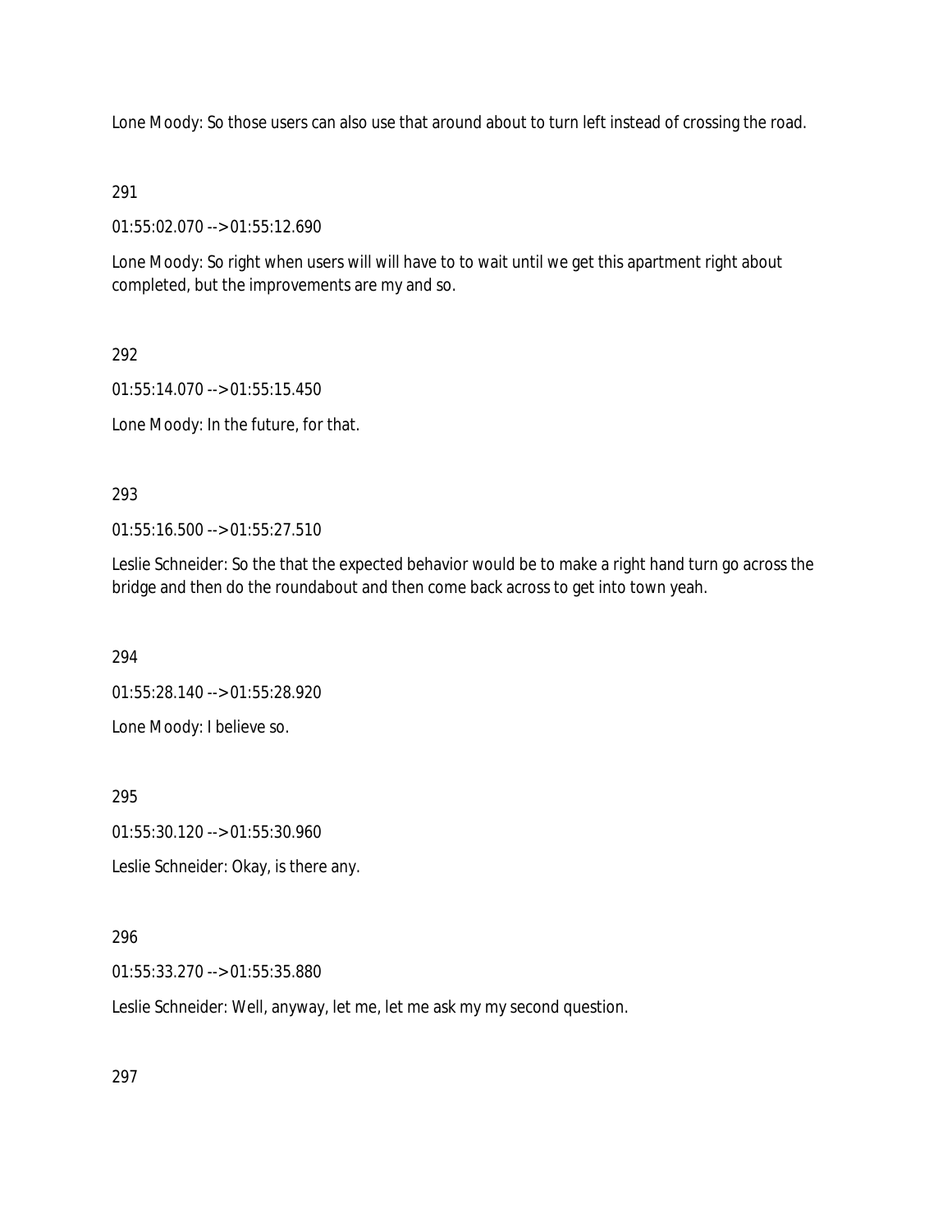Lone Moody: So those users can also use that around about to turn left instead of crossing the road.

291

01:55:02.070 --> 01:55:12.690

Lone Moody: So right when users will will have to to wait until we get this apartment right about completed, but the improvements are my and so.

292

01:55:14.070 --> 01:55:15.450

Lone Moody: In the future, for that.

293

01:55:16.500 --> 01:55:27.510

Leslie Schneider: So the that the expected behavior would be to make a right hand turn go across the bridge and then do the roundabout and then come back across to get into town yeah.

294

01:55:28.140 --> 01:55:28.920

Lone Moody: I believe so.

295

01:55:30.120 --> 01:55:30.960

Leslie Schneider: Okay, is there any.

296

01:55:33.270 --> 01:55:35.880

Leslie Schneider: Well, anyway, let me, let me ask my my second question.

297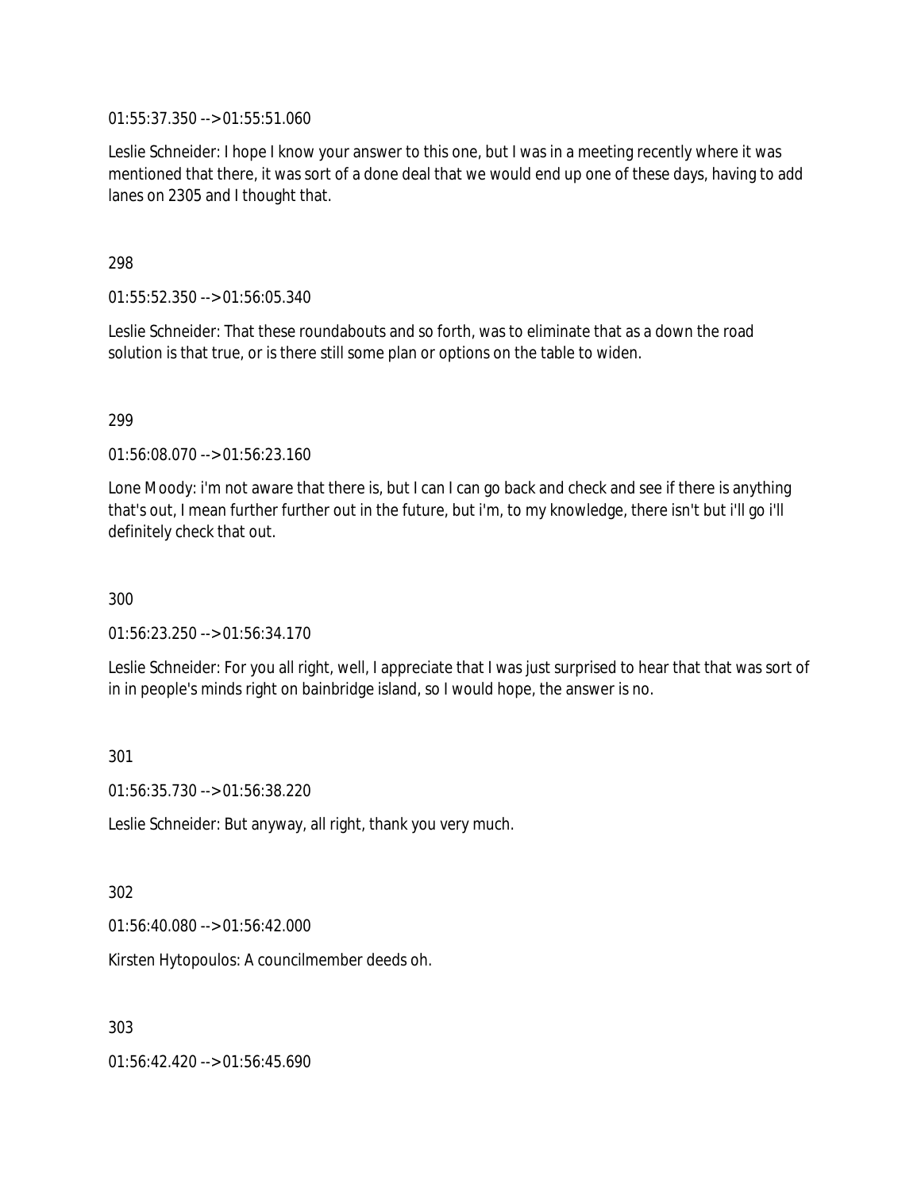01:55:37.350 --> 01:55:51.060

Leslie Schneider: I hope I know your answer to this one, but I was in a meeting recently where it was mentioned that there, it was sort of a done deal that we would end up one of these days, having to add lanes on 2305 and I thought that.

298

01:55:52.350 --> 01:56:05.340

Leslie Schneider: That these roundabouts and so forth, was to eliminate that as a down the road solution is that true, or is there still some plan or options on the table to widen.

299

01:56:08.070 --> 01:56:23.160

Lone Moody: i'm not aware that there is, but I can I can go back and check and see if there is anything that's out, I mean further further out in the future, but i'm, to my knowledge, there isn't but i'll go i'll definitely check that out.

300

01:56:23.250 --> 01:56:34.170

Leslie Schneider: For you all right, well, I appreciate that I was just surprised to hear that that was sort of in in people's minds right on bainbridge island, so I would hope, the answer is no.

301

01:56:35.730 --> 01:56:38.220

Leslie Schneider: But anyway, all right, thank you very much.

302

01:56:40.080 --> 01:56:42.000

Kirsten Hytopoulos: A councilmember deeds oh.

303

01:56:42.420 --> 01:56:45.690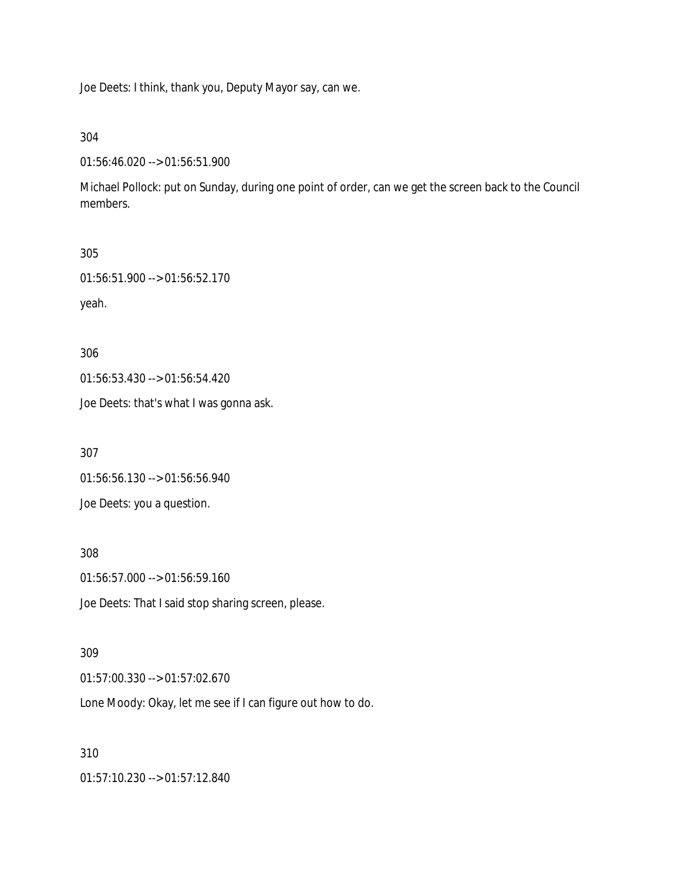Joe Deets: I think, thank you, Deputy Mayor say, can we.

304

01:56:46.020 --> 01:56:51.900

Michael Pollock: put on Sunday, during one point of order, can we get the screen back to the Council members.

305

01:56:51.900 --> 01:56:52.170

yeah.

306

01:56:53.430 --> 01:56:54.420

Joe Deets: that's what I was gonna ask.

307

01:56:56.130 --> 01:56:56.940

Joe Deets: you a question.

308

01:56:57.000 --> 01:56:59.160

Joe Deets: That I said stop sharing screen, please.

309

01:57:00.330 --> 01:57:02.670

Lone Moody: Okay, let me see if I can figure out how to do.

310

01:57:10.230 --> 01:57:12.840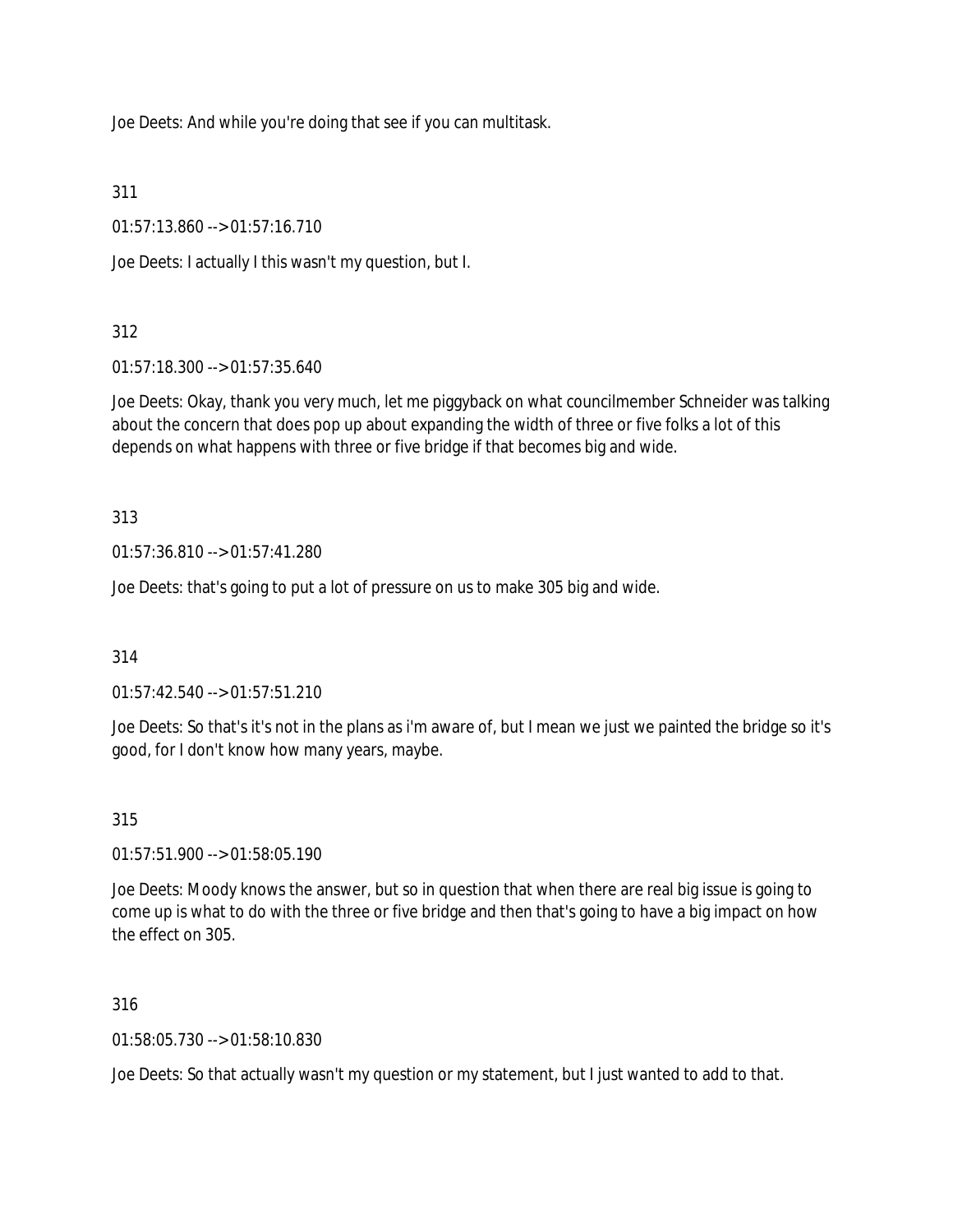Joe Deets: And while you're doing that see if you can multitask.

311

01:57:13.860 --> 01:57:16.710

Joe Deets: I actually I this wasn't my question, but I.

312

01:57:18.300 --> 01:57:35.640

Joe Deets: Okay, thank you very much, let me piggyback on what councilmember Schneider was talking about the concern that does pop up about expanding the width of three or five folks a lot of this depends on what happens with three or five bridge if that becomes big and wide.

313

01:57:36.810 --> 01:57:41.280

Joe Deets: that's going to put a lot of pressure on us to make 305 big and wide.

314

01:57:42.540 --> 01:57:51.210

Joe Deets: So that's it's not in the plans as i'm aware of, but I mean we just we painted the bridge so it's good, for I don't know how many years, maybe.

315

01:57:51.900 --> 01:58:05.190

Joe Deets: Moody knows the answer, but so in question that when there are real big issue is going to come up is what to do with the three or five bridge and then that's going to have a big impact on how the effect on 305.

316

01:58:05.730 --> 01:58:10.830

Joe Deets: So that actually wasn't my question or my statement, but I just wanted to add to that.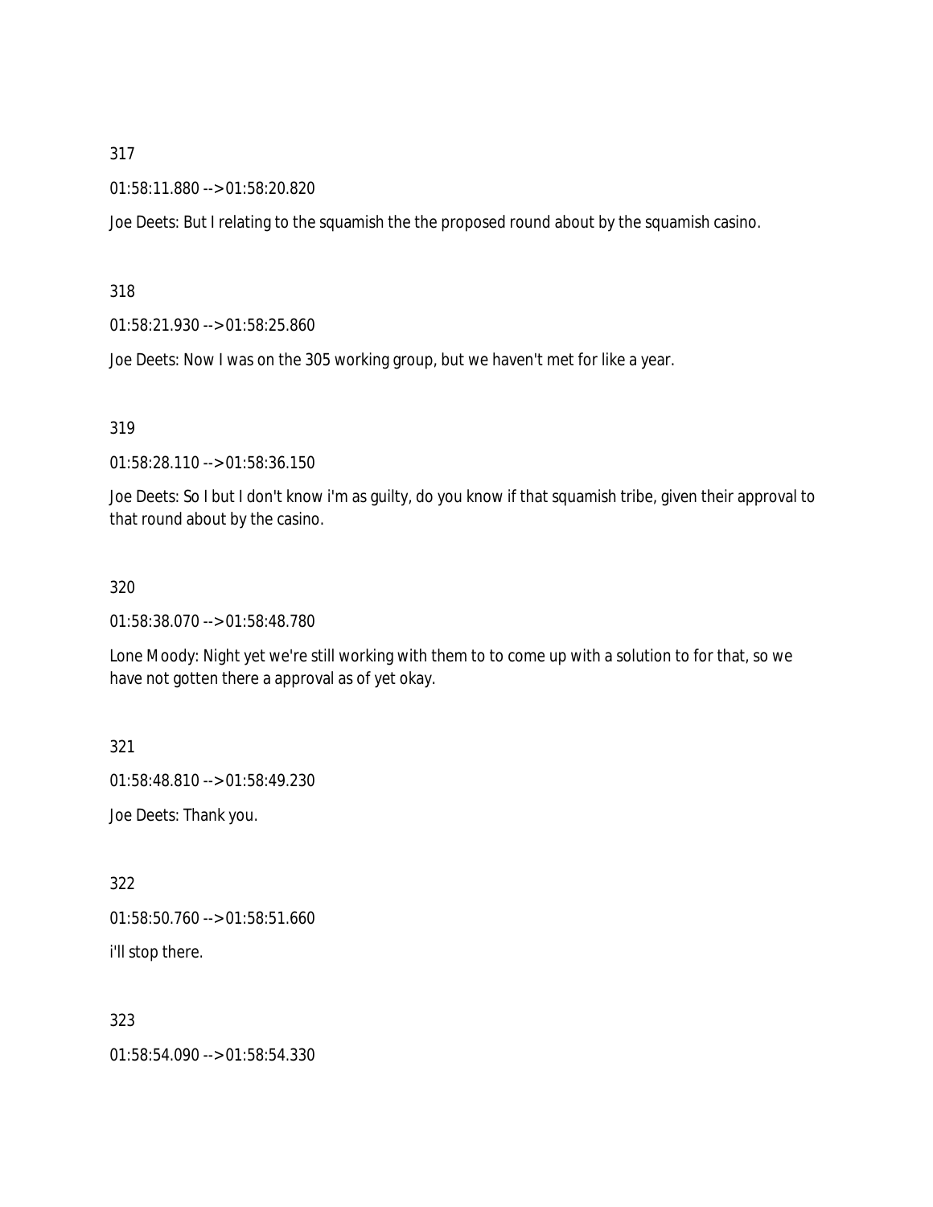317

01:58:11.880 --> 01:58:20.820

Joe Deets: But I relating to the squamish the the proposed round about by the squamish casino.

318

01:58:21.930 --> 01:58:25.860

Joe Deets: Now I was on the 305 working group, but we haven't met for like a year.

319

01:58:28.110 --> 01:58:36.150

Joe Deets: So I but I don't know i'm as guilty, do you know if that squamish tribe, given their approval to that round about by the casino.

320

01:58:38.070 --> 01:58:48.780

Lone Moody: Night yet we're still working with them to to come up with a solution to for that, so we have not gotten there a approval as of yet okay.

321

01:58:48.810 --> 01:58:49.230

Joe Deets: Thank you.

322

01:58:50.760 --> 01:58:51.660

i'll stop there.

323

01:58:54.090 --> 01:58:54.330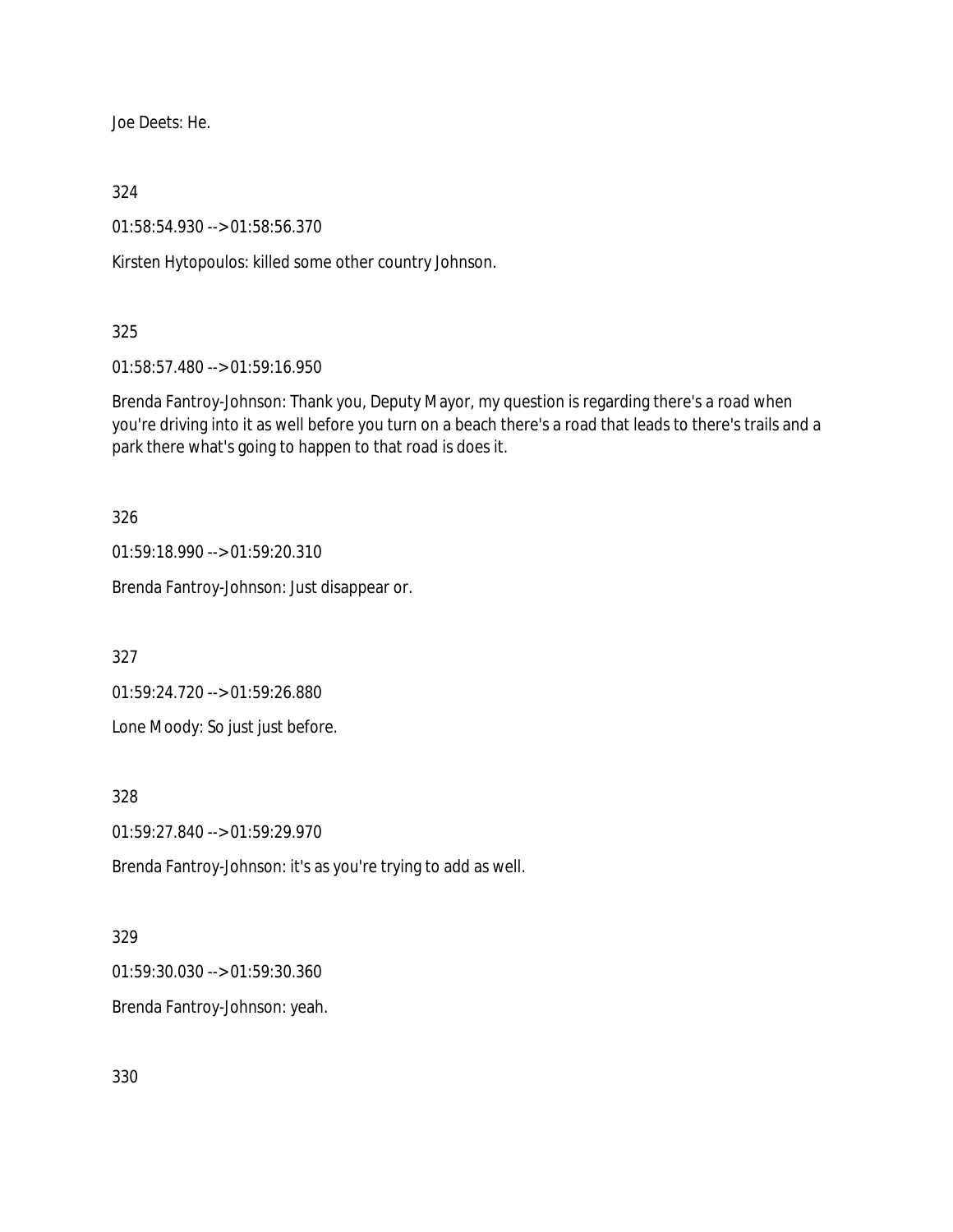Joe Deets: He.

324

01:58:54.930 --> 01:58:56.370

Kirsten Hytopoulos: killed some other country Johnson.

325

01:58:57.480 --> 01:59:16.950

Brenda Fantroy-Johnson: Thank you, Deputy Mayor, my question is regarding there's a road when you're driving into it as well before you turn on a beach there's a road that leads to there's trails and a park there what's going to happen to that road is does it.

326

01:59:18.990 --> 01:59:20.310

Brenda Fantroy-Johnson: Just disappear or.

327

01:59:24.720 --> 01:59:26.880

Lone Moody: So just just before.

328

01:59:27.840 --> 01:59:29.970

Brenda Fantroy-Johnson: it's as you're trying to add as well.

329

01:59:30.030 --> 01:59:30.360

Brenda Fantroy-Johnson: yeah.

330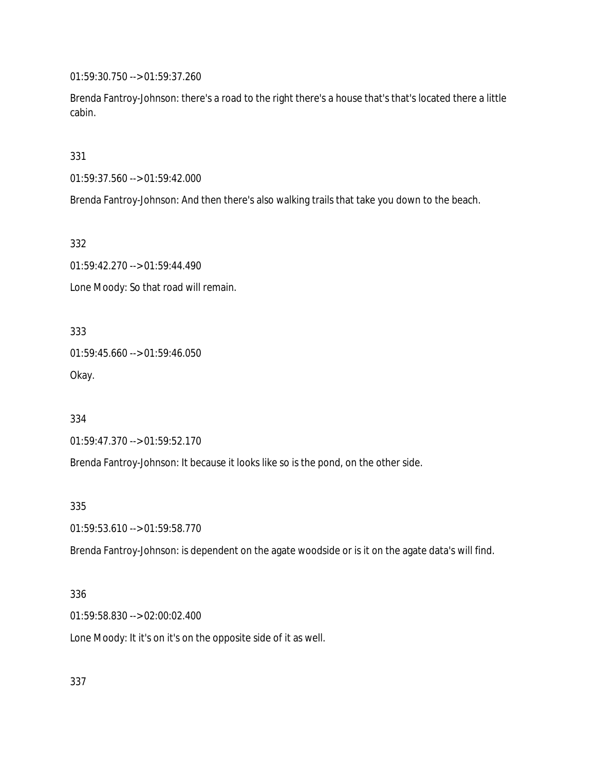01:59:30.750 --> 01:59:37.260

Brenda Fantroy-Johnson: there's a road to the right there's a house that's that's located there a little cabin.

331

01:59:37.560 --> 01:59:42.000

Brenda Fantroy-Johnson: And then there's also walking trails that take you down to the beach.

332

01:59:42.270 --> 01:59:44.490

Lone Moody: So that road will remain.

333

01:59:45.660 --> 01:59:46.050

Okay.

334

01:59:47.370 --> 01:59:52.170

Brenda Fantroy-Johnson: It because it looks like so is the pond, on the other side.

335

01:59:53.610 --> 01:59:58.770

Brenda Fantroy-Johnson: is dependent on the agate woodside or is it on the agate data's will find.

336

01:59:58.830 --> 02:00:02.400

Lone Moody: It it's on it's on the opposite side of it as well.

337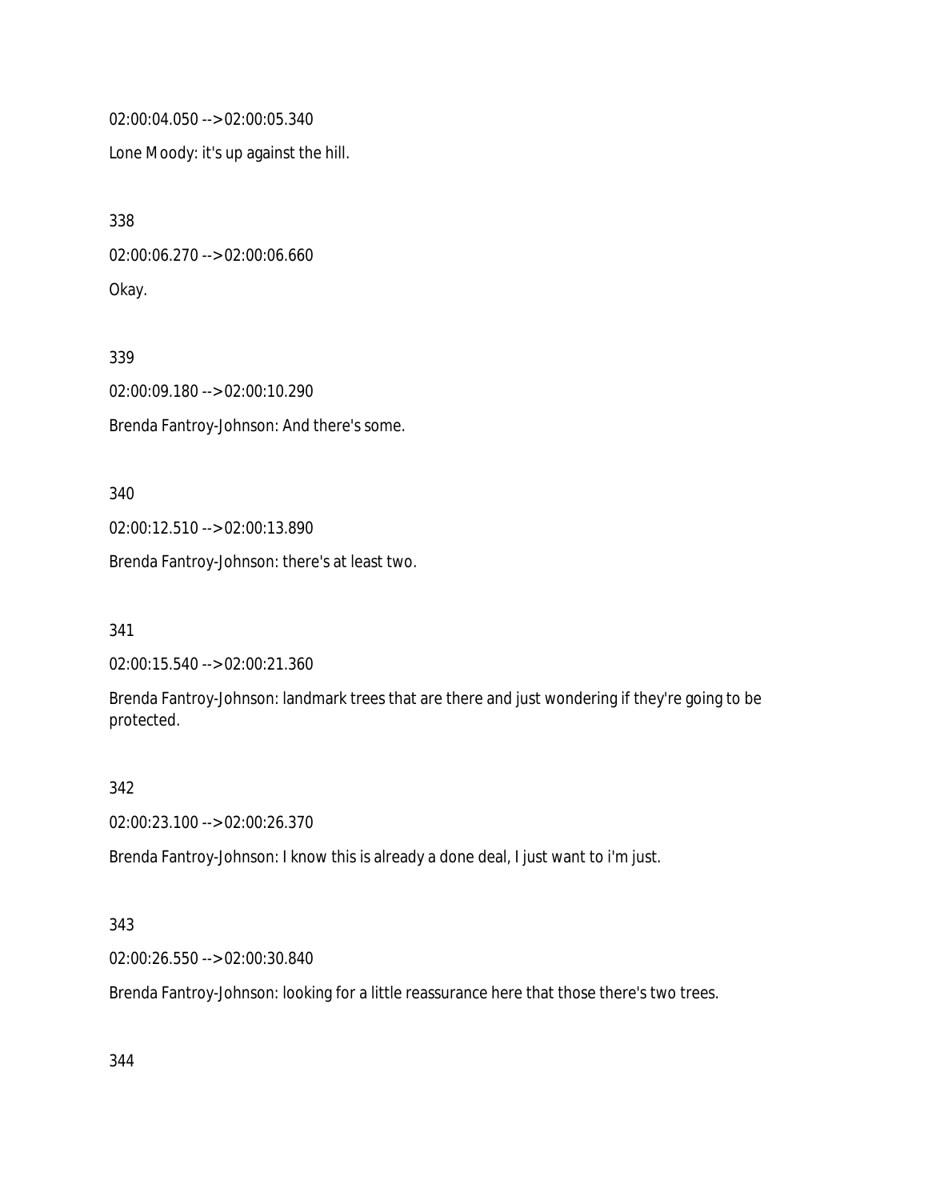02:00:04.050 --> 02:00:05.340

Lone Moody: it's up against the hill.

338

02:00:06.270 --> 02:00:06.660

Okay.

339

02:00:09.180 --> 02:00:10.290

Brenda Fantroy-Johnson: And there's some.

340

02:00:12.510 --> 02:00:13.890

Brenda Fantroy-Johnson: there's at least two.

341

02:00:15.540 --> 02:00:21.360

Brenda Fantroy-Johnson: landmark trees that are there and just wondering if they're going to be protected.

342

02:00:23.100 --> 02:00:26.370

Brenda Fantroy-Johnson: I know this is already a done deal, I just want to i'm just.

343

02:00:26.550 --> 02:00:30.840

Brenda Fantroy-Johnson: looking for a little reassurance here that those there's two trees.

344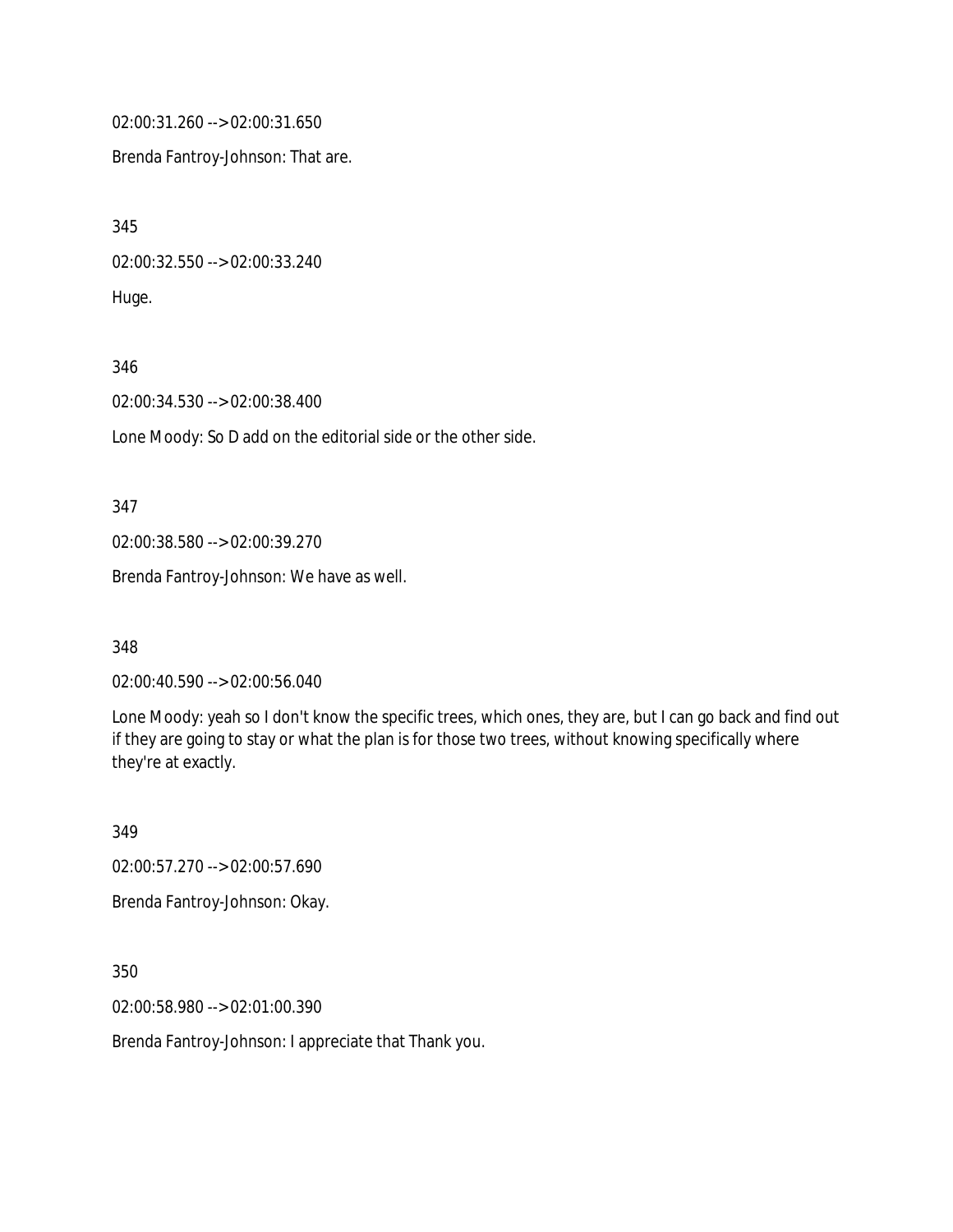02:00:31.260 --> 02:00:31.650

Brenda Fantroy-Johnson: That are.

345

02:00:32.550 --> 02:00:33.240

Huge.

346

02:00:34.530 --> 02:00:38.400

Lone Moody: So D add on the editorial side or the other side.

347

02:00:38.580 --> 02:00:39.270

Brenda Fantroy-Johnson: We have as well.

348

02:00:40.590 --> 02:00:56.040

Lone Moody: yeah so I don't know the specific trees, which ones, they are, but I can go back and find out if they are going to stay or what the plan is for those two trees, without knowing specifically where they're at exactly.

349

02:00:57.270 --> 02:00:57.690

Brenda Fantroy-Johnson: Okay.

350

02:00:58.980 --> 02:01:00.390

Brenda Fantroy-Johnson: I appreciate that Thank you.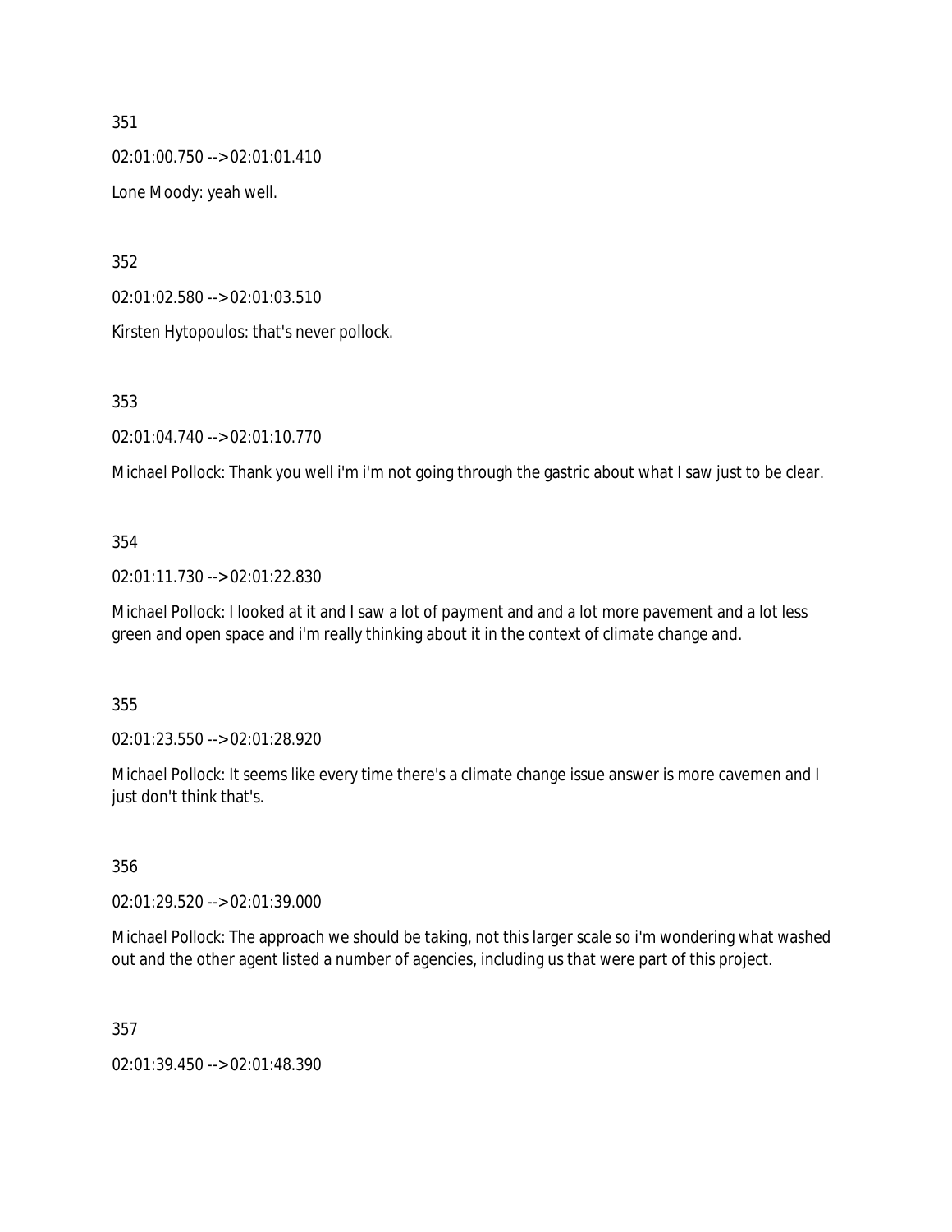351

02:01:00.750 --> 02:01:01.410

Lone Moody: yeah well.

352

02:01:02.580 --> 02:01:03.510

Kirsten Hytopoulos: that's never pollock.

353

02:01:04.740 --> 02:01:10.770

Michael Pollock: Thank you well i'm i'm not going through the gastric about what I saw just to be clear.

354

02:01:11.730 --> 02:01:22.830

Michael Pollock: I looked at it and I saw a lot of payment and and a lot more pavement and a lot less green and open space and i'm really thinking about it in the context of climate change and.

355

02:01:23.550 --> 02:01:28.920

Michael Pollock: It seems like every time there's a climate change issue answer is more cavemen and I just don't think that's.

356

02:01:29.520 --> 02:01:39.000

Michael Pollock: The approach we should be taking, not this larger scale so i'm wondering what washed out and the other agent listed a number of agencies, including us that were part of this project.

357

02:01:39.450 --> 02:01:48.390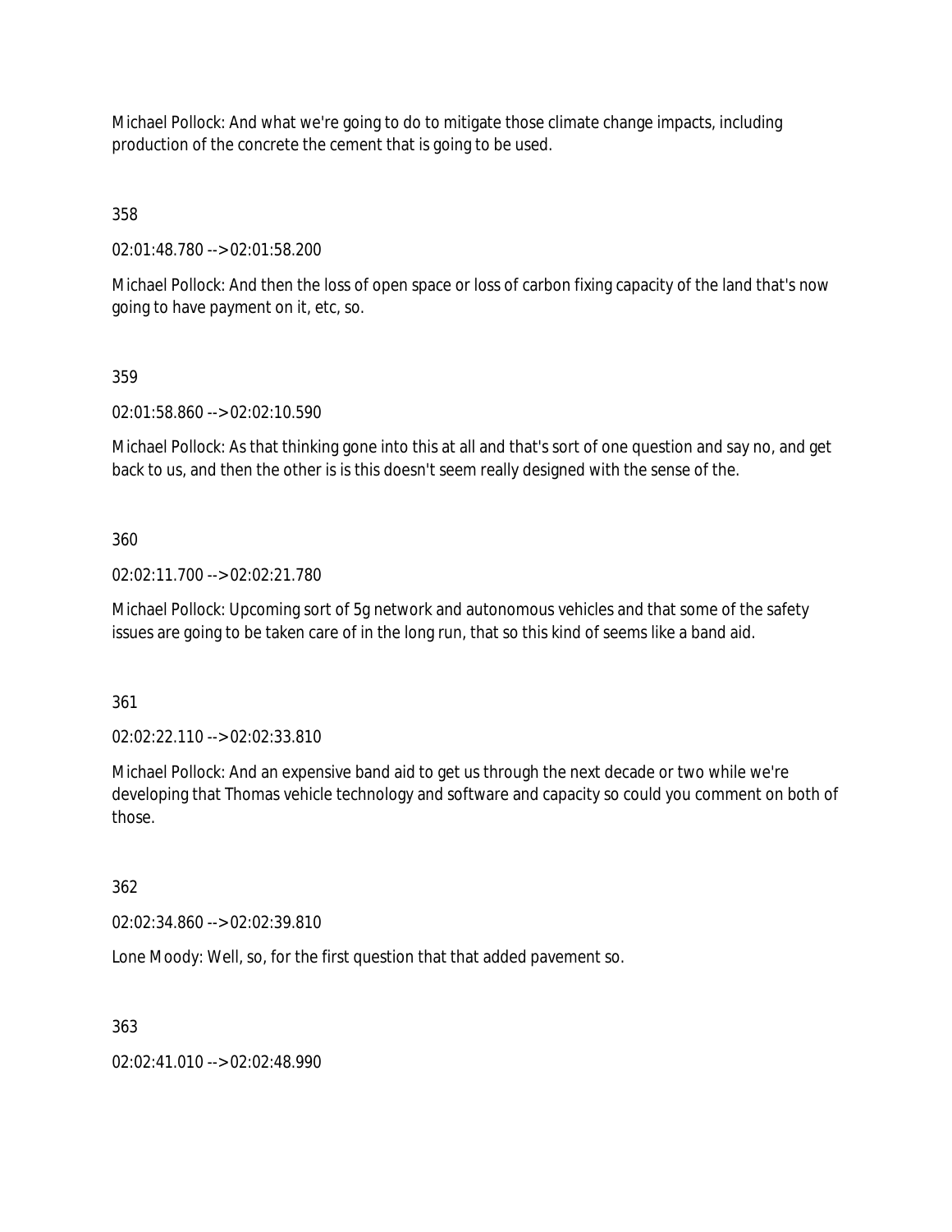Michael Pollock: And what we're going to do to mitigate those climate change impacts, including production of the concrete the cement that is going to be used.

358

02:01:48.780 --> 02:01:58.200

Michael Pollock: And then the loss of open space or loss of carbon fixing capacity of the land that's now going to have payment on it, etc, so.

359

02:01:58.860 --> 02:02:10.590

Michael Pollock: As that thinking gone into this at all and that's sort of one question and say no, and get back to us, and then the other is is this doesn't seem really designed with the sense of the.

360

02:02:11.700 --> 02:02:21.780

Michael Pollock: Upcoming sort of 5g network and autonomous vehicles and that some of the safety issues are going to be taken care of in the long run, that so this kind of seems like a band aid.

361

02:02:22.110 --> 02:02:33.810

Michael Pollock: And an expensive band aid to get us through the next decade or two while we're developing that Thomas vehicle technology and software and capacity so could you comment on both of those.

362

02:02:34.860 --> 02:02:39.810

Lone Moody: Well, so, for the first question that that added pavement so.

363

02:02:41.010 --> 02:02:48.990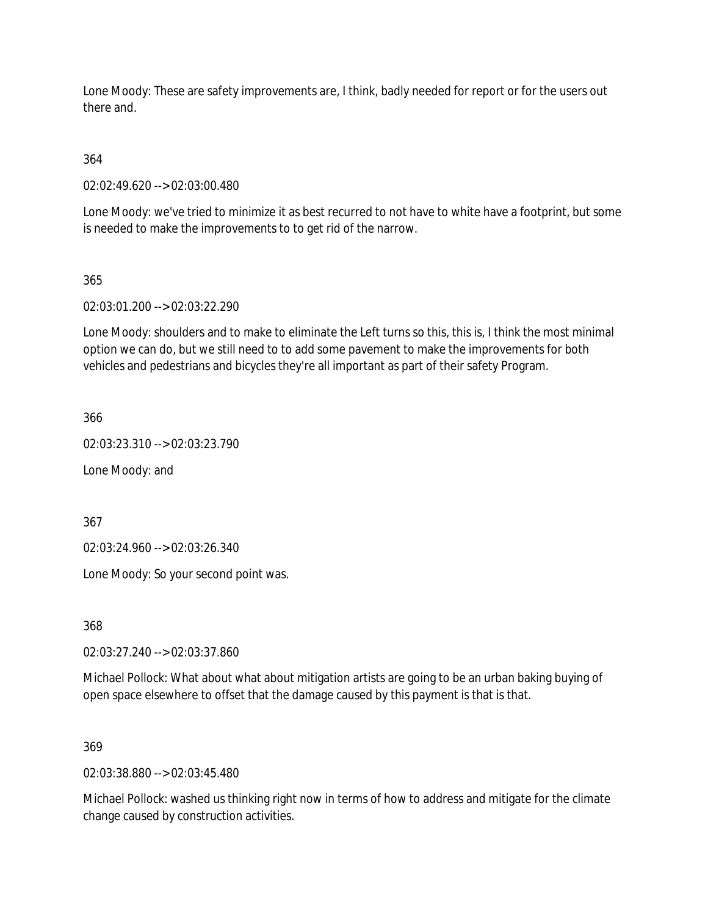Lone Moody: These are safety improvements are, I think, badly needed for report or for the users out there and.

364

02:02:49.620 --> 02:03:00.480

Lone Moody: we've tried to minimize it as best recurred to not have to white have a footprint, but some is needed to make the improvements to to get rid of the narrow.

365

02:03:01.200 --> 02:03:22.290

Lone Moody: shoulders and to make to eliminate the Left turns so this, this is, I think the most minimal option we can do, but we still need to to add some pavement to make the improvements for both vehicles and pedestrians and bicycles they're all important as part of their safety Program.

366

02:03:23.310 --> 02:03:23.790

Lone Moody: and

367

02:03:24.960 --> 02:03:26.340

Lone Moody: So your second point was.

368

02:03:27.240 --> 02:03:37.860

Michael Pollock: What about what about mitigation artists are going to be an urban baking buying of open space elsewhere to offset that the damage caused by this payment is that is that.

369

02:03:38.880 --> 02:03:45.480

Michael Pollock: washed us thinking right now in terms of how to address and mitigate for the climate change caused by construction activities.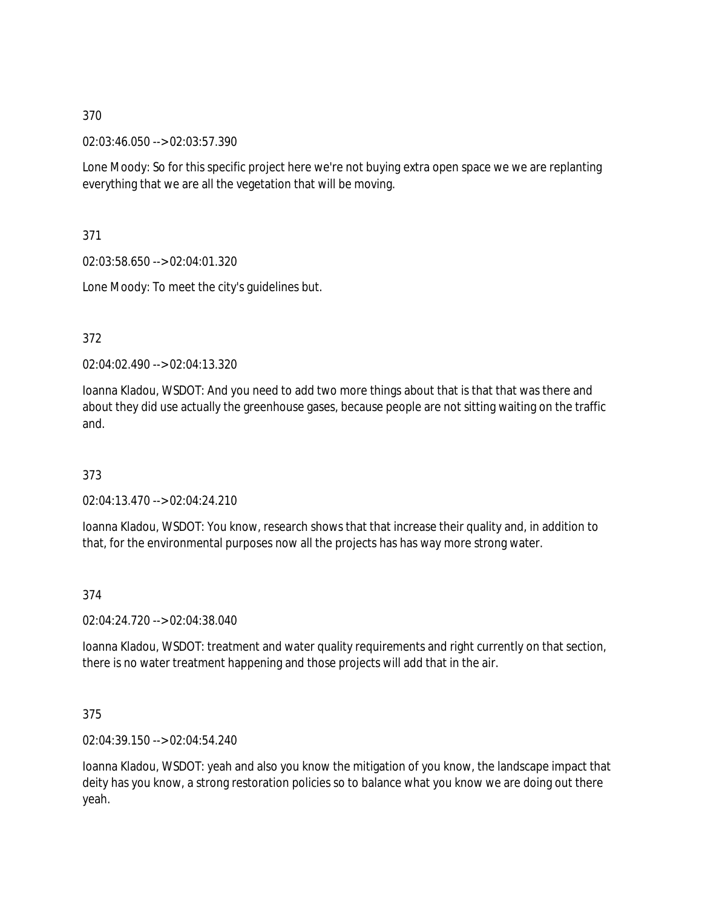370

02:03:46.050 --> 02:03:57.390

Lone Moody: So for this specific project here we're not buying extra open space we we are replanting everything that we are all the vegetation that will be moving.

371

02:03:58.650 --> 02:04:01.320

Lone Moody: To meet the city's guidelines but.

372

02:04:02.490 --> 02:04:13.320

Ioanna Kladou, WSDOT: And you need to add two more things about that is that that was there and about they did use actually the greenhouse gases, because people are not sitting waiting on the traffic and.

373

02:04:13.470 --> 02:04:24.210

Ioanna Kladou, WSDOT: You know, research shows that that increase their quality and, in addition to that, for the environmental purposes now all the projects has has way more strong water.

374

02:04:24.720 --> 02:04:38.040

Ioanna Kladou, WSDOT: treatment and water quality requirements and right currently on that section, there is no water treatment happening and those projects will add that in the air.

375

02:04:39.150 --> 02:04:54.240

Ioanna Kladou, WSDOT: yeah and also you know the mitigation of you know, the landscape impact that deity has you know, a strong restoration policies so to balance what you know we are doing out there yeah.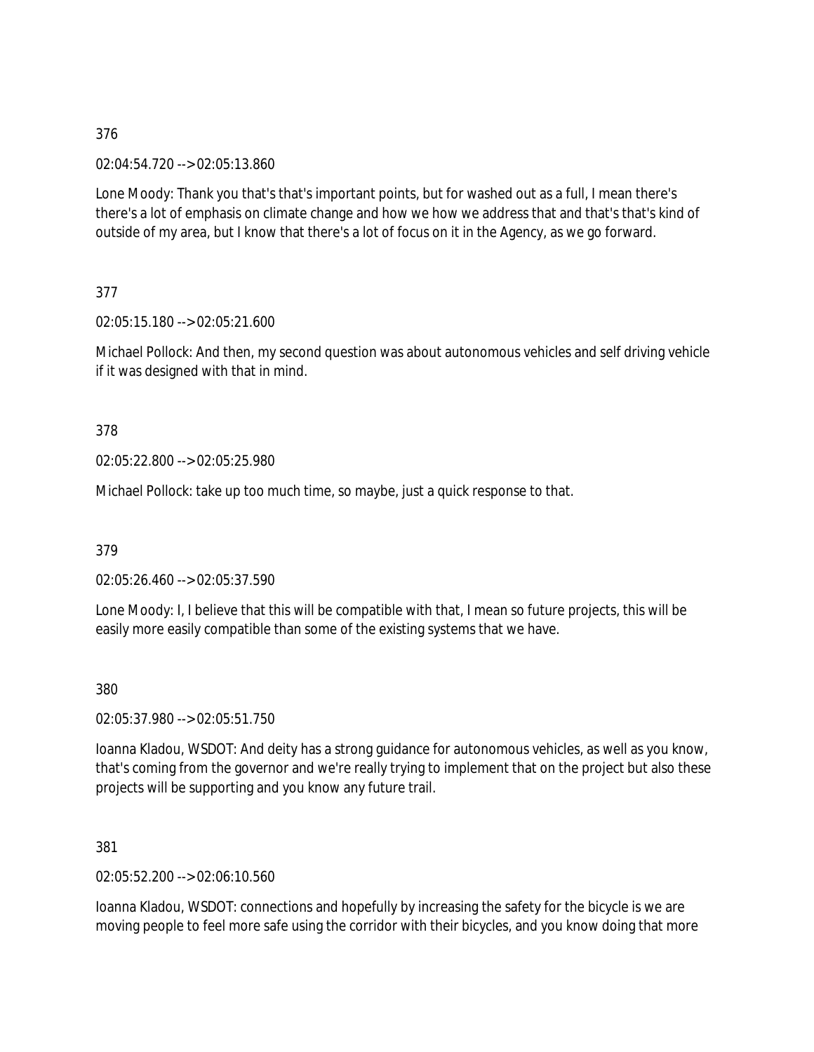376

02:04:54.720 --> 02:05:13.860

Lone Moody: Thank you that's that's important points, but for washed out as a full, I mean there's there's a lot of emphasis on climate change and how we how we address that and that's that's kind of outside of my area, but I know that there's a lot of focus on it in the Agency, as we go forward.

377

02:05:15.180 --> 02:05:21.600

Michael Pollock: And then, my second question was about autonomous vehicles and self driving vehicle if it was designed with that in mind.

378

02:05:22.800 --> 02:05:25.980

Michael Pollock: take up too much time, so maybe, just a quick response to that.

379

02:05:26.460 --> 02:05:37.590

Lone Moody: I, I believe that this will be compatible with that, I mean so future projects, this will be easily more easily compatible than some of the existing systems that we have.

380

02:05:37.980 --> 02:05:51.750

Ioanna Kladou, WSDOT: And deity has a strong guidance for autonomous vehicles, as well as you know, that's coming from the governor and we're really trying to implement that on the project but also these projects will be supporting and you know any future trail.

381

02:05:52.200 --> 02:06:10.560

Ioanna Kladou, WSDOT: connections and hopefully by increasing the safety for the bicycle is we are moving people to feel more safe using the corridor with their bicycles, and you know doing that more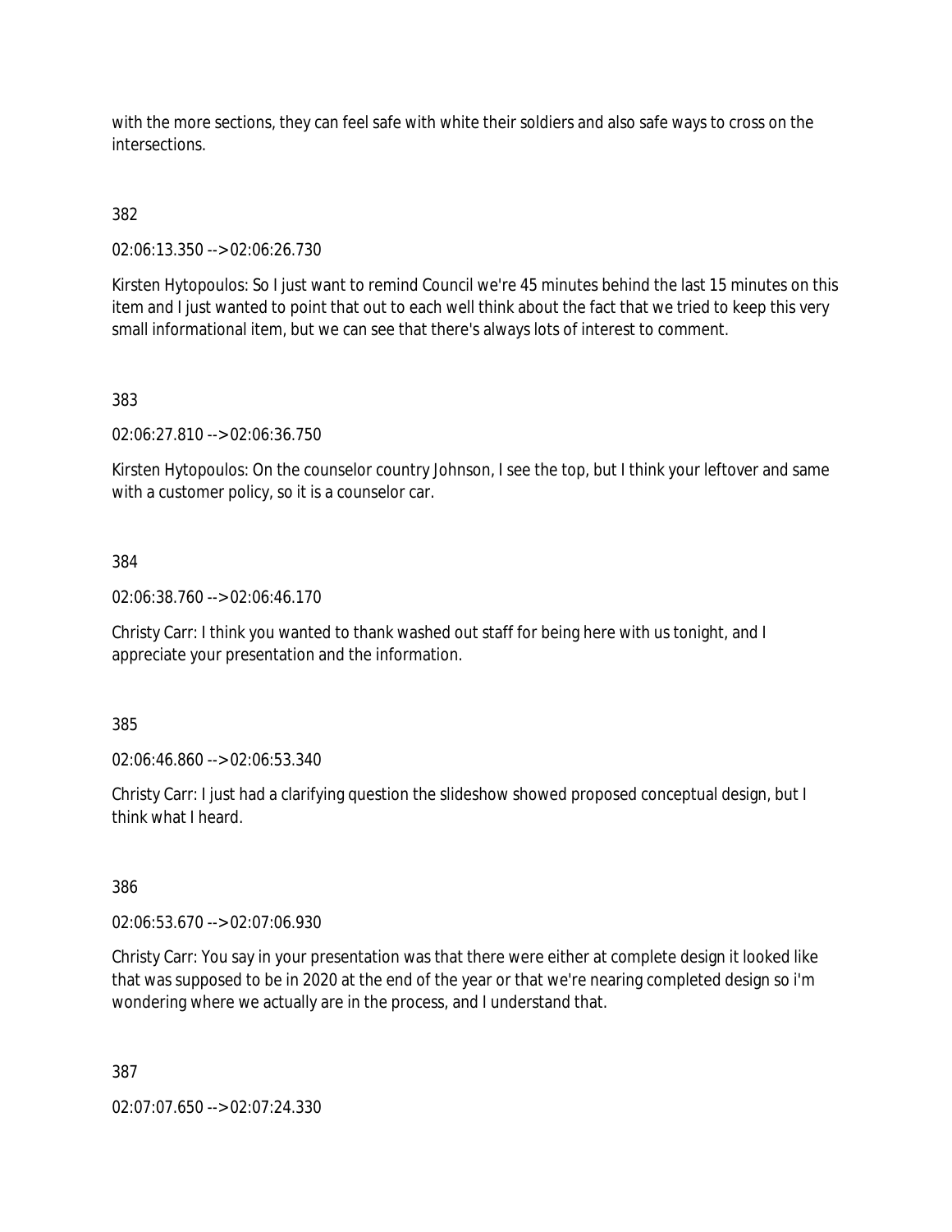with the more sections, they can feel safe with white their soldiers and also safe ways to cross on the intersections.

382

02:06:13.350 --> 02:06:26.730

Kirsten Hytopoulos: So I just want to remind Council we're 45 minutes behind the last 15 minutes on this item and I just wanted to point that out to each well think about the fact that we tried to keep this very small informational item, but we can see that there's always lots of interest to comment.

383

02:06:27.810 --> 02:06:36.750

Kirsten Hytopoulos: On the counselor country Johnson, I see the top, but I think your leftover and same with a customer policy, so it is a counselor car.

384

02:06:38.760 --> 02:06:46.170

Christy Carr: I think you wanted to thank washed out staff for being here with us tonight, and I appreciate your presentation and the information.

385

02:06:46.860 --> 02:06:53.340

Christy Carr: I just had a clarifying question the slideshow showed proposed conceptual design, but I think what I heard.

386

02:06:53.670 --> 02:07:06.930

Christy Carr: You say in your presentation was that there were either at complete design it looked like that was supposed to be in 2020 at the end of the year or that we're nearing completed design so i'm wondering where we actually are in the process, and I understand that.

387

02:07:07.650 --> 02:07:24.330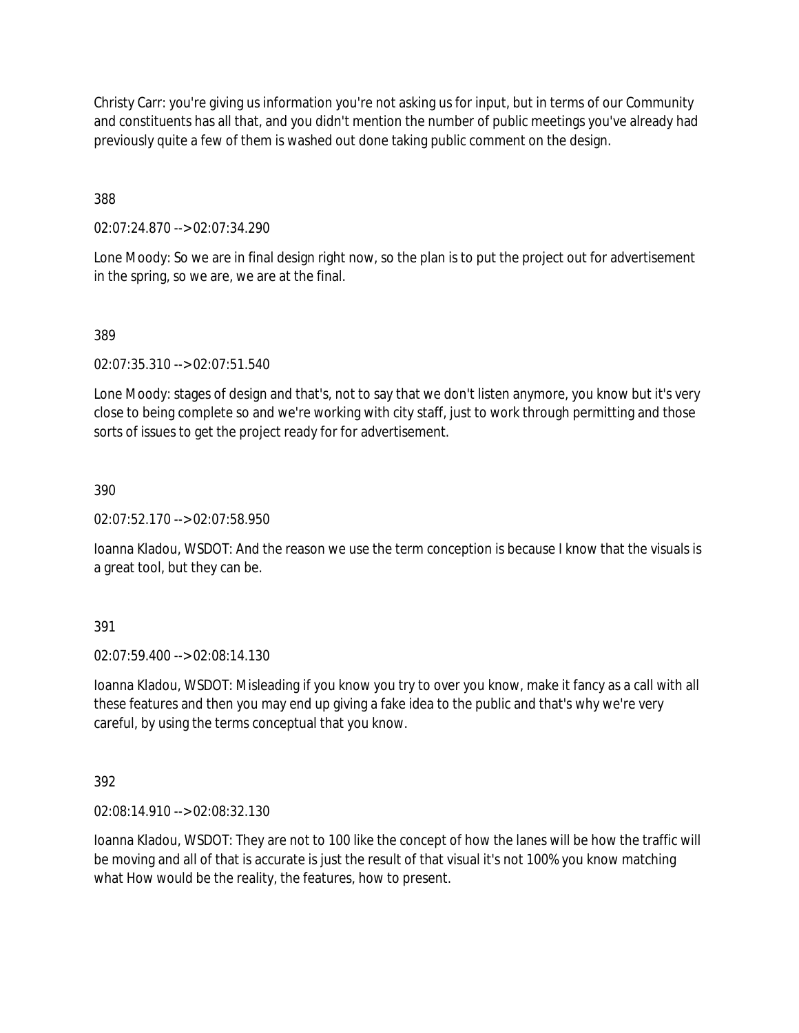Christy Carr: you're giving us information you're not asking us for input, but in terms of our Community and constituents has all that, and you didn't mention the number of public meetings you've already had previously quite a few of them is washed out done taking public comment on the design.

388

02:07:24.870 --> 02:07:34.290

Lone Moody: So we are in final design right now, so the plan is to put the project out for advertisement in the spring, so we are, we are at the final.

389

02:07:35.310 --> 02:07:51.540

Lone Moody: stages of design and that's, not to say that we don't listen anymore, you know but it's very close to being complete so and we're working with city staff, just to work through permitting and those sorts of issues to get the project ready for for advertisement.

390

02:07:52.170 --> 02:07:58.950

Ioanna Kladou, WSDOT: And the reason we use the term conception is because I know that the visuals is a great tool, but they can be.

391

02:07:59.400 --> 02:08:14.130

Ioanna Kladou, WSDOT: Misleading if you know you try to over you know, make it fancy as a call with all these features and then you may end up giving a fake idea to the public and that's why we're very careful, by using the terms conceptual that you know.

392

02:08:14.910 --> 02:08:32.130

Ioanna Kladou, WSDOT: They are not to 100 like the concept of how the lanes will be how the traffic will be moving and all of that is accurate is just the result of that visual it's not 100% you know matching what How would be the reality, the features, how to present.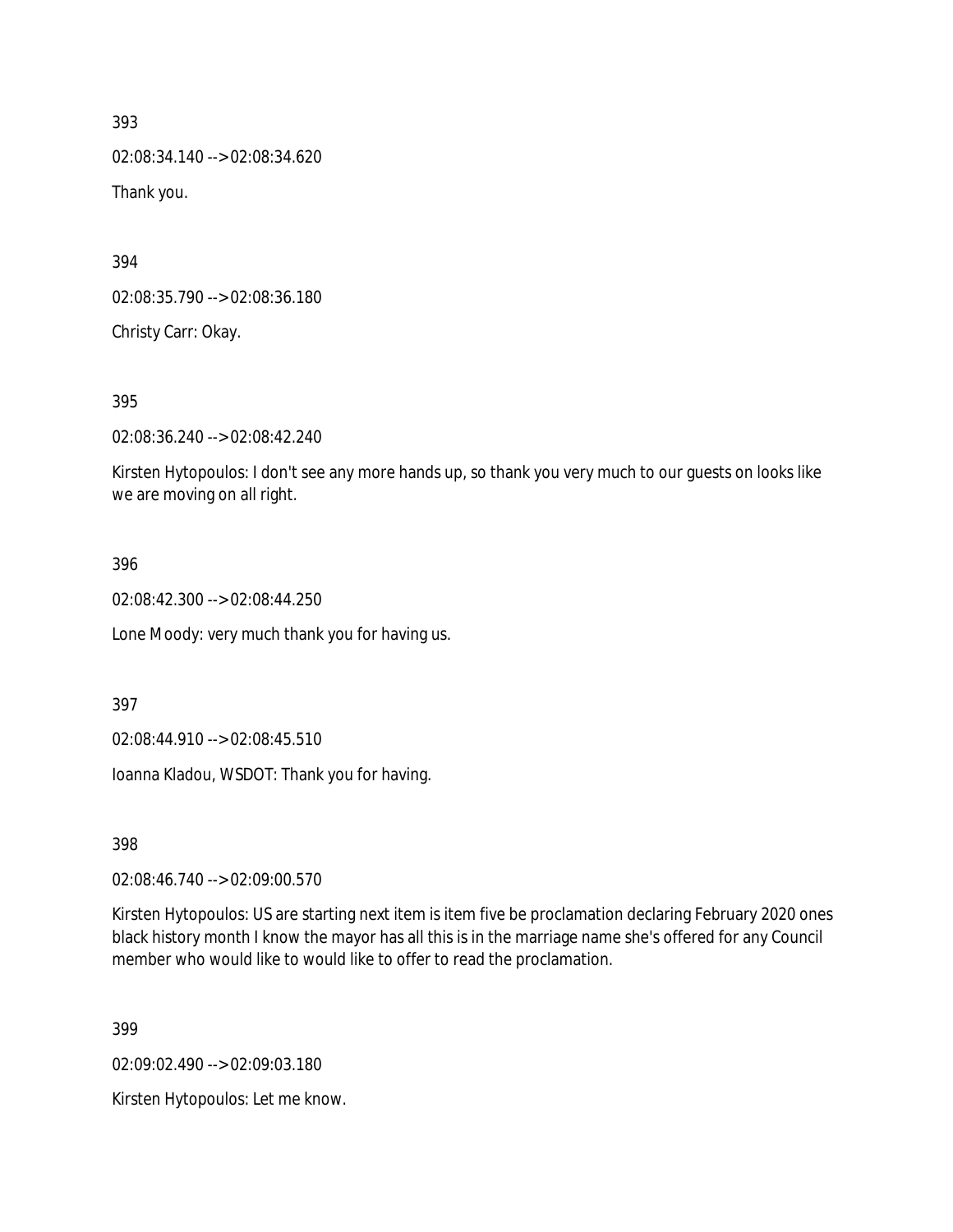393

02:08:34.140 --> 02:08:34.620

Thank you.

394

02:08:35.790 --> 02:08:36.180

Christy Carr: Okay.

395

02:08:36.240 --> 02:08:42.240

Kirsten Hytopoulos: I don't see any more hands up, so thank you very much to our guests on looks like we are moving on all right.

396

02:08:42.300 --> 02:08:44.250

Lone Moody: very much thank you for having us.

397

02:08:44.910 --> 02:08:45.510

Ioanna Kladou, WSDOT: Thank you for having.

398

02:08:46.740 --> 02:09:00.570

Kirsten Hytopoulos: US are starting next item is item five be proclamation declaring February 2020 ones black history month I know the mayor has all this is in the marriage name she's offered for any Council member who would like to would like to offer to read the proclamation.

399

02:09:02.490 --> 02:09:03.180

Kirsten Hytopoulos: Let me know.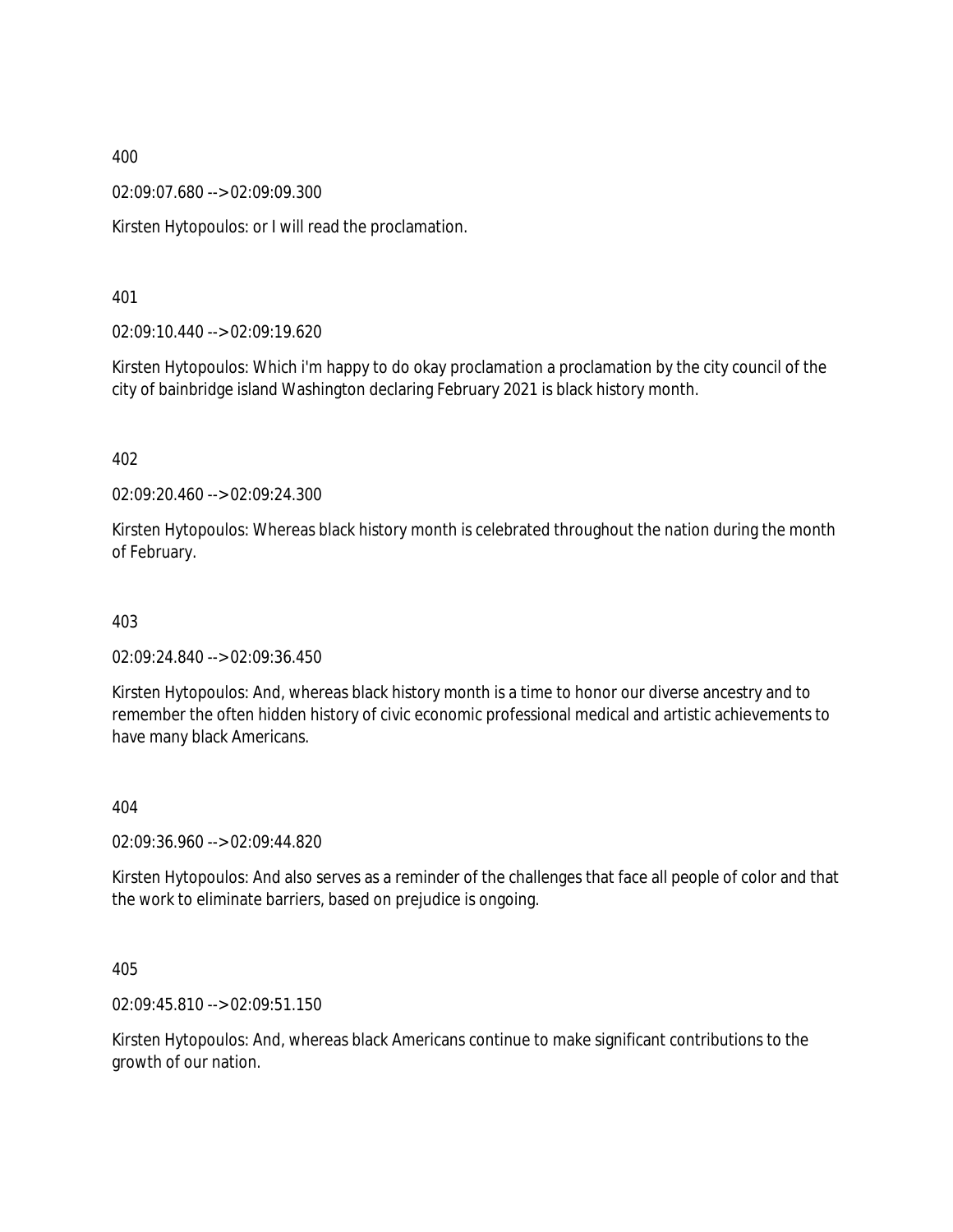400

02:09:07.680 --> 02:09:09.300

Kirsten Hytopoulos: or I will read the proclamation.

401

02:09:10.440 --> 02:09:19.620

Kirsten Hytopoulos: Which i'm happy to do okay proclamation a proclamation by the city council of the city of bainbridge island Washington declaring February 2021 is black history month.

402

02:09:20.460 --> 02:09:24.300

Kirsten Hytopoulos: Whereas black history month is celebrated throughout the nation during the month of February.

403

02:09:24.840 --> 02:09:36.450

Kirsten Hytopoulos: And, whereas black history month is a time to honor our diverse ancestry and to remember the often hidden history of civic economic professional medical and artistic achievements to have many black Americans.

404

02:09:36.960 --> 02:09:44.820

Kirsten Hytopoulos: And also serves as a reminder of the challenges that face all people of color and that the work to eliminate barriers, based on prejudice is ongoing.

405

02:09:45.810 --> 02:09:51.150

Kirsten Hytopoulos: And, whereas black Americans continue to make significant contributions to the growth of our nation.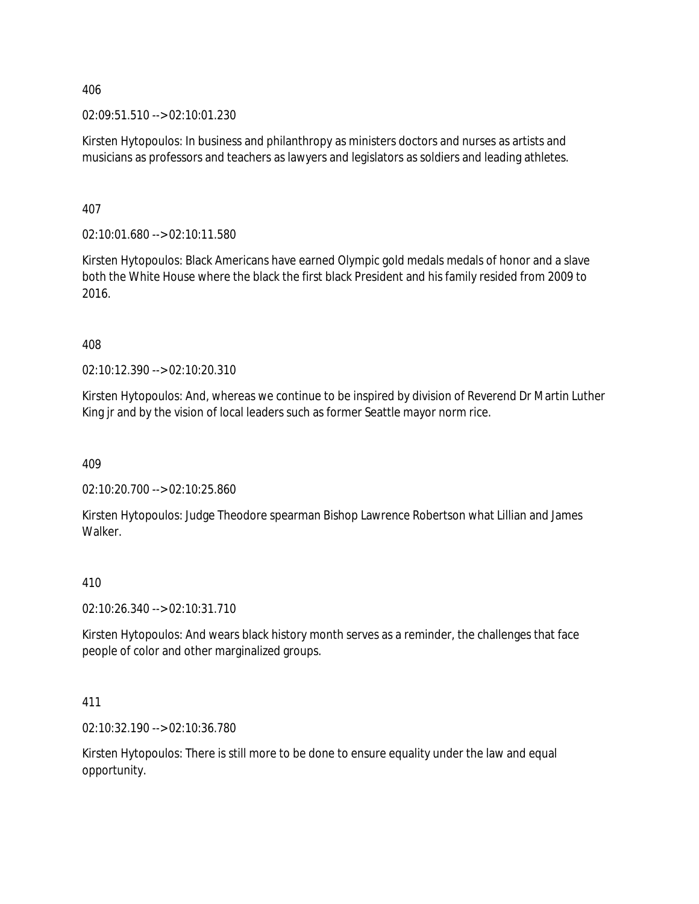406

02:09:51.510 --> 02:10:01.230

Kirsten Hytopoulos: In business and philanthropy as ministers doctors and nurses as artists and musicians as professors and teachers as lawyers and legislators as soldiers and leading athletes.

407

02:10:01.680 --> 02:10:11.580

Kirsten Hytopoulos: Black Americans have earned Olympic gold medals medals of honor and a slave both the White House where the black the first black President and his family resided from 2009 to 2016.

408

02:10:12.390 --> 02:10:20.310

Kirsten Hytopoulos: And, whereas we continue to be inspired by division of Reverend Dr Martin Luther King jr and by the vision of local leaders such as former Seattle mayor norm rice.

409

02:10:20.700 --> 02:10:25.860

Kirsten Hytopoulos: Judge Theodore spearman Bishop Lawrence Robertson what Lillian and James Walker.

410

02:10:26.340 --> 02:10:31.710

Kirsten Hytopoulos: And wears black history month serves as a reminder, the challenges that face people of color and other marginalized groups.

411

02:10:32.190 --> 02:10:36.780

Kirsten Hytopoulos: There is still more to be done to ensure equality under the law and equal opportunity.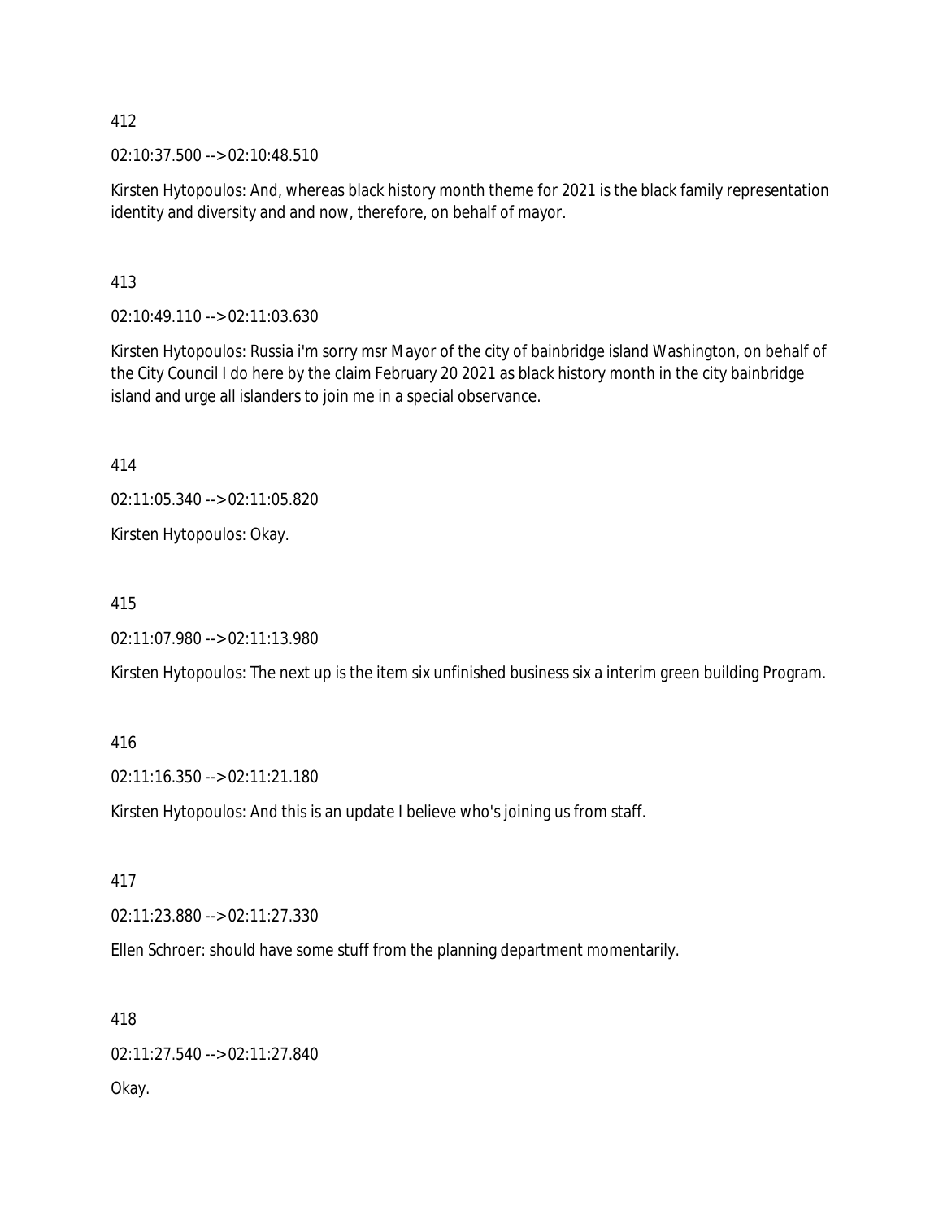412

02:10:37.500 --> 02:10:48.510

Kirsten Hytopoulos: And, whereas black history month theme for 2021 is the black family representation identity and diversity and and now, therefore, on behalf of mayor.

413

02:10:49.110 --> 02:11:03.630

Kirsten Hytopoulos: Russia i'm sorry msr Mayor of the city of bainbridge island Washington, on behalf of the City Council I do here by the claim February 20 2021 as black history month in the city bainbridge island and urge all islanders to join me in a special observance.

414

02:11:05.340 --> 02:11:05.820

Kirsten Hytopoulos: Okay.

415

02:11:07.980 --> 02:11:13.980

Kirsten Hytopoulos: The next up is the item six unfinished business six a interim green building Program.

416

02:11:16.350 --> 02:11:21.180

Kirsten Hytopoulos: And this is an update I believe who's joining us from staff.

417

02:11:23.880 --> 02:11:27.330

Ellen Schroer: should have some stuff from the planning department momentarily.

418

02:11:27.540 --> 02:11:27.840

Okay.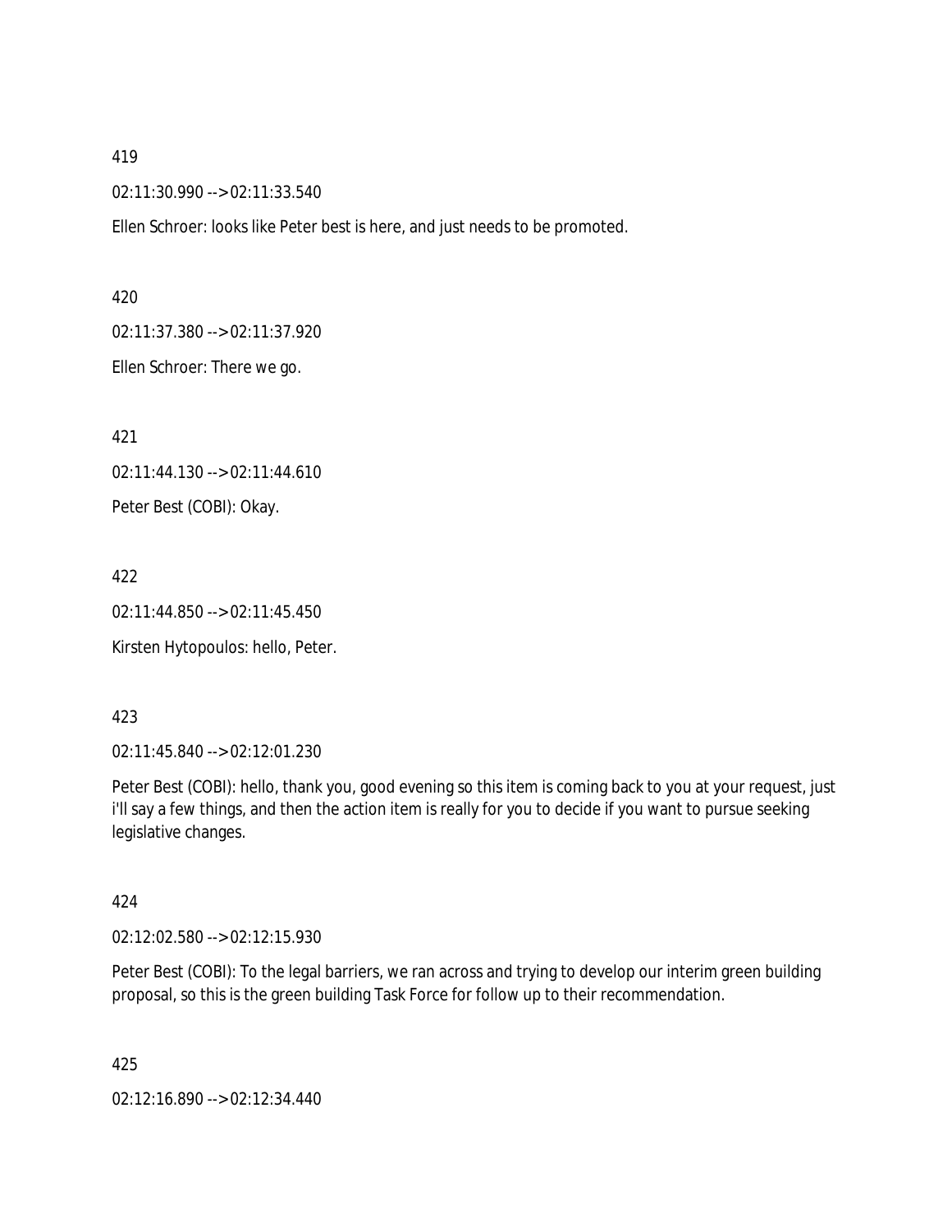419

02:11:30.990 --> 02:11:33.540

Ellen Schroer: looks like Peter best is here, and just needs to be promoted.

420

02:11:37.380 --> 02:11:37.920

Ellen Schroer: There we go.

421

02:11:44.130 --> 02:11:44.610

Peter Best (COBI): Okay.

422

02:11:44.850 --> 02:11:45.450

Kirsten Hytopoulos: hello, Peter.

423

02:11:45.840 --> 02:12:01.230

Peter Best (COBI): hello, thank you, good evening so this item is coming back to you at your request, just i'll say a few things, and then the action item is really for you to decide if you want to pursue seeking legislative changes.

424

02:12:02.580 --> 02:12:15.930

Peter Best (COBI): To the legal barriers, we ran across and trying to develop our interim green building proposal, so this is the green building Task Force for follow up to their recommendation.

425

02:12:16.890 --> 02:12:34.440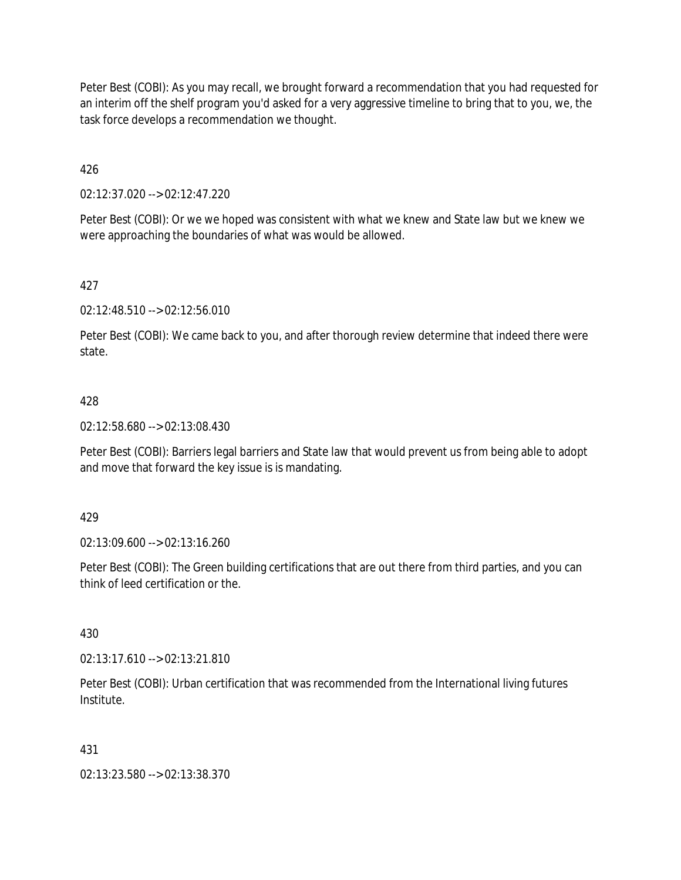Peter Best (COBI): As you may recall, we brought forward a recommendation that you had requested for an interim off the shelf program you'd asked for a very aggressive timeline to bring that to you, we, the task force develops a recommendation we thought.

426

02:12:37.020 --> 02:12:47.220

Peter Best (COBI): Or we we hoped was consistent with what we knew and State law but we knew we were approaching the boundaries of what was would be allowed.

427

02:12:48.510 --> 02:12:56.010

Peter Best (COBI): We came back to you, and after thorough review determine that indeed there were state.

428

02:12:58.680 --> 02:13:08.430

Peter Best (COBI): Barriers legal barriers and State law that would prevent us from being able to adopt and move that forward the key issue is is mandating.

429

02:13:09.600 --> 02:13:16.260

Peter Best (COBI): The Green building certifications that are out there from third parties, and you can think of leed certification or the.

430

02:13:17.610 --> 02:13:21.810

Peter Best (COBI): Urban certification that was recommended from the International living futures Institute.

431

02:13:23.580 --> 02:13:38.370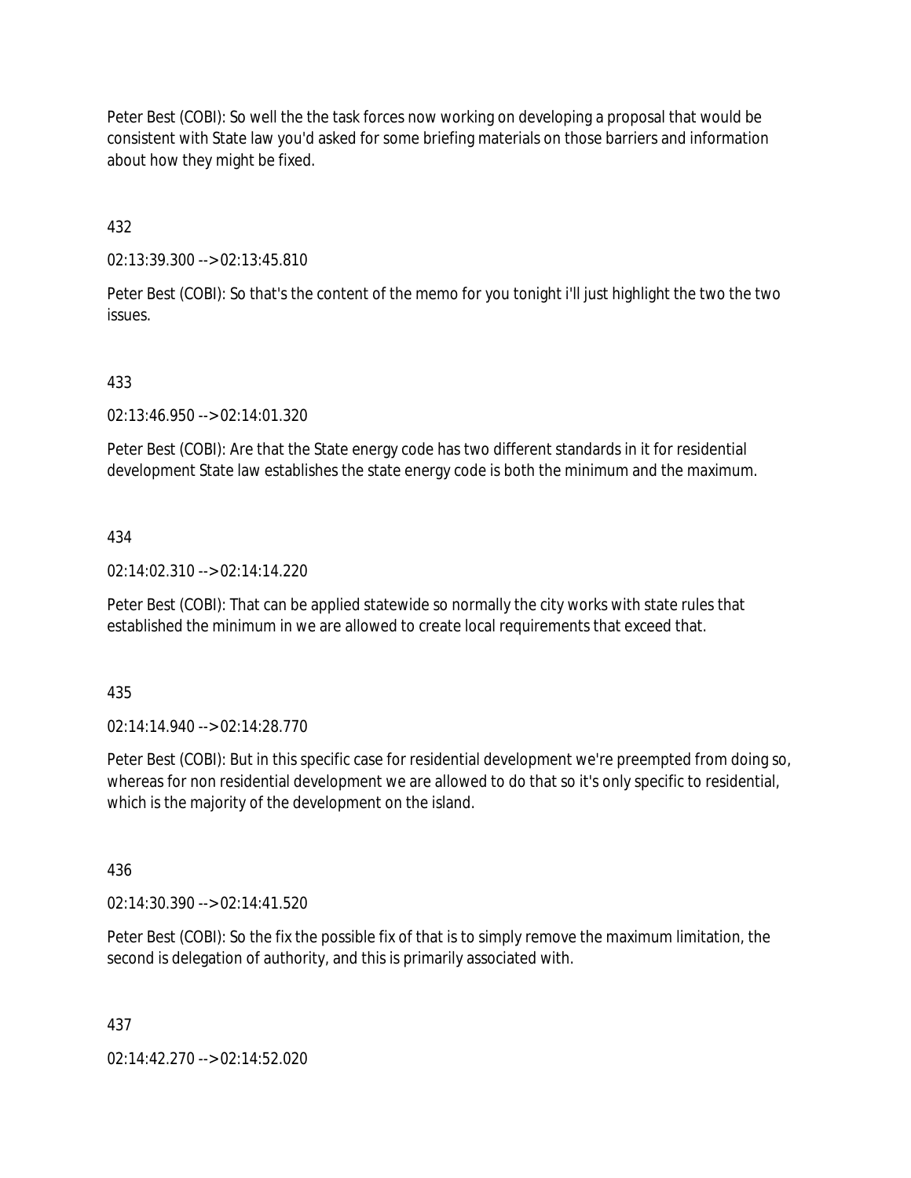Peter Best (COBI): So well the the task forces now working on developing a proposal that would be consistent with State law you'd asked for some briefing materials on those barriers and information about how they might be fixed.

432

02:13:39.300 --> 02:13:45.810

Peter Best (COBI): So that's the content of the memo for you tonight i'll just highlight the two the two issues.

433

02:13:46.950 --> 02:14:01.320

Peter Best (COBI): Are that the State energy code has two different standards in it for residential development State law establishes the state energy code is both the minimum and the maximum.

434

02:14:02.310 --> 02:14:14.220

Peter Best (COBI): That can be applied statewide so normally the city works with state rules that established the minimum in we are allowed to create local requirements that exceed that.

435

02:14:14.940 --> 02:14:28.770

Peter Best (COBI): But in this specific case for residential development we're preempted from doing so, whereas for non residential development we are allowed to do that so it's only specific to residential, which is the majority of the development on the island.

436

02:14:30.390 --> 02:14:41.520

Peter Best (COBI): So the fix the possible fix of that is to simply remove the maximum limitation, the second is delegation of authority, and this is primarily associated with.

437

02:14:42.270 --> 02:14:52.020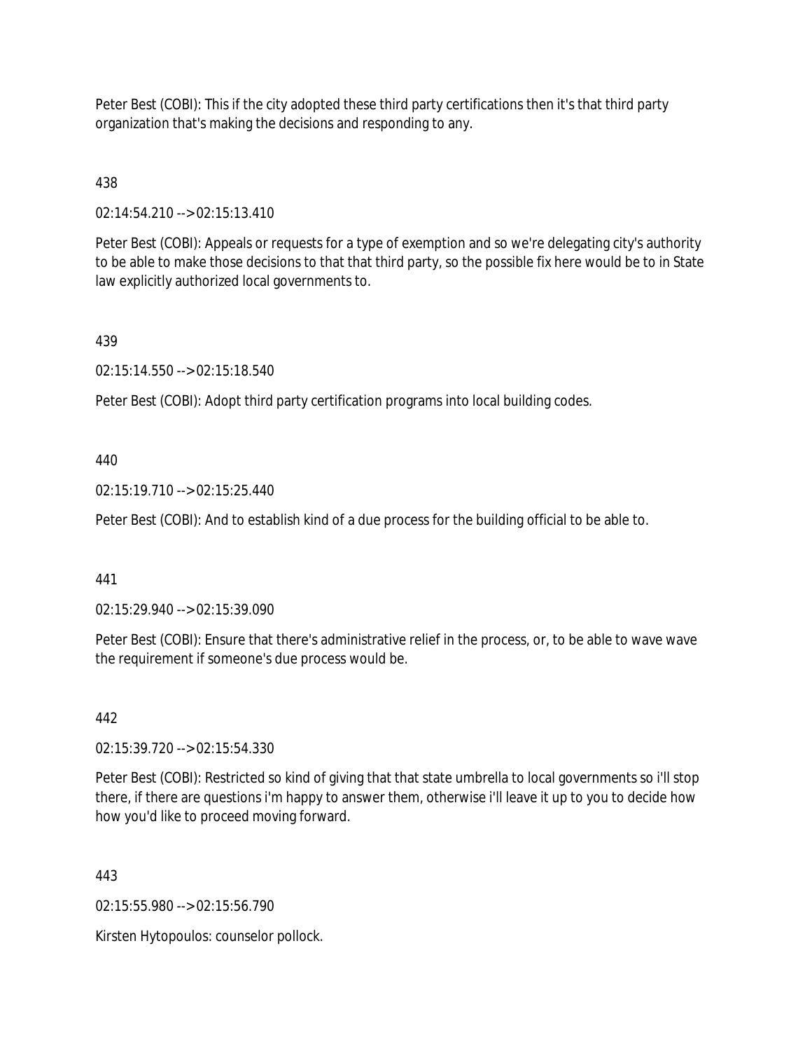Peter Best (COBI): This if the city adopted these third party certifications then it's that third party organization that's making the decisions and responding to any.

438

02:14:54.210 --> 02:15:13.410

Peter Best (COBI): Appeals or requests for a type of exemption and so we're delegating city's authority to be able to make those decisions to that that third party, so the possible fix here would be to in State law explicitly authorized local governments to.

439

02:15:14.550 --> 02:15:18.540

Peter Best (COBI): Adopt third party certification programs into local building codes.

440

02:15:19.710 --> 02:15:25.440

Peter Best (COBI): And to establish kind of a due process for the building official to be able to.

441

02:15:29.940 --> 02:15:39.090

Peter Best (COBI): Ensure that there's administrative relief in the process, or, to be able to wave wave the requirement if someone's due process would be.

442

02:15:39.720 --> 02:15:54.330

Peter Best (COBI): Restricted so kind of giving that that state umbrella to local governments so i'll stop there, if there are questions i'm happy to answer them, otherwise i'll leave it up to you to decide how how you'd like to proceed moving forward.

443

02:15:55.980 --> 02:15:56.790

Kirsten Hytopoulos: counselor pollock.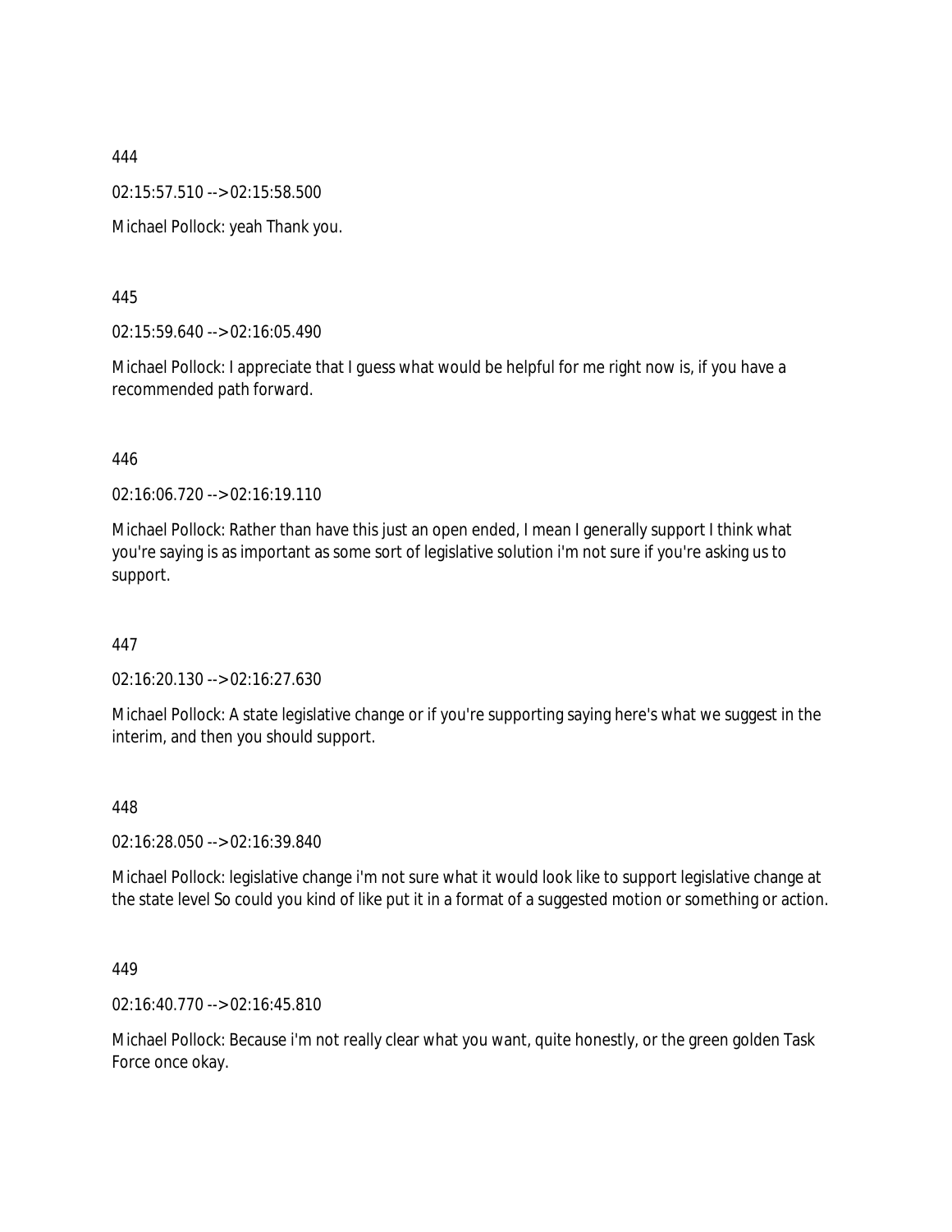444

02:15:57.510 --> 02:15:58.500

Michael Pollock: yeah Thank you.

445

02:15:59.640 --> 02:16:05.490

Michael Pollock: I appreciate that I guess what would be helpful for me right now is, if you have a recommended path forward.

446

02:16:06.720 --> 02:16:19.110

Michael Pollock: Rather than have this just an open ended, I mean I generally support I think what you're saying is as important as some sort of legislative solution i'm not sure if you're asking us to support.

447

02:16:20.130 --> 02:16:27.630

Michael Pollock: A state legislative change or if you're supporting saying here's what we suggest in the interim, and then you should support.

448

02:16:28.050 --> 02:16:39.840

Michael Pollock: legislative change i'm not sure what it would look like to support legislative change at the state level So could you kind of like put it in a format of a suggested motion or something or action.

449

02:16:40.770 --> 02:16:45.810

Michael Pollock: Because i'm not really clear what you want, quite honestly, or the green golden Task Force once okay.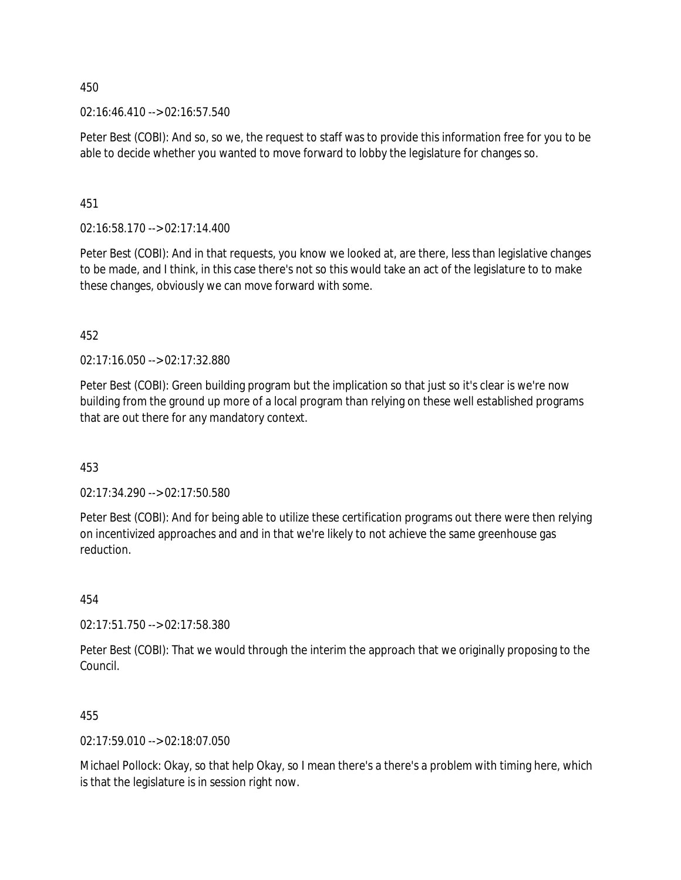450

02:16:46.410 --> 02:16:57.540

Peter Best (COBI): And so, so we, the request to staff was to provide this information free for you to be able to decide whether you wanted to move forward to lobby the legislature for changes so.

451

02:16:58.170 --> 02:17:14.400

Peter Best (COBI): And in that requests, you know we looked at, are there, less than legislative changes to be made, and I think, in this case there's not so this would take an act of the legislature to to make these changes, obviously we can move forward with some.

452

02:17:16.050 --> 02:17:32.880

Peter Best (COBI): Green building program but the implication so that just so it's clear is we're now building from the ground up more of a local program than relying on these well established programs that are out there for any mandatory context.

453

02:17:34.290 --> 02:17:50.580

Peter Best (COBI): And for being able to utilize these certification programs out there were then relying on incentivized approaches and and in that we're likely to not achieve the same greenhouse gas reduction.

454

02:17:51.750 --> 02:17:58.380

Peter Best (COBI): That we would through the interim the approach that we originally proposing to the Council.

455

02:17:59.010 --> 02:18:07.050

Michael Pollock: Okay, so that help Okay, so I mean there's a there's a problem with timing here, which is that the legislature is in session right now.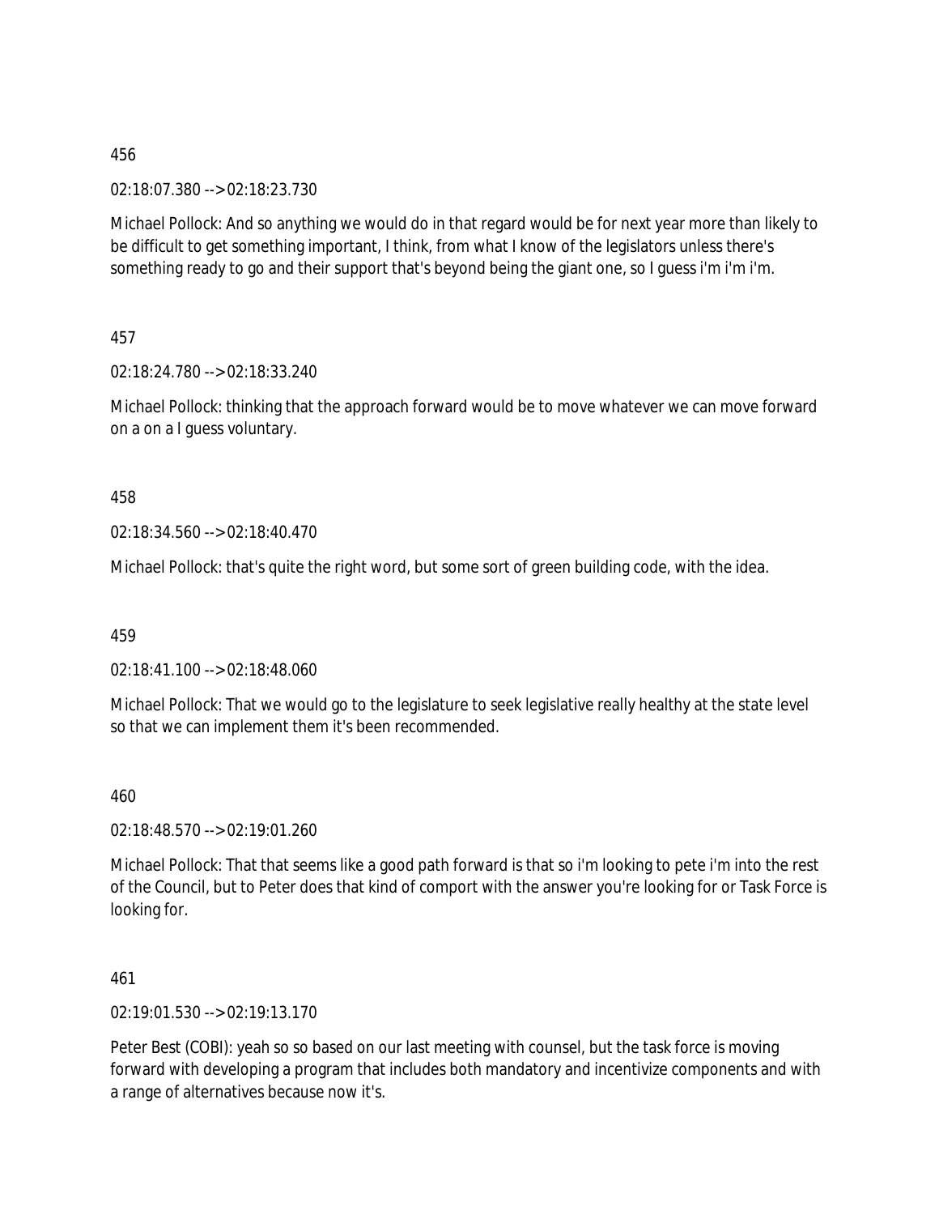456

02:18:07.380 --> 02:18:23.730

Michael Pollock: And so anything we would do in that regard would be for next year more than likely to be difficult to get something important, I think, from what I know of the legislators unless there's something ready to go and their support that's beyond being the giant one, so I guess i'm i'm i'm.

457

02:18:24.780 --> 02:18:33.240

Michael Pollock: thinking that the approach forward would be to move whatever we can move forward on a on a I guess voluntary.

458

02:18:34.560 --> 02:18:40.470

Michael Pollock: that's quite the right word, but some sort of green building code, with the idea.

459

02:18:41.100 --> 02:18:48.060

Michael Pollock: That we would go to the legislature to seek legislative really healthy at the state level so that we can implement them it's been recommended.

460

02:18:48.570 --> 02:19:01.260

Michael Pollock: That that seems like a good path forward is that so i'm looking to pete i'm into the rest of the Council, but to Peter does that kind of comport with the answer you're looking for or Task Force is looking for.

461

02:19:01.530 --> 02:19:13.170

Peter Best (COBI): yeah so so based on our last meeting with counsel, but the task force is moving forward with developing a program that includes both mandatory and incentivize components and with a range of alternatives because now it's.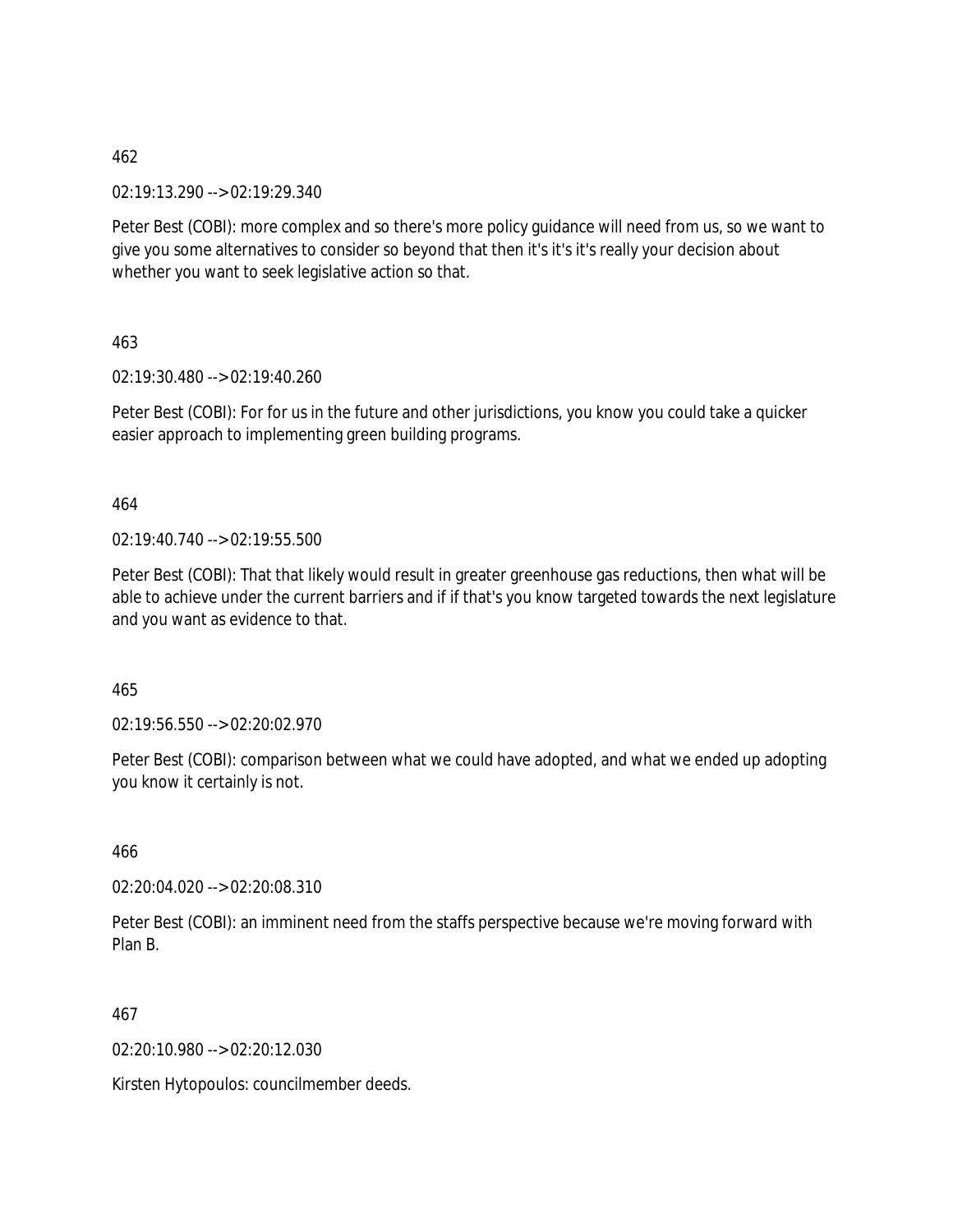462

02:19:13.290 --> 02:19:29.340

Peter Best (COBI): more complex and so there's more policy guidance will need from us, so we want to give you some alternatives to consider so beyond that then it's it's it's really your decision about whether you want to seek legislative action so that.

463

02:19:30.480 --> 02:19:40.260

Peter Best (COBI): For for us in the future and other jurisdictions, you know you could take a quicker easier approach to implementing green building programs.

464

02:19:40.740 --> 02:19:55.500

Peter Best (COBI): That that likely would result in greater greenhouse gas reductions, then what will be able to achieve under the current barriers and if if that's you know targeted towards the next legislature and you want as evidence to that.

465

02:19:56.550 --> 02:20:02.970

Peter Best (COBI): comparison between what we could have adopted, and what we ended up adopting you know it certainly is not.

466

02:20:04.020 --> 02:20:08.310

Peter Best (COBI): an imminent need from the staffs perspective because we're moving forward with Plan B.

467

02:20:10.980 --> 02:20:12.030

Kirsten Hytopoulos: councilmember deeds.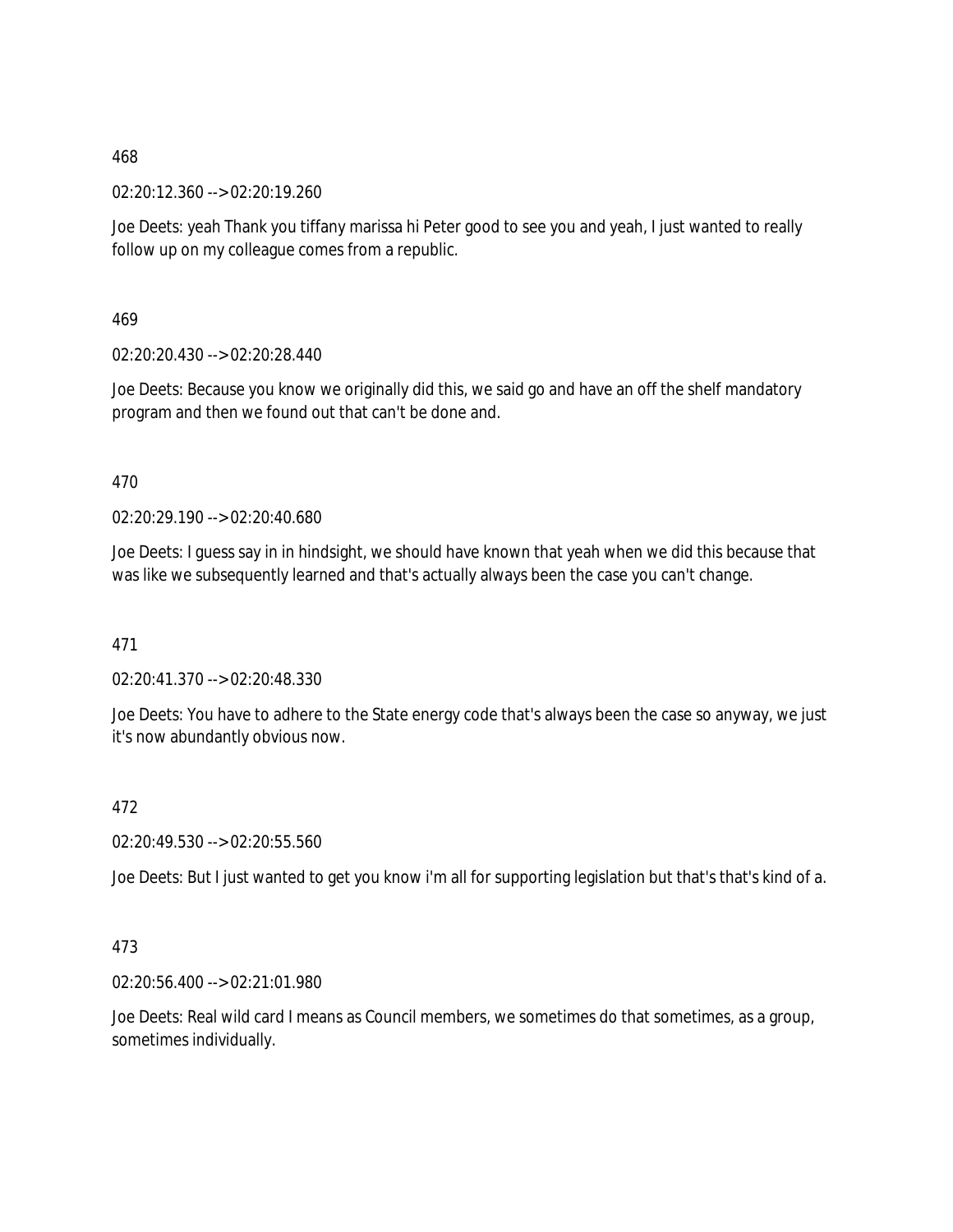468

02:20:12.360 --> 02:20:19.260

Joe Deets: yeah Thank you tiffany marissa hi Peter good to see you and yeah, I just wanted to really follow up on my colleague comes from a republic.

469

02:20:20.430 --> 02:20:28.440

Joe Deets: Because you know we originally did this, we said go and have an off the shelf mandatory program and then we found out that can't be done and.

470

02:20:29.190 --> 02:20:40.680

Joe Deets: I guess say in in hindsight, we should have known that yeah when we did this because that was like we subsequently learned and that's actually always been the case you can't change.

471

02:20:41.370 --> 02:20:48.330

Joe Deets: You have to adhere to the State energy code that's always been the case so anyway, we just it's now abundantly obvious now.

472

02:20:49.530 --> 02:20:55.560

Joe Deets: But I just wanted to get you know i'm all for supporting legislation but that's that's kind of a.

473

02:20:56.400 --> 02:21:01.980

Joe Deets: Real wild card I means as Council members, we sometimes do that sometimes, as a group, sometimes individually.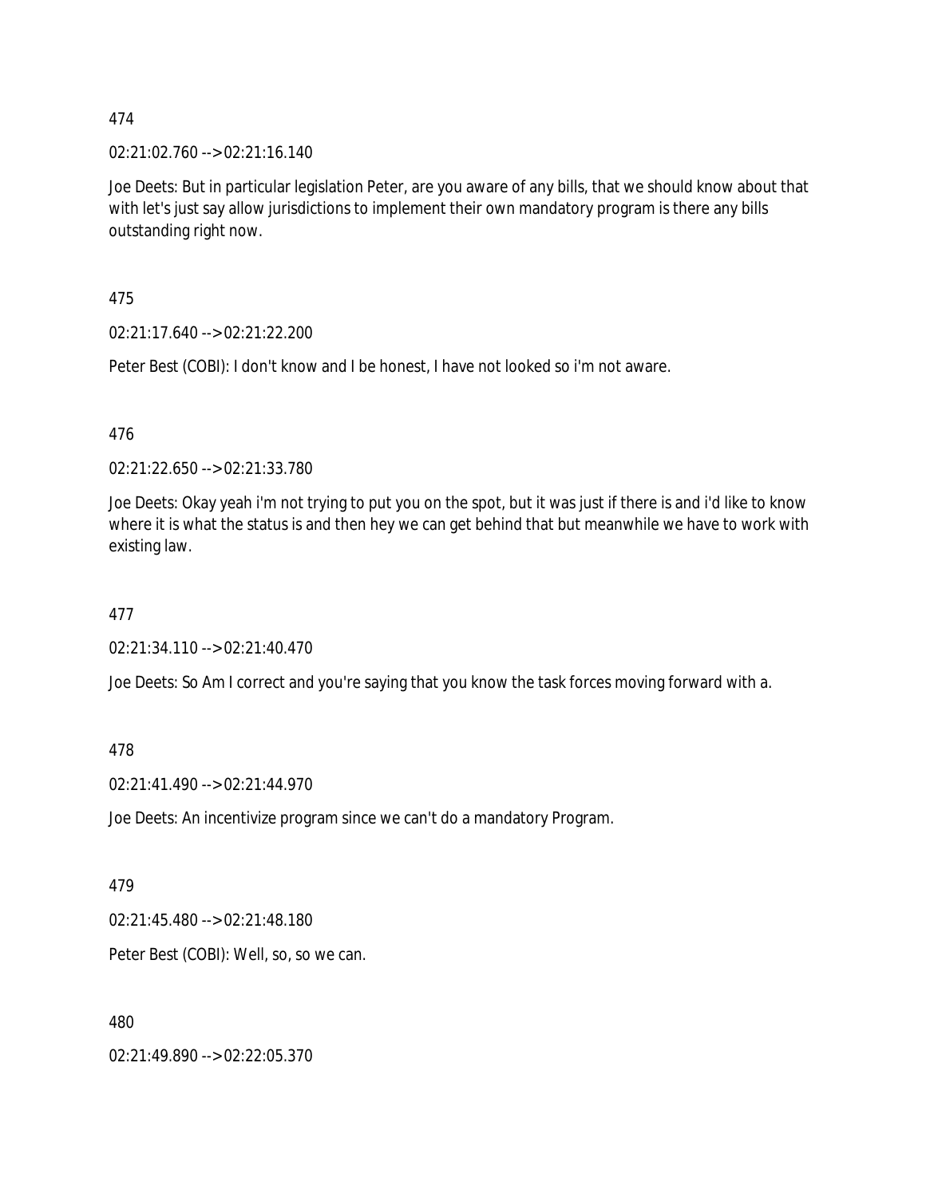474

02:21:02.760 --> 02:21:16.140

Joe Deets: But in particular legislation Peter, are you aware of any bills, that we should know about that with let's just say allow jurisdictions to implement their own mandatory program is there any bills outstanding right now.

475

02:21:17.640 --> 02:21:22.200

Peter Best (COBI): I don't know and I be honest, I have not looked so i'm not aware.

476

02:21:22.650 --> 02:21:33.780

Joe Deets: Okay yeah i'm not trying to put you on the spot, but it was just if there is and i'd like to know where it is what the status is and then hey we can get behind that but meanwhile we have to work with existing law.

477

02:21:34.110 --> 02:21:40.470

Joe Deets: So Am I correct and you're saying that you know the task forces moving forward with a.

478

02:21:41.490 --> 02:21:44.970

Joe Deets: An incentivize program since we can't do a mandatory Program.

479

02:21:45.480 --> 02:21:48.180

Peter Best (COBI): Well, so, so we can.

480

02:21:49.890 --> 02:22:05.370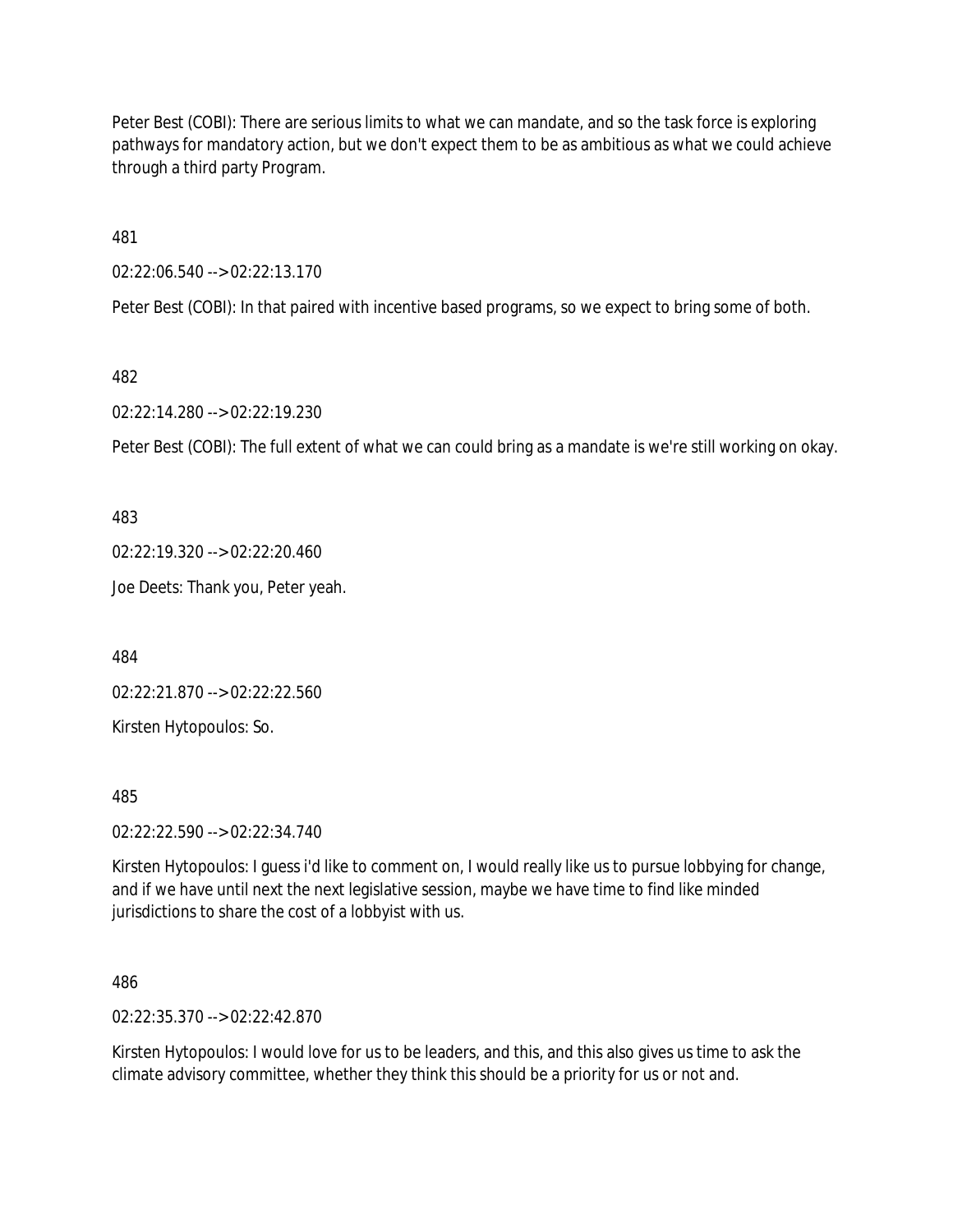Peter Best (COBI): There are serious limits to what we can mandate, and so the task force is exploring pathways for mandatory action, but we don't expect them to be as ambitious as what we could achieve through a third party Program.

481

02:22:06.540 --> 02:22:13.170

Peter Best (COBI): In that paired with incentive based programs, so we expect to bring some of both.

482

02:22:14.280 --> 02:22:19.230

Peter Best (COBI): The full extent of what we can could bring as a mandate is we're still working on okay.

483

02:22:19.320 --> 02:22:20.460

Joe Deets: Thank you, Peter yeah.

484

02:22:21.870 --> 02:22:22.560

Kirsten Hytopoulos: So.

485

02:22:22.590 --> 02:22:34.740

Kirsten Hytopoulos: I guess i'd like to comment on, I would really like us to pursue lobbying for change, and if we have until next the next legislative session, maybe we have time to find like minded jurisdictions to share the cost of a lobbyist with us.

486

02:22:35.370 --> 02:22:42.870

Kirsten Hytopoulos: I would love for us to be leaders, and this, and this also gives us time to ask the climate advisory committee, whether they think this should be a priority for us or not and.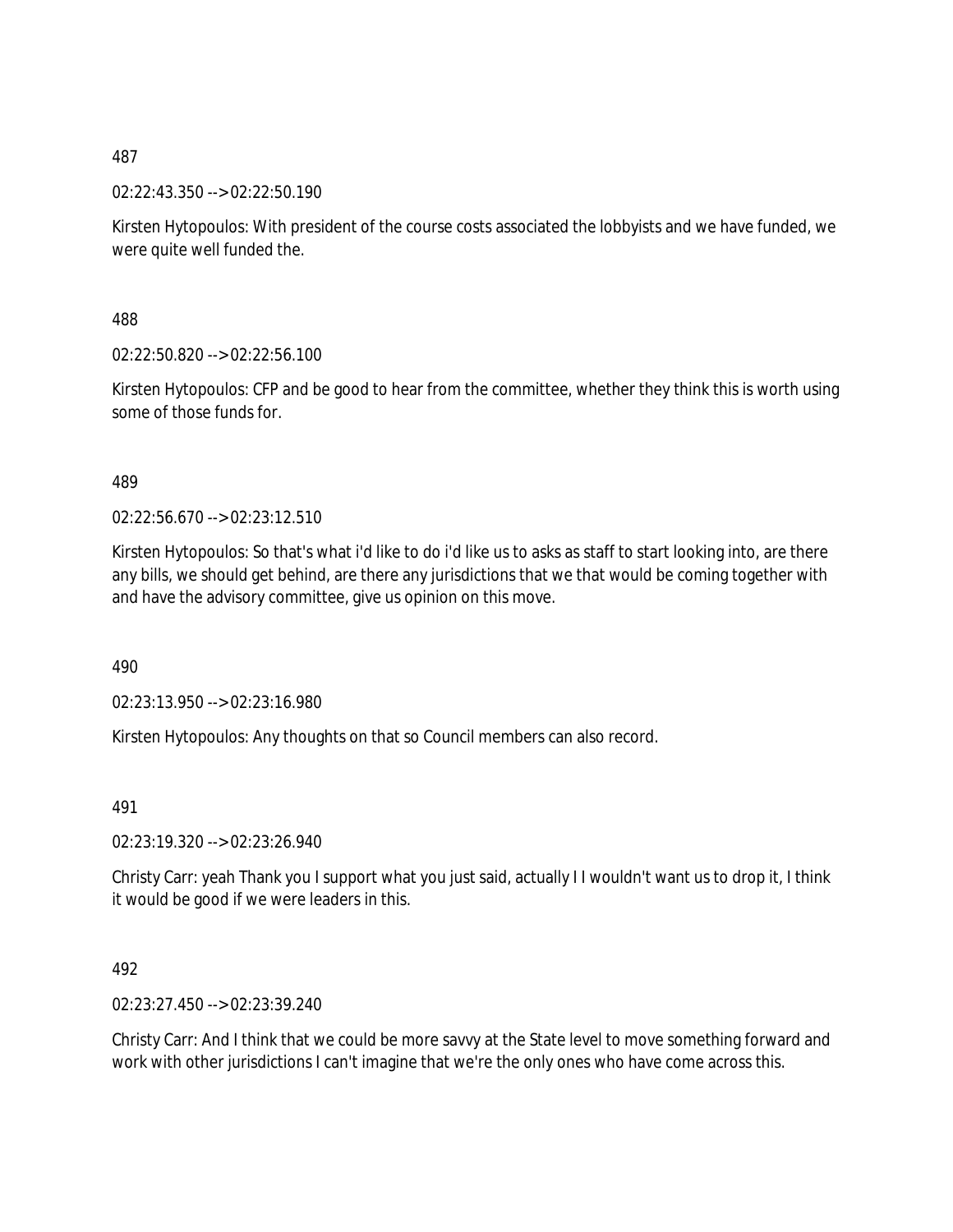487

02:22:43.350 --> 02:22:50.190

Kirsten Hytopoulos: With president of the course costs associated the lobbyists and we have funded, we were quite well funded the.

488

02:22:50.820 --> 02:22:56.100

Kirsten Hytopoulos: CFP and be good to hear from the committee, whether they think this is worth using some of those funds for.

489

02:22:56.670 --> 02:23:12.510

Kirsten Hytopoulos: So that's what i'd like to do i'd like us to asks as staff to start looking into, are there any bills, we should get behind, are there any jurisdictions that we that would be coming together with and have the advisory committee, give us opinion on this move.

490

02:23:13.950 --> 02:23:16.980

Kirsten Hytopoulos: Any thoughts on that so Council members can also record.

491

02:23:19.320 --> 02:23:26.940

Christy Carr: yeah Thank you I support what you just said, actually I I wouldn't want us to drop it, I think it would be good if we were leaders in this.

492

02:23:27.450 --> 02:23:39.240

Christy Carr: And I think that we could be more savvy at the State level to move something forward and work with other jurisdictions I can't imagine that we're the only ones who have come across this.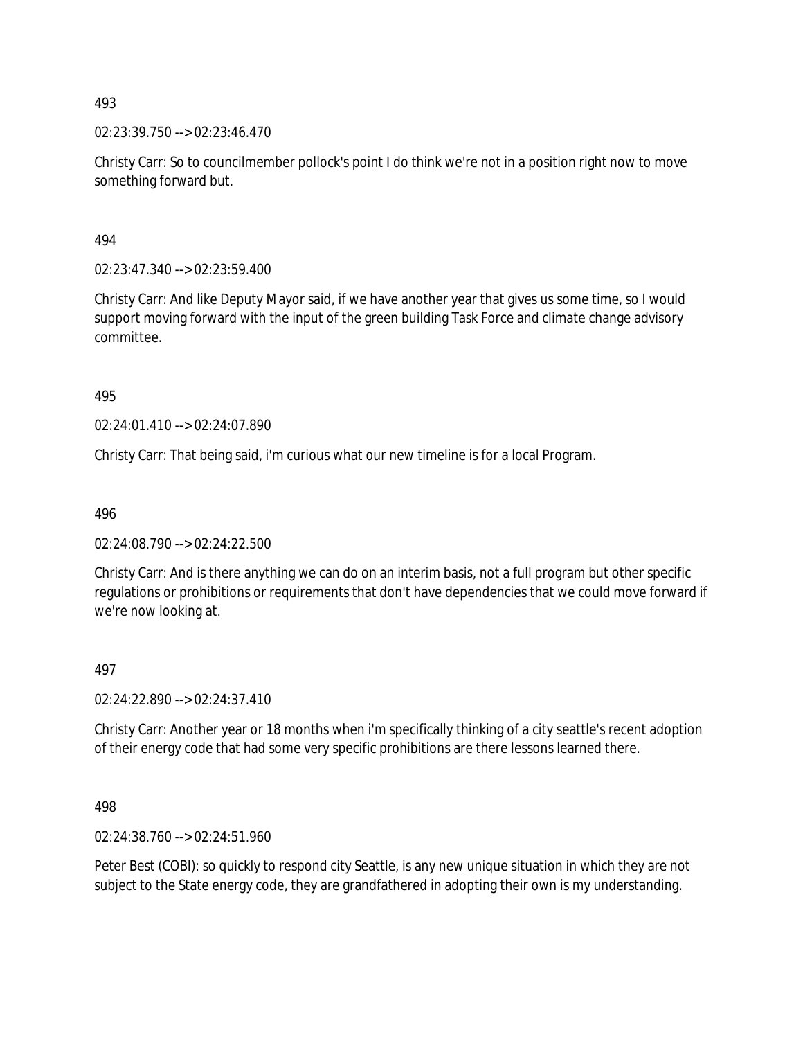493

02:23:39.750 --> 02:23:46.470

Christy Carr: So to councilmember pollock's point I do think we're not in a position right now to move something forward but.

494

02:23:47.340 --> 02:23:59.400

Christy Carr: And like Deputy Mayor said, if we have another year that gives us some time, so I would support moving forward with the input of the green building Task Force and climate change advisory committee.

495

02:24:01.410 --> 02:24:07.890

Christy Carr: That being said, i'm curious what our new timeline is for a local Program.

496

02:24:08.790 --> 02:24:22.500

Christy Carr: And is there anything we can do on an interim basis, not a full program but other specific regulations or prohibitions or requirements that don't have dependencies that we could move forward if we're now looking at.

497

02:24:22.890 --> 02:24:37.410

Christy Carr: Another year or 18 months when i'm specifically thinking of a city seattle's recent adoption of their energy code that had some very specific prohibitions are there lessons learned there.

498

02:24:38.760 --> 02:24:51.960

Peter Best (COBI): so quickly to respond city Seattle, is any new unique situation in which they are not subject to the State energy code, they are grandfathered in adopting their own is my understanding.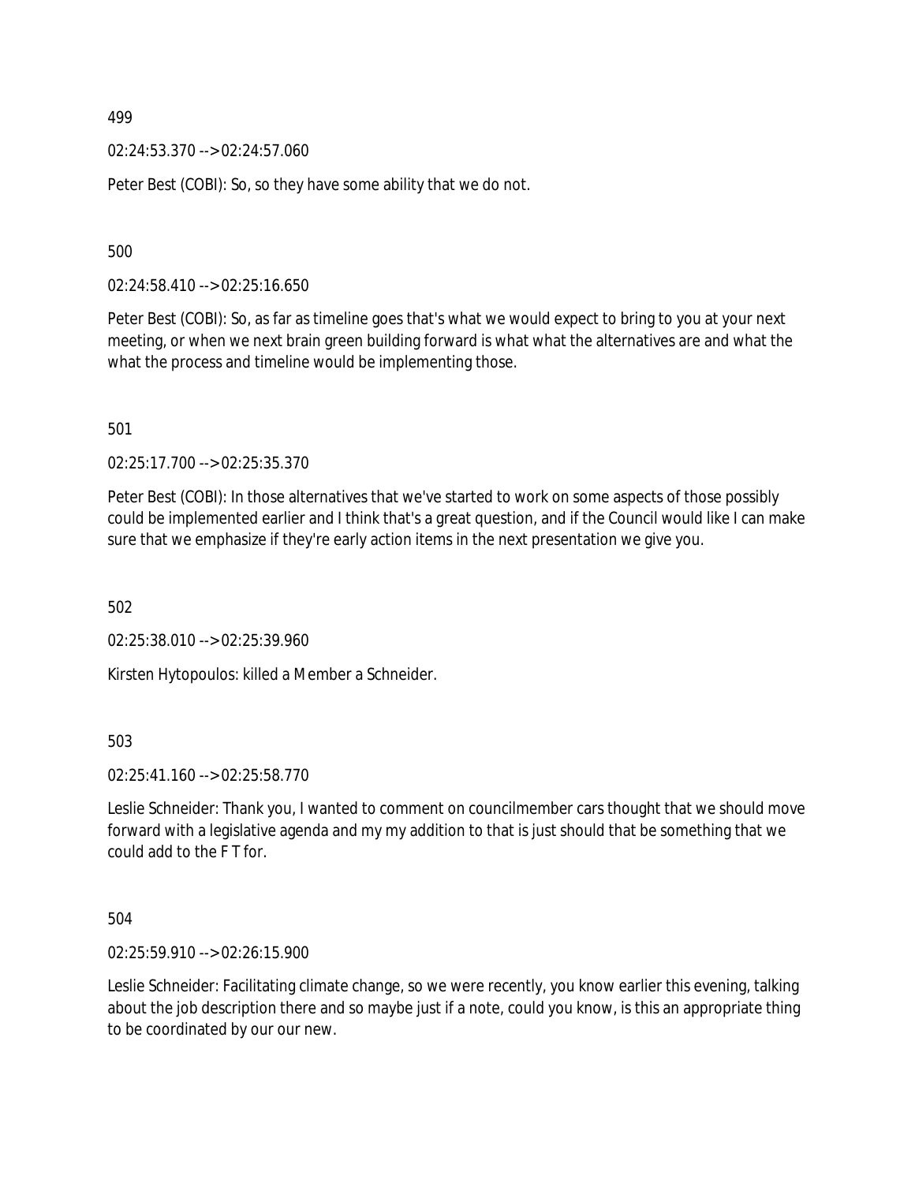499

02:24:53.370 --> 02:24:57.060

Peter Best (COBI): So, so they have some ability that we do not.

500

02:24:58.410 --> 02:25:16.650

Peter Best (COBI): So, as far as timeline goes that's what we would expect to bring to you at your next meeting, or when we next brain green building forward is what what the alternatives are and what the what the process and timeline would be implementing those.

501

02:25:17.700 --> 02:25:35.370

Peter Best (COBI): In those alternatives that we've started to work on some aspects of those possibly could be implemented earlier and I think that's a great question, and if the Council would like I can make sure that we emphasize if they're early action items in the next presentation we give you.

502

02:25:38.010 --> 02:25:39.960

Kirsten Hytopoulos: killed a Member a Schneider.

503

02:25:41.160 --> 02:25:58.770

Leslie Schneider: Thank you, I wanted to comment on councilmember cars thought that we should move forward with a legislative agenda and my my addition to that is just should that be something that we could add to the F T for.

504

02:25:59.910 --> 02:26:15.900

Leslie Schneider: Facilitating climate change, so we were recently, you know earlier this evening, talking about the job description there and so maybe just if a note, could you know, is this an appropriate thing to be coordinated by our our new.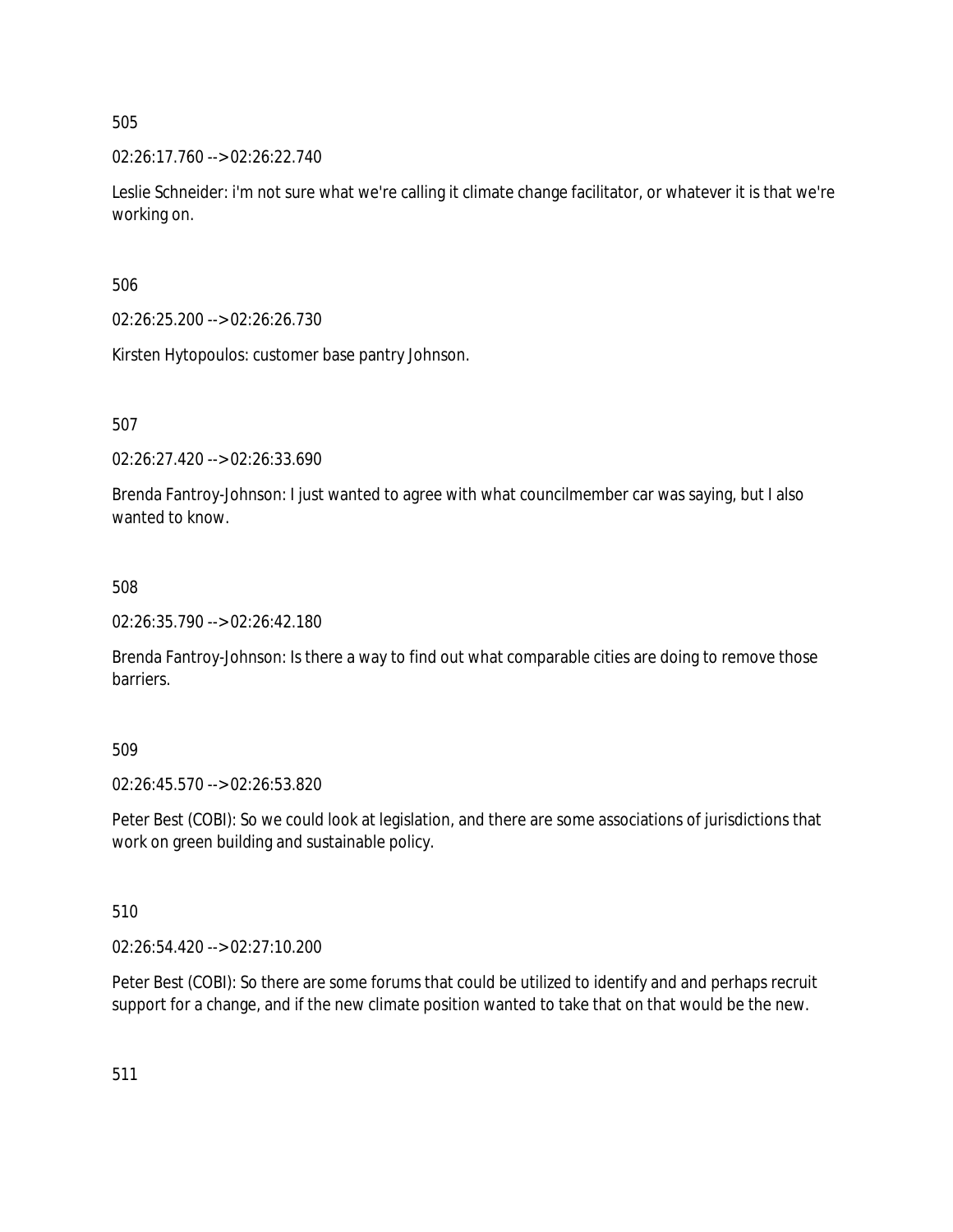505

02:26:17.760 --> 02:26:22.740

Leslie Schneider: i'm not sure what we're calling it climate change facilitator, or whatever it is that we're working on.

506

02:26:25.200 --> 02:26:26.730

Kirsten Hytopoulos: customer base pantry Johnson.

507

02:26:27.420 --> 02:26:33.690

Brenda Fantroy-Johnson: I just wanted to agree with what councilmember car was saying, but I also wanted to know.

508

02:26:35.790 --> 02:26:42.180

Brenda Fantroy-Johnson: Is there a way to find out what comparable cities are doing to remove those barriers.

509

02:26:45.570 --> 02:26:53.820

Peter Best (COBI): So we could look at legislation, and there are some associations of jurisdictions that work on green building and sustainable policy.

510

02:26:54.420 --> 02:27:10.200

Peter Best (COBI): So there are some forums that could be utilized to identify and and perhaps recruit support for a change, and if the new climate position wanted to take that on that would be the new.

511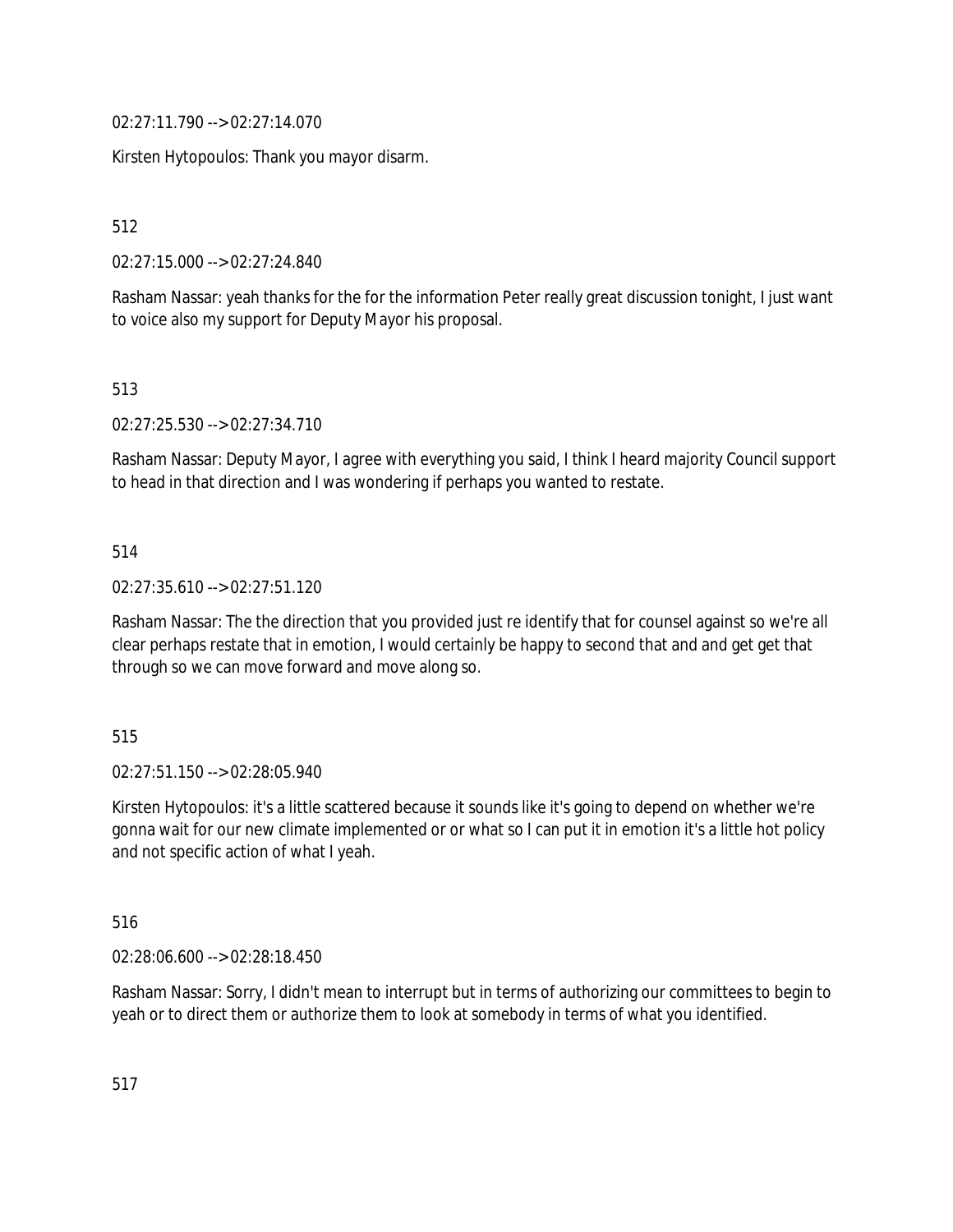02:27:11.790 --> 02:27:14.070

Kirsten Hytopoulos: Thank you mayor disarm.

512

02:27:15.000 --> 02:27:24.840

Rasham Nassar: yeah thanks for the for the information Peter really great discussion tonight, I just want to voice also my support for Deputy Mayor his proposal.

513

02:27:25.530 --> 02:27:34.710

Rasham Nassar: Deputy Mayor, I agree with everything you said, I think I heard majority Council support to head in that direction and I was wondering if perhaps you wanted to restate.

514

02:27:35.610 --> 02:27:51.120

Rasham Nassar: The the direction that you provided just re identify that for counsel against so we're all clear perhaps restate that in emotion, I would certainly be happy to second that and and get get that through so we can move forward and move along so.

515

02:27:51.150 --> 02:28:05.940

Kirsten Hytopoulos: it's a little scattered because it sounds like it's going to depend on whether we're gonna wait for our new climate implemented or or what so I can put it in emotion it's a little hot policy and not specific action of what I yeah.

516

02:28:06.600 --> 02:28:18.450

Rasham Nassar: Sorry, I didn't mean to interrupt but in terms of authorizing our committees to begin to yeah or to direct them or authorize them to look at somebody in terms of what you identified.

517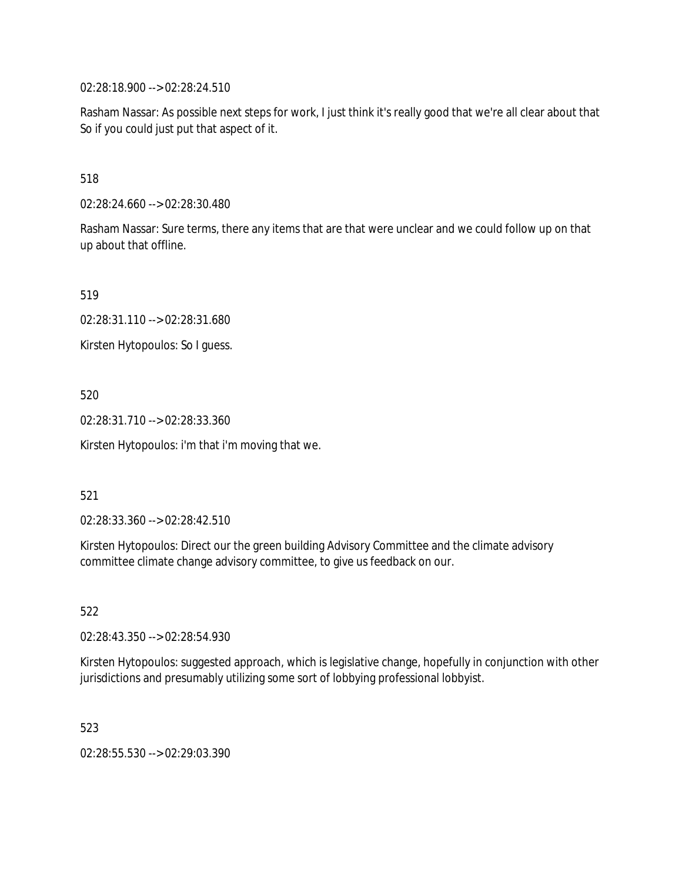02:28:18.900 --> 02:28:24.510

Rasham Nassar: As possible next steps for work, I just think it's really good that we're all clear about that So if you could just put that aspect of it.

518

02:28:24.660 --> 02:28:30.480

Rasham Nassar: Sure terms, there any items that are that were unclear and we could follow up on that up about that offline.

519

02:28:31.110 --> 02:28:31.680

Kirsten Hytopoulos: So I guess.

520

02:28:31.710 --> 02:28:33.360

Kirsten Hytopoulos: i'm that i'm moving that we.

521

02:28:33.360 --> 02:28:42.510

Kirsten Hytopoulos: Direct our the green building Advisory Committee and the climate advisory committee climate change advisory committee, to give us feedback on our.

522

02:28:43.350 --> 02:28:54.930

Kirsten Hytopoulos: suggested approach, which is legislative change, hopefully in conjunction with other jurisdictions and presumably utilizing some sort of lobbying professional lobbyist.

523

02:28:55.530 --> 02:29:03.390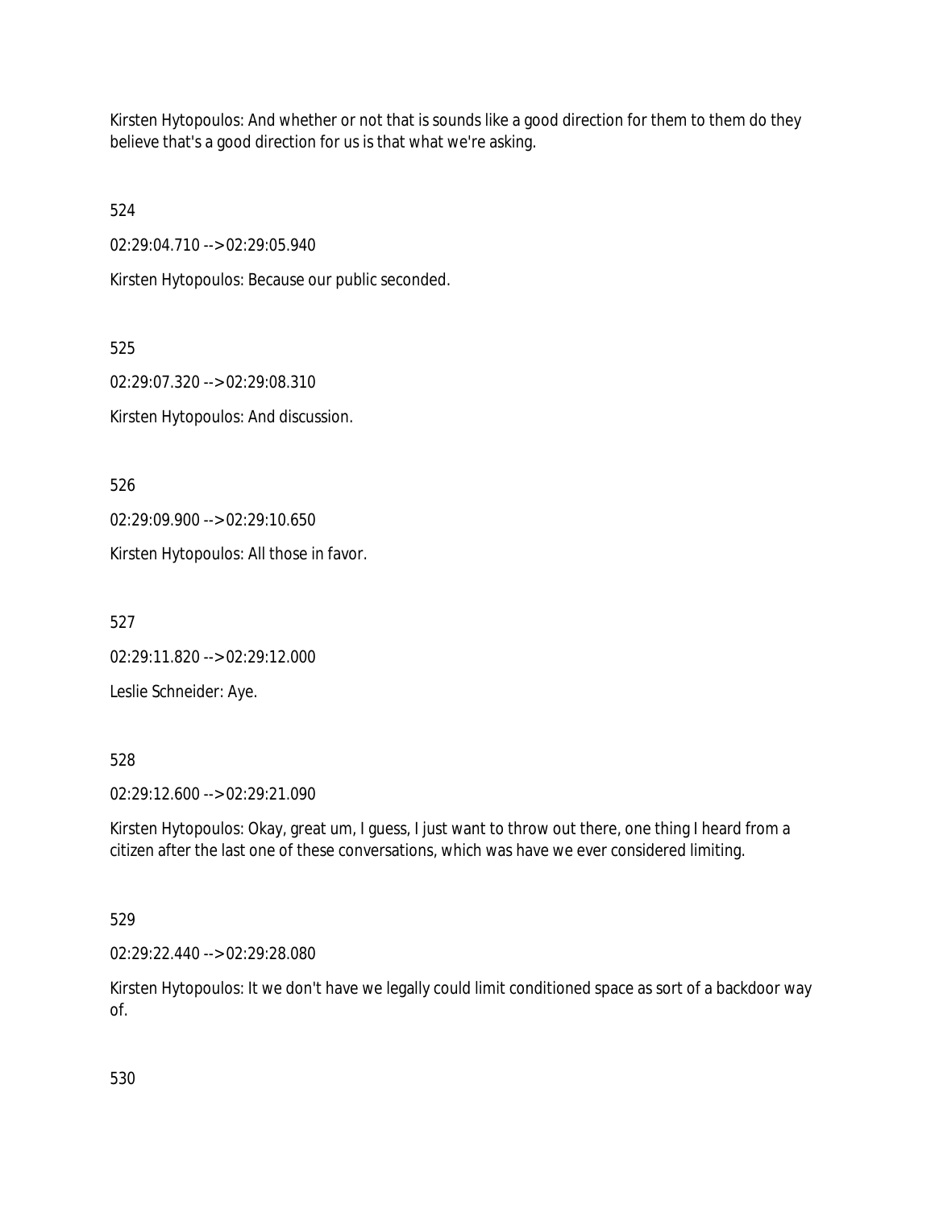Kirsten Hytopoulos: And whether or not that is sounds like a good direction for them to them do they believe that's a good direction for us is that what we're asking.

524

02:29:04.710 --> 02:29:05.940

Kirsten Hytopoulos: Because our public seconded.

525

02:29:07.320 --> 02:29:08.310

Kirsten Hytopoulos: And discussion.

526

02:29:09.900 --> 02:29:10.650

Kirsten Hytopoulos: All those in favor.

527

02:29:11.820 --> 02:29:12.000

Leslie Schneider: Aye.

528

02:29:12.600 --> 02:29:21.090

Kirsten Hytopoulos: Okay, great um, I guess, I just want to throw out there, one thing I heard from a citizen after the last one of these conversations, which was have we ever considered limiting.

529

02:29:22.440 --> 02:29:28.080

Kirsten Hytopoulos: It we don't have we legally could limit conditioned space as sort of a backdoor way of.

530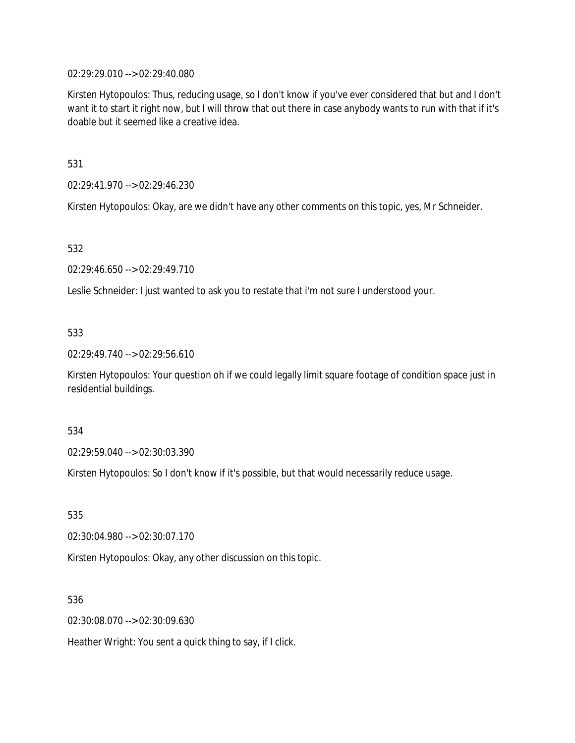02:29:29.010 --> 02:29:40.080

Kirsten Hytopoulos: Thus, reducing usage, so I don't know if you've ever considered that but and I don't want it to start it right now, but I will throw that out there in case anybody wants to run with that if it's doable but it seemed like a creative idea.

531

02:29:41.970 --> 02:29:46.230

Kirsten Hytopoulos: Okay, are we didn't have any other comments on this topic, yes, Mr Schneider.

532

02:29:46.650 --> 02:29:49.710

Leslie Schneider: I just wanted to ask you to restate that i'm not sure I understood your.

533

02:29:49.740 --> 02:29:56.610

Kirsten Hytopoulos: Your question oh if we could legally limit square footage of condition space just in residential buildings.

534

02:29:59.040 --> 02:30:03.390

Kirsten Hytopoulos: So I don't know if it's possible, but that would necessarily reduce usage.

535

02:30:04.980 --> 02:30:07.170

Kirsten Hytopoulos: Okay, any other discussion on this topic.

536

02:30:08.070 --> 02:30:09.630

Heather Wright: You sent a quick thing to say, if I click.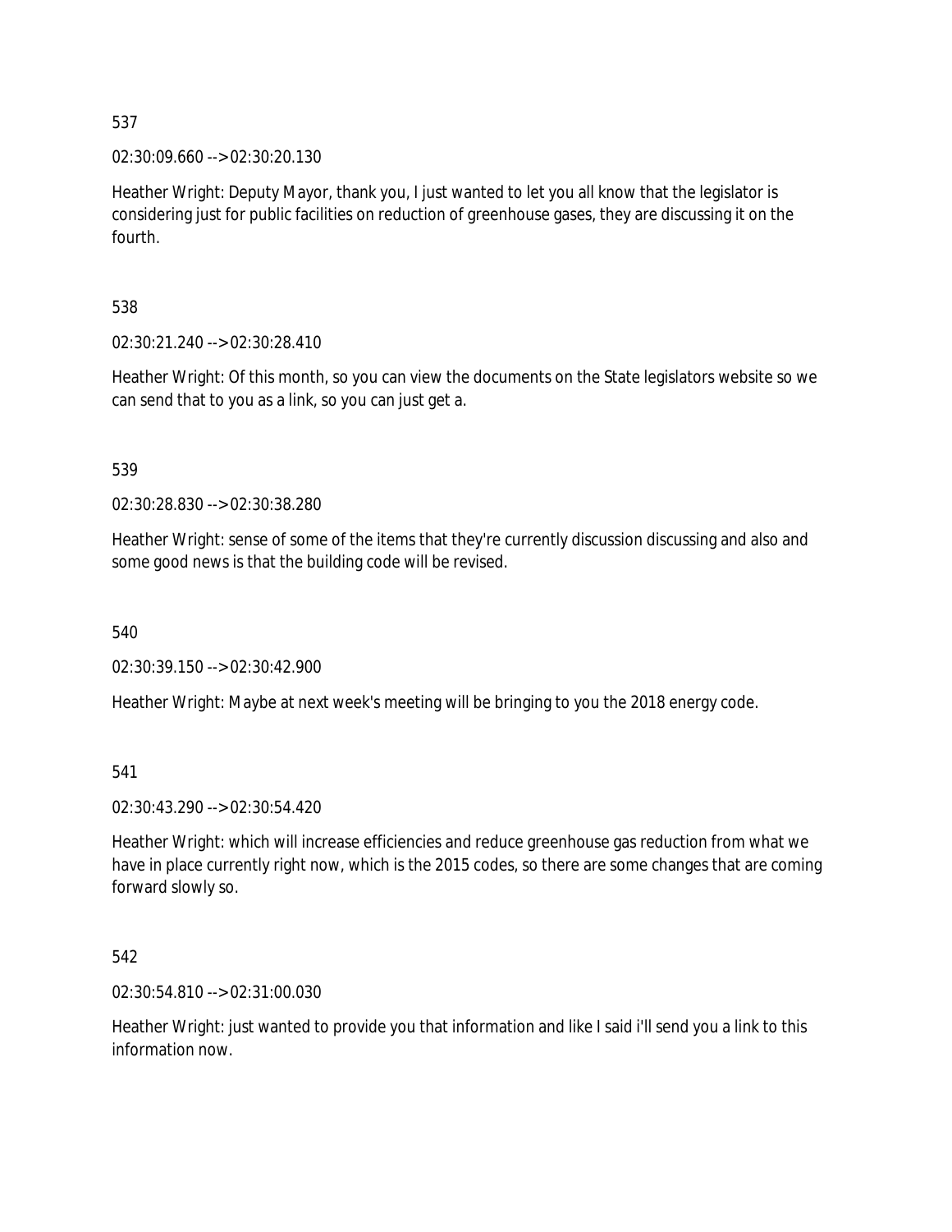537

02:30:09.660 --> 02:30:20.130

Heather Wright: Deputy Mayor, thank you, I just wanted to let you all know that the legislator is considering just for public facilities on reduction of greenhouse gases, they are discussing it on the fourth.

538

02:30:21.240 --> 02:30:28.410

Heather Wright: Of this month, so you can view the documents on the State legislators website so we can send that to you as a link, so you can just get a.

539

02:30:28.830 --> 02:30:38.280

Heather Wright: sense of some of the items that they're currently discussion discussing and also and some good news is that the building code will be revised.

540

02:30:39.150 --> 02:30:42.900

Heather Wright: Maybe at next week's meeting will be bringing to you the 2018 energy code.

541

02:30:43.290 --> 02:30:54.420

Heather Wright: which will increase efficiencies and reduce greenhouse gas reduction from what we have in place currently right now, which is the 2015 codes, so there are some changes that are coming forward slowly so.

542

02:30:54.810 --> 02:31:00.030

Heather Wright: just wanted to provide you that information and like I said i'll send you a link to this information now.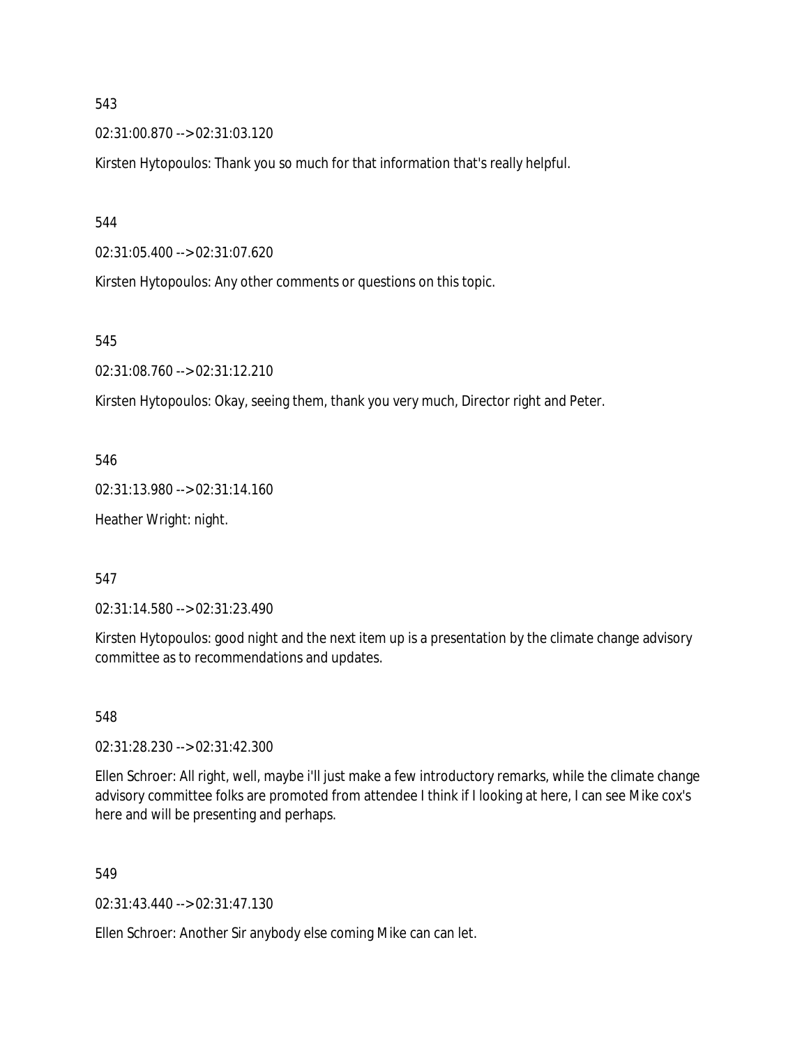543

02:31:00.870 --> 02:31:03.120

Kirsten Hytopoulos: Thank you so much for that information that's really helpful.

544

02:31:05.400 --> 02:31:07.620

Kirsten Hytopoulos: Any other comments or questions on this topic.

545

02:31:08.760 --> 02:31:12.210

Kirsten Hytopoulos: Okay, seeing them, thank you very much, Director right and Peter.

546

02:31:13.980 --> 02:31:14.160

Heather Wright: night.

547

02:31:14.580 --> 02:31:23.490

Kirsten Hytopoulos: good night and the next item up is a presentation by the climate change advisory committee as to recommendations and updates.

548

02:31:28.230 --> 02:31:42.300

Ellen Schroer: All right, well, maybe i'll just make a few introductory remarks, while the climate change advisory committee folks are promoted from attendee I think if I looking at here, I can see Mike cox's here and will be presenting and perhaps.

549

02:31:43.440 --> 02:31:47.130

Ellen Schroer: Another Sir anybody else coming Mike can can let.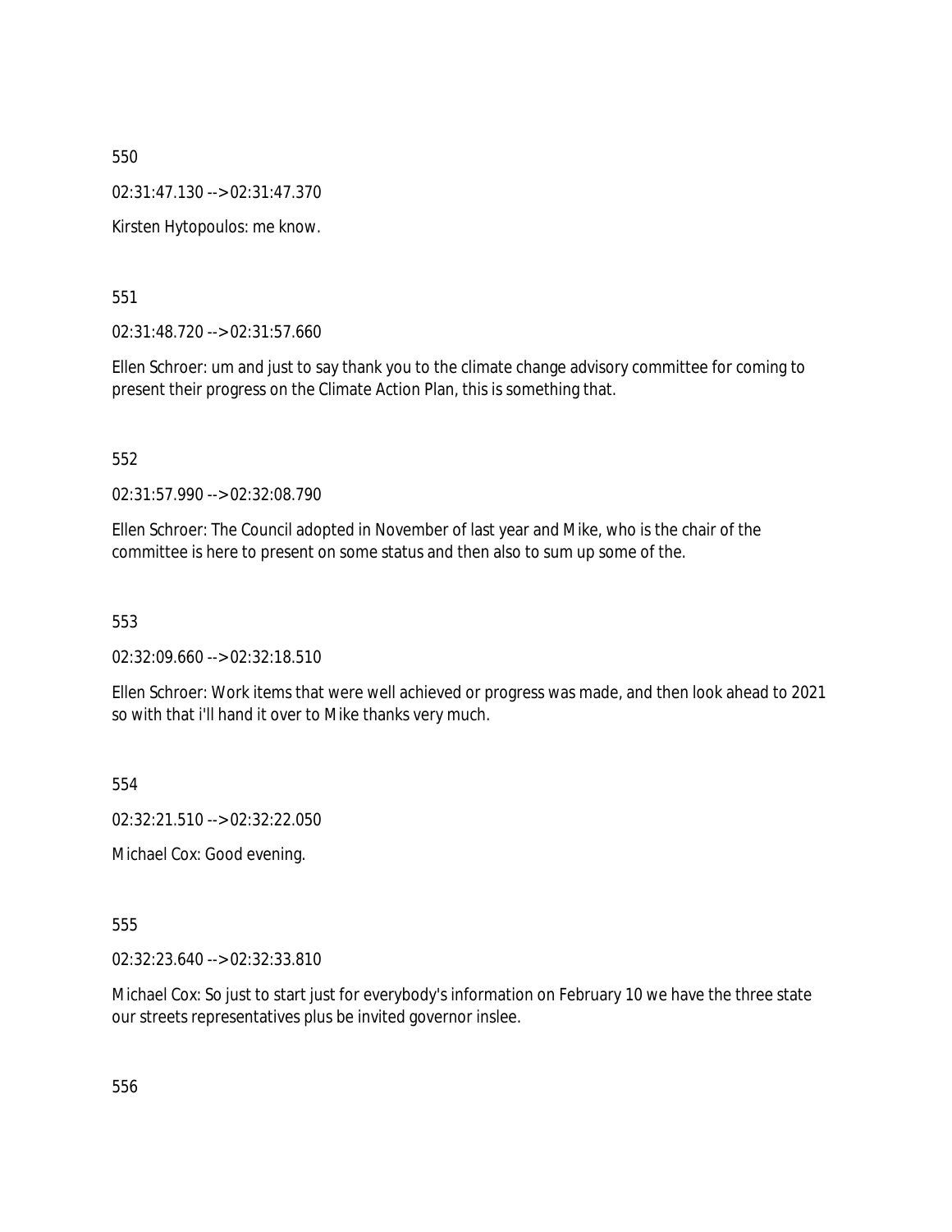550

02:31:47.130 --> 02:31:47.370

Kirsten Hytopoulos: me know.

551

02:31:48.720 --> 02:31:57.660

Ellen Schroer: um and just to say thank you to the climate change advisory committee for coming to present their progress on the Climate Action Plan, this is something that.

552

02:31:57.990 --> 02:32:08.790

Ellen Schroer: The Council adopted in November of last year and Mike, who is the chair of the committee is here to present on some status and then also to sum up some of the.

553

02:32:09.660 --> 02:32:18.510

Ellen Schroer: Work items that were well achieved or progress was made, and then look ahead to 2021 so with that i'll hand it over to Mike thanks very much.

554

02:32:21.510 --> 02:32:22.050

Michael Cox: Good evening.

555

02:32:23.640 --> 02:32:33.810

Michael Cox: So just to start just for everybody's information on February 10 we have the three state our streets representatives plus be invited governor inslee.

556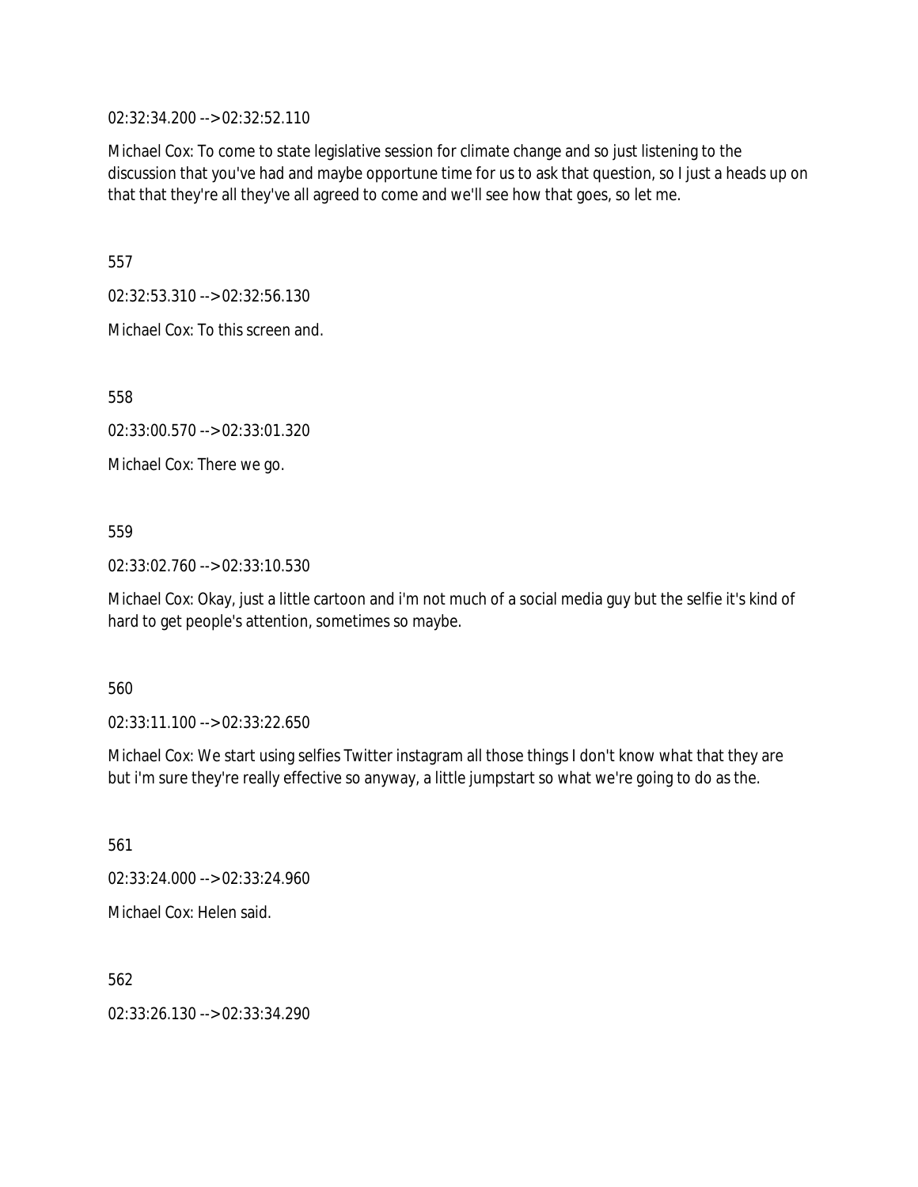02:32:34.200 --> 02:32:52.110

Michael Cox: To come to state legislative session for climate change and so just listening to the discussion that you've had and maybe opportune time for us to ask that question, so I just a heads up on that that they're all they've all agreed to come and we'll see how that goes, so let me.

557

02:32:53.310 --> 02:32:56.130

Michael Cox: To this screen and.

558

02:33:00.570 --> 02:33:01.320

Michael Cox: There we go.

559

02:33:02.760 --> 02:33:10.530

Michael Cox: Okay, just a little cartoon and i'm not much of a social media guy but the selfie it's kind of hard to get people's attention, sometimes so maybe.

560

02:33:11.100 --> 02:33:22.650

Michael Cox: We start using selfies Twitter instagram all those things I don't know what that they are but i'm sure they're really effective so anyway, a little jumpstart so what we're going to do as the.

561

02:33:24.000 --> 02:33:24.960

Michael Cox: Helen said.

562

02:33:26.130 --> 02:33:34.290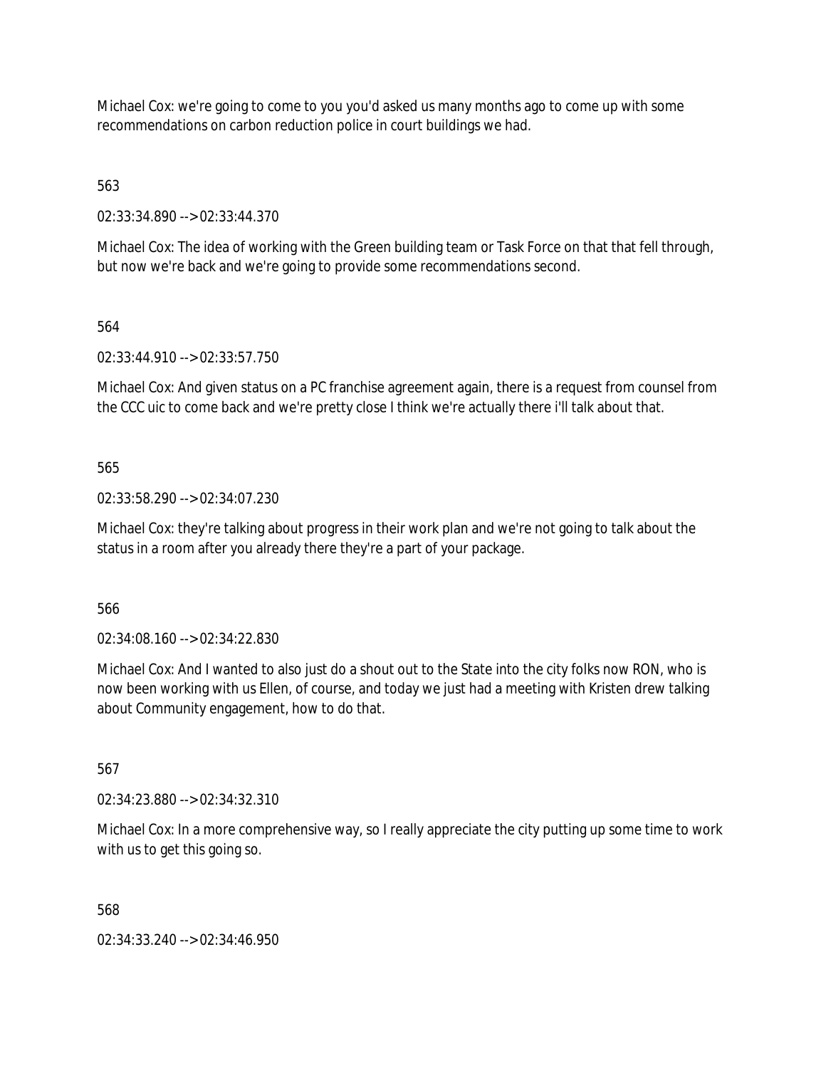Michael Cox: we're going to come to you you'd asked us many months ago to come up with some recommendations on carbon reduction police in court buildings we had.

563

02:33:34.890 --> 02:33:44.370

Michael Cox: The idea of working with the Green building team or Task Force on that that fell through, but now we're back and we're going to provide some recommendations second.

564

02:33:44.910 --> 02:33:57.750

Michael Cox: And given status on a PC franchise agreement again, there is a request from counsel from the CCC uic to come back and we're pretty close I think we're actually there i'll talk about that.

565

02:33:58.290 --> 02:34:07.230

Michael Cox: they're talking about progress in their work plan and we're not going to talk about the status in a room after you already there they're a part of your package.

566

02:34:08.160 --> 02:34:22.830

Michael Cox: And I wanted to also just do a shout out to the State into the city folks now RON, who is now been working with us Ellen, of course, and today we just had a meeting with Kristen drew talking about Community engagement, how to do that.

567

02:34:23.880 --> 02:34:32.310

Michael Cox: In a more comprehensive way, so I really appreciate the city putting up some time to work with us to get this going so.

568

02:34:33.240 --> 02:34:46.950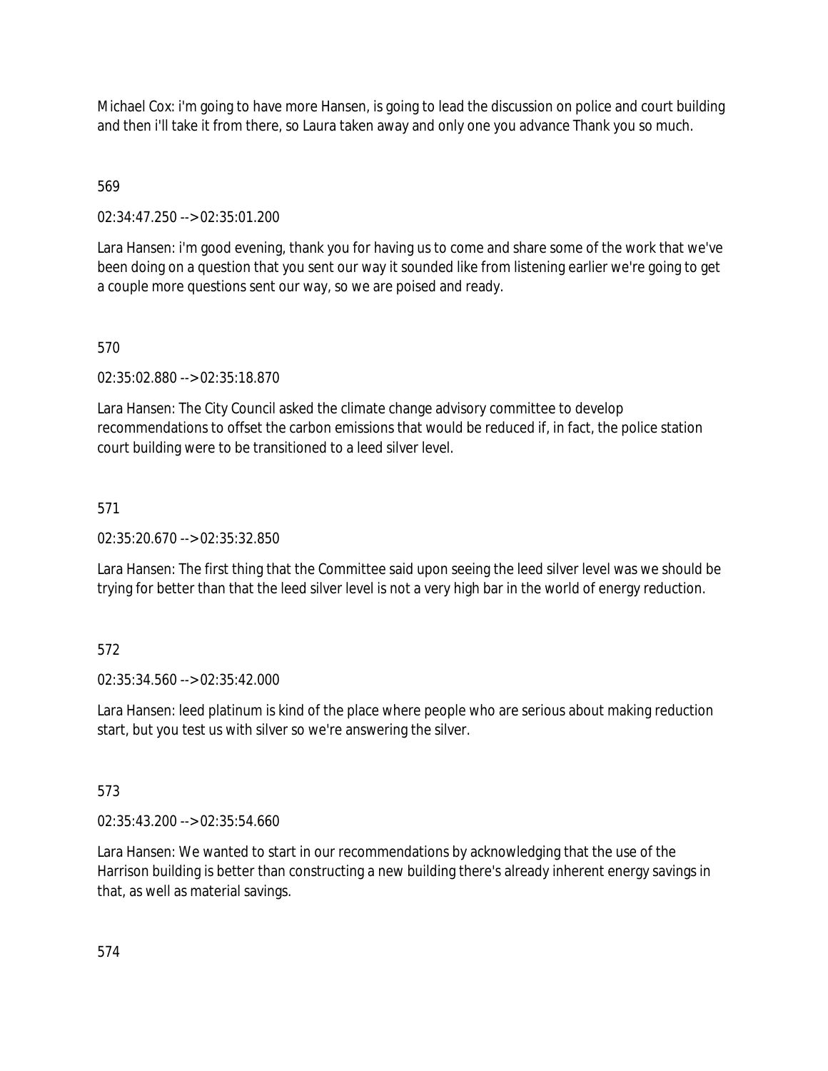Michael Cox: i'm going to have more Hansen, is going to lead the discussion on police and court building and then i'll take it from there, so Laura taken away and only one you advance Thank you so much.

569

02:34:47.250 --> 02:35:01.200

Lara Hansen: i'm good evening, thank you for having us to come and share some of the work that we've been doing on a question that you sent our way it sounded like from listening earlier we're going to get a couple more questions sent our way, so we are poised and ready.

570

02:35:02.880 --> 02:35:18.870

Lara Hansen: The City Council asked the climate change advisory committee to develop recommendations to offset the carbon emissions that would be reduced if, in fact, the police station court building were to be transitioned to a leed silver level.

571

02:35:20.670 --> 02:35:32.850

Lara Hansen: The first thing that the Committee said upon seeing the leed silver level was we should be trying for better than that the leed silver level is not a very high bar in the world of energy reduction.

572

02:35:34.560 --> 02:35:42.000

Lara Hansen: leed platinum is kind of the place where people who are serious about making reduction start, but you test us with silver so we're answering the silver.

573

02:35:43.200 --> 02:35:54.660

Lara Hansen: We wanted to start in our recommendations by acknowledging that the use of the Harrison building is better than constructing a new building there's already inherent energy savings in that, as well as material savings.

574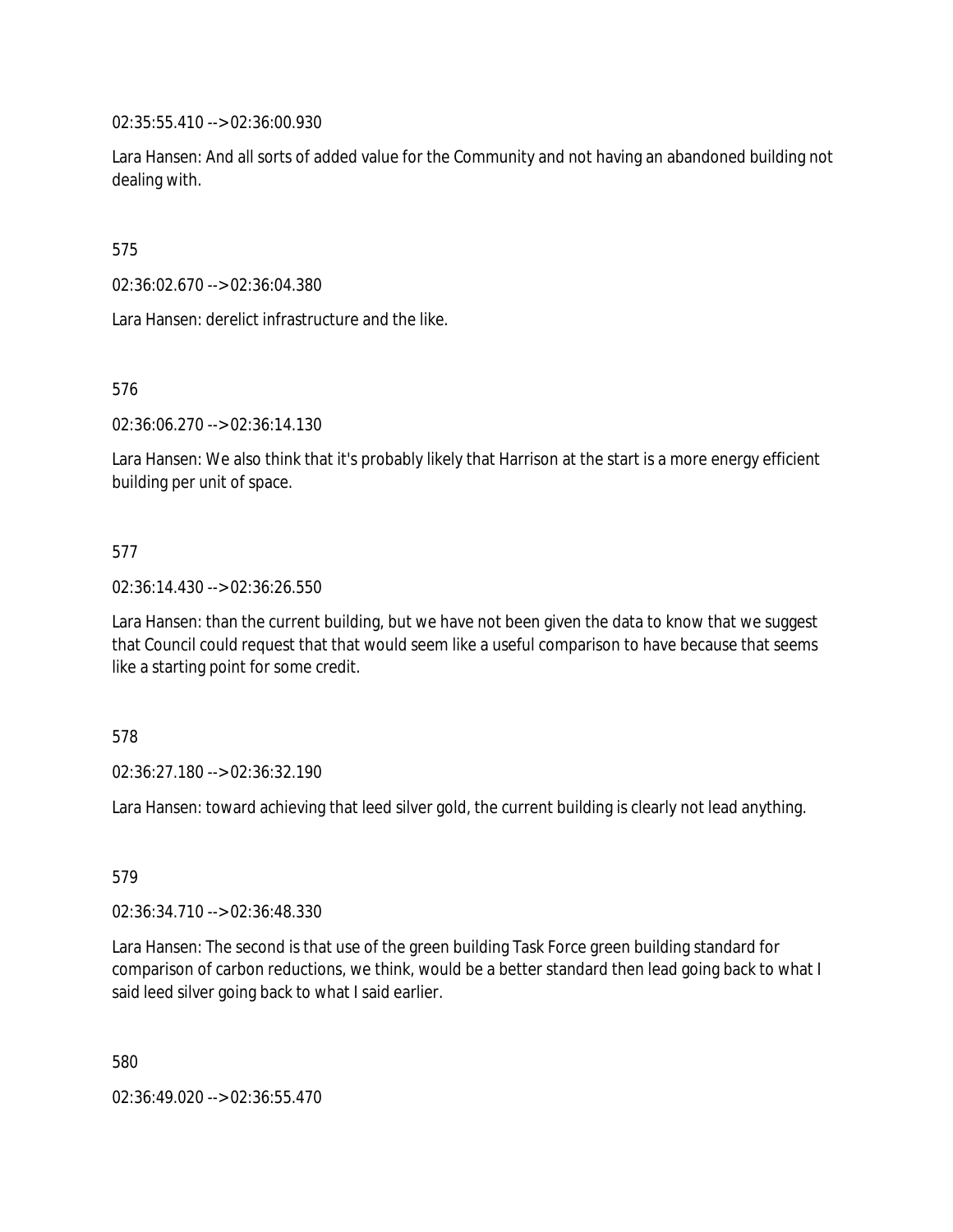02:35:55.410 --> 02:36:00.930

Lara Hansen: And all sorts of added value for the Community and not having an abandoned building not dealing with.

575

02:36:02.670 --> 02:36:04.380

Lara Hansen: derelict infrastructure and the like.

576

02:36:06.270 --> 02:36:14.130

Lara Hansen: We also think that it's probably likely that Harrison at the start is a more energy efficient building per unit of space.

577

02:36:14.430 --> 02:36:26.550

Lara Hansen: than the current building, but we have not been given the data to know that we suggest that Council could request that that would seem like a useful comparison to have because that seems like a starting point for some credit.

578

02:36:27.180 --> 02:36:32.190

Lara Hansen: toward achieving that leed silver gold, the current building is clearly not lead anything.

579

02:36:34.710 --> 02:36:48.330

Lara Hansen: The second is that use of the green building Task Force green building standard for comparison of carbon reductions, we think, would be a better standard then lead going back to what I said leed silver going back to what I said earlier.

580

02:36:49.020 --> 02:36:55.470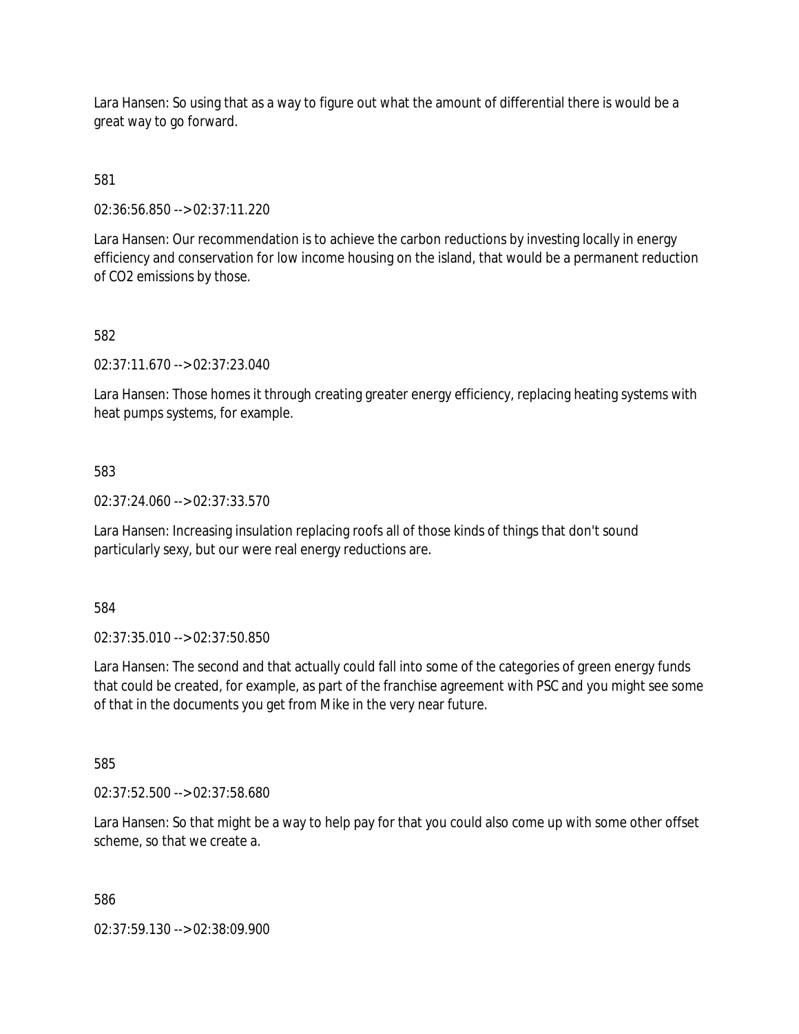Lara Hansen: So using that as a way to figure out what the amount of differential there is would be a great way to go forward.

581

02:36:56.850 --> 02:37:11.220

Lara Hansen: Our recommendation is to achieve the carbon reductions by investing locally in energy efficiency and conservation for low income housing on the island, that would be a permanent reduction of $CO_2$ emissions by those.

582

02:37:11.670 --> 02:37:23.040

Lara Hansen: Those homes it through creating greater energy efficiency, replacing heating systems with heat pumps systems, for example.

583

02:37:24.060 --> 02:37:33.570

Lara Hansen: Increasing insulation replacing roofs all of those kinds of things that don't sound particularly sexy, but our were real energy reductions are.

584

02:37:35.010 --> 02:37:50.850

Lara Hansen: The second and that actually could fall into some of the categories of green energy funds that could be created, for example, as part of the franchise agreement with PSC and you might see some of that in the documents you get from Mike in the very near future.

585

02:37:52.500 --> 02:37:58.680

Lara Hansen: So that might be a way to help pay for that you could also come up with some other offset scheme, so that we create a.

586

02:37:59.130 --> 02:38:09.900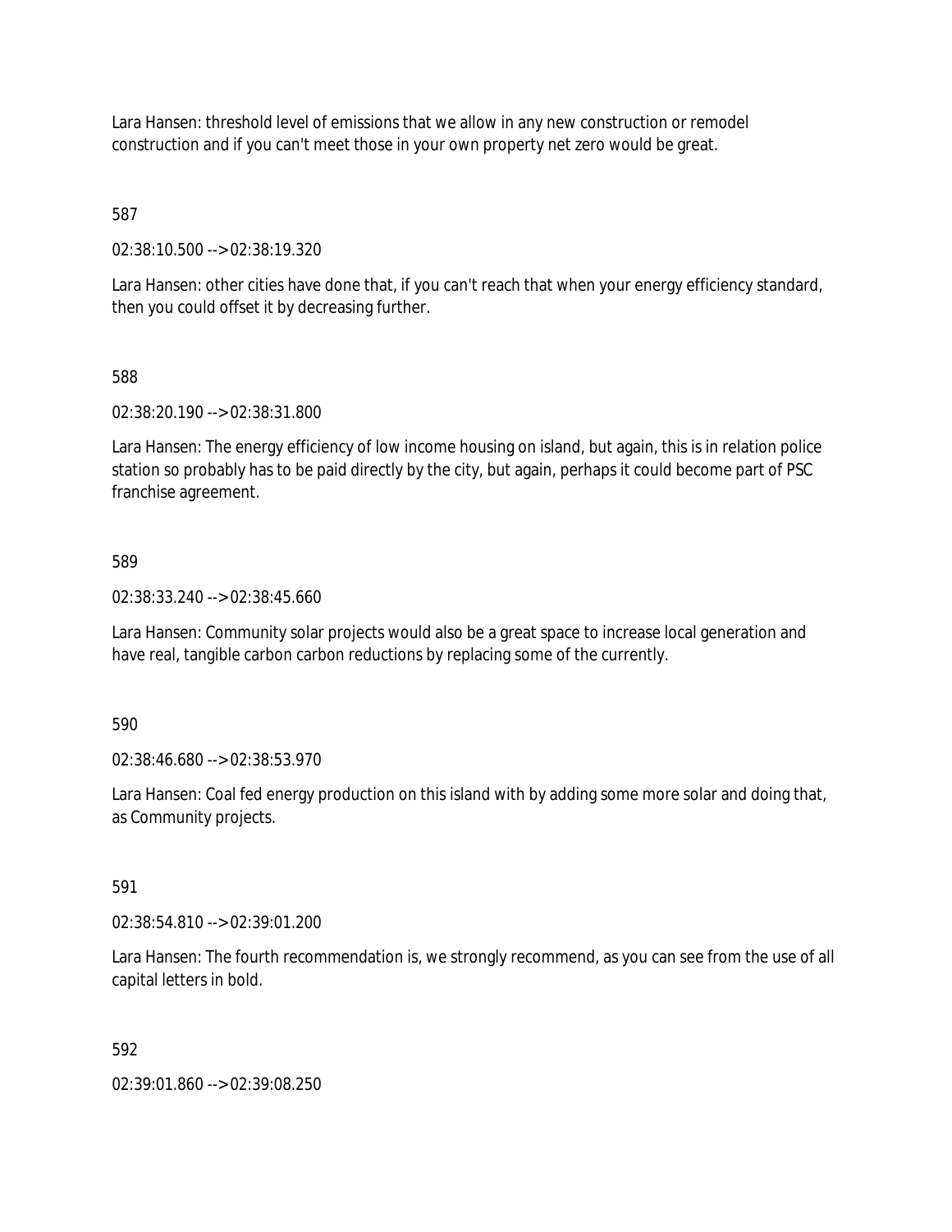Lara Hansen: threshold level of emissions that we allow in any new construction or remodel construction and if you can't meet those in your own property net zero would be great.

587

02:38:10.500 --> 02:38:19.320

Lara Hansen: other cities have done that, if you can't reach that when your energy efficiency standard, then you could offset it by decreasing further.

588

02:38:20.190 --> 02:38:31.800

Lara Hansen: The energy efficiency of low income housing on island, but again, this is in relation police station so probably has to be paid directly by the city, but again, perhaps it could become part of PSC franchise agreement.

589

02:38:33.240 --> 02:38:45.660

Lara Hansen: Community solar projects would also be a great space to increase local generation and have real, tangible carbon carbon reductions by replacing some of the currently.

590

02:38:46.680 --> 02:38:53.970

Lara Hansen: Coal fed energy production on this island with by adding some more solar and doing that, as Community projects.

591

02:38:54.810 --> 02:39:01.200

Lara Hansen: The fourth recommendation is, we strongly recommend, as you can see from the use of all capital letters in bold.

592

02:39:01.860 --> 02:39:08.250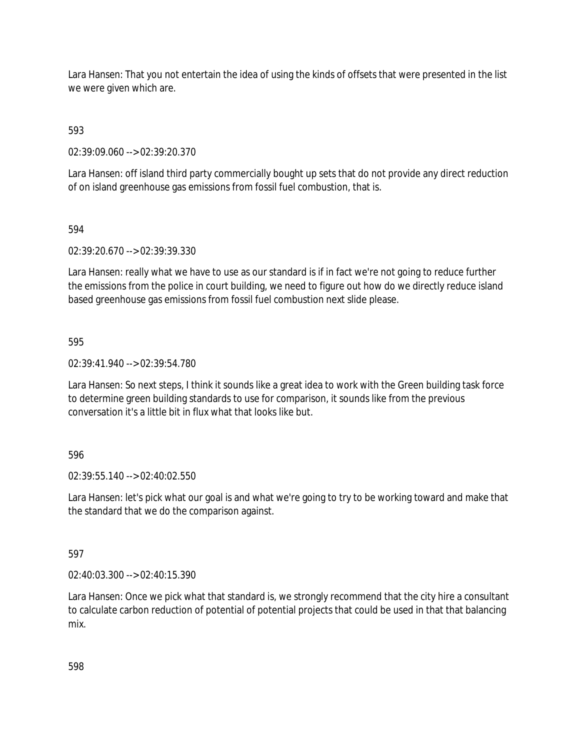Lara Hansen: That you not entertain the idea of using the kinds of offsets that were presented in the list we were given which are.

593

02:39:09.060 --> 02:39:20.370

Lara Hansen: off island third party commercially bought up sets that do not provide any direct reduction of on island greenhouse gas emissions from fossil fuel combustion, that is.

594

02:39:20.670 --> 02:39:39.330

Lara Hansen: really what we have to use as our standard is if in fact we're not going to reduce further the emissions from the police in court building, we need to figure out how do we directly reduce island based greenhouse gas emissions from fossil fuel combustion next slide please.

595

02:39:41.940 --> 02:39:54.780

Lara Hansen: So next steps, I think it sounds like a great idea to work with the Green building task force to determine green building standards to use for comparison, it sounds like from the previous conversation it's a little bit in flux what that looks like but.

596

02:39:55.140 --> 02:40:02.550

Lara Hansen: let's pick what our goal is and what we're going to try to be working toward and make that the standard that we do the comparison against.

597

02:40:03.300 --> 02:40:15.390

Lara Hansen: Once we pick what that standard is, we strongly recommend that the city hire a consultant to calculate carbon reduction of potential of potential projects that could be used in that that balancing mix.

598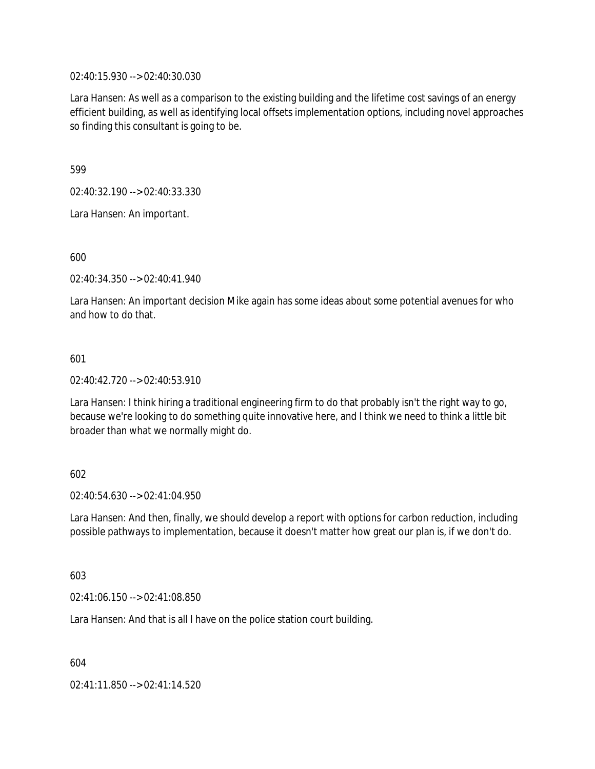02:40:15.930 --> 02:40:30.030

Lara Hansen: As well as a comparison to the existing building and the lifetime cost savings of an energy efficient building, as well as identifying local offsets implementation options, including novel approaches so finding this consultant is going to be.

599

02:40:32.190 --> 02:40:33.330

Lara Hansen: An important.

600

02:40:34.350 --> 02:40:41.940

Lara Hansen: An important decision Mike again has some ideas about some potential avenues for who and how to do that.

601

02:40:42.720 --> 02:40:53.910

Lara Hansen: I think hiring a traditional engineering firm to do that probably isn't the right way to go, because we're looking to do something quite innovative here, and I think we need to think a little bit broader than what we normally might do.

602

02:40:54.630 --> 02:41:04.950

Lara Hansen: And then, finally, we should develop a report with options for carbon reduction, including possible pathways to implementation, because it doesn't matter how great our plan is, if we don't do.

603

02:41:06.150 --> 02:41:08.850

Lara Hansen: And that is all I have on the police station court building.

604

02:41:11.850 --> 02:41:14.520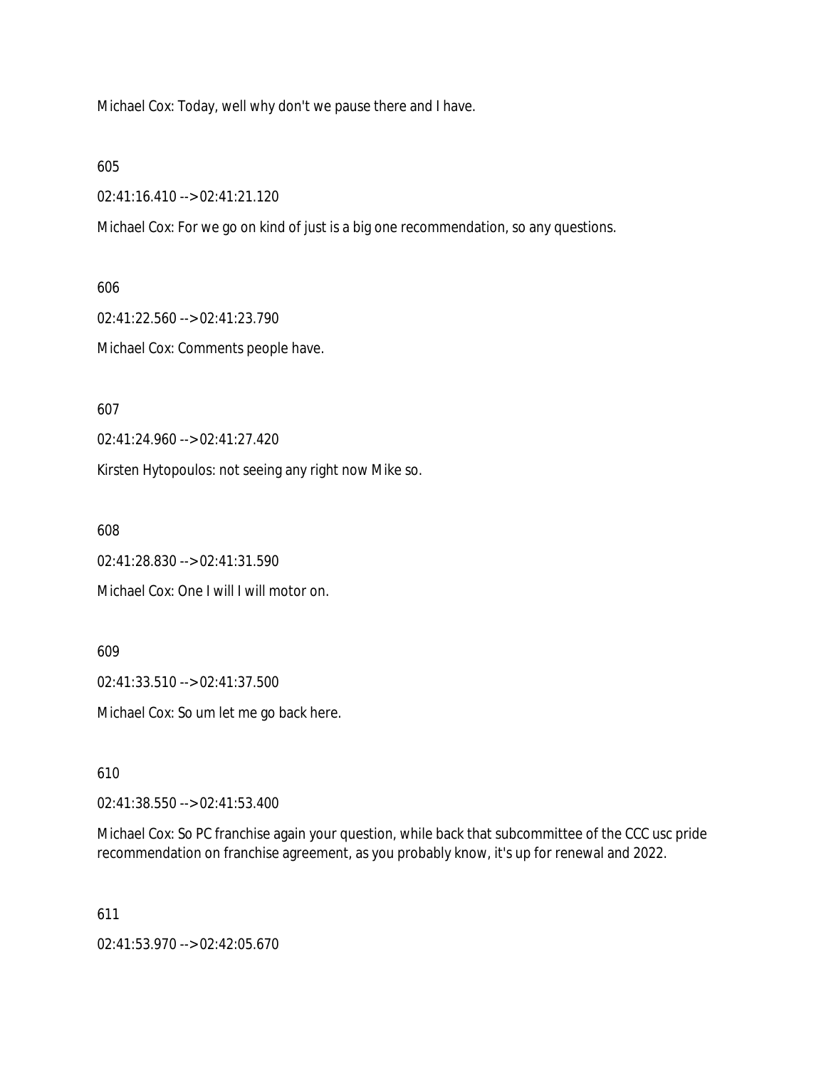Michael Cox: Today, well why don't we pause there and I have.

605

02:41:16.410 --> 02:41:21.120

Michael Cox: For we go on kind of just is a big one recommendation, so any questions.

606

02:41:22.560 --> 02:41:23.790

Michael Cox: Comments people have.

607

02:41:24.960 --> 02:41:27.420

Kirsten Hytopoulos: not seeing any right now Mike so.

608

02:41:28.830 --> 02:41:31.590

Michael Cox: One I will I will motor on.

609

02:41:33.510 --> 02:41:37.500

Michael Cox: So um let me go back here.

610

02:41:38.550 --> 02:41:53.400

Michael Cox: So PC franchise again your question, while back that subcommittee of the CCC usc pride recommendation on franchise agreement, as you probably know, it's up for renewal and 2022.

611

02:41:53.970 --> 02:42:05.670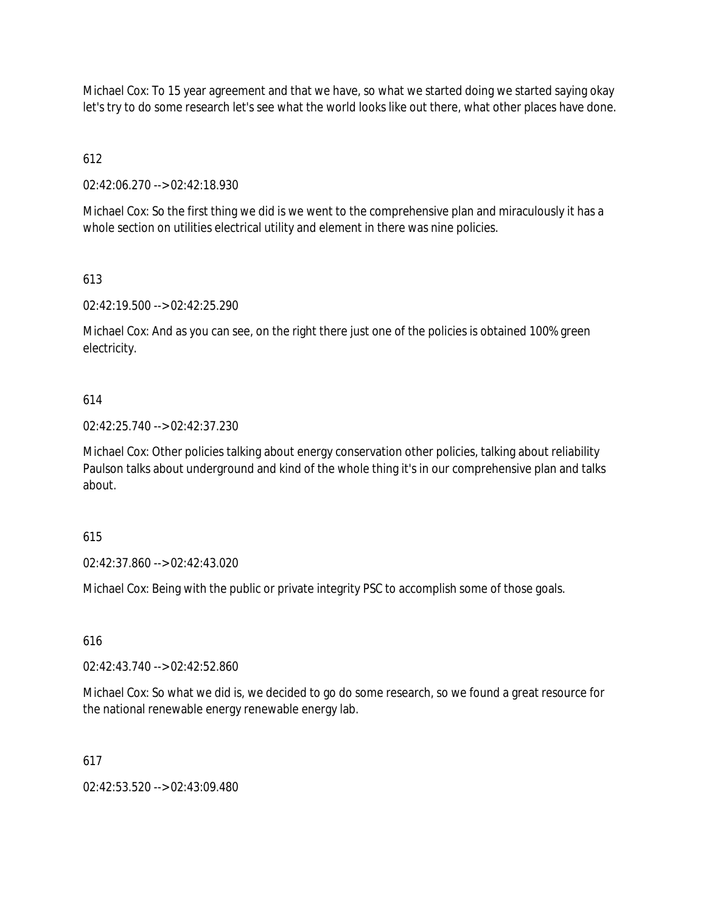Michael Cox: To 15 year agreement and that we have, so what we started doing we started saying okay let's try to do some research let's see what the world looks like out there, what other places have done.

612

02:42:06.270 --> 02:42:18.930

Michael Cox: So the first thing we did is we went to the comprehensive plan and miraculously it has a whole section on utilities electrical utility and element in there was nine policies.

613

02:42:19.500 --> 02:42:25.290

Michael Cox: And as you can see, on the right there just one of the policies is obtained 100% green electricity.

614

02:42:25.740 --> 02:42:37.230

Michael Cox: Other policies talking about energy conservation other policies, talking about reliability Paulson talks about underground and kind of the whole thing it's in our comprehensive plan and talks about.

615

02:42:37.860 --> 02:42:43.020

Michael Cox: Being with the public or private integrity PSC to accomplish some of those goals.

616

02:42:43.740 --> 02:42:52.860

Michael Cox: So what we did is, we decided to go do some research, so we found a great resource for the national renewable energy renewable energy lab.

617

02:42:53.520 --> 02:43:09.480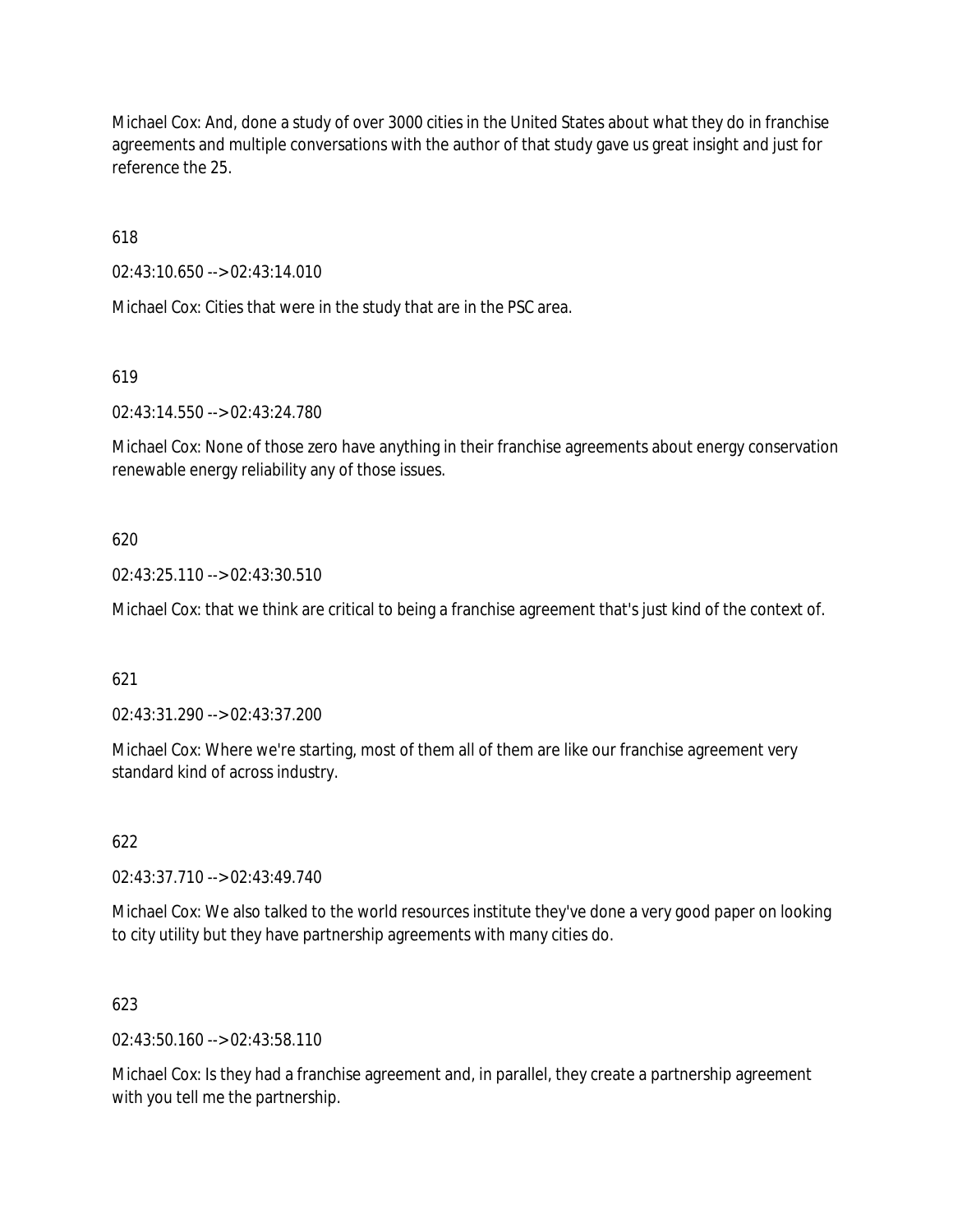Michael Cox: And, done a study of over 3000 cities in the United States about what they do in franchise agreements and multiple conversations with the author of that study gave us great insight and just for reference the 25.

618

02:43:10.650 --> 02:43:14.010

Michael Cox: Cities that were in the study that are in the PSC area.

619

02:43:14.550 --> 02:43:24.780

Michael Cox: None of those zero have anything in their franchise agreements about energy conservation renewable energy reliability any of those issues.

620

02:43:25.110 --> 02:43:30.510

Michael Cox: that we think are critical to being a franchise agreement that's just kind of the context of.

621

02:43:31.290 --> 02:43:37.200

Michael Cox: Where we're starting, most of them all of them are like our franchise agreement very standard kind of across industry.

622

02:43:37.710 --> 02:43:49.740

Michael Cox: We also talked to the world resources institute they've done a very good paper on looking to city utility but they have partnership agreements with many cities do.

623

02:43:50.160 --> 02:43:58.110

Michael Cox: Is they had a franchise agreement and, in parallel, they create a partnership agreement with you tell me the partnership.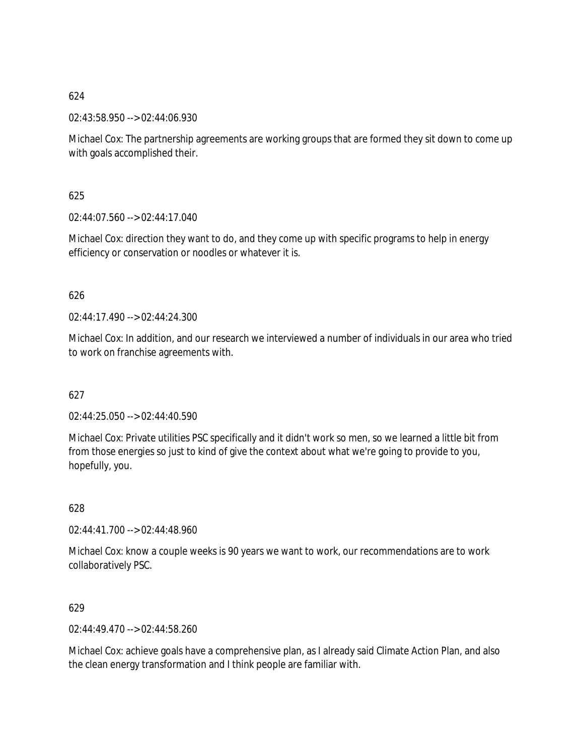624

02:43:58.950 --> 02:44:06.930

Michael Cox: The partnership agreements are working groups that are formed they sit down to come up with goals accomplished their.

625

02:44:07.560 --> 02:44:17.040

Michael Cox: direction they want to do, and they come up with specific programs to help in energy efficiency or conservation or noodles or whatever it is.

626

02:44:17.490 --> 02:44:24.300

Michael Cox: In addition, and our research we interviewed a number of individuals in our area who tried to work on franchise agreements with.

627

02:44:25.050 --> 02:44:40.590

Michael Cox: Private utilities PSC specifically and it didn't work so men, so we learned a little bit from from those energies so just to kind of give the context about what we're going to provide to you, hopefully, you.

628

02:44:41.700 --> 02:44:48.960

Michael Cox: know a couple weeks is 90 years we want to work, our recommendations are to work collaboratively PSC.

629

02:44:49.470 --> 02:44:58.260

Michael Cox: achieve goals have a comprehensive plan, as I already said Climate Action Plan, and also the clean energy transformation and I think people are familiar with.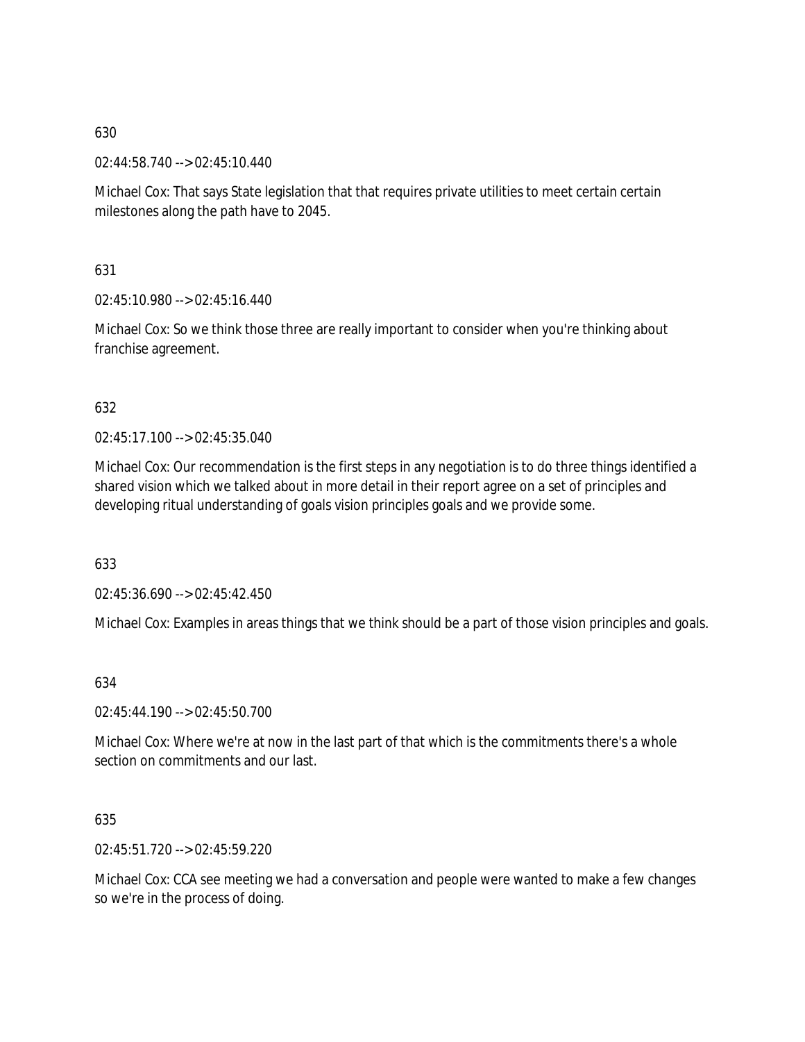630

02:44:58.740 --> 02:45:10.440

Michael Cox: That says State legislation that that requires private utilities to meet certain certain milestones along the path have to 2045.

631

02:45:10.980 --> 02:45:16.440

Michael Cox: So we think those three are really important to consider when you're thinking about franchise agreement.

632

02:45:17.100 --> 02:45:35.040

Michael Cox: Our recommendation is the first steps in any negotiation is to do three things identified a shared vision which we talked about in more detail in their report agree on a set of principles and developing ritual understanding of goals vision principles goals and we provide some.

633

02:45:36.690 --> 02:45:42.450

Michael Cox: Examples in areas things that we think should be a part of those vision principles and goals.

634

02:45:44.190 --> 02:45:50.700

Michael Cox: Where we're at now in the last part of that which is the commitments there's a whole section on commitments and our last.

635

02:45:51.720 --> 02:45:59.220

Michael Cox: CCA see meeting we had a conversation and people were wanted to make a few changes so we're in the process of doing.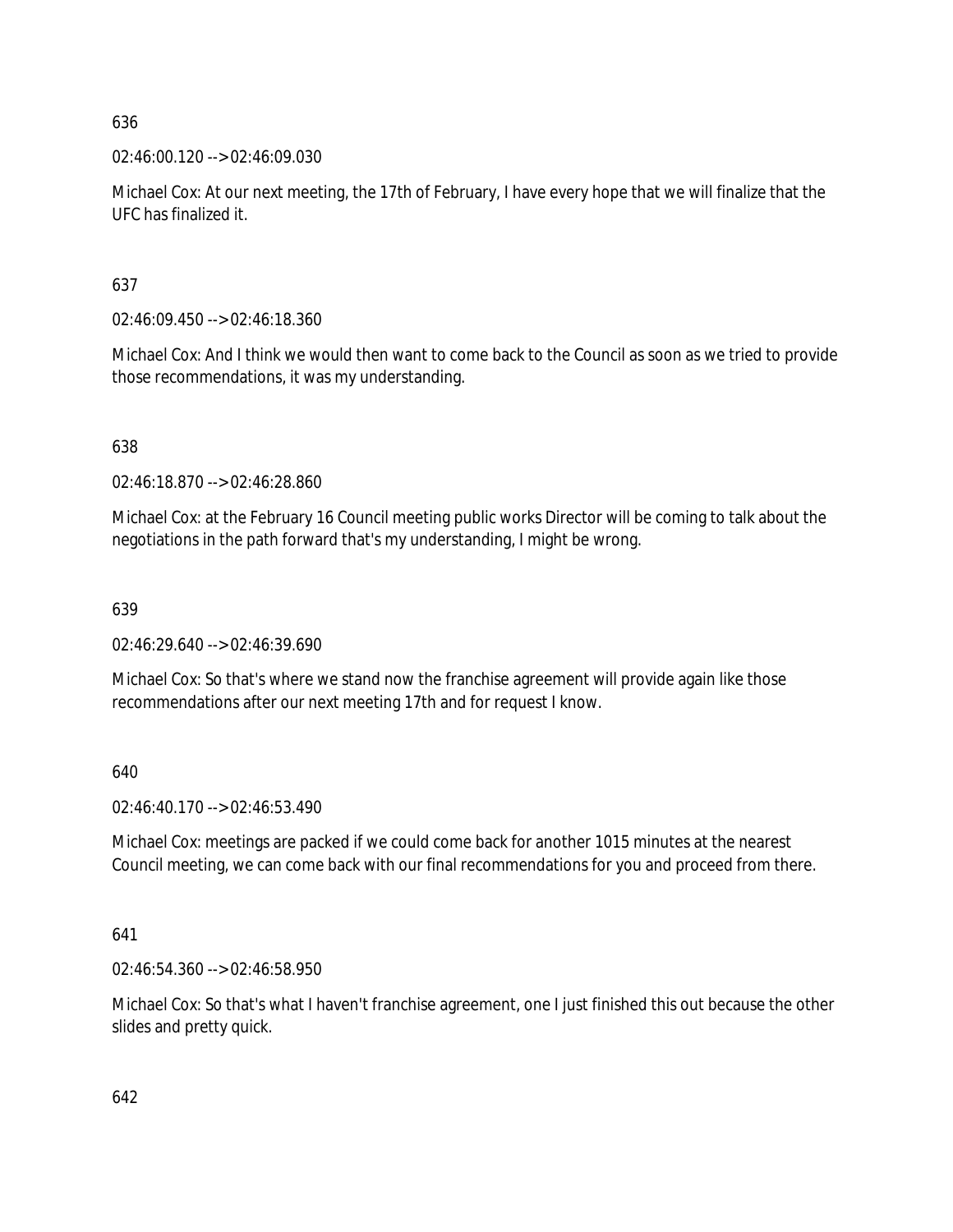636

02:46:00.120 --> 02:46:09.030

Michael Cox: At our next meeting, the 17th of February, I have every hope that we will finalize that the UFC has finalized it.

637

02:46:09.450 --> 02:46:18.360

Michael Cox: And I think we would then want to come back to the Council as soon as we tried to provide those recommendations, it was my understanding.

638

02:46:18.870 --> 02:46:28.860

Michael Cox: at the February 16 Council meeting public works Director will be coming to talk about the negotiations in the path forward that's my understanding, I might be wrong.

639

02:46:29.640 --> 02:46:39.690

Michael Cox: So that's where we stand now the franchise agreement will provide again like those recommendations after our next meeting 17th and for request I know.

640

02:46:40.170 --> 02:46:53.490

Michael Cox: meetings are packed if we could come back for another 1015 minutes at the nearest Council meeting, we can come back with our final recommendations for you and proceed from there.

641

02:46:54.360 --> 02:46:58.950

Michael Cox: So that's what I haven't franchise agreement, one I just finished this out because the other slides and pretty quick.

642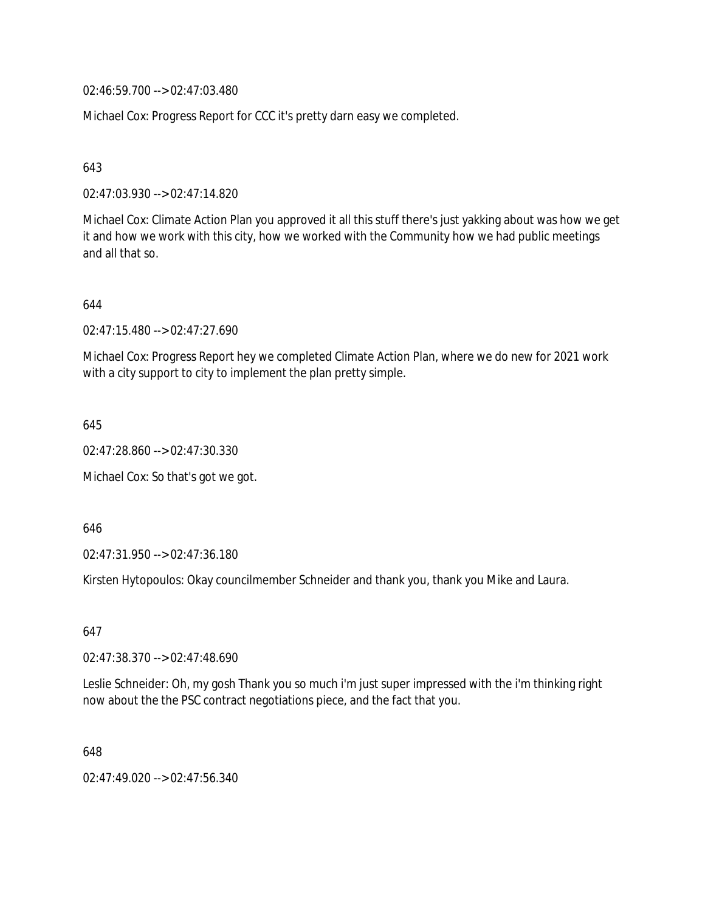02:46:59.700 --> 02:47:03.480

Michael Cox: Progress Report for CCC it's pretty darn easy we completed.

643

02:47:03.930 --> 02:47:14.820

Michael Cox: Climate Action Plan you approved it all this stuff there's just yakking about was how we get it and how we work with this city, how we worked with the Community how we had public meetings and all that so.

644

02:47:15.480 --> 02:47:27.690

Michael Cox: Progress Report hey we completed Climate Action Plan, where we do new for 2021 work with a city support to city to implement the plan pretty simple.

645

02:47:28.860 --> 02:47:30.330

Michael Cox: So that's got we got.

646

02:47:31.950 --> 02:47:36.180

Kirsten Hytopoulos: Okay councilmember Schneider and thank you, thank you Mike and Laura.

647

02:47:38.370 --> 02:47:48.690

Leslie Schneider: Oh, my gosh Thank you so much i'm just super impressed with the i'm thinking right now about the the PSC contract negotiations piece, and the fact that you.

648

02:47:49.020 --> 02:47:56.340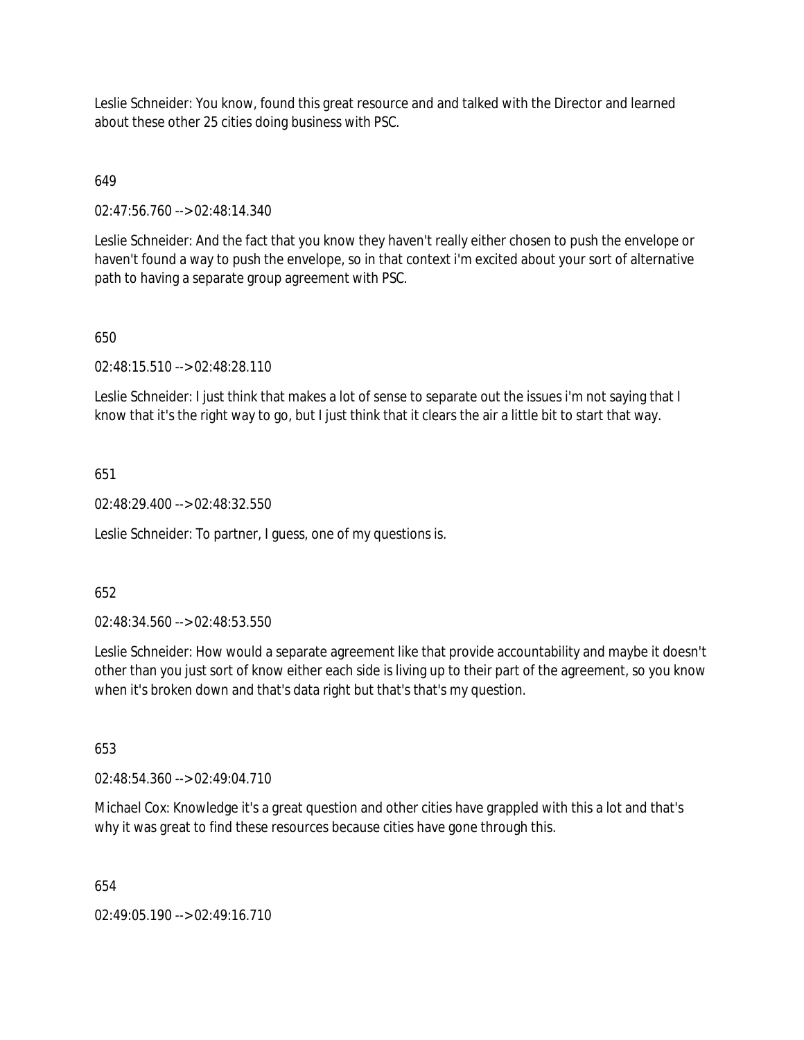Leslie Schneider: You know, found this great resource and and talked with the Director and learned about these other 25 cities doing business with PSC.

649

02:47:56.760 --> 02:48:14.340

Leslie Schneider: And the fact that you know they haven't really either chosen to push the envelope or haven't found a way to push the envelope, so in that context i'm excited about your sort of alternative path to having a separate group agreement with PSC.

650

02:48:15.510 --> 02:48:28.110

Leslie Schneider: I just think that makes a lot of sense to separate out the issues i'm not saying that I know that it's the right way to go, but I just think that it clears the air a little bit to start that way.

651

02:48:29.400 --> 02:48:32.550

Leslie Schneider: To partner, I guess, one of my questions is.

652

02:48:34.560 --> 02:48:53.550

Leslie Schneider: How would a separate agreement like that provide accountability and maybe it doesn't other than you just sort of know either each side is living up to their part of the agreement, so you know when it's broken down and that's data right but that's that's my question.

653

02:48:54.360 --> 02:49:04.710

Michael Cox: Knowledge it's a great question and other cities have grappled with this a lot and that's why it was great to find these resources because cities have gone through this.

654

02:49:05.190 --> 02:49:16.710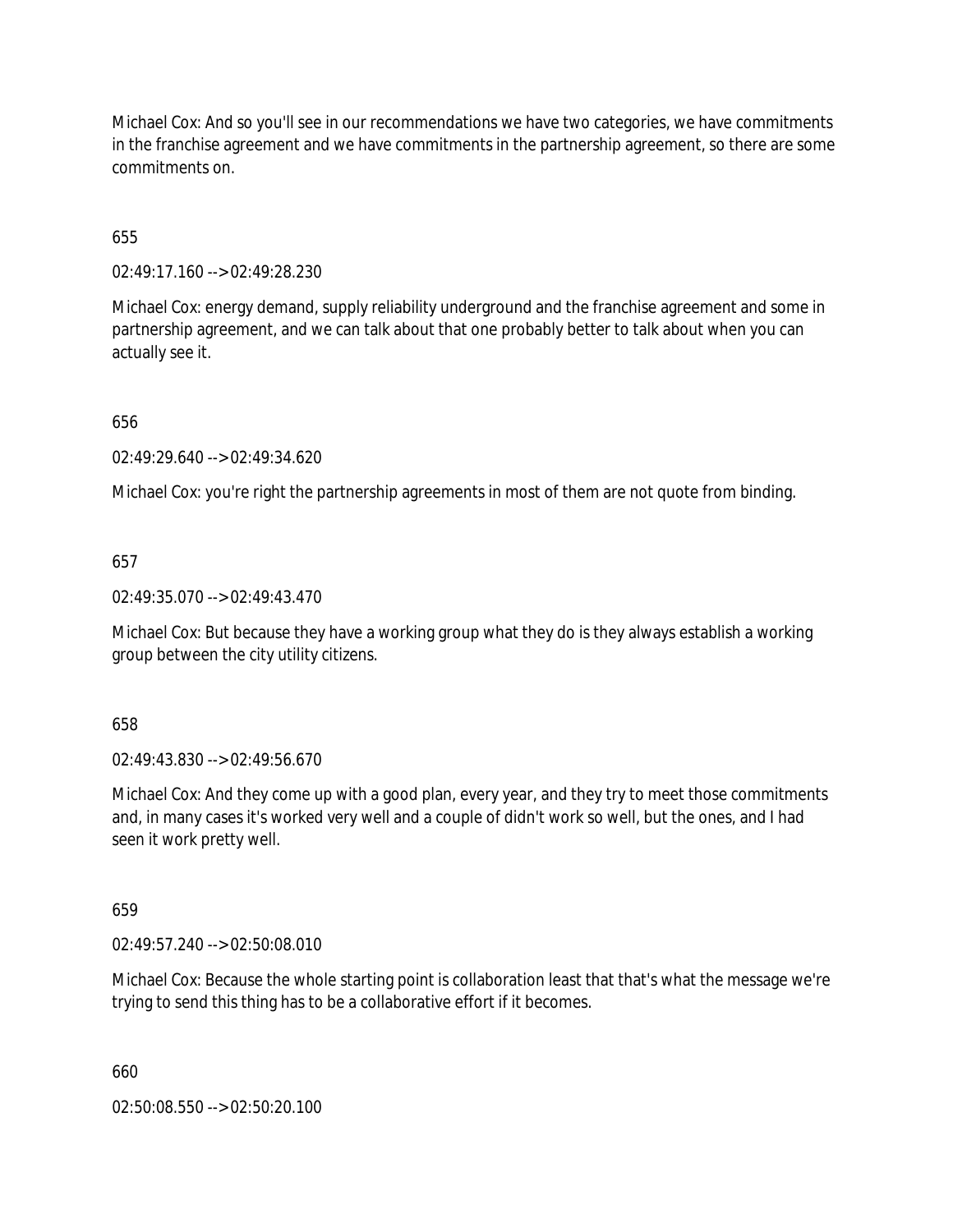Michael Cox: And so you'll see in our recommendations we have two categories, we have commitments in the franchise agreement and we have commitments in the partnership agreement, so there are some commitments on.

655

02:49:17.160 --> 02:49:28.230

Michael Cox: energy demand, supply reliability underground and the franchise agreement and some in partnership agreement, and we can talk about that one probably better to talk about when you can actually see it.

656

02:49:29.640 --> 02:49:34.620

Michael Cox: you're right the partnership agreements in most of them are not quote from binding.

657

02:49:35.070 --> 02:49:43.470

Michael Cox: But because they have a working group what they do is they always establish a working group between the city utility citizens.

658

02:49:43.830 --> 02:49:56.670

Michael Cox: And they come up with a good plan, every year, and they try to meet those commitments and, in many cases it's worked very well and a couple of didn't work so well, but the ones, and I had seen it work pretty well.

659

02:49:57.240 --> 02:50:08.010

Michael Cox: Because the whole starting point is collaboration least that that's what the message we're trying to send this thing has to be a collaborative effort if it becomes.

660

02:50:08.550 --> 02:50:20.100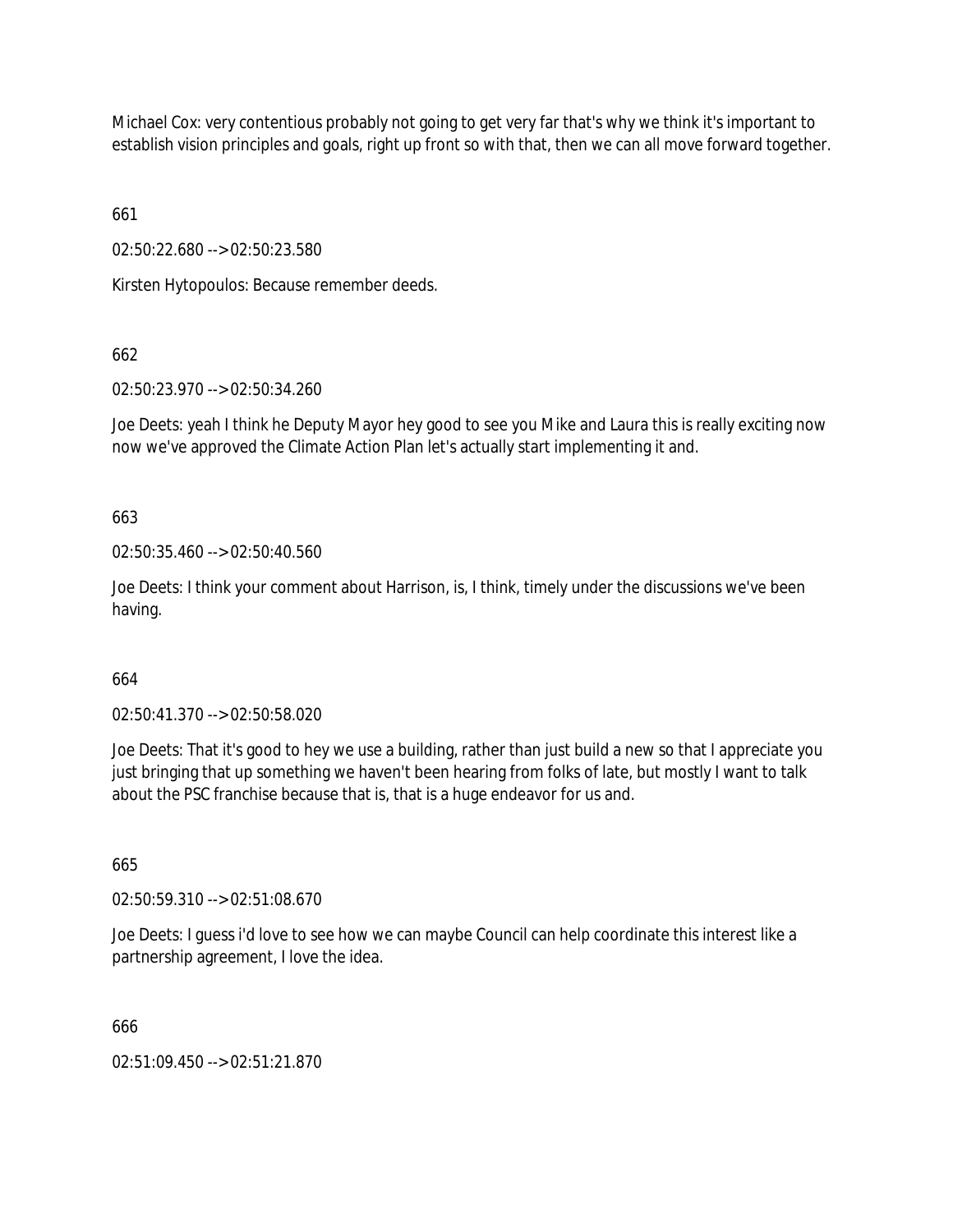Michael Cox: very contentious probably not going to get very far that's why we think it's important to establish vision principles and goals, right up front so with that, then we can all move forward together.

661

02:50:22.680 --> 02:50:23.580

Kirsten Hytopoulos: Because remember deeds.

662

02:50:23.970 --> 02:50:34.260

Joe Deets: yeah I think he Deputy Mayor hey good to see you Mike and Laura this is really exciting now now we've approved the Climate Action Plan let's actually start implementing it and.

663

02:50:35.460 --> 02:50:40.560

Joe Deets: I think your comment about Harrison, is, I think, timely under the discussions we've been having.

664

02:50:41.370 --> 02:50:58.020

Joe Deets: That it's good to hey we use a building, rather than just build a new so that I appreciate you just bringing that up something we haven't been hearing from folks of late, but mostly I want to talk about the PSC franchise because that is, that is a huge endeavor for us and.

665

02:50:59.310 --> 02:51:08.670

Joe Deets: I guess i'd love to see how we can maybe Council can help coordinate this interest like a partnership agreement, I love the idea.

666

02:51:09.450 --> 02:51:21.870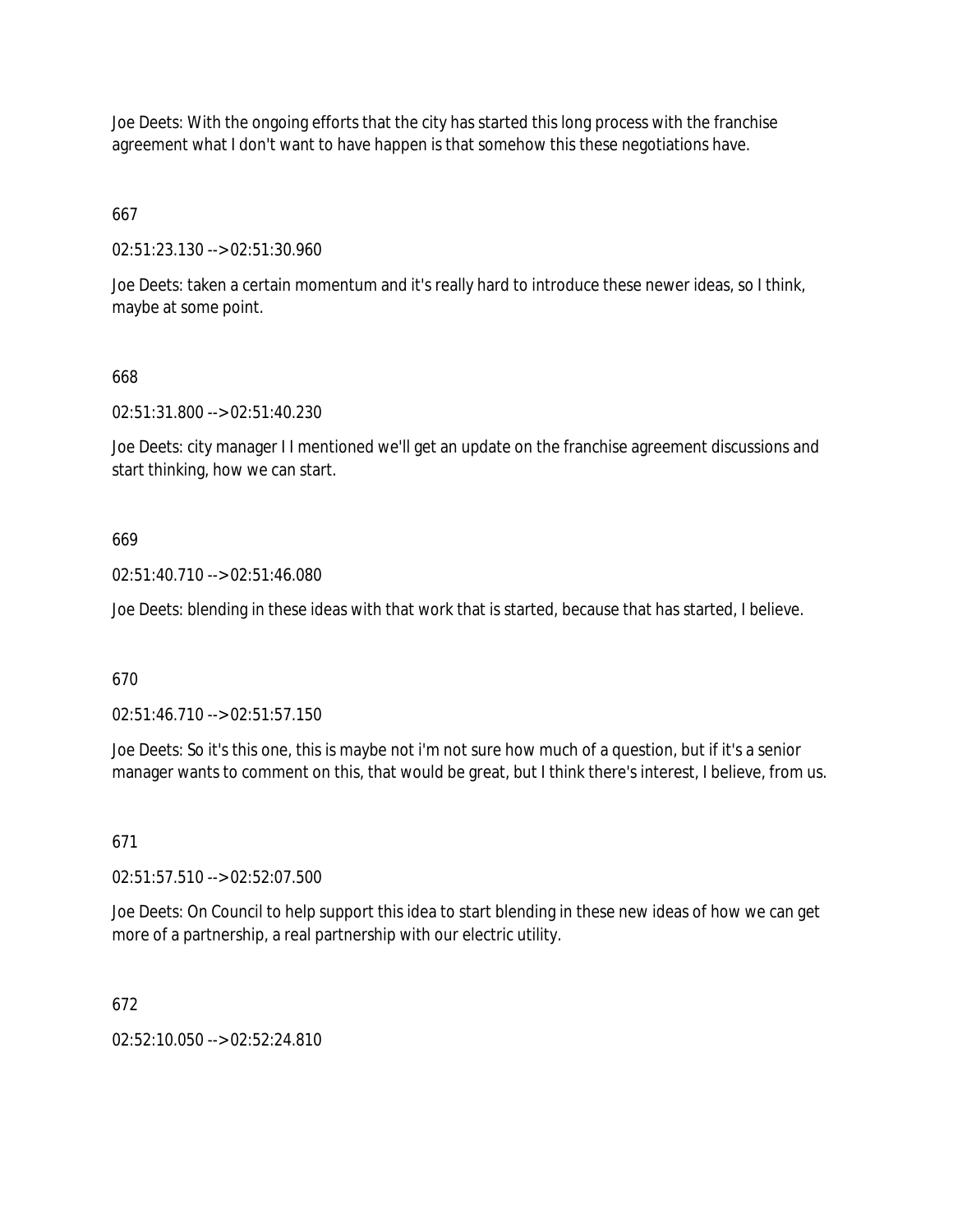Joe Deets: With the ongoing efforts that the city has started this long process with the franchise agreement what I don't want to have happen is that somehow this these negotiations have.

667

02:51:23.130 --> 02:51:30.960

Joe Deets: taken a certain momentum and it's really hard to introduce these newer ideas, so I think, maybe at some point.

668

02:51:31.800 --> 02:51:40.230

Joe Deets: city manager I I mentioned we'll get an update on the franchise agreement discussions and start thinking, how we can start.

669

02:51:40.710 --> 02:51:46.080

Joe Deets: blending in these ideas with that work that is started, because that has started, I believe.

670

02:51:46.710 --> 02:51:57.150

Joe Deets: So it's this one, this is maybe not i'm not sure how much of a question, but if it's a senior manager wants to comment on this, that would be great, but I think there's interest, I believe, from us.

671

02:51:57.510 --> 02:52:07.500

Joe Deets: On Council to help support this idea to start blending in these new ideas of how we can get more of a partnership, a real partnership with our electric utility.

672

02:52:10.050 --> 02:52:24.810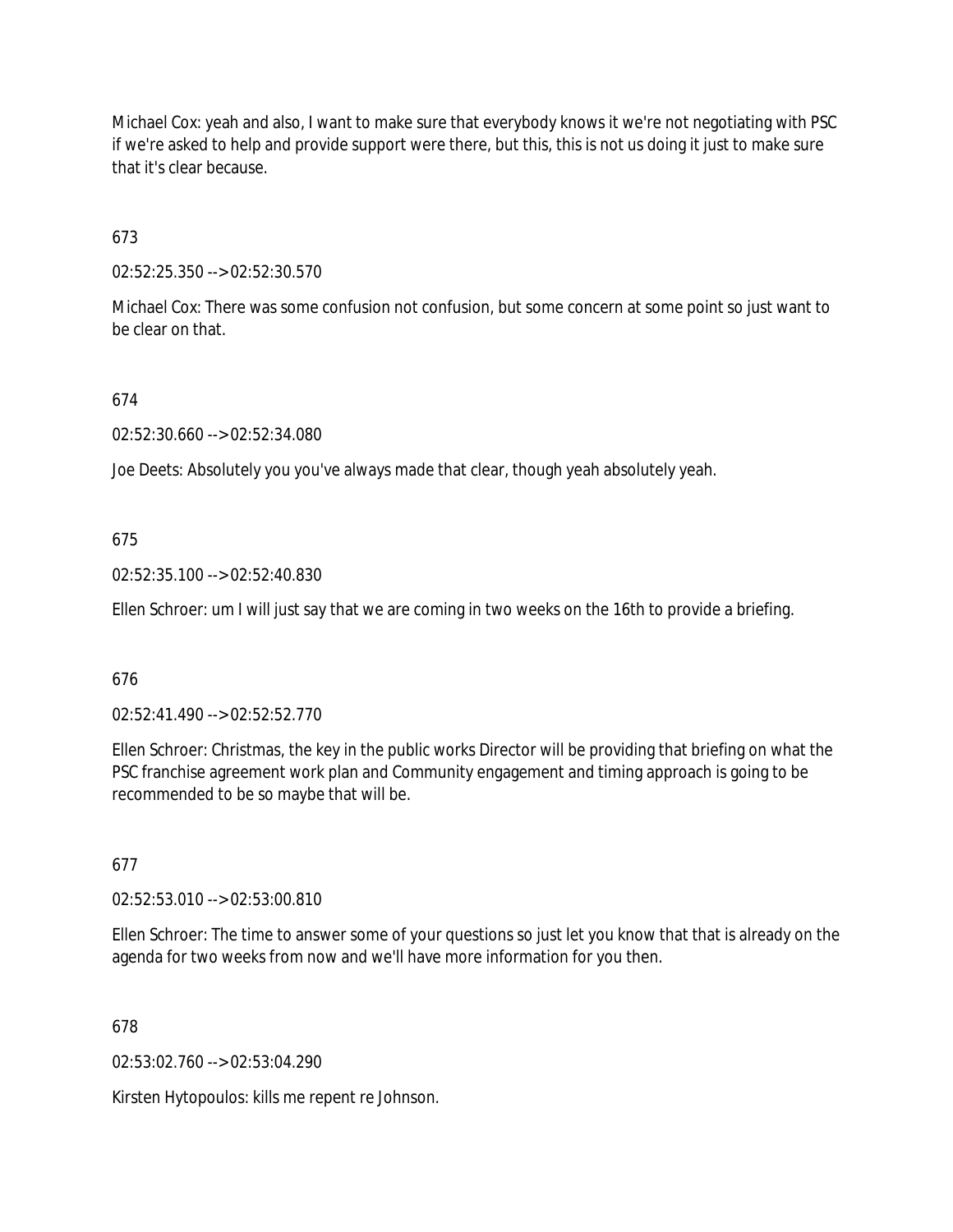Michael Cox: yeah and also, I want to make sure that everybody knows it we're not negotiating with PSC if we're asked to help and provide support were there, but this, this is not us doing it just to make sure that it's clear because.

673

02:52:25.350 --> 02:52:30.570

Michael Cox: There was some confusion not confusion, but some concern at some point so just want to be clear on that.

674

02:52:30.660 --> 02:52:34.080

Joe Deets: Absolutely you you've always made that clear, though yeah absolutely yeah.

675

02:52:35.100 --> 02:52:40.830

Ellen Schroer: um I will just say that we are coming in two weeks on the 16th to provide a briefing.

676

02:52:41.490 --> 02:52:52.770

Ellen Schroer: Christmas, the key in the public works Director will be providing that briefing on what the PSC franchise agreement work plan and Community engagement and timing approach is going to be recommended to be so maybe that will be.

677

02:52:53.010 --> 02:53:00.810

Ellen Schroer: The time to answer some of your questions so just let you know that that is already on the agenda for two weeks from now and we'll have more information for you then.

678

02:53:02.760 --> 02:53:04.290

Kirsten Hytopoulos: kills me repent re Johnson.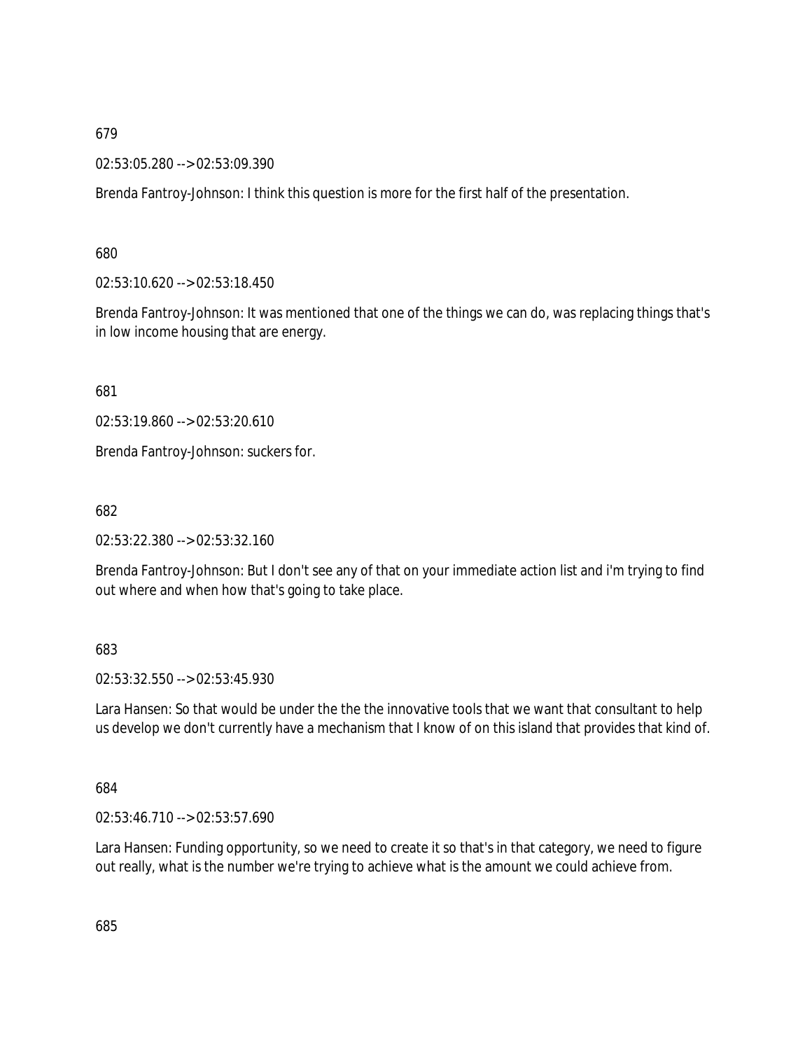679

02:53:05.280 --> 02:53:09.390

Brenda Fantroy-Johnson: I think this question is more for the first half of the presentation.

680

02:53:10.620 --> 02:53:18.450

Brenda Fantroy-Johnson: It was mentioned that one of the things we can do, was replacing things that's in low income housing that are energy.

681

02:53:19.860 --> 02:53:20.610

Brenda Fantroy-Johnson: suckers for.

682

02:53:22.380 --> 02:53:32.160

Brenda Fantroy-Johnson: But I don't see any of that on your immediate action list and i'm trying to find out where and when how that's going to take place.

683

02:53:32.550 --> 02:53:45.930

Lara Hansen: So that would be under the the the innovative tools that we want that consultant to help us develop we don't currently have a mechanism that I know of on this island that provides that kind of.

684

02:53:46.710 --> 02:53:57.690

Lara Hansen: Funding opportunity, so we need to create it so that's in that category, we need to figure out really, what is the number we're trying to achieve what is the amount we could achieve from.

685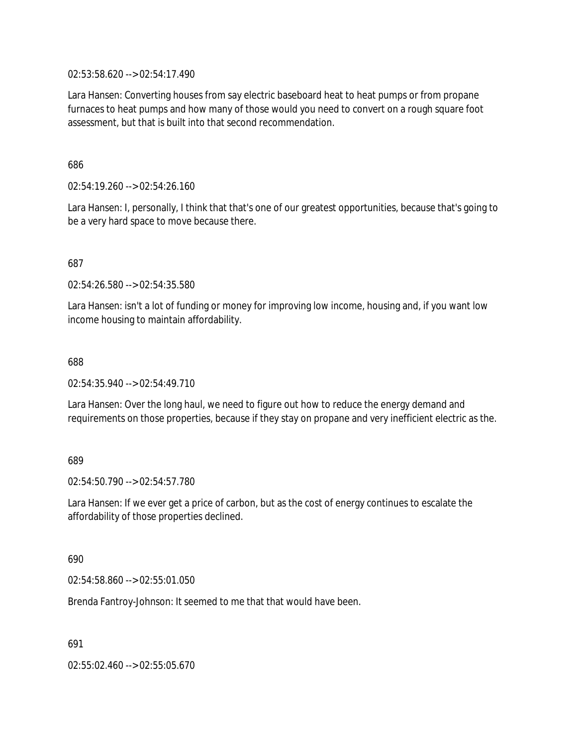02:53:58.620 --> 02:54:17.490

Lara Hansen: Converting houses from say electric baseboard heat to heat pumps or from propane furnaces to heat pumps and how many of those would you need to convert on a rough square foot assessment, but that is built into that second recommendation.

686

02:54:19.260 --> 02:54:26.160

Lara Hansen: I, personally, I think that that's one of our greatest opportunities, because that's going to be a very hard space to move because there.

687

02:54:26.580 --> 02:54:35.580

Lara Hansen: isn't a lot of funding or money for improving low income, housing and, if you want low income housing to maintain affordability.

688

02:54:35.940 --> 02:54:49.710

Lara Hansen: Over the long haul, we need to figure out how to reduce the energy demand and requirements on those properties, because if they stay on propane and very inefficient electric as the.

689

02:54:50.790 --> 02:54:57.780

Lara Hansen: If we ever get a price of carbon, but as the cost of energy continues to escalate the affordability of those properties declined.

690

02:54:58.860 --> 02:55:01.050

Brenda Fantroy-Johnson: It seemed to me that that would have been.

691

02:55:02.460 --> 02:55:05.670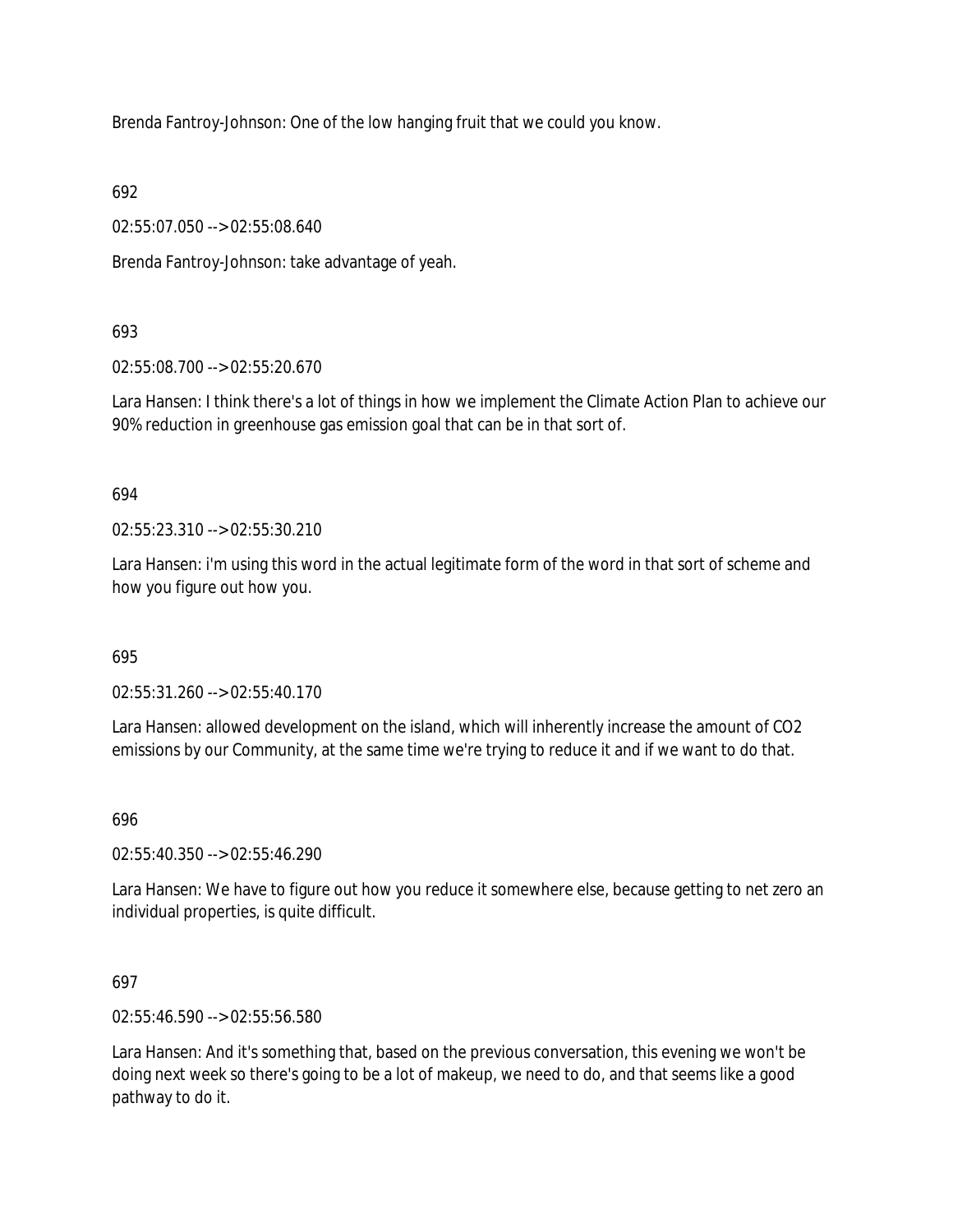Brenda Fantroy-Johnson: One of the low hanging fruit that we could you know.

692

02:55:07.050 --> 02:55:08.640

Brenda Fantroy-Johnson: take advantage of yeah.

693

02:55:08.700 --> 02:55:20.670

Lara Hansen: I think there's a lot of things in how we implement the Climate Action Plan to achieve our 90% reduction in greenhouse gas emission goal that can be in that sort of.

694

02:55:23.310 --> 02:55:30.210

Lara Hansen: i'm using this word in the actual legitimate form of the word in that sort of scheme and how you figure out how you.

695

02:55:31.260 --> 02:55:40.170

Lara Hansen: allowed development on the island, which will inherently increase the amount of CO2 emissions by our Community, at the same time we're trying to reduce it and if we want to do that.

696

02:55:40.350 --> 02:55:46.290

Lara Hansen: We have to figure out how you reduce it somewhere else, because getting to net zero an individual properties, is quite difficult.

697

02:55:46.590 --> 02:55:56.580

Lara Hansen: And it's something that, based on the previous conversation, this evening we won't be doing next week so there's going to be a lot of makeup, we need to do, and that seems like a good pathway to do it.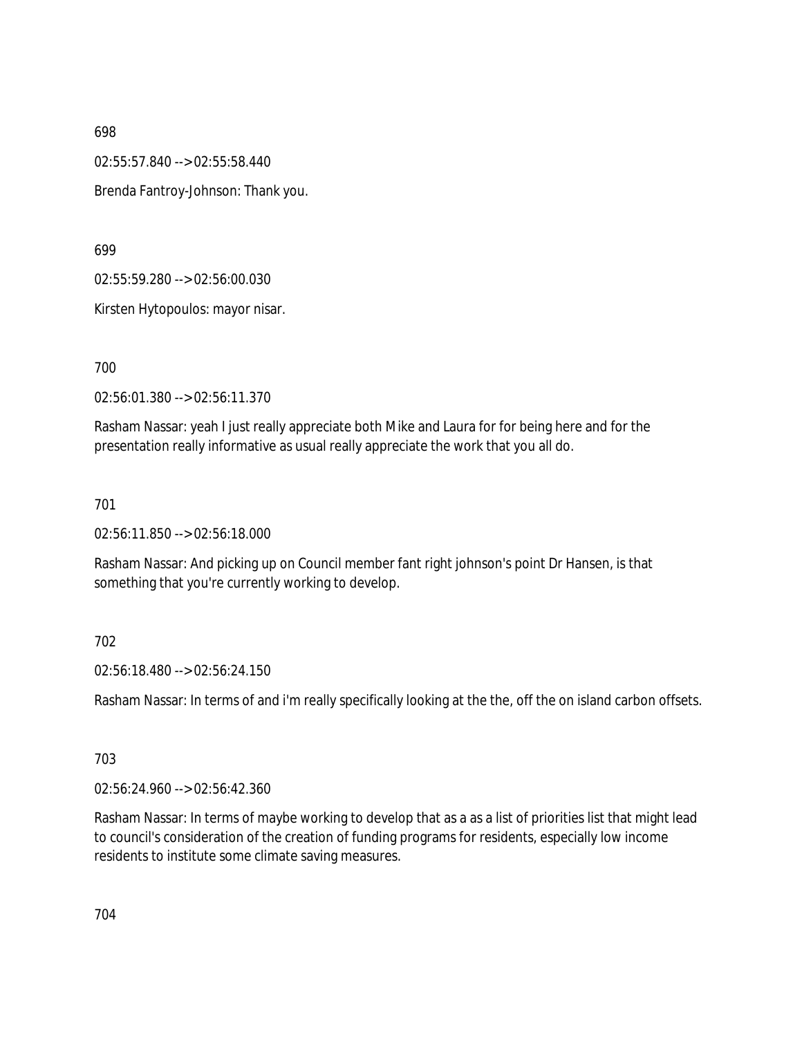698

02:55:57.840 --> 02:55:58.440

Brenda Fantroy-Johnson: Thank you.

699

02:55:59.280 --> 02:56:00.030

Kirsten Hytopoulos: mayor nisar.

700

02:56:01.380 --> 02:56:11.370

Rasham Nassar: yeah I just really appreciate both Mike and Laura for for being here and for the presentation really informative as usual really appreciate the work that you all do.

701

02:56:11.850 --> 02:56:18.000

Rasham Nassar: And picking up on Council member fant right johnson's point Dr Hansen, is that something that you're currently working to develop.

702

02:56:18.480 --> 02:56:24.150

Rasham Nassar: In terms of and i'm really specifically looking at the the, off the on island carbon offsets.

703

02:56:24.960 --> 02:56:42.360

Rasham Nassar: In terms of maybe working to develop that as a as a list of priorities list that might lead to council's consideration of the creation of funding programs for residents, especially low income residents to institute some climate saving measures.

704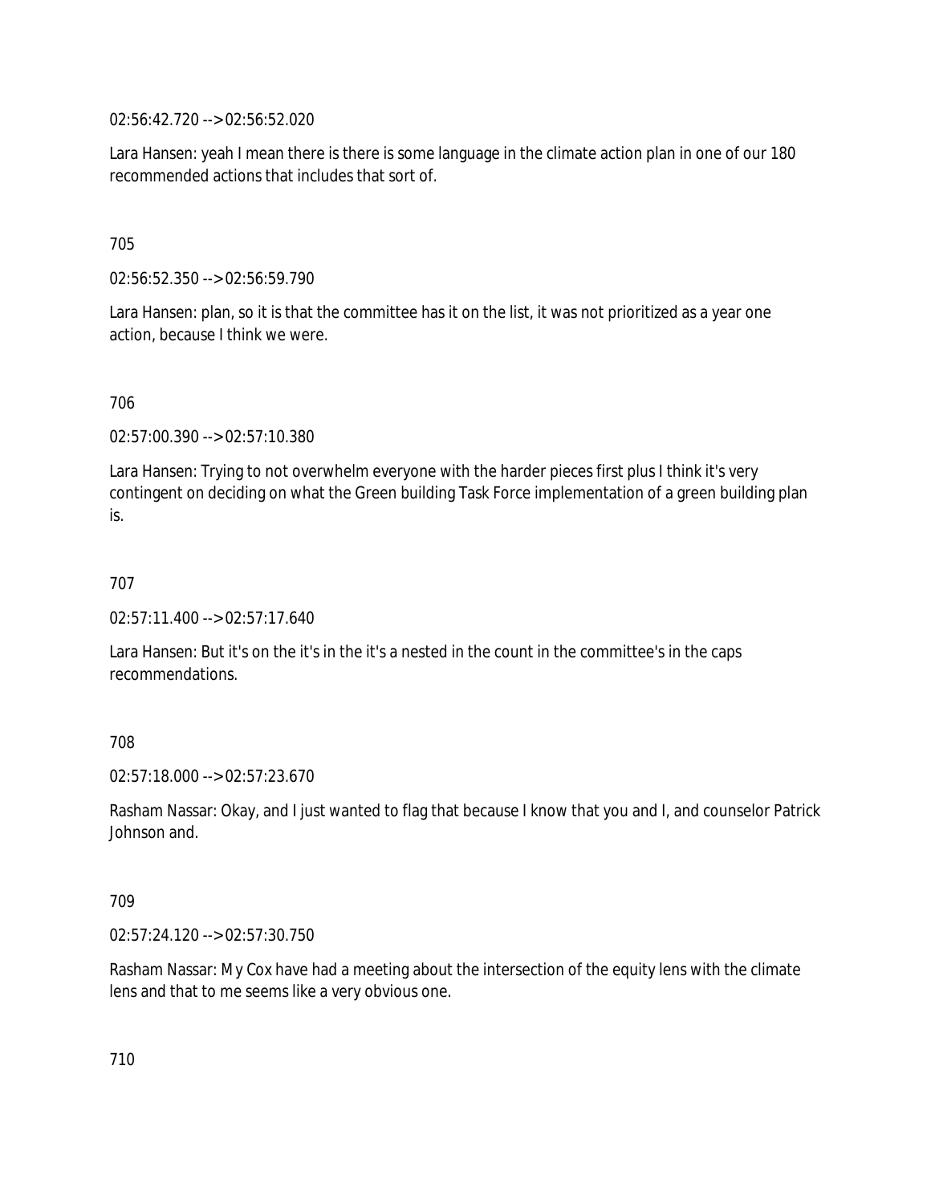02:56:42.720 --> 02:56:52.020

Lara Hansen: yeah I mean there is there is some language in the climate action plan in one of our 180 recommended actions that includes that sort of.

705

02:56:52.350 --> 02:56:59.790

Lara Hansen: plan, so it is that the committee has it on the list, it was not prioritized as a year one action, because I think we were.

706

02:57:00.390 --> 02:57:10.380

Lara Hansen: Trying to not overwhelm everyone with the harder pieces first plus I think it's very contingent on deciding on what the Green building Task Force implementation of a green building plan is.

707

02:57:11.400 --> 02:57:17.640

Lara Hansen: But it's on the it's in the it's a nested in the count in the committee's in the caps recommendations.

708

02:57:18.000 --> 02:57:23.670

Rasham Nassar: Okay, and I just wanted to flag that because I know that you and I, and counselor Patrick Johnson and.

709

02:57:24.120 --> 02:57:30.750

Rasham Nassar: My Cox have had a meeting about the intersection of the equity lens with the climate lens and that to me seems like a very obvious one.

710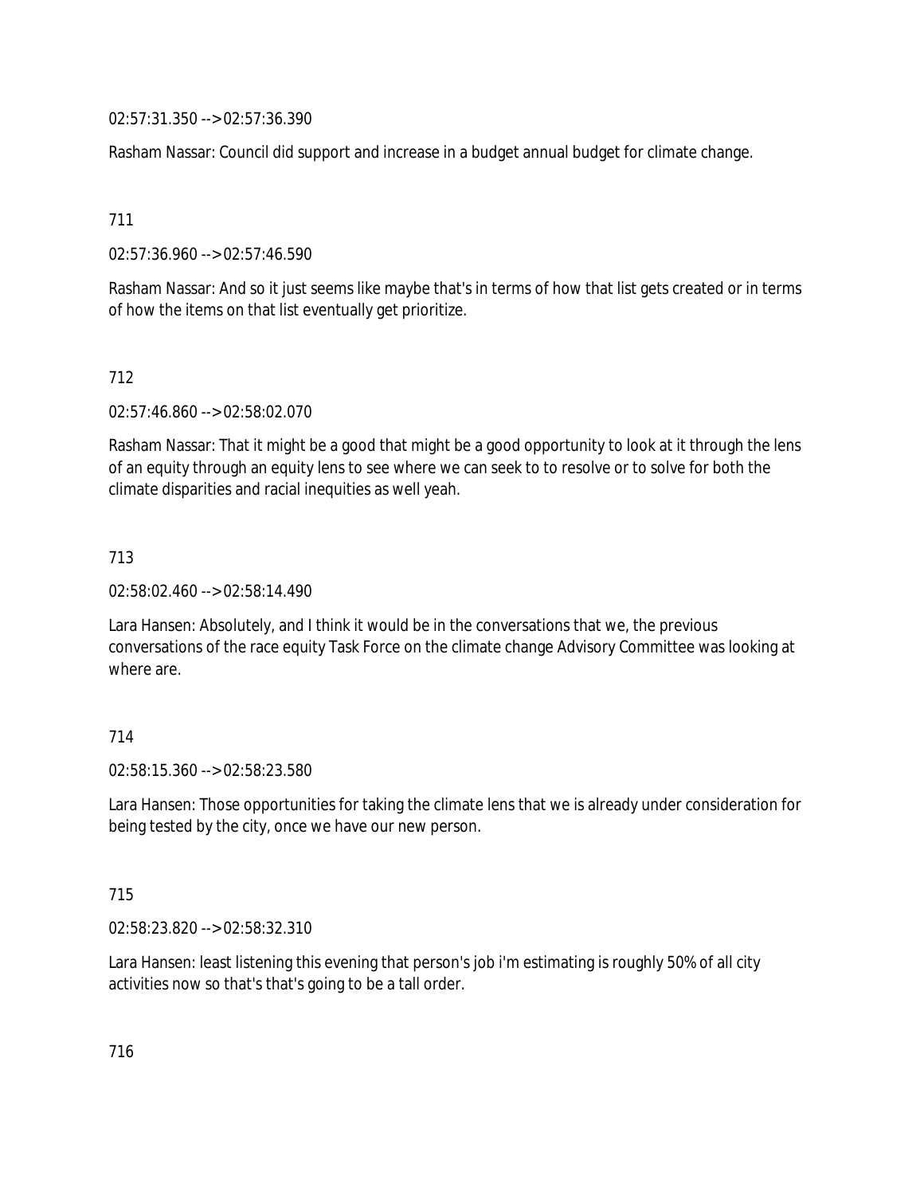02:57:31.350 --> 02:57:36.390

Rasham Nassar: Council did support and increase in a budget annual budget for climate change.

711

02:57:36.960 --> 02:57:46.590

Rasham Nassar: And so it just seems like maybe that's in terms of how that list gets created or in terms of how the items on that list eventually get prioritize.

712

02:57:46.860 --> 02:58:02.070

Rasham Nassar: That it might be a good that might be a good opportunity to look at it through the lens of an equity through an equity lens to see where we can seek to to resolve or to solve for both the climate disparities and racial inequities as well yeah.

713

02:58:02.460 --> 02:58:14.490

Lara Hansen: Absolutely, and I think it would be in the conversations that we, the previous conversations of the race equity Task Force on the climate change Advisory Committee was looking at where are.

714

02:58:15.360 --> 02:58:23.580

Lara Hansen: Those opportunities for taking the climate lens that we is already under consideration for being tested by the city, once we have our new person.

715

02:58:23.820 --> 02:58:32.310

Lara Hansen: least listening this evening that person's job i'm estimating is roughly 50% of all city activities now so that's that's going to be a tall order.

716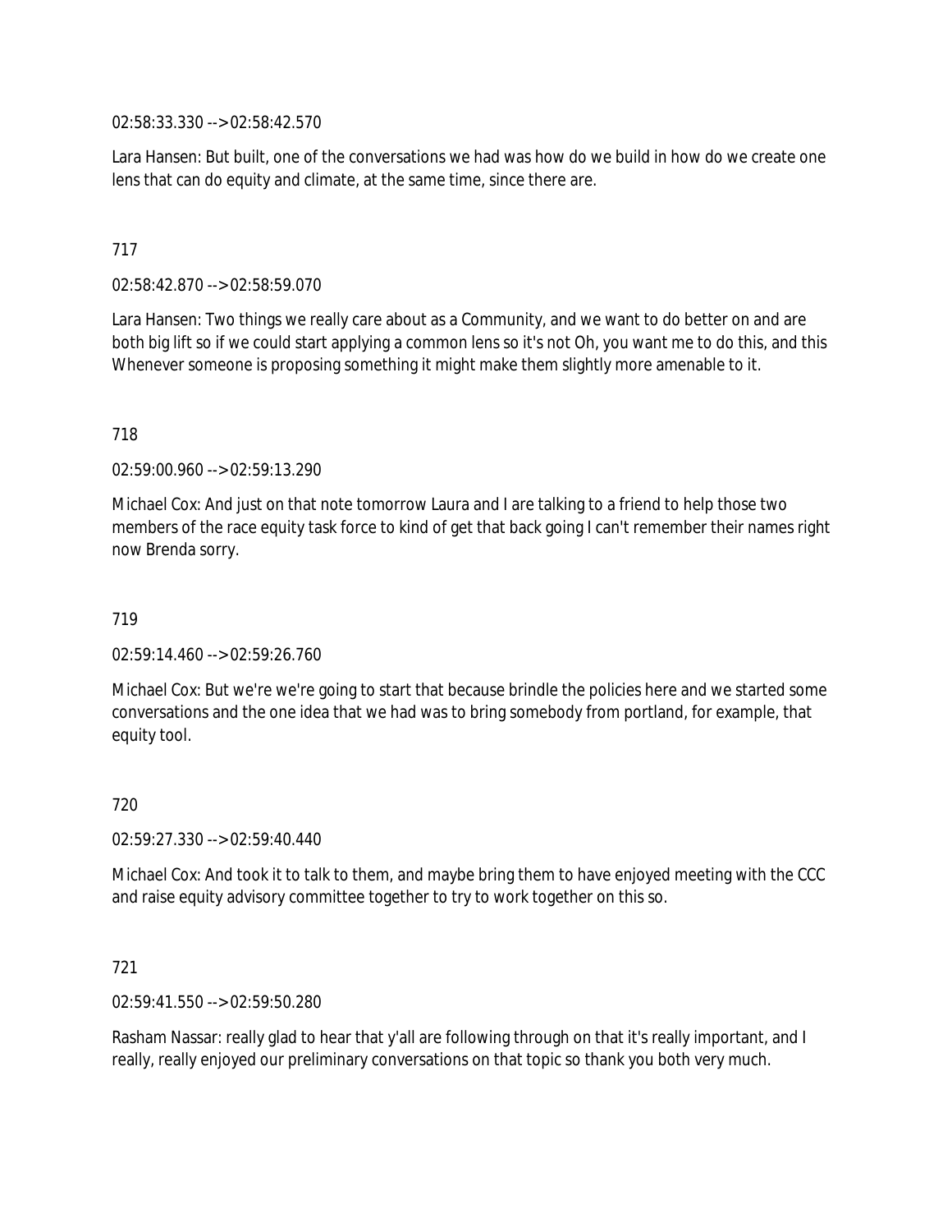02:58:33.330 --> 02:58:42.570

Lara Hansen: But built, one of the conversations we had was how do we build in how do we create one lens that can do equity and climate, at the same time, since there are.

717

02:58:42.870 --> 02:58:59.070

Lara Hansen: Two things we really care about as a Community, and we want to do better on and are both big lift so if we could start applying a common lens so it's not Oh, you want me to do this, and this Whenever someone is proposing something it might make them slightly more amenable to it.

718

02:59:00.960 --> 02:59:13.290

Michael Cox: And just on that note tomorrow Laura and I are talking to a friend to help those two members of the race equity task force to kind of get that back going I can't remember their names right now Brenda sorry.

719

02:59:14.460 --> 02:59:26.760

Michael Cox: But we're we're going to start that because brindle the policies here and we started some conversations and the one idea that we had was to bring somebody from portland, for example, that equity tool.

720

02:59:27.330 --> 02:59:40.440

Michael Cox: And took it to talk to them, and maybe bring them to have enjoyed meeting with the CCC and raise equity advisory committee together to try to work together on this so.

721

02:59:41.550 --> 02:59:50.280

Rasham Nassar: really glad to hear that y'all are following through on that it's really important, and I really, really enjoyed our preliminary conversations on that topic so thank you both very much.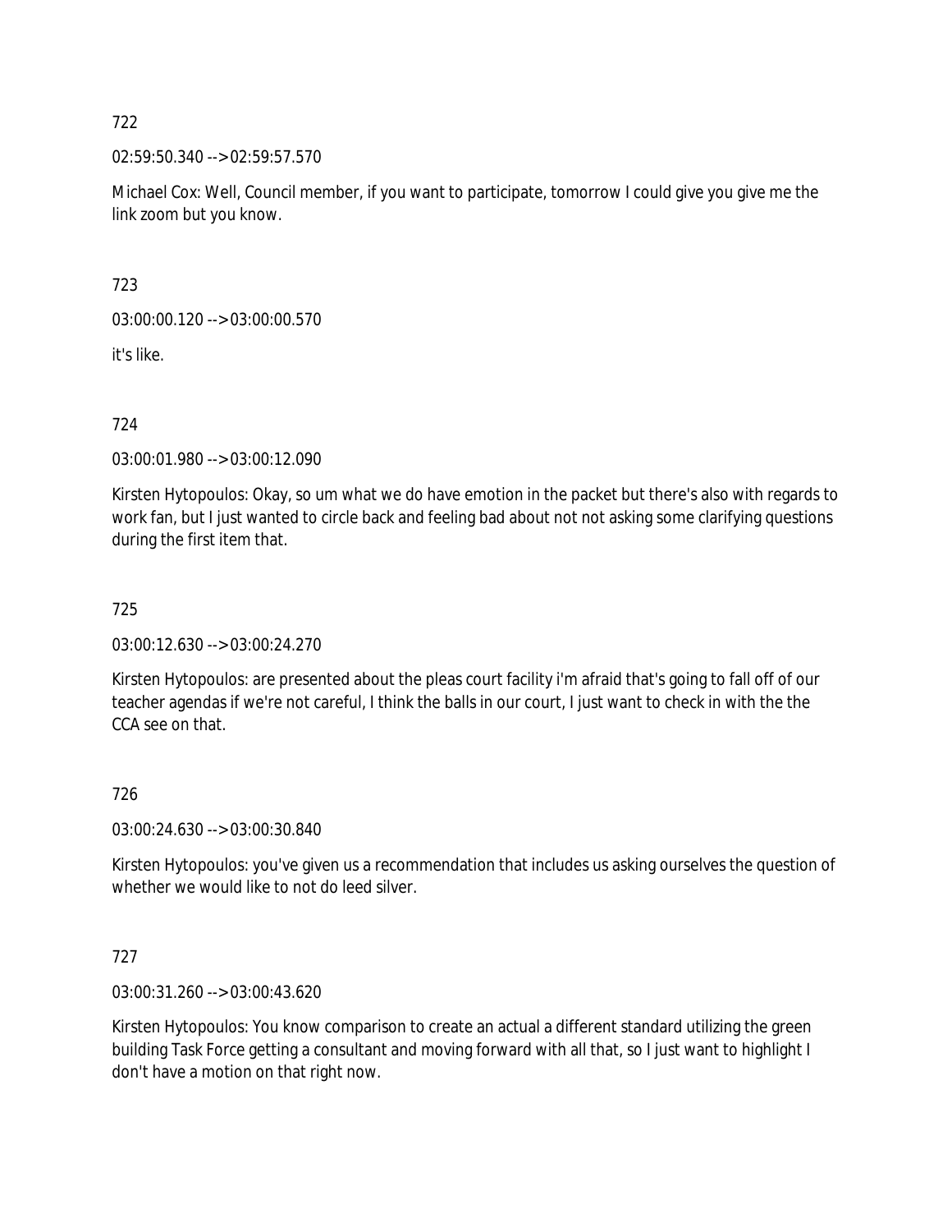722

02:59:50.340 --> 02:59:57.570

Michael Cox: Well, Council member, if you want to participate, tomorrow I could give you give me the link zoom but you know.

723

03:00:00.120 --> 03:00:00.570

it's like.

724

03:00:01.980 --> 03:00:12.090

Kirsten Hytopoulos: Okay, so um what we do have emotion in the packet but there's also with regards to work fan, but I just wanted to circle back and feeling bad about not not asking some clarifying questions during the first item that.

725

03:00:12.630 --> 03:00:24.270

Kirsten Hytopoulos: are presented about the pleas court facility i'm afraid that's going to fall off of our teacher agendas if we're not careful, I think the balls in our court, I just want to check in with the the CCA see on that.

726

03:00:24.630 --> 03:00:30.840

Kirsten Hytopoulos: you've given us a recommendation that includes us asking ourselves the question of whether we would like to not do leed silver.

727

03:00:31.260 --> 03:00:43.620

Kirsten Hytopoulos: You know comparison to create an actual a different standard utilizing the green building Task Force getting a consultant and moving forward with all that, so I just want to highlight I don't have a motion on that right now.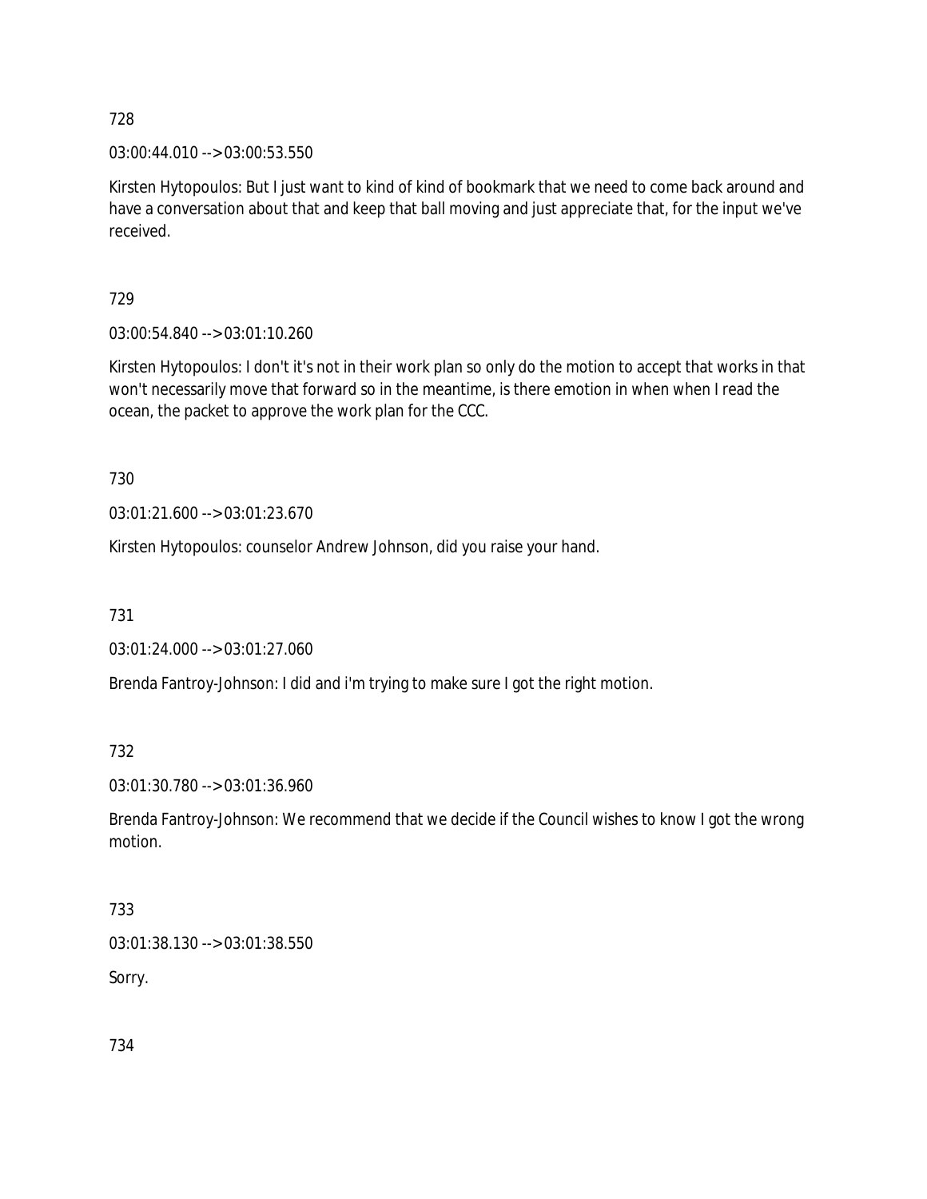728

03:00:44.010 --> 03:00:53.550

Kirsten Hytopoulos: But I just want to kind of kind of bookmark that we need to come back around and have a conversation about that and keep that ball moving and just appreciate that, for the input we've received.

729

03:00:54.840 --> 03:01:10.260

Kirsten Hytopoulos: I don't it's not in their work plan so only do the motion to accept that works in that won't necessarily move that forward so in the meantime, is there emotion in when when I read the ocean, the packet to approve the work plan for the CCC.

730

03:01:21.600 --> 03:01:23.670

Kirsten Hytopoulos: counselor Andrew Johnson, did you raise your hand.

731

03:01:24.000 --> 03:01:27.060

Brenda Fantroy-Johnson: I did and i'm trying to make sure I got the right motion.

732

03:01:30.780 --> 03:01:36.960

Brenda Fantroy-Johnson: We recommend that we decide if the Council wishes to know I got the wrong motion.

733

03:01:38.130 --> 03:01:38.550

Sorry.

734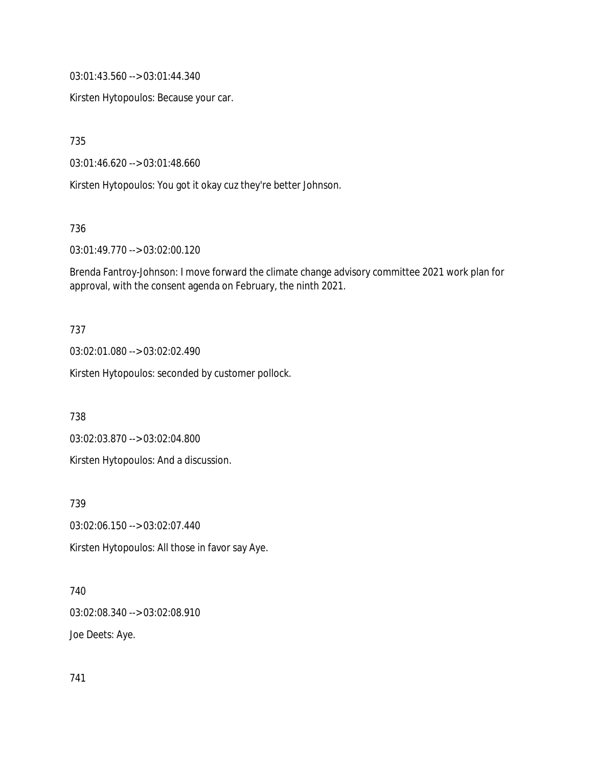03:01:43.560 --> 03:01:44.340

Kirsten Hytopoulos: Because your car.

735

03:01:46.620 --> 03:01:48.660

Kirsten Hytopoulos: You got it okay cuz they're better Johnson.

736

03:01:49.770 --> 03:02:00.120

Brenda Fantroy-Johnson: I move forward the climate change advisory committee 2021 work plan for approval, with the consent agenda on February, the ninth 2021.

737

03:02:01.080 --> 03:02:02.490

Kirsten Hytopoulos: seconded by customer pollock.

738

03:02:03.870 --> 03:02:04.800

Kirsten Hytopoulos: And a discussion.

739

03:02:06.150 --> 03:02:07.440

Kirsten Hytopoulos: All those in favor say Aye.

740

03:02:08.340 --> 03:02:08.910

Joe Deets: Aye.

741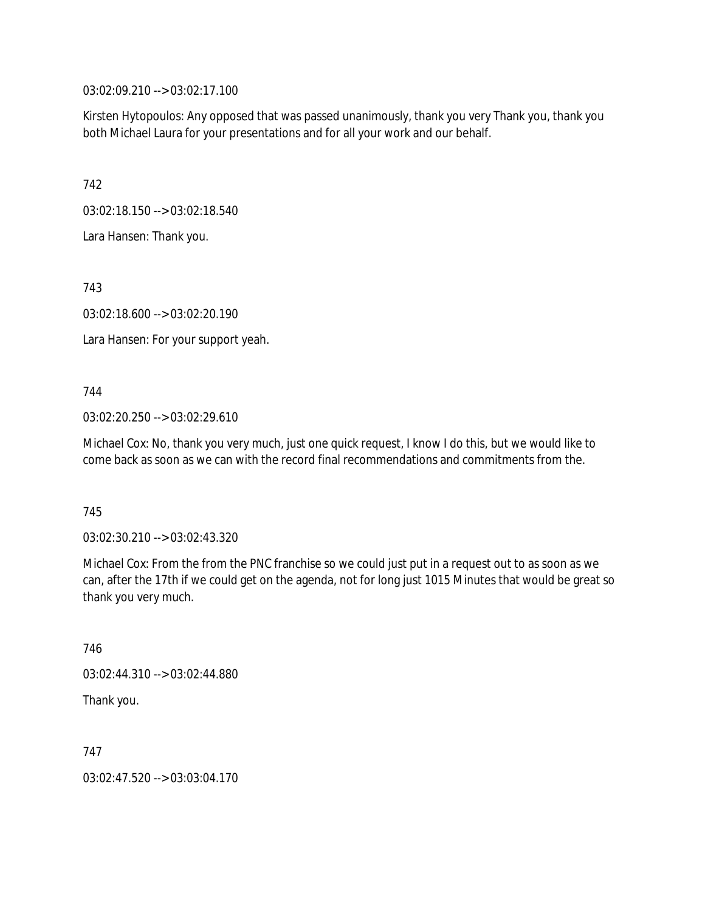03:02:09.210 --> 03:02:17.100

Kirsten Hytopoulos: Any opposed that was passed unanimously, thank you very Thank you, thank you both Michael Laura for your presentations and for all your work and our behalf.

742

03:02:18.150 --> 03:02:18.540

Lara Hansen: Thank you.

743

03:02:18.600 --> 03:02:20.190

Lara Hansen: For your support yeah.

744

03:02:20.250 --> 03:02:29.610

Michael Cox: No, thank you very much, just one quick request, I know I do this, but we would like to come back as soon as we can with the record final recommendations and commitments from the.

745

03:02:30.210 --> 03:02:43.320

Michael Cox: From the from the PNC franchise so we could just put in a request out to as soon as we can, after the 17th if we could get on the agenda, not for long just 1015 Minutes that would be great so thank you very much.

746

03:02:44.310 --> 03:02:44.880

Thank you.

747

03:02:47.520 --> 03:03:04.170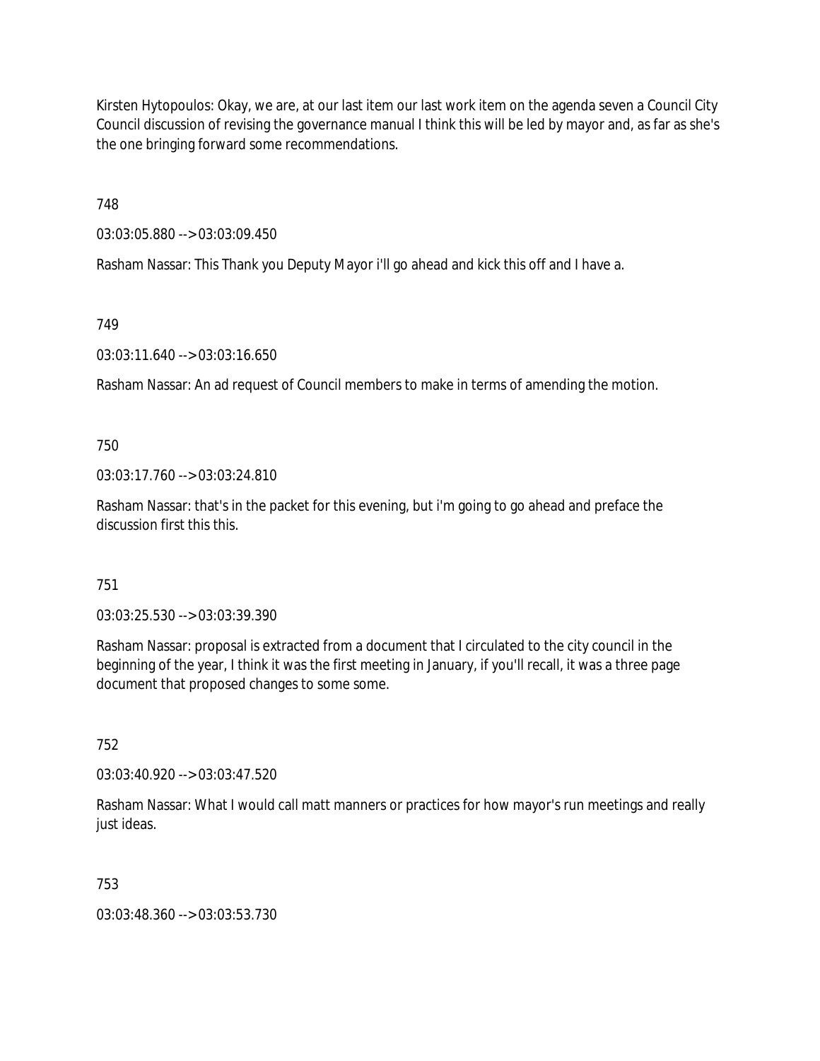Kirsten Hytopoulos: Okay, we are, at our last item our last work item on the agenda seven a Council City Council discussion of revising the governance manual I think this will be led by mayor and, as far as she's the one bringing forward some recommendations.

748

03:03:05.880 --> 03:03:09.450

Rasham Nassar: This Thank you Deputy Mayor i'll go ahead and kick this off and I have a.

749

03:03:11.640 --> 03:03:16.650

Rasham Nassar: An ad request of Council members to make in terms of amending the motion.

750

03:03:17.760 --> 03:03:24.810

Rasham Nassar: that's in the packet for this evening, but i'm going to go ahead and preface the discussion first this this.

751

03:03:25.530 --> 03:03:39.390

Rasham Nassar: proposal is extracted from a document that I circulated to the city council in the beginning of the year, I think it was the first meeting in January, if you'll recall, it was a three page document that proposed changes to some some.

752

03:03:40.920 --> 03:03:47.520

Rasham Nassar: What I would call matt manners or practices for how mayor's run meetings and really just ideas.

753

03:03:48.360 --> 03:03:53.730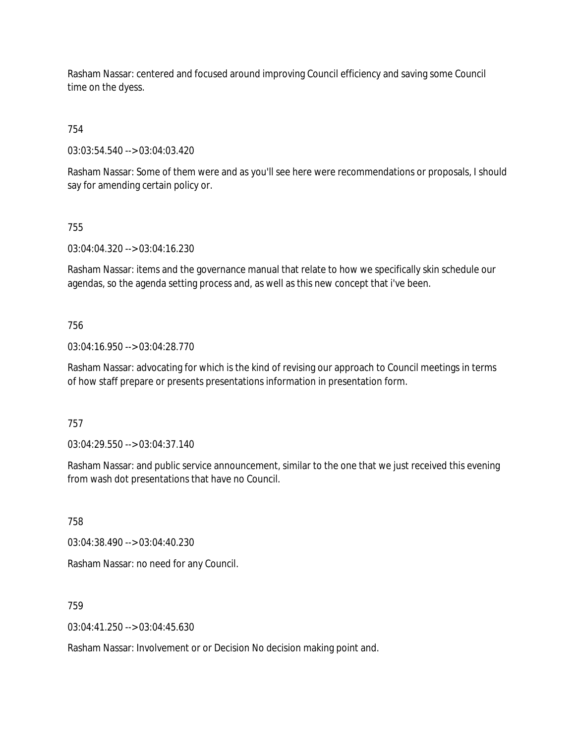Rasham Nassar: centered and focused around improving Council efficiency and saving some Council time on the dyess.

754

03:03:54.540 --> 03:04:03.420

Rasham Nassar: Some of them were and as you'll see here were recommendations or proposals, I should say for amending certain policy or.

755

03:04:04.320 --> 03:04:16.230

Rasham Nassar: items and the governance manual that relate to how we specifically skin schedule our agendas, so the agenda setting process and, as well as this new concept that i've been.

756

03:04:16.950 --> 03:04:28.770

Rasham Nassar: advocating for which is the kind of revising our approach to Council meetings in terms of how staff prepare or presents presentations information in presentation form.

757

03:04:29.550 --> 03:04:37.140

Rasham Nassar: and public service announcement, similar to the one that we just received this evening from wash dot presentations that have no Council.

758

03:04:38.490 --> 03:04:40.230

Rasham Nassar: no need for any Council.

759

03:04:41.250 --> 03:04:45.630

Rasham Nassar: Involvement or or Decision No decision making point and.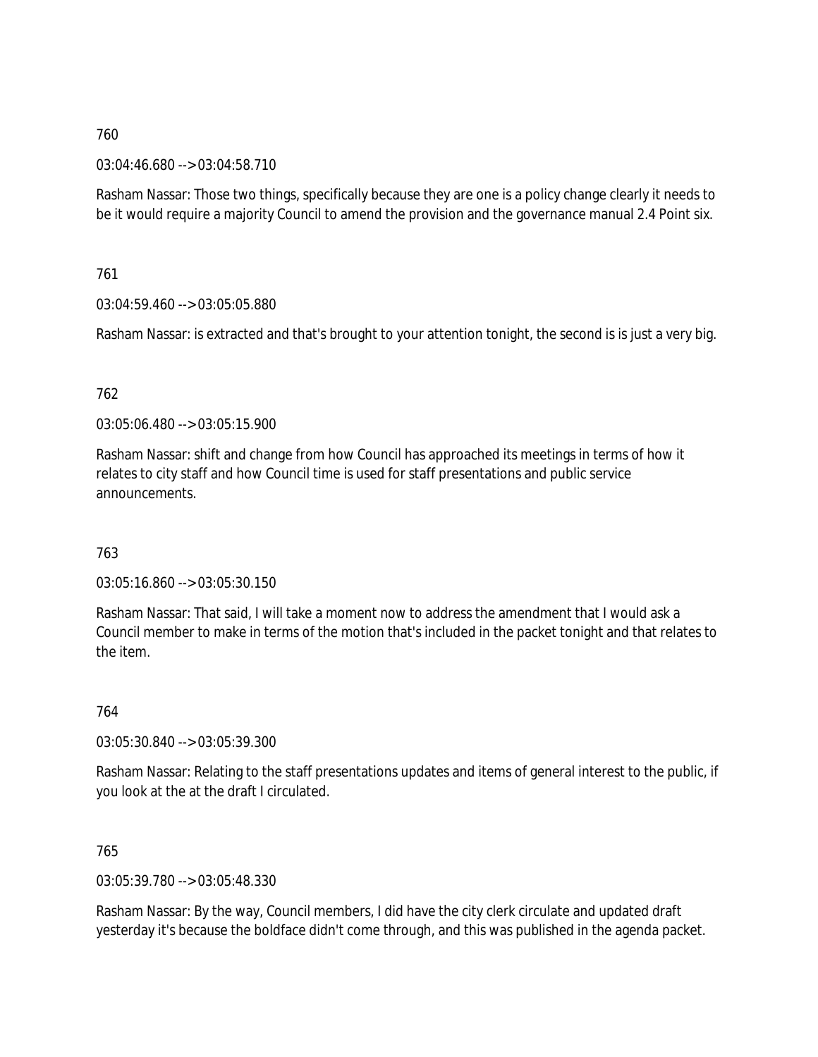760

03:04:46.680 --> 03:04:58.710

Rasham Nassar: Those two things, specifically because they are one is a policy change clearly it needs to be it would require a majority Council to amend the provision and the governance manual 2.4 Point six.

761

03:04:59.460 --> 03:05:05.880

Rasham Nassar: is extracted and that's brought to your attention tonight, the second is is just a very big.

762

03:05:06.480 --> 03:05:15.900

Rasham Nassar: shift and change from how Council has approached its meetings in terms of how it relates to city staff and how Council time is used for staff presentations and public service announcements.

763

03:05:16.860 --> 03:05:30.150

Rasham Nassar: That said, I will take a moment now to address the amendment that I would ask a Council member to make in terms of the motion that's included in the packet tonight and that relates to the item.

764

03:05:30.840 --> 03:05:39.300

Rasham Nassar: Relating to the staff presentations updates and items of general interest to the public, if you look at the at the draft I circulated.

765

03:05:39.780 --> 03:05:48.330

Rasham Nassar: By the way, Council members, I did have the city clerk circulate and updated draft yesterday it's because the boldface didn't come through, and this was published in the agenda packet.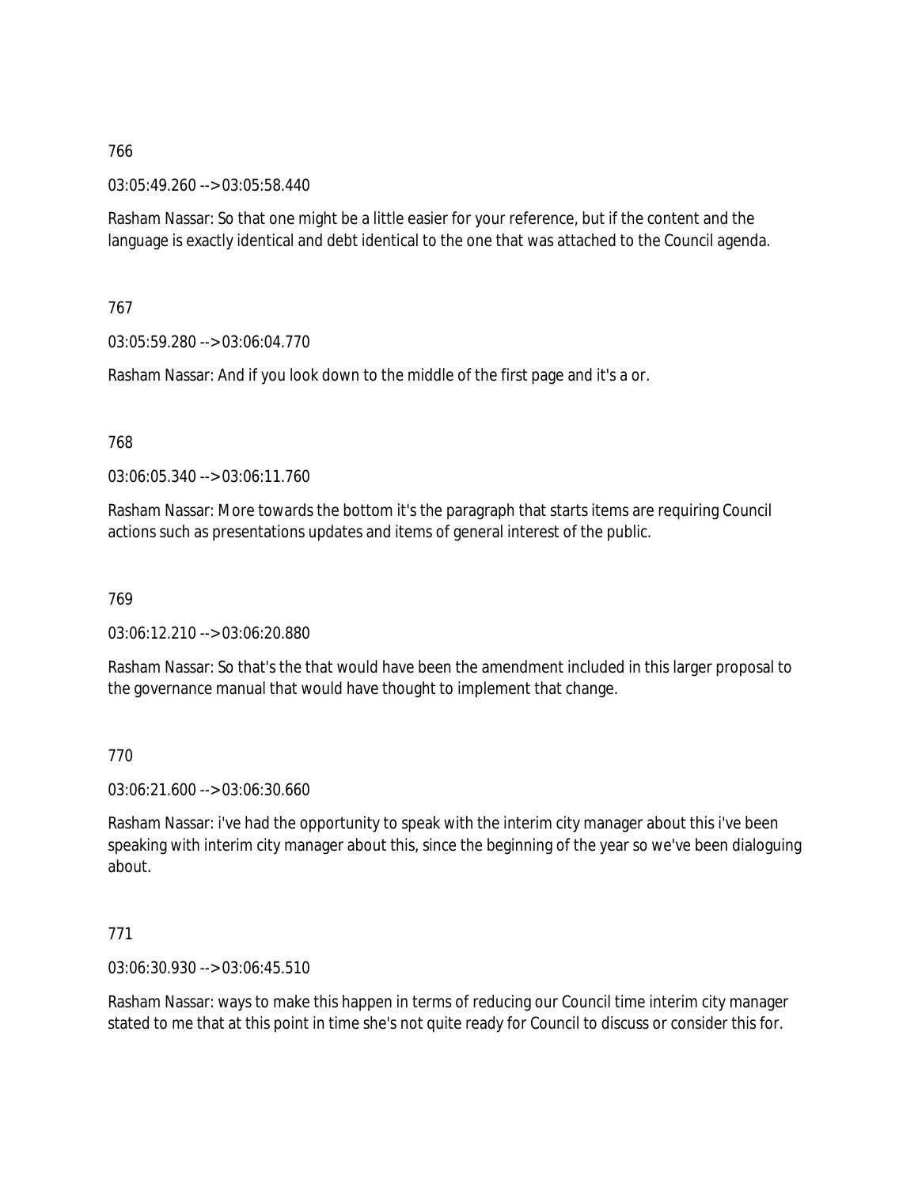766

03:05:49.260 --> 03:05:58.440

Rasham Nassar: So that one might be a little easier for your reference, but if the content and the language is exactly identical and debt identical to the one that was attached to the Council agenda.

767

03:05:59.280 --> 03:06:04.770

Rasham Nassar: And if you look down to the middle of the first page and it's a or.

768

03:06:05.340 --> 03:06:11.760

Rasham Nassar: More towards the bottom it's the paragraph that starts items are requiring Council actions such as presentations updates and items of general interest of the public.

769

03:06:12.210 --> 03:06:20.880

Rasham Nassar: So that's the that would have been the amendment included in this larger proposal to the governance manual that would have thought to implement that change.

770

03:06:21.600 --> 03:06:30.660

Rasham Nassar: i've had the opportunity to speak with the interim city manager about this i've been speaking with interim city manager about this, since the beginning of the year so we've been dialoguing about.

771

03:06:30.930 --> 03:06:45.510

Rasham Nassar: ways to make this happen in terms of reducing our Council time interim city manager stated to me that at this point in time she's not quite ready for Council to discuss or consider this for.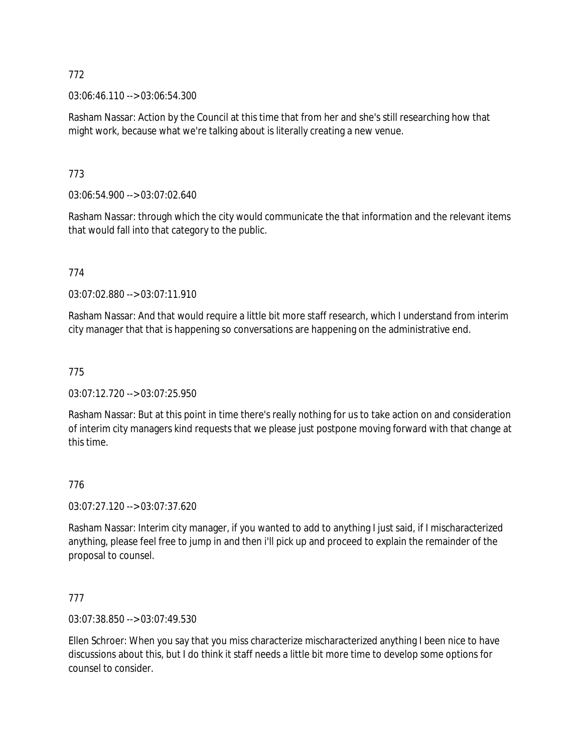772

03:06:46.110 --> 03:06:54.300

Rasham Nassar: Action by the Council at this time that from her and she's still researching how that might work, because what we're talking about is literally creating a new venue.

773

03:06:54.900 --> 03:07:02.640

Rasham Nassar: through which the city would communicate the that information and the relevant items that would fall into that category to the public.

774

03:07:02.880 --> 03:07:11.910

Rasham Nassar: And that would require a little bit more staff research, which I understand from interim city manager that that is happening so conversations are happening on the administrative end.

775

03:07:12.720 --> 03:07:25.950

Rasham Nassar: But at this point in time there's really nothing for us to take action on and consideration of interim city managers kind requests that we please just postpone moving forward with that change at this time.

776

03:07:27.120 --> 03:07:37.620

Rasham Nassar: Interim city manager, if you wanted to add to anything I just said, if I mischaracterized anything, please feel free to jump in and then i'll pick up and proceed to explain the remainder of the proposal to counsel.

777

03:07:38.850 --> 03:07:49.530

Ellen Schroer: When you say that you miss characterize mischaracterized anything I been nice to have discussions about this, but I do think it staff needs a little bit more time to develop some options for counsel to consider.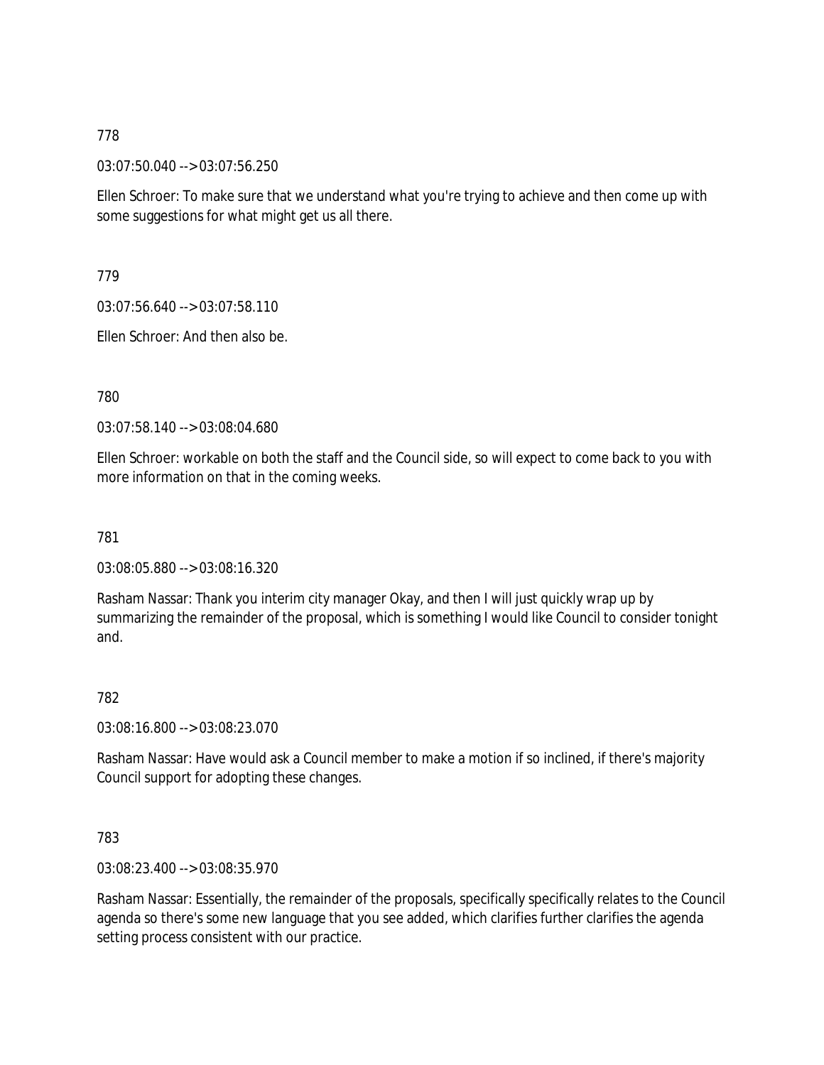778

03:07:50.040 --> 03:07:56.250

Ellen Schroer: To make sure that we understand what you're trying to achieve and then come up with some suggestions for what might get us all there.

779

03:07:56.640 --> 03:07:58.110

Ellen Schroer: And then also be.

780

03:07:58.140 --> 03:08:04.680

Ellen Schroer: workable on both the staff and the Council side, so will expect to come back to you with more information on that in the coming weeks.

781

03:08:05.880 --> 03:08:16.320

Rasham Nassar: Thank you interim city manager Okay, and then I will just quickly wrap up by summarizing the remainder of the proposal, which is something I would like Council to consider tonight and.

782

03:08:16.800 --> 03:08:23.070

Rasham Nassar: Have would ask a Council member to make a motion if so inclined, if there's majority Council support for adopting these changes.

783

03:08:23.400 --> 03:08:35.970

Rasham Nassar: Essentially, the remainder of the proposals, specifically specifically relates to the Council agenda so there's some new language that you see added, which clarifies further clarifies the agenda setting process consistent with our practice.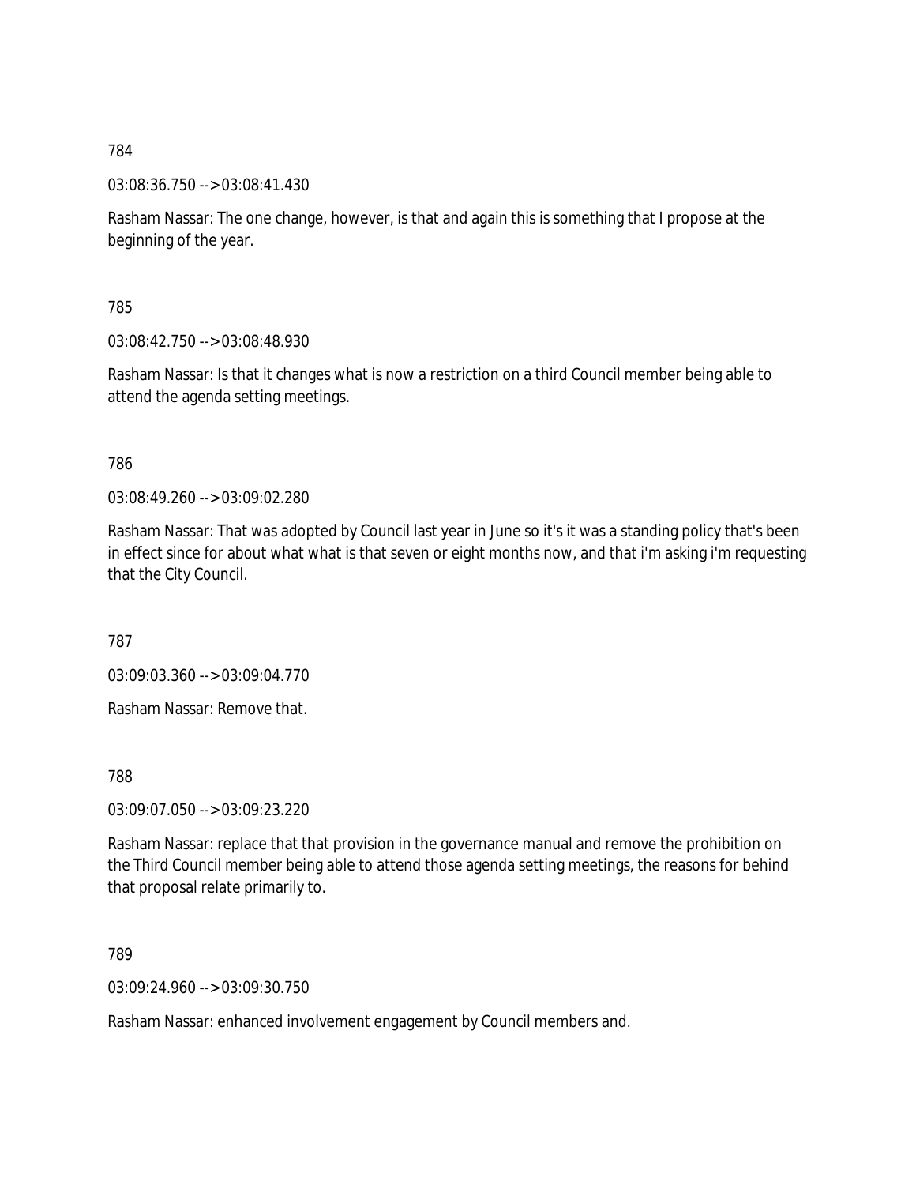784

03:08:36.750 --> 03:08:41.430

Rasham Nassar: The one change, however, is that and again this is something that I propose at the beginning of the year.

785

03:08:42.750 --> 03:08:48.930

Rasham Nassar: Is that it changes what is now a restriction on a third Council member being able to attend the agenda setting meetings.

786

03:08:49.260 --> 03:09:02.280

Rasham Nassar: That was adopted by Council last year in June so it's it was a standing policy that's been in effect since for about what what is that seven or eight months now, and that i'm asking i'm requesting that the City Council.

787

03:09:03.360 --> 03:09:04.770

Rasham Nassar: Remove that.

788

03:09:07.050 --> 03:09:23.220

Rasham Nassar: replace that that provision in the governance manual and remove the prohibition on the Third Council member being able to attend those agenda setting meetings, the reasons for behind that proposal relate primarily to.

789

03:09:24.960 --> 03:09:30.750

Rasham Nassar: enhanced involvement engagement by Council members and.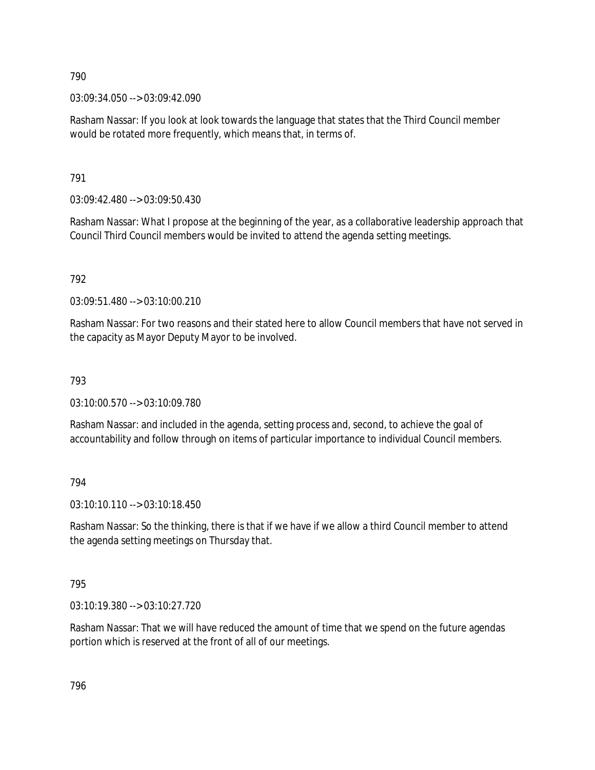790

03:09:34.050 --> 03:09:42.090

Rasham Nassar: If you look at look towards the language that states that the Third Council member would be rotated more frequently, which means that, in terms of.

791

03:09:42.480 --> 03:09:50.430

Rasham Nassar: What I propose at the beginning of the year, as a collaborative leadership approach that Council Third Council members would be invited to attend the agenda setting meetings.

792

03:09:51.480 --> 03:10:00.210

Rasham Nassar: For two reasons and their stated here to allow Council members that have not served in the capacity as Mayor Deputy Mayor to be involved.

793

03:10:00.570 --> 03:10:09.780

Rasham Nassar: and included in the agenda, setting process and, second, to achieve the goal of accountability and follow through on items of particular importance to individual Council members.

794

03:10:10.110 --> 03:10:18.450

Rasham Nassar: So the thinking, there is that if we have if we allow a third Council member to attend the agenda setting meetings on Thursday that.

795

03:10:19.380 --> 03:10:27.720

Rasham Nassar: That we will have reduced the amount of time that we spend on the future agendas portion which is reserved at the front of all of our meetings.

796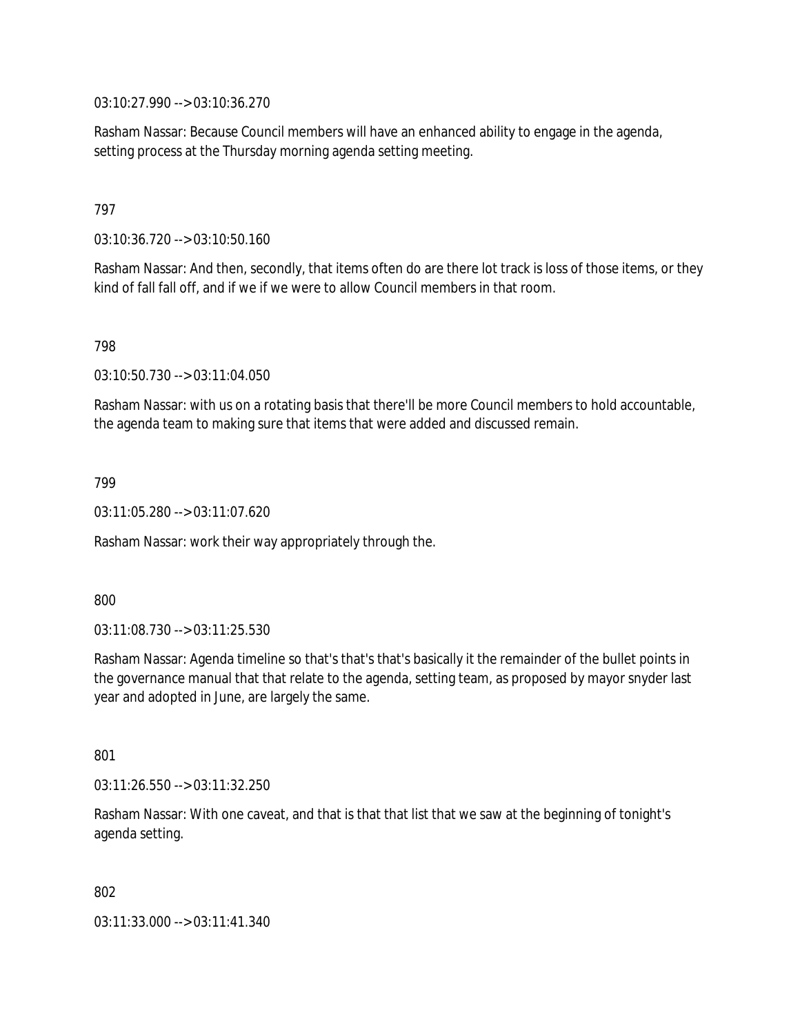03:10:27.990 --> 03:10:36.270

Rasham Nassar: Because Council members will have an enhanced ability to engage in the agenda, setting process at the Thursday morning agenda setting meeting.

797

03:10:36.720 --> 03:10:50.160

Rasham Nassar: And then, secondly, that items often do are there lot track is loss of those items, or they kind of fall fall off, and if we if we were to allow Council members in that room.

798

03:10:50.730 --> 03:11:04.050

Rasham Nassar: with us on a rotating basis that there'll be more Council members to hold accountable, the agenda team to making sure that items that were added and discussed remain.

799

03:11:05.280 --> 03:11:07.620

Rasham Nassar: work their way appropriately through the.

800

03:11:08.730 --> 03:11:25.530

Rasham Nassar: Agenda timeline so that's that's that's basically it the remainder of the bullet points in the governance manual that that relate to the agenda, setting team, as proposed by mayor snyder last year and adopted in June, are largely the same.

801

03:11:26.550 --> 03:11:32.250

Rasham Nassar: With one caveat, and that is that that list that we saw at the beginning of tonight's agenda setting.

802

03:11:33.000 --> 03:11:41.340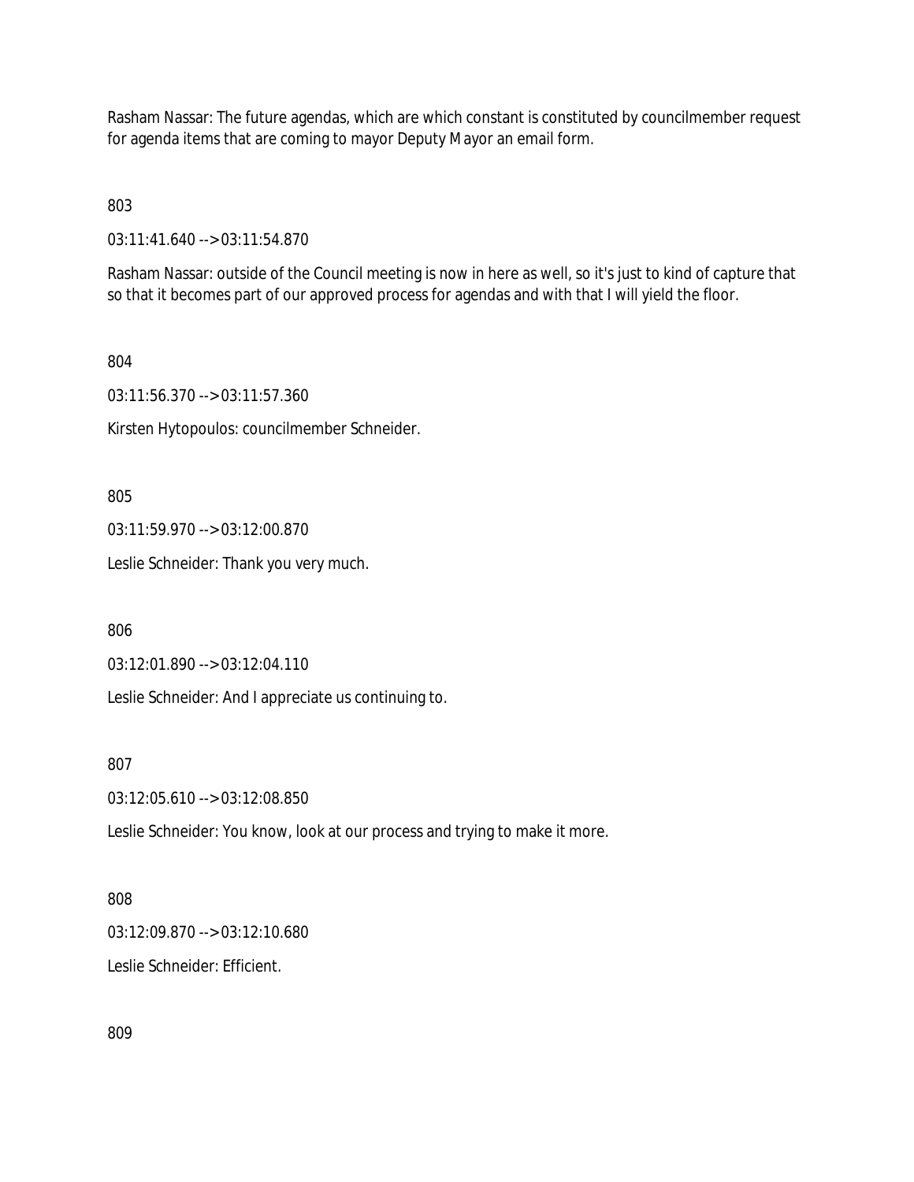Rasham Nassar: The future agendas, which are which constant is constituted by councilmember request for agenda items that are coming to mayor Deputy Mayor an email form.

803

03:11:41.640 --> 03:11:54.870

Rasham Nassar: outside of the Council meeting is now in here as well, so it's just to kind of capture that so that it becomes part of our approved process for agendas and with that I will yield the floor.

804

03:11:56.370 --> 03:11:57.360

Kirsten Hytopoulos: councilmember Schneider.

805

03:11:59.970 --> 03:12:00.870

Leslie Schneider: Thank you very much.

806

03:12:01.890 --> 03:12:04.110

Leslie Schneider: And I appreciate us continuing to.

807

03:12:05.610 --> 03:12:08.850

Leslie Schneider: You know, look at our process and trying to make it more.

808

03:12:09.870 --> 03:12:10.680

Leslie Schneider: Efficient.

809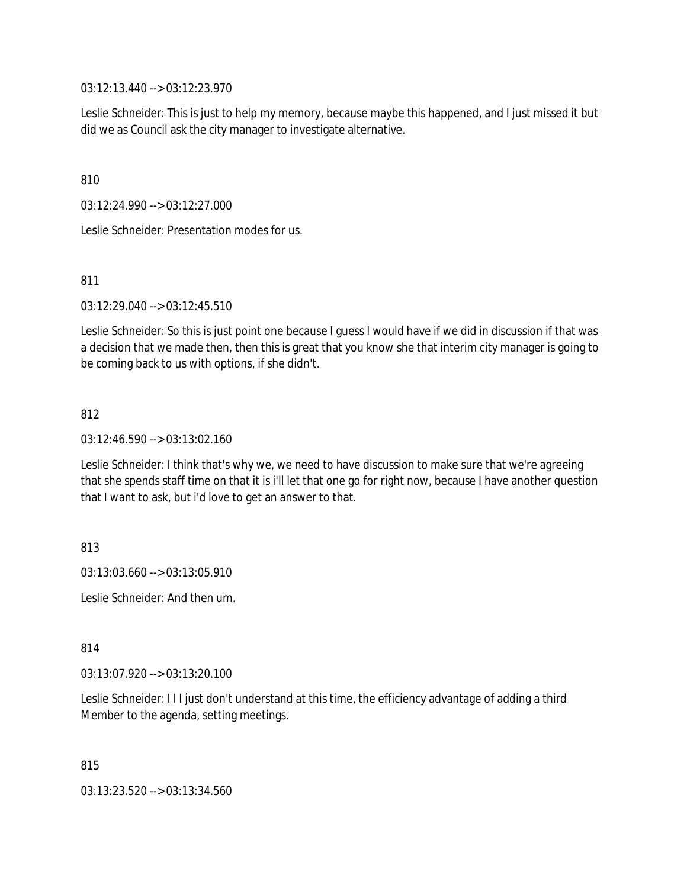03:12:13.440 --> 03:12:23.970

Leslie Schneider: This is just to help my memory, because maybe this happened, and I just missed it but did we as Council ask the city manager to investigate alternative.

810

03:12:24.990 --> 03:12:27.000

Leslie Schneider: Presentation modes for us.

811

03:12:29.040 --> 03:12:45.510

Leslie Schneider: So this is just point one because I guess I would have if we did in discussion if that was a decision that we made then, then this is great that you know she that interim city manager is going to be coming back to us with options, if she didn't.

812

03:12:46.590 --> 03:13:02.160

Leslie Schneider: I think that's why we, we need to have discussion to make sure that we're agreeing that she spends staff time on that it is i'll let that one go for right now, because I have another question that I want to ask, but i'd love to get an answer to that.

813

03:13:03.660 --> 03:13:05.910

Leslie Schneider: And then um.

814

03:13:07.920 --> 03:13:20.100

Leslie Schneider: I I I just don't understand at this time, the efficiency advantage of adding a third Member to the agenda, setting meetings.

815

03:13:23.520 --> 03:13:34.560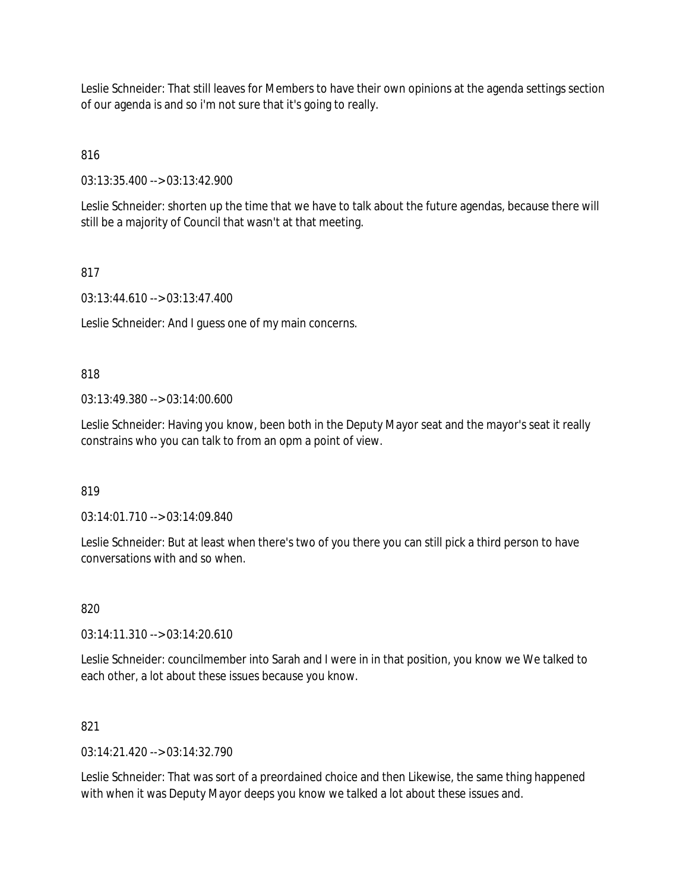Leslie Schneider: That still leaves for Members to have their own opinions at the agenda settings section of our agenda is and so i'm not sure that it's going to really.

816

03:13:35.400 --> 03:13:42.900

Leslie Schneider: shorten up the time that we have to talk about the future agendas, because there will still be a majority of Council that wasn't at that meeting.

817

03:13:44.610 --> 03:13:47.400

Leslie Schneider: And I guess one of my main concerns.

818

03:13:49.380 --> 03:14:00.600

Leslie Schneider: Having you know, been both in the Deputy Mayor seat and the mayor's seat it really constrains who you can talk to from an opm a point of view.

819

03:14:01.710 --> 03:14:09.840

Leslie Schneider: But at least when there's two of you there you can still pick a third person to have conversations with and so when.

820

03:14:11.310 --> 03:14:20.610

Leslie Schneider: councilmember into Sarah and I were in in that position, you know we We talked to each other, a lot about these issues because you know.

821

03:14:21.420 --> 03:14:32.790

Leslie Schneider: That was sort of a preordained choice and then Likewise, the same thing happened with when it was Deputy Mayor deeps you know we talked a lot about these issues and.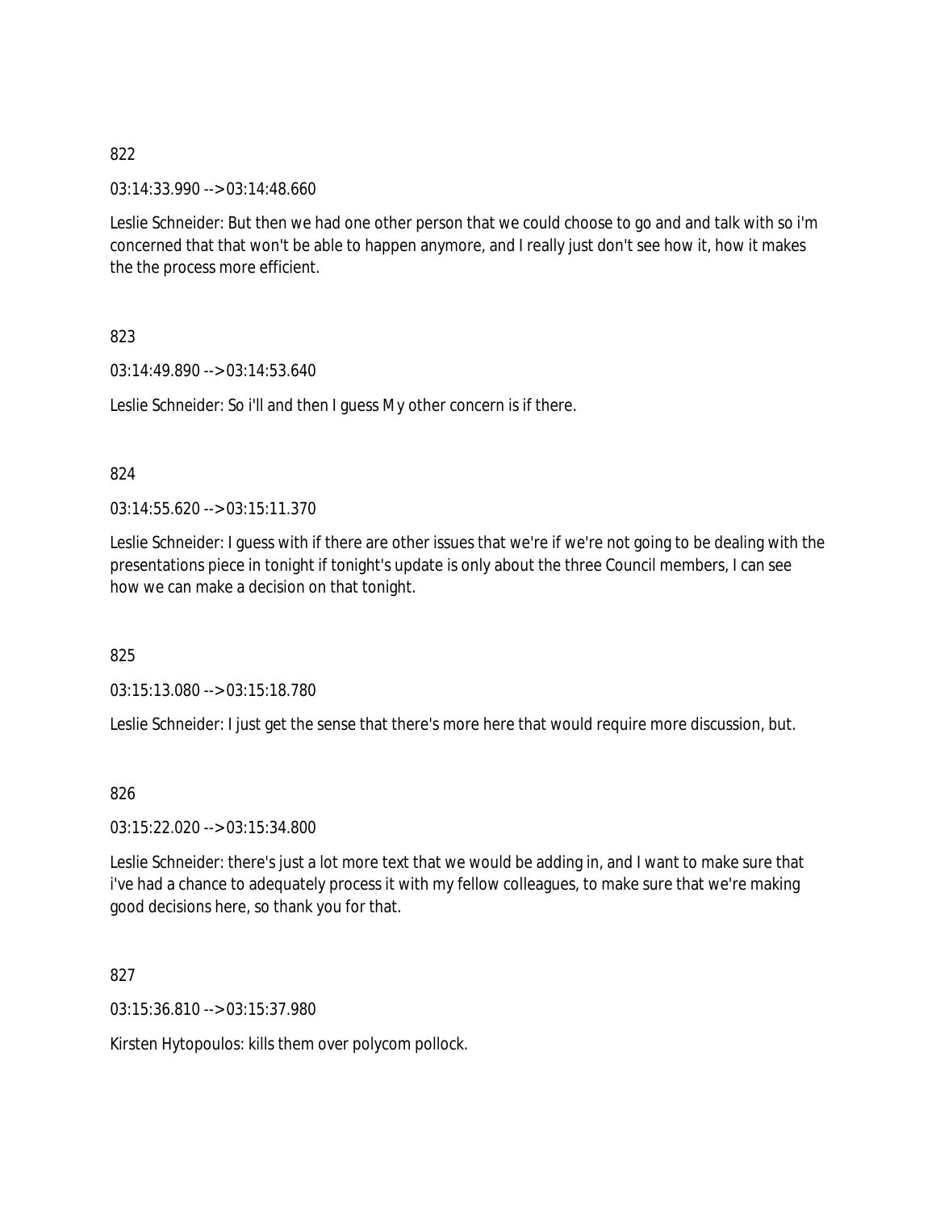822

03:14:33.990 --> 03:14:48.660

Leslie Schneider: But then we had one other person that we could choose to go and and talk with so i'm concerned that that won't be able to happen anymore, and I really just don't see how it, how it makes the the process more efficient.

823

03:14:49.890 --> 03:14:53.640

Leslie Schneider: So i'll and then I guess My other concern is if there.

824

03:14:55.620 --> 03:15:11.370

Leslie Schneider: I guess with if there are other issues that we're if we're not going to be dealing with the presentations piece in tonight if tonight's update is only about the three Council members, I can see how we can make a decision on that tonight.

825

03:15:13.080 --> 03:15:18.780

Leslie Schneider: I just get the sense that there's more here that would require more discussion, but.

826

03:15:22.020 --> 03:15:34.800

Leslie Schneider: there's just a lot more text that we would be adding in, and I want to make sure that i've had a chance to adequately process it with my fellow colleagues, to make sure that we're making good decisions here, so thank you for that.

827

03:15:36.810 --> 03:15:37.980

Kirsten Hytopoulos: kills them over polycom pollock.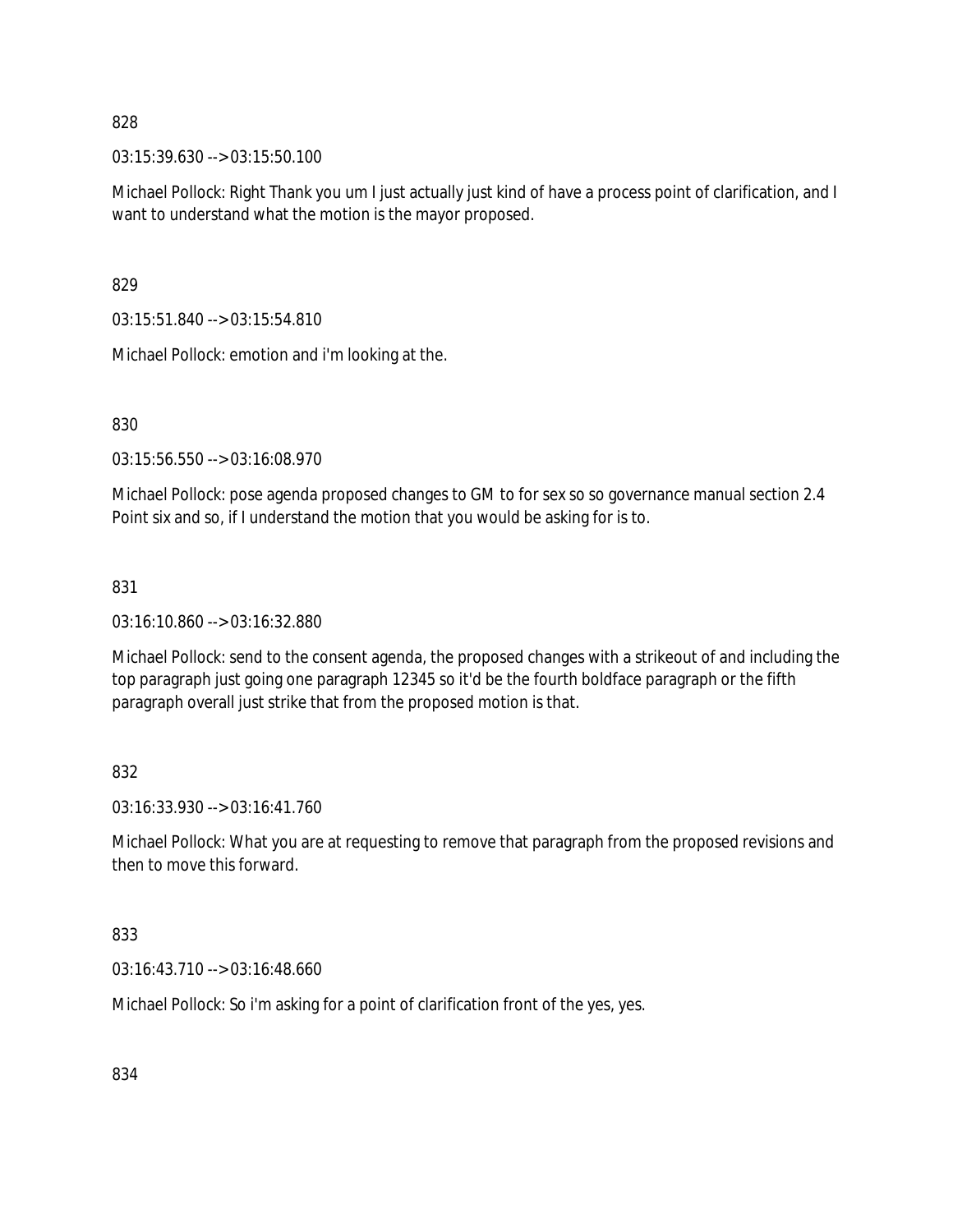828

03:15:39.630 --> 03:15:50.100

Michael Pollock: Right Thank you um I just actually just kind of have a process point of clarification, and I want to understand what the motion is the mayor proposed.

829

03:15:51.840 --> 03:15:54.810

Michael Pollock: emotion and i'm looking at the.

830

03:15:56.550 --> 03:16:08.970

Michael Pollock: pose agenda proposed changes to GM to for sex so so governance manual section 2.4 Point six and so, if I understand the motion that you would be asking for is to.

831

03:16:10.860 --> 03:16:32.880

Michael Pollock: send to the consent agenda, the proposed changes with a strikeout of and including the top paragraph just going one paragraph 12345 so it'd be the fourth boldface paragraph or the fifth paragraph overall just strike that from the proposed motion is that.

832

03:16:33.930 --> 03:16:41.760

Michael Pollock: What you are at requesting to remove that paragraph from the proposed revisions and then to move this forward.

833

03:16:43.710 --> 03:16:48.660

Michael Pollock: So i'm asking for a point of clarification front of the yes, yes.

834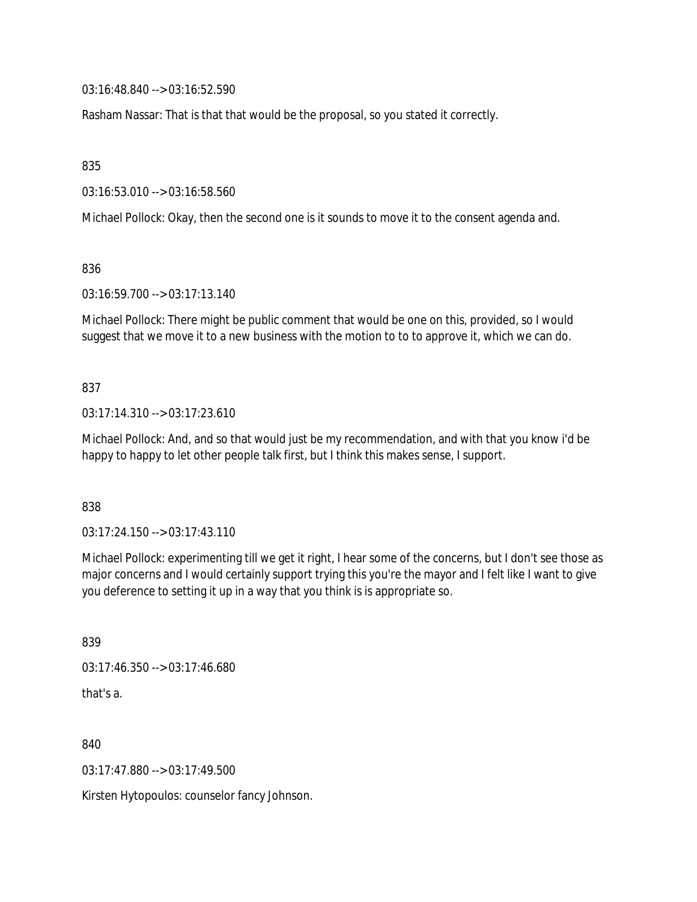03:16:48.840 --> 03:16:52.590

Rasham Nassar: That is that that would be the proposal, so you stated it correctly.

835

03:16:53.010 --> 03:16:58.560

Michael Pollock: Okay, then the second one is it sounds to move it to the consent agenda and.

836

03:16:59.700 --> 03:17:13.140

Michael Pollock: There might be public comment that would be one on this, provided, so I would suggest that we move it to a new business with the motion to to to approve it, which we can do.

837

03:17:14.310 --> 03:17:23.610

Michael Pollock: And, and so that would just be my recommendation, and with that you know i'd be happy to happy to let other people talk first, but I think this makes sense, I support.

838

03:17:24.150 --> 03:17:43.110

Michael Pollock: experimenting till we get it right, I hear some of the concerns, but I don't see those as major concerns and I would certainly support trying this you're the mayor and I felt like I want to give you deference to setting it up in a way that you think is is appropriate so.

839

03:17:46.350 --> 03:17:46.680

that's a.

840

03:17:47.880 --> 03:17:49.500

Kirsten Hytopoulos: counselor fancy Johnson.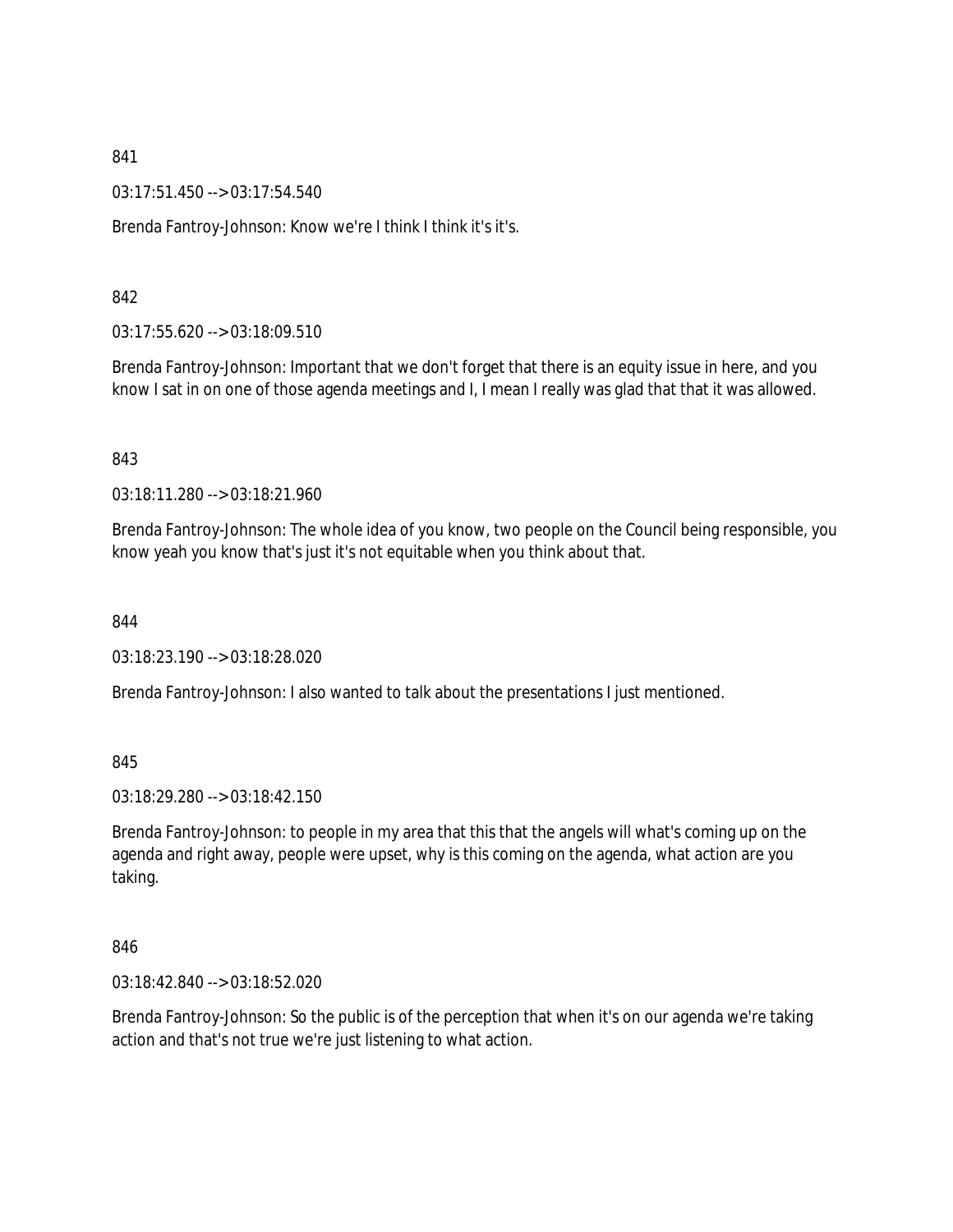841

03:17:51.450 --> 03:17:54.540

Brenda Fantroy-Johnson: Know we're I think I think it's it's.

842

03:17:55.620 --> 03:18:09.510

Brenda Fantroy-Johnson: Important that we don't forget that there is an equity issue in here, and you know I sat in on one of those agenda meetings and I, I mean I really was glad that that it was allowed.

843

03:18:11.280 --> 03:18:21.960

Brenda Fantroy-Johnson: The whole idea of you know, two people on the Council being responsible, you know yeah you know that's just it's not equitable when you think about that.

844

03:18:23.190 --> 03:18:28.020

Brenda Fantroy-Johnson: I also wanted to talk about the presentations I just mentioned.

845

03:18:29.280 --> 03:18:42.150

Brenda Fantroy-Johnson: to people in my area that this that the angels will what's coming up on the agenda and right away, people were upset, why is this coming on the agenda, what action are you taking.

846

03:18:42.840 --> 03:18:52.020

Brenda Fantroy-Johnson: So the public is of the perception that when it's on our agenda we're taking action and that's not true we're just listening to what action.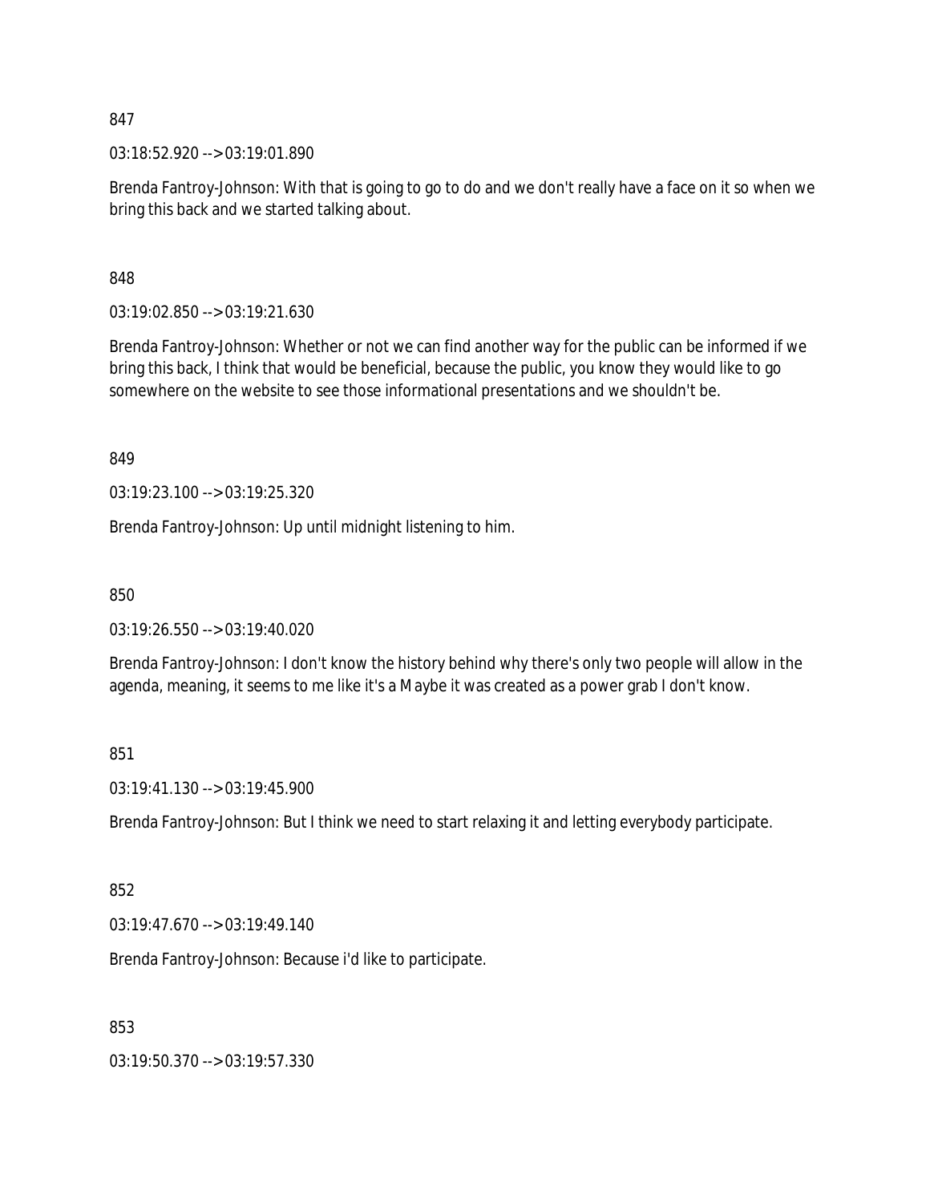847

03:18:52.920 --> 03:19:01.890

Brenda Fantroy-Johnson: With that is going to go to do and we don't really have a face on it so when we bring this back and we started talking about.

848

03:19:02.850 --> 03:19:21.630

Brenda Fantroy-Johnson: Whether or not we can find another way for the public can be informed if we bring this back, I think that would be beneficial, because the public, you know they would like to go somewhere on the website to see those informational presentations and we shouldn't be.

849

03:19:23.100 --> 03:19:25.320

Brenda Fantroy-Johnson: Up until midnight listening to him.

850

03:19:26.550 --> 03:19:40.020

Brenda Fantroy-Johnson: I don't know the history behind why there's only two people will allow in the agenda, meaning, it seems to me like it's a Maybe it was created as a power grab I don't know.

851

03:19:41.130 --> 03:19:45.900

Brenda Fantroy-Johnson: But I think we need to start relaxing it and letting everybody participate.

852

03:19:47.670 --> 03:19:49.140

Brenda Fantroy-Johnson: Because i'd like to participate.

853

03:19:50.370 --> 03:19:57.330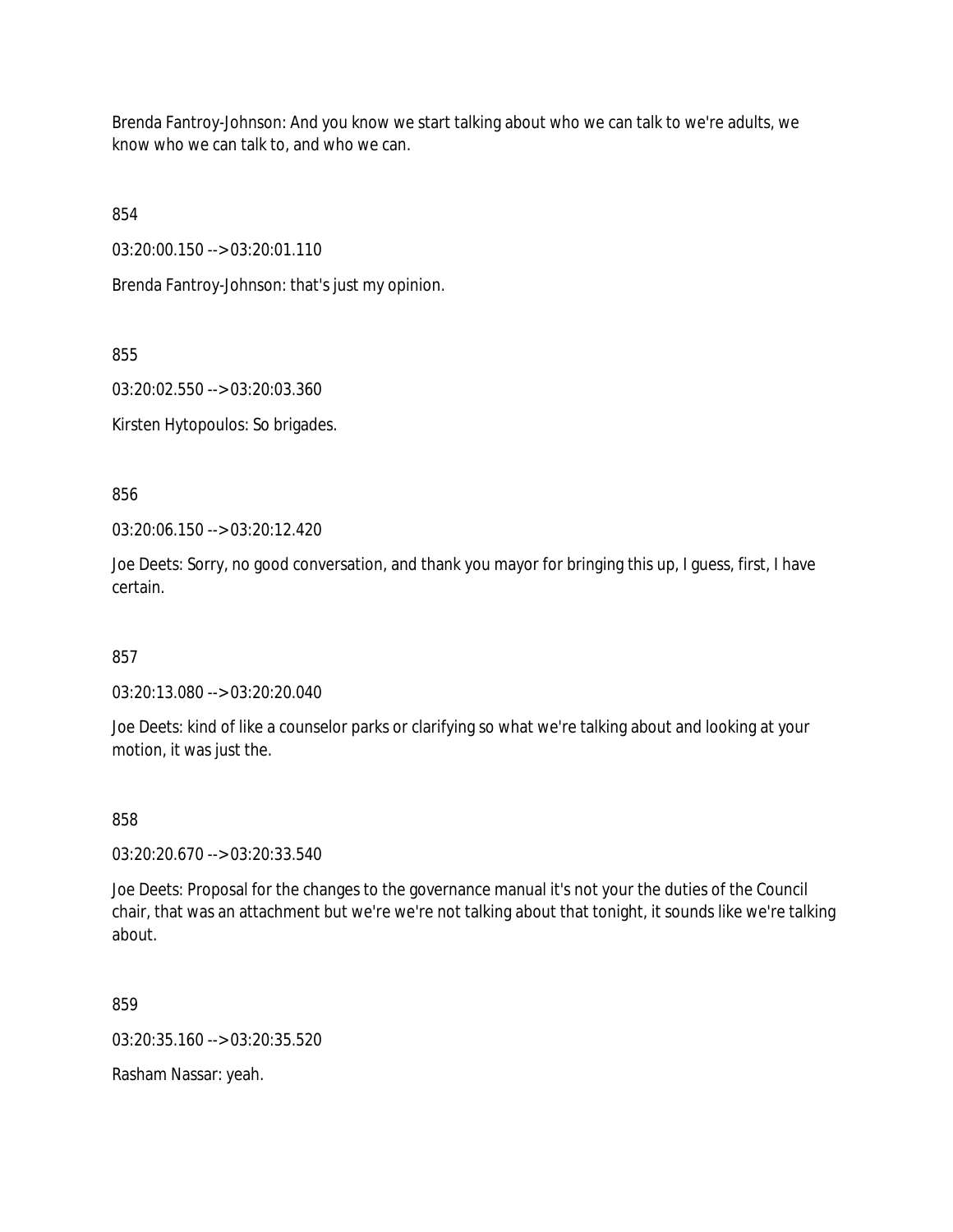Brenda Fantroy-Johnson: And you know we start talking about who we can talk to we're adults, we know who we can talk to, and who we can.

854

03:20:00.150 --> 03:20:01.110

Brenda Fantroy-Johnson: that's just my opinion.

855

03:20:02.550 --> 03:20:03.360

Kirsten Hytopoulos: So brigades.

856

03:20:06.150 --> 03:20:12.420

Joe Deets: Sorry, no good conversation, and thank you mayor for bringing this up, I guess, first, I have certain.

857

03:20:13.080 --> 03:20:20.040

Joe Deets: kind of like a counselor parks or clarifying so what we're talking about and looking at your motion, it was just the.

858

03:20:20.670 --> 03:20:33.540

Joe Deets: Proposal for the changes to the governance manual it's not your the duties of the Council chair, that was an attachment but we're we're not talking about that tonight, it sounds like we're talking about.

859

03:20:35.160 --> 03:20:35.520

Rasham Nassar: yeah.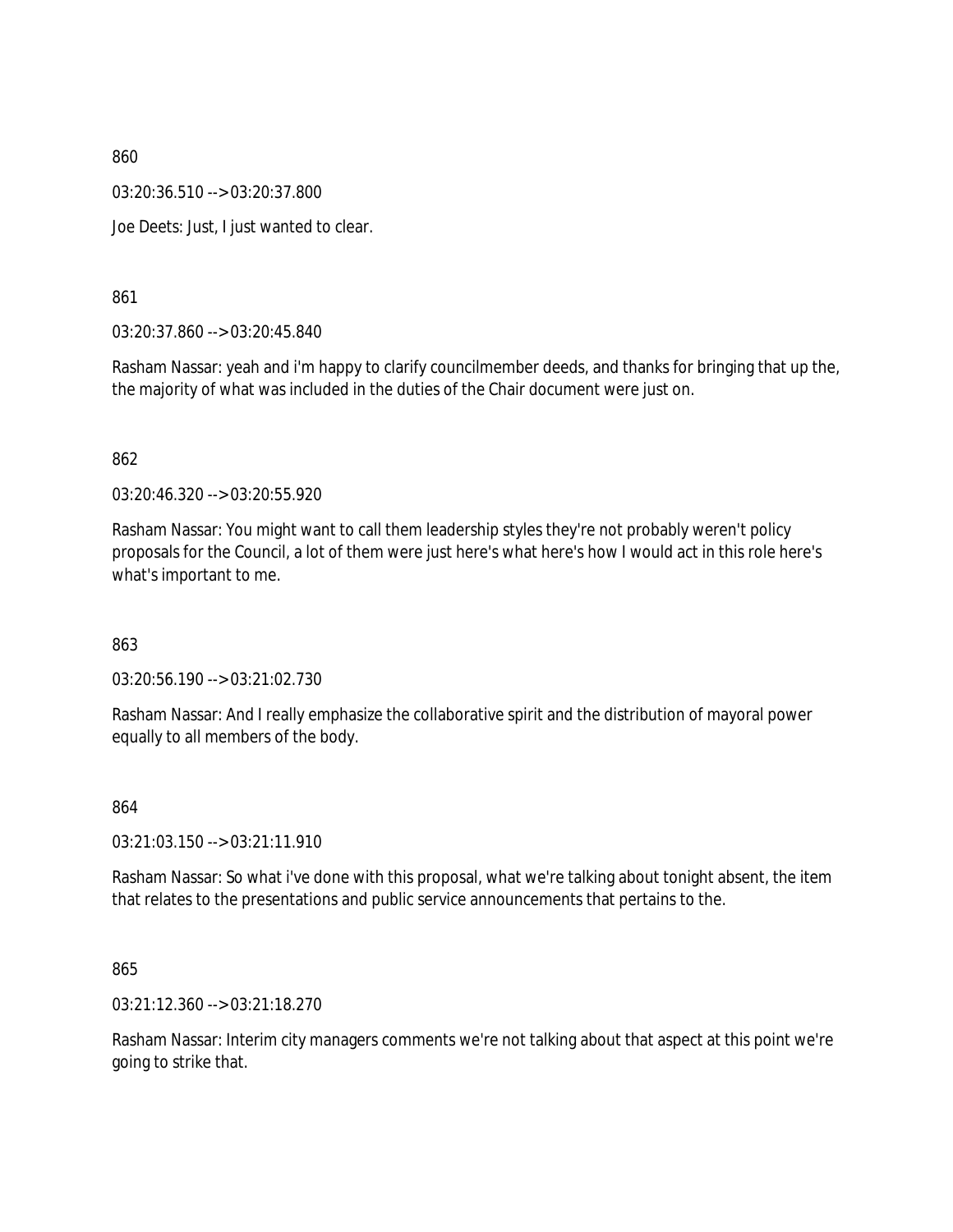860

03:20:36.510 --> 03:20:37.800

Joe Deets: Just, I just wanted to clear.

861

03:20:37.860 --> 03:20:45.840

Rasham Nassar: yeah and i'm happy to clarify councilmember deeds, and thanks for bringing that up the, the majority of what was included in the duties of the Chair document were just on.

862

03:20:46.320 --> 03:20:55.920

Rasham Nassar: You might want to call them leadership styles they're not probably weren't policy proposals for the Council, a lot of them were just here's what here's how I would act in this role here's what's important to me.

863

03:20:56.190 --> 03:21:02.730

Rasham Nassar: And I really emphasize the collaborative spirit and the distribution of mayoral power equally to all members of the body.

864

03:21:03.150 --> 03:21:11.910

Rasham Nassar: So what i've done with this proposal, what we're talking about tonight absent, the item that relates to the presentations and public service announcements that pertains to the.

865

03:21:12.360 --> 03:21:18.270

Rasham Nassar: Interim city managers comments we're not talking about that aspect at this point we're going to strike that.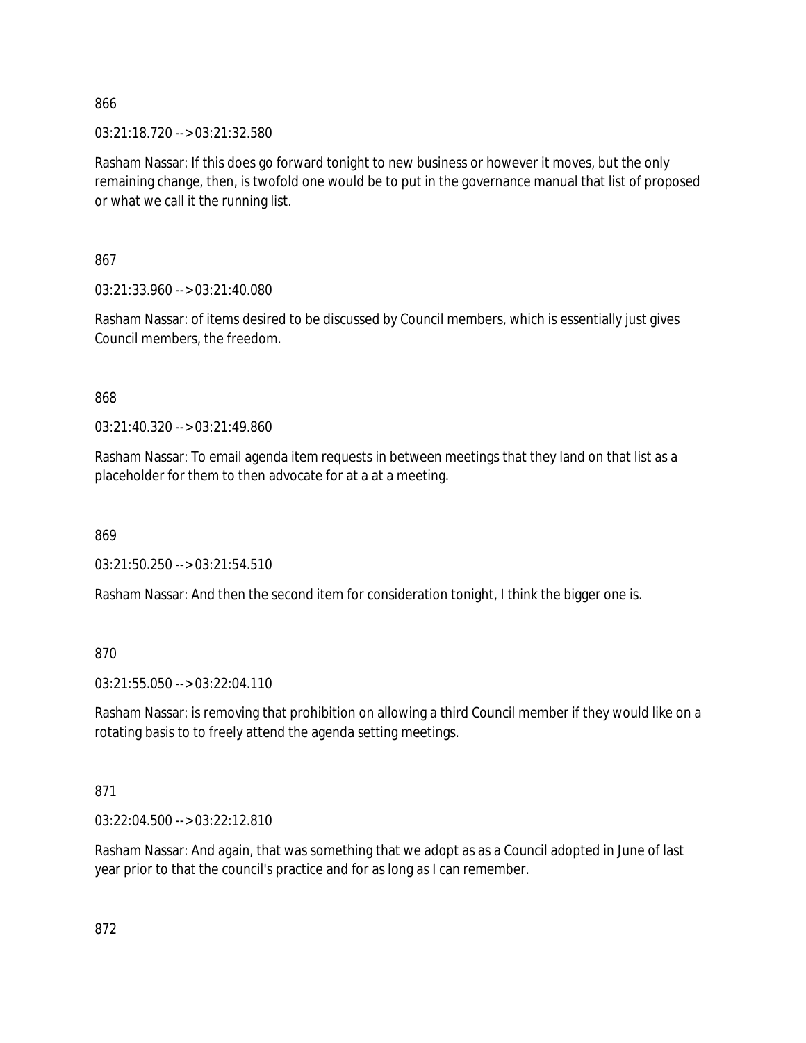866

03:21:18.720 --> 03:21:32.580

Rasham Nassar: If this does go forward tonight to new business or however it moves, but the only remaining change, then, is twofold one would be to put in the governance manual that list of proposed or what we call it the running list.

867

03:21:33.960 --> 03:21:40.080

Rasham Nassar: of items desired to be discussed by Council members, which is essentially just gives Council members, the freedom.

868

03:21:40.320 --> 03:21:49.860

Rasham Nassar: To email agenda item requests in between meetings that they land on that list as a placeholder for them to then advocate for at a at a meeting.

869

03:21:50.250 --> 03:21:54.510

Rasham Nassar: And then the second item for consideration tonight, I think the bigger one is.

870

03:21:55.050 --> 03:22:04.110

Rasham Nassar: is removing that prohibition on allowing a third Council member if they would like on a rotating basis to to freely attend the agenda setting meetings.

871

03:22:04.500 --> 03:22:12.810

Rasham Nassar: And again, that was something that we adopt as as a Council adopted in June of last year prior to that the council's practice and for as long as I can remember.

872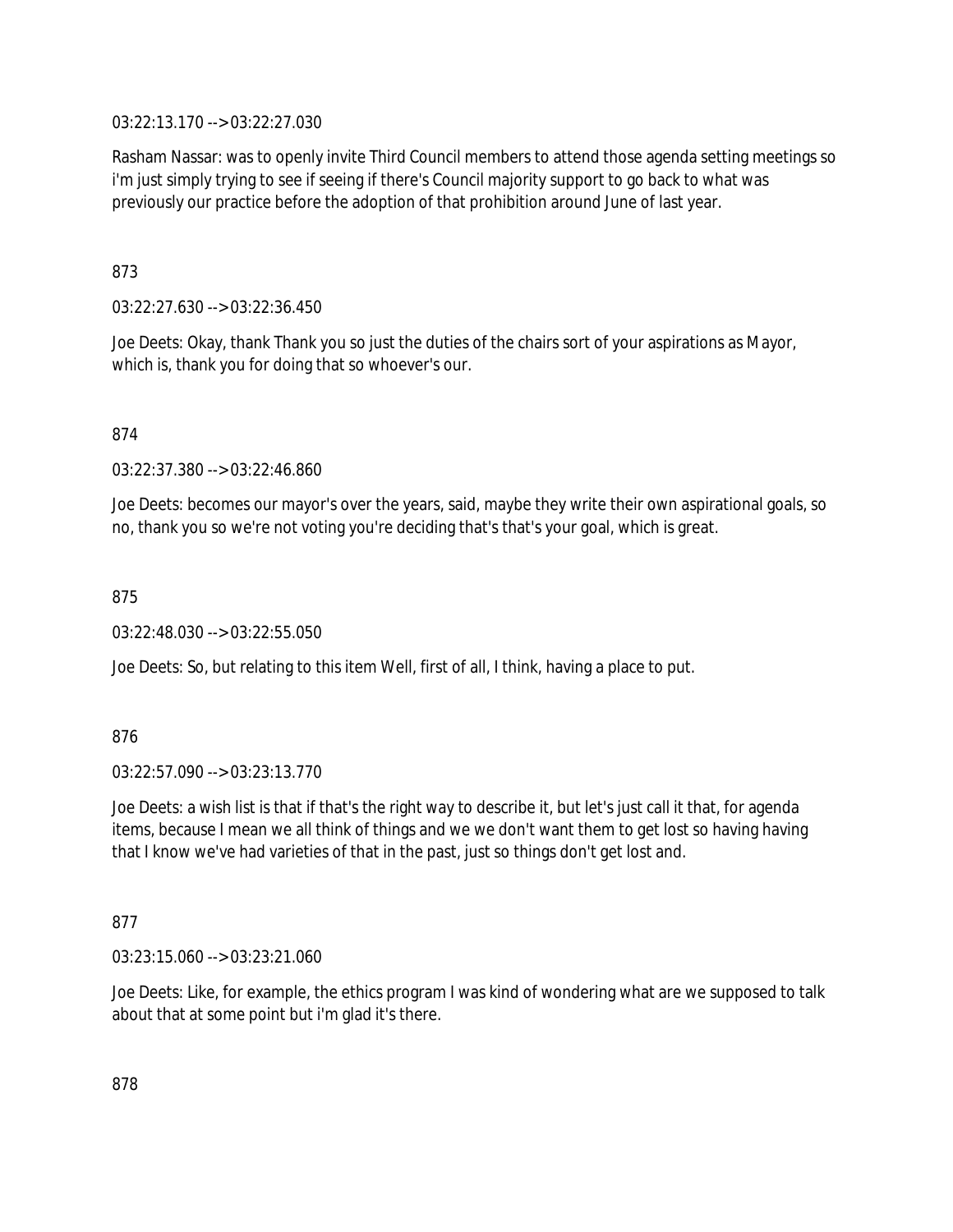03:22:13.170 --> 03:22:27.030

Rasham Nassar: was to openly invite Third Council members to attend those agenda setting meetings so i'm just simply trying to see if seeing if there's Council majority support to go back to what was previously our practice before the adoption of that prohibition around June of last year.

873

03:22:27.630 --> 03:22:36.450

Joe Deets: Okay, thank Thank you so just the duties of the chairs sort of your aspirations as Mayor, which is, thank you for doing that so whoever's our.

874

03:22:37.380 --> 03:22:46.860

Joe Deets: becomes our mayor's over the years, said, maybe they write their own aspirational goals, so no, thank you so we're not voting you're deciding that's that's your goal, which is great.

875

03:22:48.030 --> 03:22:55.050

Joe Deets: So, but relating to this item Well, first of all, I think, having a place to put.

876

03:22:57.090 --> 03:23:13.770

Joe Deets: a wish list is that if that's the right way to describe it, but let's just call it that, for agenda items, because I mean we all think of things and we we don't want them to get lost so having having that I know we've had varieties of that in the past, just so things don't get lost and.

877

03:23:15.060 --> 03:23:21.060

Joe Deets: Like, for example, the ethics program I was kind of wondering what are we supposed to talk about that at some point but i'm glad it's there.

878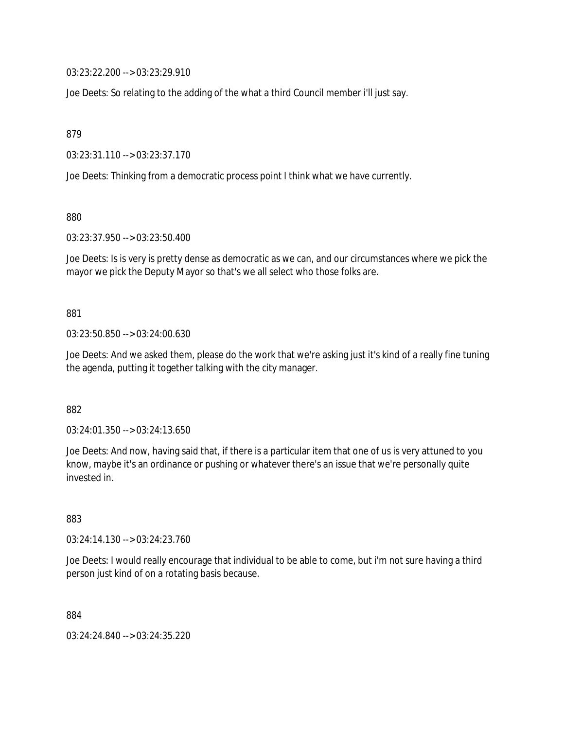03:23:22.200 --> 03:23:29.910

Joe Deets: So relating to the adding of the what a third Council member i'll just say.

879

03:23:31.110 --> 03:23:37.170

Joe Deets: Thinking from a democratic process point I think what we have currently.

880

03:23:37.950 --> 03:23:50.400

Joe Deets: Is is very is pretty dense as democratic as we can, and our circumstances where we pick the mayor we pick the Deputy Mayor so that's we all select who those folks are.

881

03:23:50.850 --> 03:24:00.630

Joe Deets: And we asked them, please do the work that we're asking just it's kind of a really fine tuning the agenda, putting it together talking with the city manager.

882

03:24:01.350 --> 03:24:13.650

Joe Deets: And now, having said that, if there is a particular item that one of us is very attuned to you know, maybe it's an ordinance or pushing or whatever there's an issue that we're personally quite invested in.

883

03:24:14.130 --> 03:24:23.760

Joe Deets: I would really encourage that individual to be able to come, but i'm not sure having a third person just kind of on a rotating basis because.

884

03:24:24.840 --> 03:24:35.220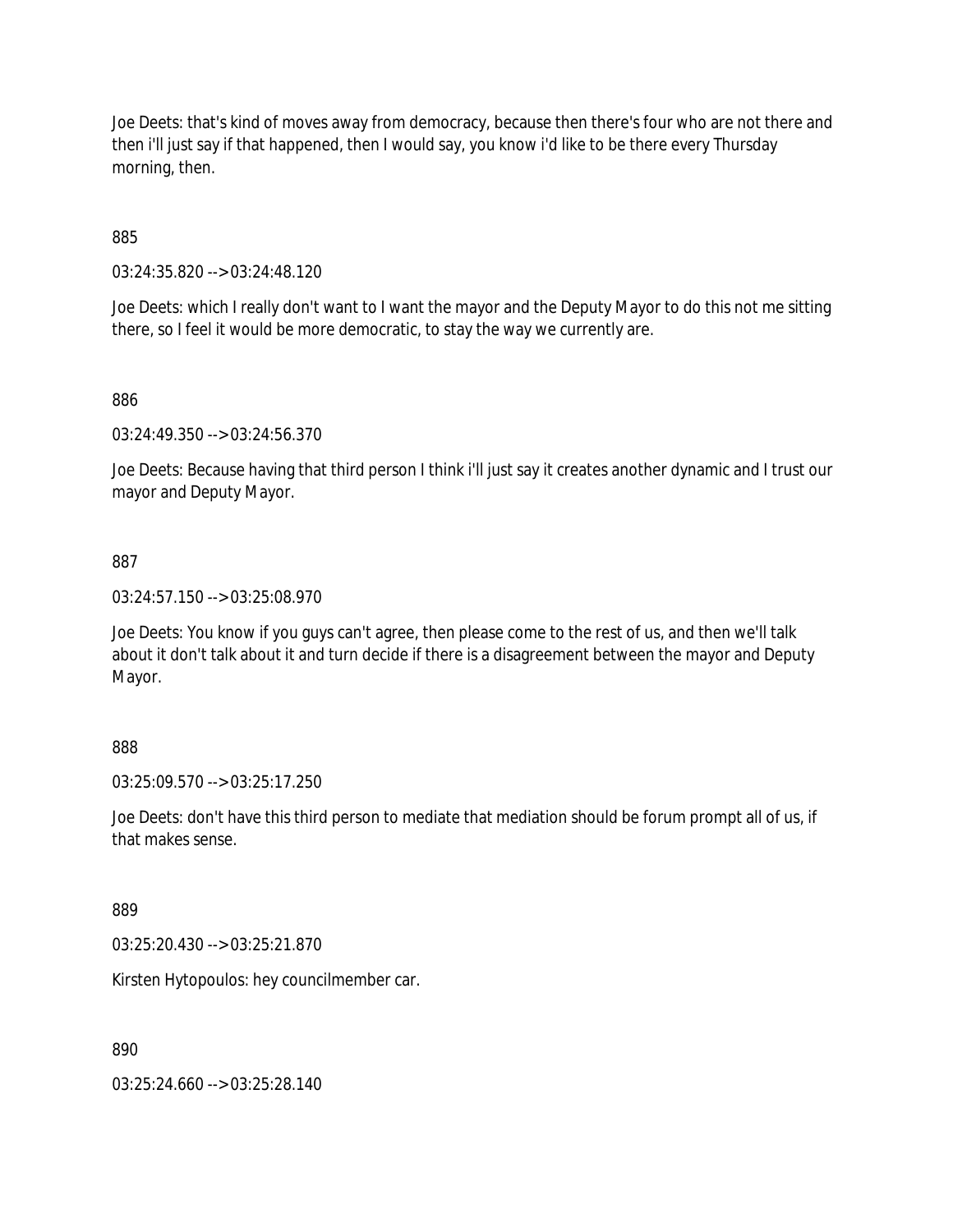Joe Deets: that's kind of moves away from democracy, because then there's four who are not there and then i'll just say if that happened, then I would say, you know i'd like to be there every Thursday morning, then.

885

03:24:35.820 --> 03:24:48.120

Joe Deets: which I really don't want to I want the mayor and the Deputy Mayor to do this not me sitting there, so I feel it would be more democratic, to stay the way we currently are.

886

03:24:49.350 --> 03:24:56.370

Joe Deets: Because having that third person I think i'll just say it creates another dynamic and I trust our mayor and Deputy Mayor.

887

03:24:57.150 --> 03:25:08.970

Joe Deets: You know if you guys can't agree, then please come to the rest of us, and then we'll talk about it don't talk about it and turn decide if there is a disagreement between the mayor and Deputy Mayor.

888

03:25:09.570 --> 03:25:17.250

Joe Deets: don't have this third person to mediate that mediation should be forum prompt all of us, if that makes sense.

889

03:25:20.430 --> 03:25:21.870

Kirsten Hytopoulos: hey councilmember car.

890

03:25:24.660 --> 03:25:28.140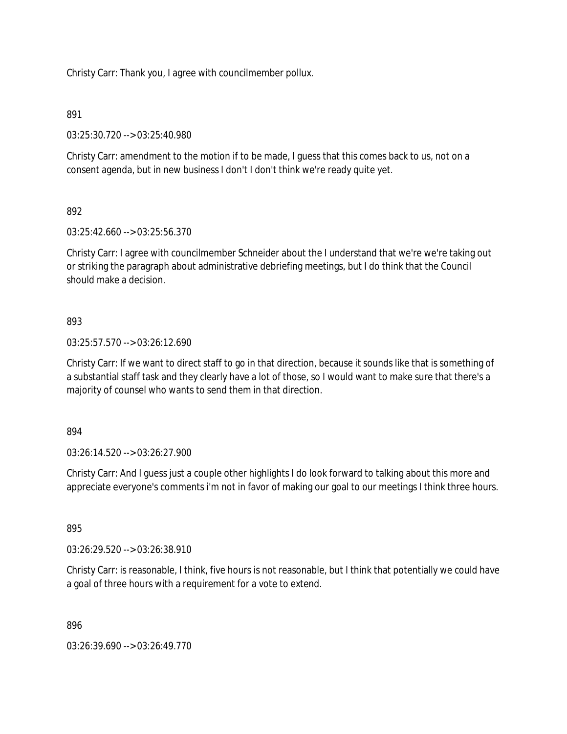Christy Carr: Thank you, I agree with councilmember pollux.

891

03:25:30.720 --> 03:25:40.980

Christy Carr: amendment to the motion if to be made, I guess that this comes back to us, not on a consent agenda, but in new business I don't I don't think we're ready quite yet.

892

03:25:42.660 --> 03:25:56.370

Christy Carr: I agree with councilmember Schneider about the I understand that we're we're taking out or striking the paragraph about administrative debriefing meetings, but I do think that the Council should make a decision.

893

03:25:57.570 --> 03:26:12.690

Christy Carr: If we want to direct staff to go in that direction, because it sounds like that is something of a substantial staff task and they clearly have a lot of those, so I would want to make sure that there's a majority of counsel who wants to send them in that direction.

894

03:26:14.520 --> 03:26:27.900

Christy Carr: And I guess just a couple other highlights I do look forward to talking about this more and appreciate everyone's comments i'm not in favor of making our goal to our meetings I think three hours.

895

03:26:29.520 --> 03:26:38.910

Christy Carr: is reasonable, I think, five hours is not reasonable, but I think that potentially we could have a goal of three hours with a requirement for a vote to extend.

896

03:26:39.690 --> 03:26:49.770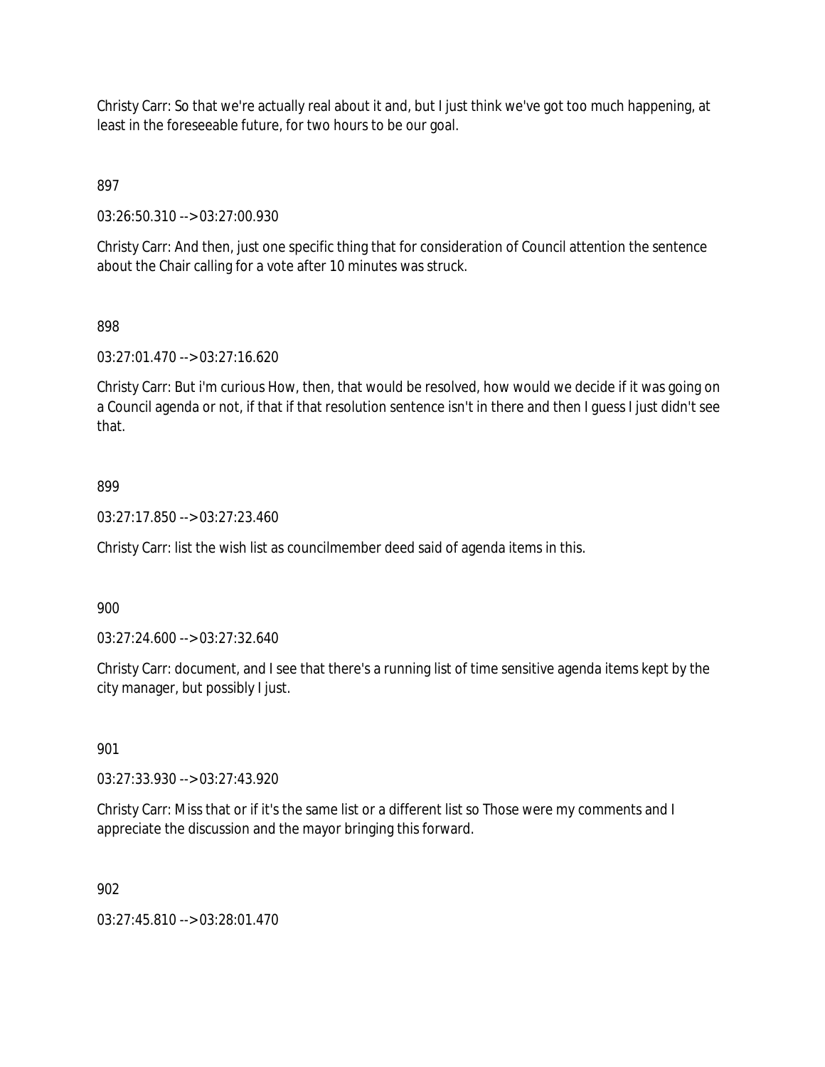Christy Carr: So that we're actually real about it and, but I just think we've got too much happening, at least in the foreseeable future, for two hours to be our goal.

897

03:26:50.310 --> 03:27:00.930

Christy Carr: And then, just one specific thing that for consideration of Council attention the sentence about the Chair calling for a vote after 10 minutes was struck.

898

03:27:01.470 --> 03:27:16.620

Christy Carr: But i'm curious How, then, that would be resolved, how would we decide if it was going on a Council agenda or not, if that if that resolution sentence isn't in there and then I guess I just didn't see that.

899

03:27:17.850 --> 03:27:23.460

Christy Carr: list the wish list as councilmember deed said of agenda items in this.

900

03:27:24.600 --> 03:27:32.640

Christy Carr: document, and I see that there's a running list of time sensitive agenda items kept by the city manager, but possibly I just.

901

03:27:33.930 --> 03:27:43.920

Christy Carr: Miss that or if it's the same list or a different list so Those were my comments and I appreciate the discussion and the mayor bringing this forward.

902

03:27:45.810 --> 03:28:01.470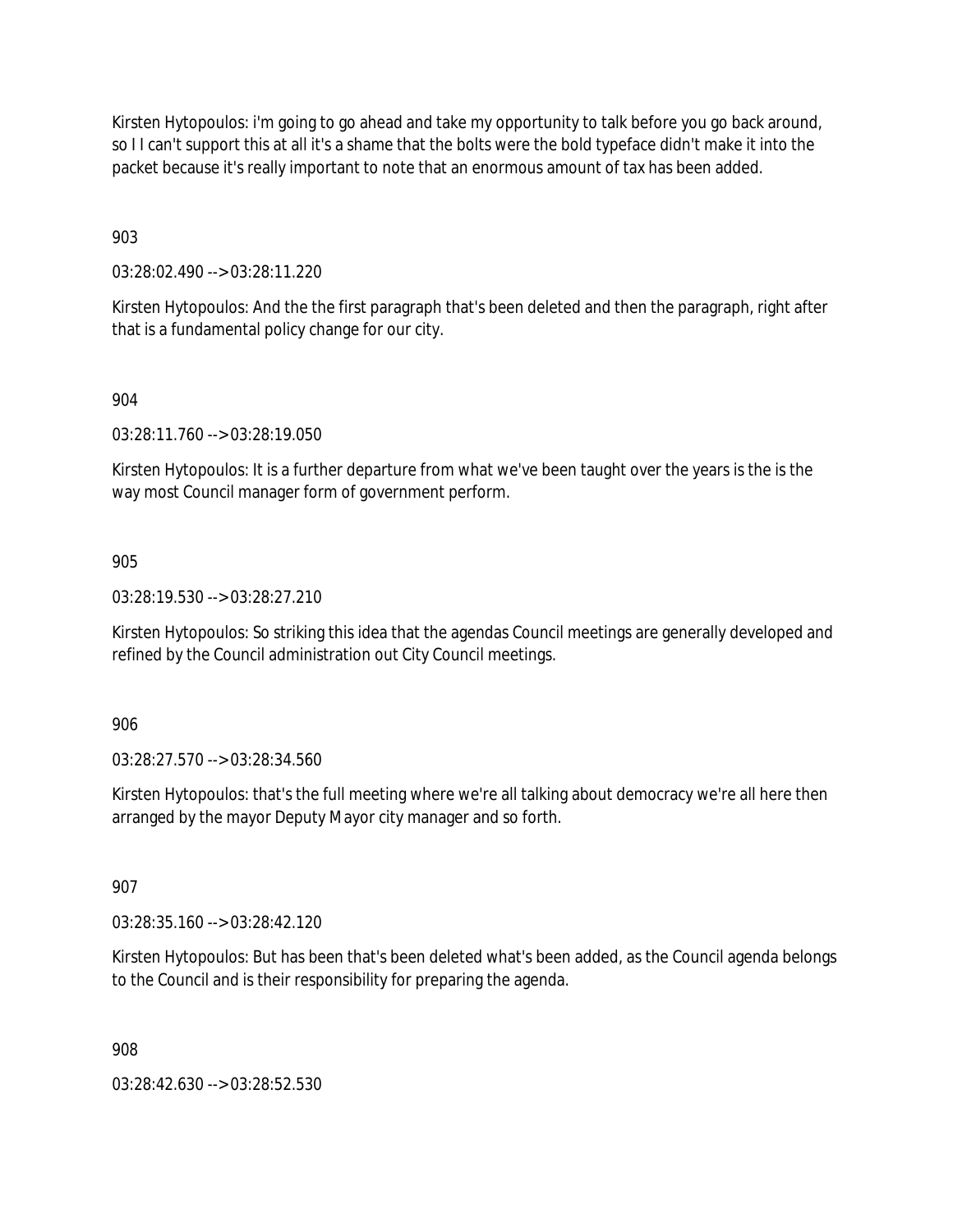Kirsten Hytopoulos: i'm going to go ahead and take my opportunity to talk before you go back around, so I I can't support this at all it's a shame that the bolts were the bold typeface didn't make it into the packet because it's really important to note that an enormous amount of tax has been added.

903

03:28:02.490 --> 03:28:11.220

Kirsten Hytopoulos: And the the first paragraph that's been deleted and then the paragraph, right after that is a fundamental policy change for our city.

904

03:28:11.760 --> 03:28:19.050

Kirsten Hytopoulos: It is a further departure from what we've been taught over the years is the is the way most Council manager form of government perform.

905

03:28:19.530 --> 03:28:27.210

Kirsten Hytopoulos: So striking this idea that the agendas Council meetings are generally developed and refined by the Council administration out City Council meetings.

906

03:28:27.570 --> 03:28:34.560

Kirsten Hytopoulos: that's the full meeting where we're all talking about democracy we're all here then arranged by the mayor Deputy Mayor city manager and so forth.

907

03:28:35.160 --> 03:28:42.120

Kirsten Hytopoulos: But has been that's been deleted what's been added, as the Council agenda belongs to the Council and is their responsibility for preparing the agenda.

908

03:28:42.630 --> 03:28:52.530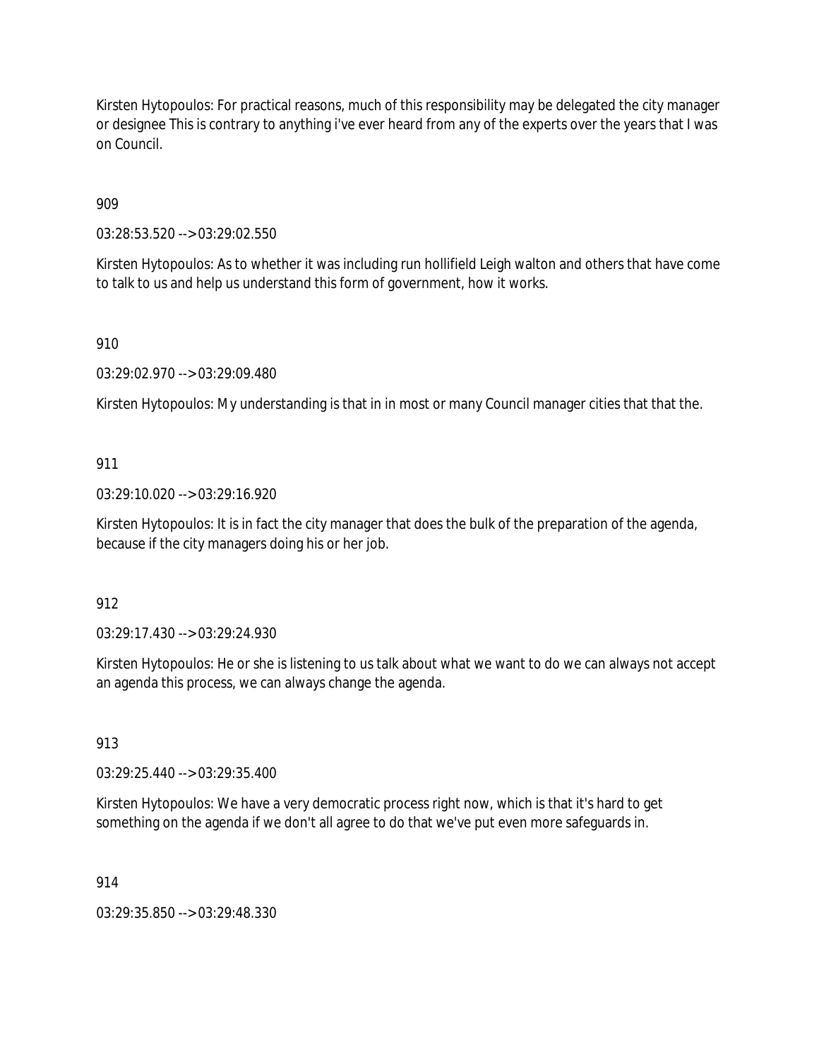Kirsten Hytopoulos: For practical reasons, much of this responsibility may be delegated the city manager or designee This is contrary to anything i've ever heard from any of the experts over the years that I was on Council.

909

03:28:53.520 --> 03:29:02.550

Kirsten Hytopoulos: As to whether it was including run hollifield Leigh walton and others that have come to talk to us and help us understand this form of government, how it works.

910

03:29:02.970 --> 03:29:09.480

Kirsten Hytopoulos: My understanding is that in in most or many Council manager cities that that the.

911

03:29:10.020 --> 03:29:16.920

Kirsten Hytopoulos: It is in fact the city manager that does the bulk of the preparation of the agenda, because if the city managers doing his or her job.

912

03:29:17.430 --> 03:29:24.930

Kirsten Hytopoulos: He or she is listening to us talk about what we want to do we can always not accept an agenda this process, we can always change the agenda.

913

03:29:25.440 --> 03:29:35.400

Kirsten Hytopoulos: We have a very democratic process right now, which is that it's hard to get something on the agenda if we don't all agree to do that we've put even more safeguards in.

914

03:29:35.850 --> 03:29:48.330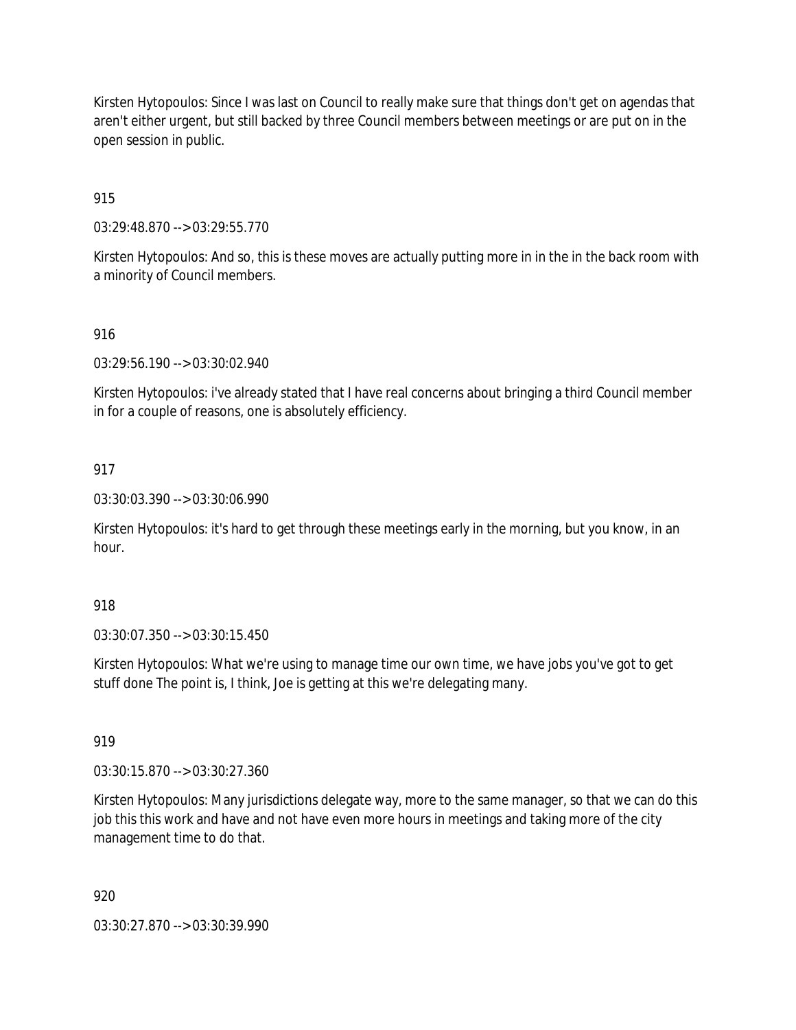Kirsten Hytopoulos: Since I was last on Council to really make sure that things don't get on agendas that aren't either urgent, but still backed by three Council members between meetings or are put on in the open session in public.

915

03:29:48.870 --> 03:29:55.770

Kirsten Hytopoulos: And so, this is these moves are actually putting more in in the in the back room with a minority of Council members.

916

03:29:56.190 --> 03:30:02.940

Kirsten Hytopoulos: i've already stated that I have real concerns about bringing a third Council member in for a couple of reasons, one is absolutely efficiency.

917

03:30:03.390 --> 03:30:06.990

Kirsten Hytopoulos: it's hard to get through these meetings early in the morning, but you know, in an hour.

918

03:30:07.350 --> 03:30:15.450

Kirsten Hytopoulos: What we're using to manage time our own time, we have jobs you've got to get stuff done The point is, I think, Joe is getting at this we're delegating many.

919

03:30:15.870 --> 03:30:27.360

Kirsten Hytopoulos: Many jurisdictions delegate way, more to the same manager, so that we can do this job this this work and have and not have even more hours in meetings and taking more of the city management time to do that.

920

03:30:27.870 --> 03:30:39.990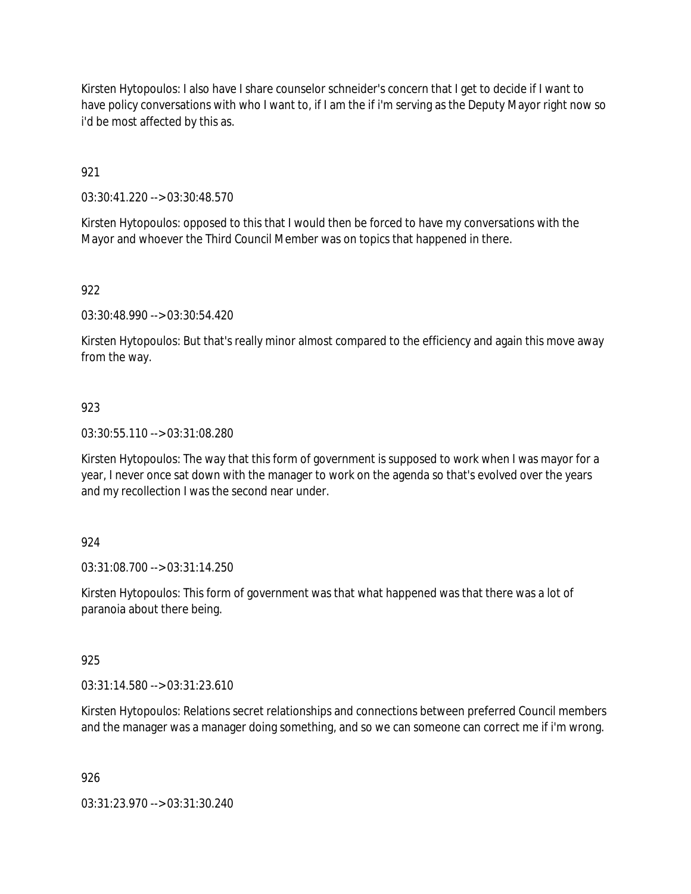Kirsten Hytopoulos: I also have I share counselor schneider's concern that I get to decide if I want to have policy conversations with who I want to, if I am the if i'm serving as the Deputy Mayor right now so i'd be most affected by this as.

921

03:30:41.220 --> 03:30:48.570

Kirsten Hytopoulos: opposed to this that I would then be forced to have my conversations with the Mayor and whoever the Third Council Member was on topics that happened in there.

922

03:30:48.990 --> 03:30:54.420

Kirsten Hytopoulos: But that's really minor almost compared to the efficiency and again this move away from the way.

923

03:30:55.110 --> 03:31:08.280

Kirsten Hytopoulos: The way that this form of government is supposed to work when I was mayor for a year, I never once sat down with the manager to work on the agenda so that's evolved over the years and my recollection I was the second near under.

924

03:31:08.700 --> 03:31:14.250

Kirsten Hytopoulos: This form of government was that what happened was that there was a lot of paranoia about there being.

925

03:31:14.580 --> 03:31:23.610

Kirsten Hytopoulos: Relations secret relationships and connections between preferred Council members and the manager was a manager doing something, and so we can someone can correct me if i'm wrong.

926

03:31:23.970 --> 03:31:30.240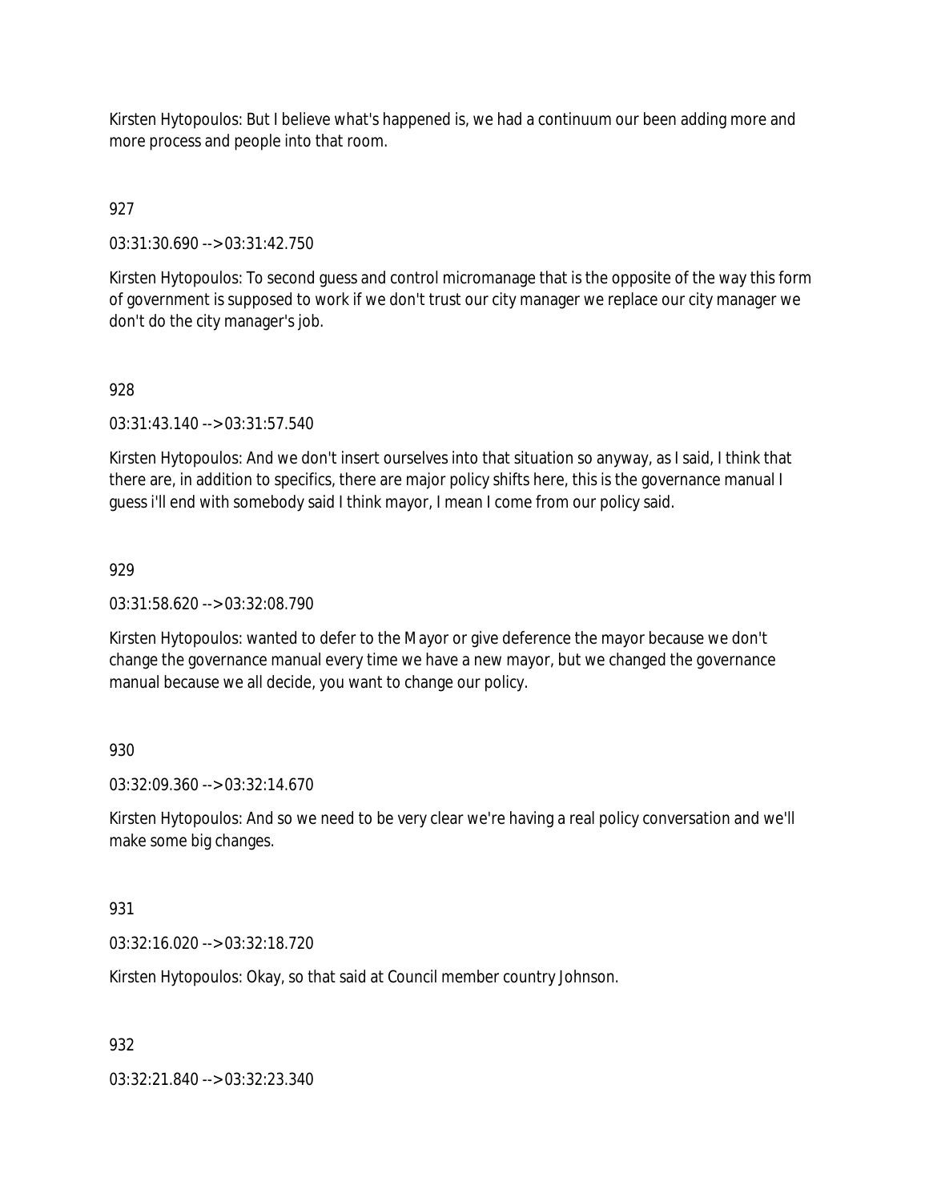Kirsten Hytopoulos: But I believe what's happened is, we had a continuum our been adding more and more process and people into that room.

927

03:31:30.690 --> 03:31:42.750

Kirsten Hytopoulos: To second guess and control micromanage that is the opposite of the way this form of government is supposed to work if we don't trust our city manager we replace our city manager we don't do the city manager's job.

928

03:31:43.140 --> 03:31:57.540

Kirsten Hytopoulos: And we don't insert ourselves into that situation so anyway, as I said, I think that there are, in addition to specifics, there are major policy shifts here, this is the governance manual I guess i'll end with somebody said I think mayor, I mean I come from our policy said.

929

03:31:58.620 --> 03:32:08.790

Kirsten Hytopoulos: wanted to defer to the Mayor or give deference the mayor because we don't change the governance manual every time we have a new mayor, but we changed the governance manual because we all decide, you want to change our policy.

930

03:32:09.360 --> 03:32:14.670

Kirsten Hytopoulos: And so we need to be very clear we're having a real policy conversation and we'll make some big changes.

931

03:32:16.020 --> 03:32:18.720

Kirsten Hytopoulos: Okay, so that said at Council member country Johnson.

932

03:32:21.840 --> 03:32:23.340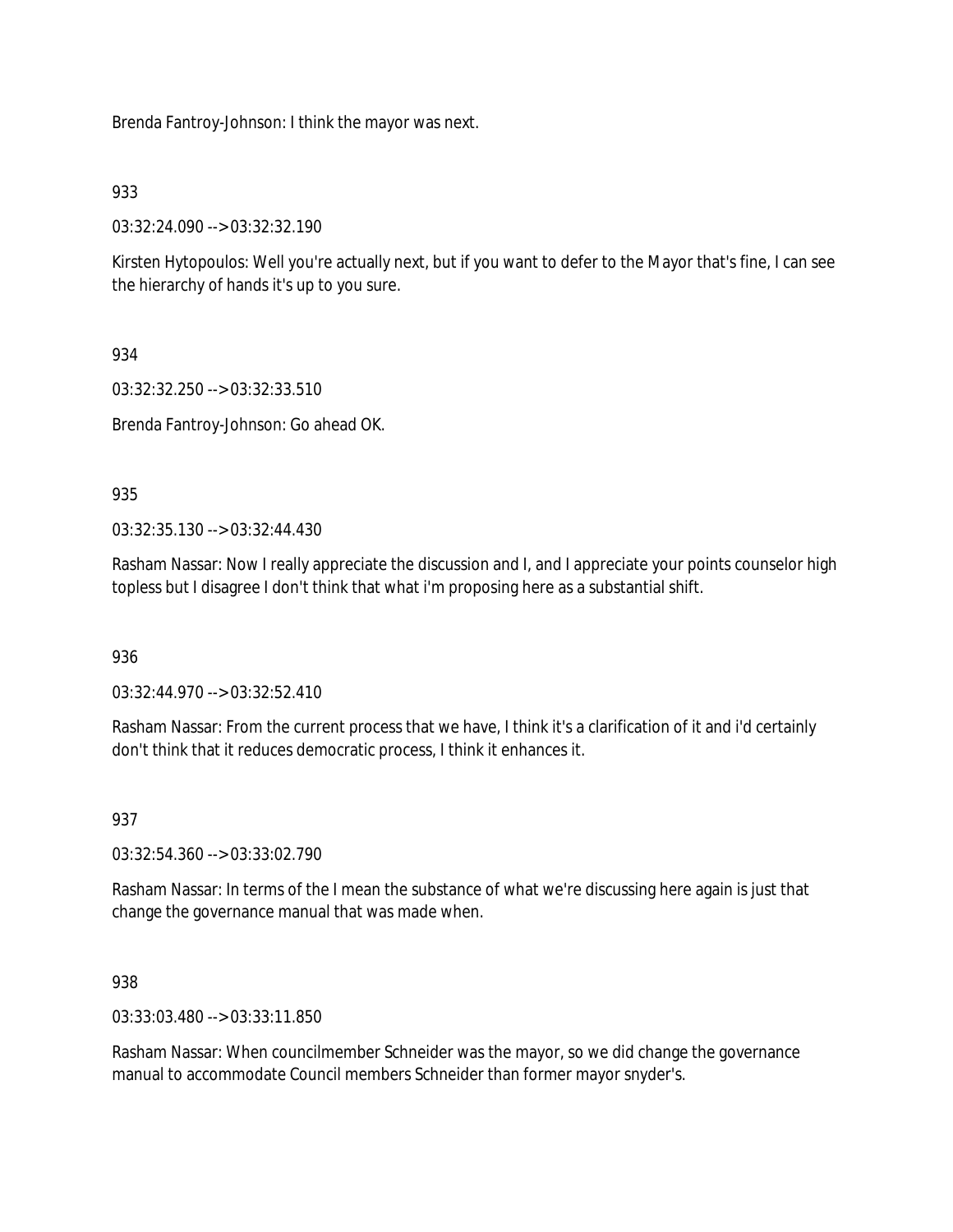Brenda Fantroy-Johnson: I think the mayor was next.

933

03:32:24.090 --> 03:32:32.190

Kirsten Hytopoulos: Well you're actually next, but if you want to defer to the Mayor that's fine, I can see the hierarchy of hands it's up to you sure.

934

03:32:32.250 --> 03:32:33.510

Brenda Fantroy-Johnson: Go ahead OK.

935

03:32:35.130 --> 03:32:44.430

Rasham Nassar: Now I really appreciate the discussion and I, and I appreciate your points counselor high topless but I disagree I don't think that what i'm proposing here as a substantial shift.

936

03:32:44.970 --> 03:32:52.410

Rasham Nassar: From the current process that we have, I think it's a clarification of it and i'd certainly don't think that it reduces democratic process, I think it enhances it.

937

03:32:54.360 --> 03:33:02.790

Rasham Nassar: In terms of the I mean the substance of what we're discussing here again is just that change the governance manual that was made when.

938

03:33:03.480 --> 03:33:11.850

Rasham Nassar: When councilmember Schneider was the mayor, so we did change the governance manual to accommodate Council members Schneider than former mayor snyder's.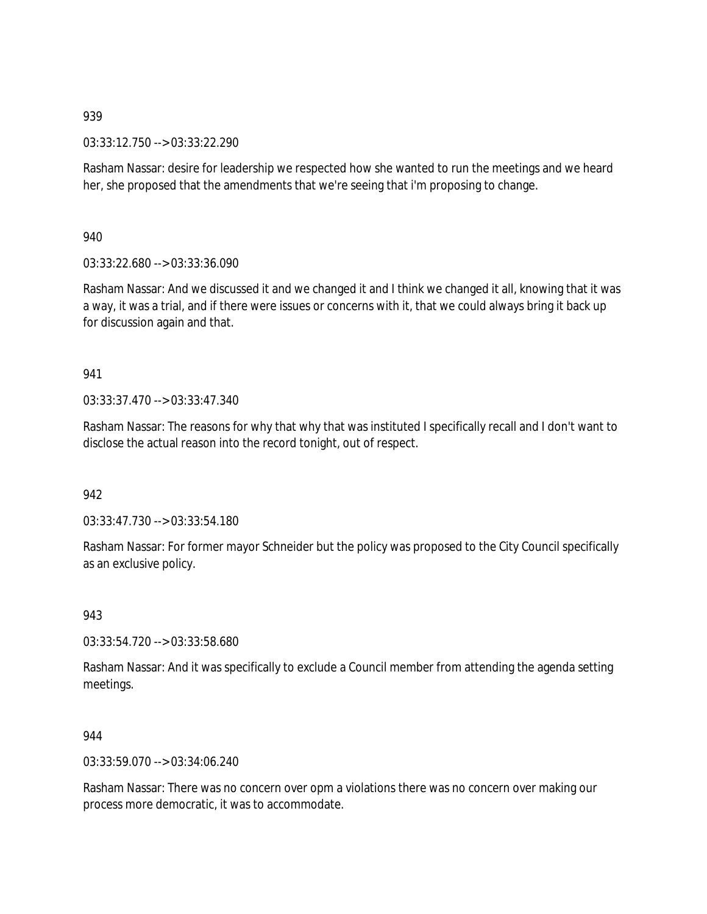939

03:33:12.750 --> 03:33:22.290

Rasham Nassar: desire for leadership we respected how she wanted to run the meetings and we heard her, she proposed that the amendments that we're seeing that i'm proposing to change.

940

03:33:22.680 --> 03:33:36.090

Rasham Nassar: And we discussed it and we changed it and I think we changed it all, knowing that it was a way, it was a trial, and if there were issues or concerns with it, that we could always bring it back up for discussion again and that.

941

03:33:37.470 --> 03:33:47.340

Rasham Nassar: The reasons for why that why that was instituted I specifically recall and I don't want to disclose the actual reason into the record tonight, out of respect.

942

03:33:47.730 --> 03:33:54.180

Rasham Nassar: For former mayor Schneider but the policy was proposed to the City Council specifically as an exclusive policy.

943

03:33:54.720 --> 03:33:58.680

Rasham Nassar: And it was specifically to exclude a Council member from attending the agenda setting meetings.

944

03:33:59.070 --> 03:34:06.240

Rasham Nassar: There was no concern over opm a violations there was no concern over making our process more democratic, it was to accommodate.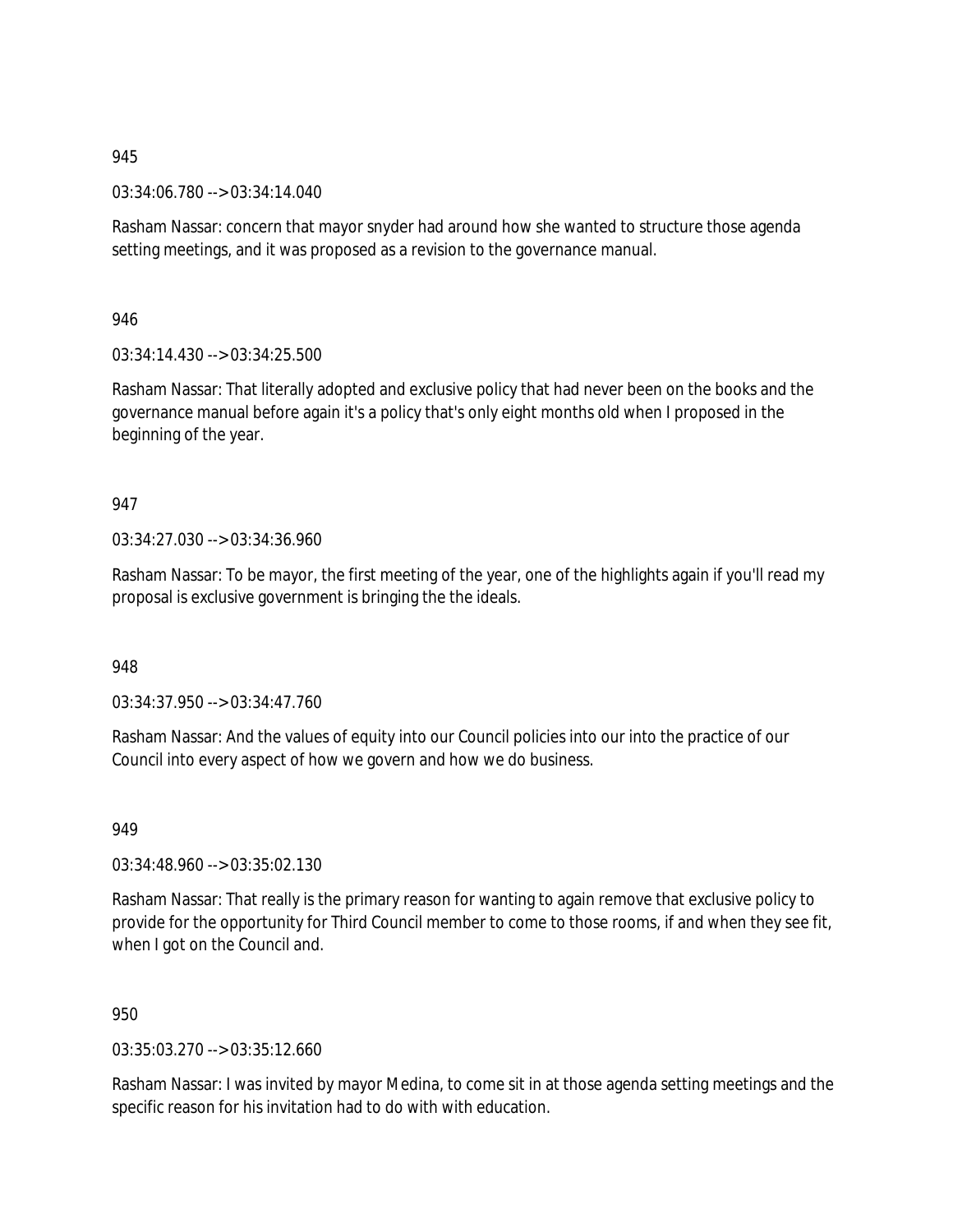945

03:34:06.780 --> 03:34:14.040

Rasham Nassar: concern that mayor snyder had around how she wanted to structure those agenda setting meetings, and it was proposed as a revision to the governance manual.

946

03:34:14.430 --> 03:34:25.500

Rasham Nassar: That literally adopted and exclusive policy that had never been on the books and the governance manual before again it's a policy that's only eight months old when I proposed in the beginning of the year.

947

03:34:27.030 --> 03:34:36.960

Rasham Nassar: To be mayor, the first meeting of the year, one of the highlights again if you'll read my proposal is exclusive government is bringing the the ideals.

948

03:34:37.950 --> 03:34:47.760

Rasham Nassar: And the values of equity into our Council policies into our into the practice of our Council into every aspect of how we govern and how we do business.

949

03:34:48.960 --> 03:35:02.130

Rasham Nassar: That really is the primary reason for wanting to again remove that exclusive policy to provide for the opportunity for Third Council member to come to those rooms, if and when they see fit, when I got on the Council and.

950

03:35:03.270 --> 03:35:12.660

Rasham Nassar: I was invited by mayor Medina, to come sit in at those agenda setting meetings and the specific reason for his invitation had to do with with education.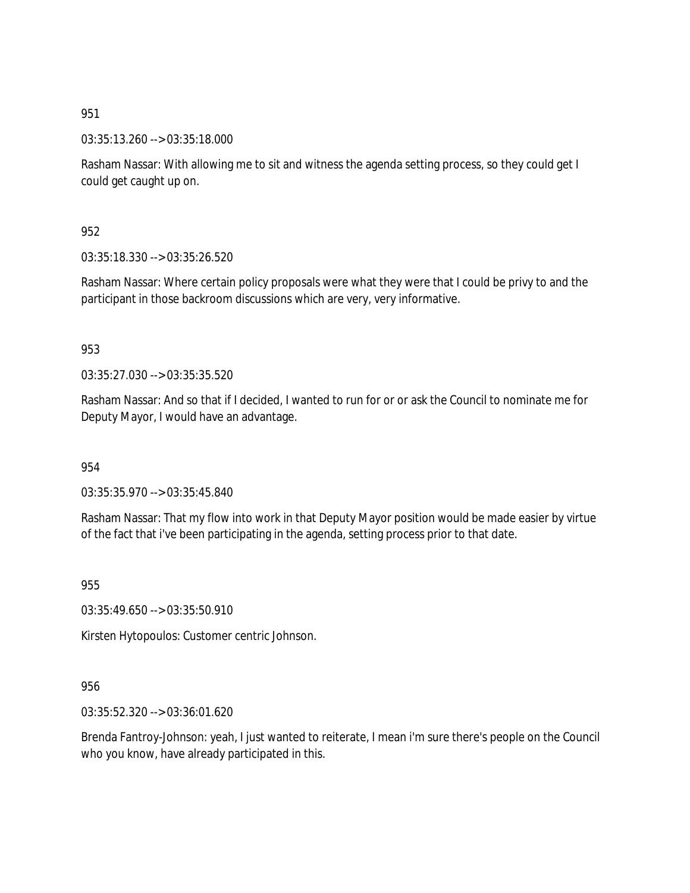951

03:35:13.260 --> 03:35:18.000

Rasham Nassar: With allowing me to sit and witness the agenda setting process, so they could get I could get caught up on.

952

03:35:18.330 --> 03:35:26.520

Rasham Nassar: Where certain policy proposals were what they were that I could be privy to and the participant in those backroom discussions which are very, very informative.

953

03:35:27.030 --> 03:35:35.520

Rasham Nassar: And so that if I decided, I wanted to run for or or ask the Council to nominate me for Deputy Mayor, I would have an advantage.

954

03:35:35.970 --> 03:35:45.840

Rasham Nassar: That my flow into work in that Deputy Mayor position would be made easier by virtue of the fact that i've been participating in the agenda, setting process prior to that date.

955

03:35:49.650 --> 03:35:50.910

Kirsten Hytopoulos: Customer centric Johnson.

956

03:35:52.320 --> 03:36:01.620

Brenda Fantroy-Johnson: yeah, I just wanted to reiterate, I mean i'm sure there's people on the Council who you know, have already participated in this.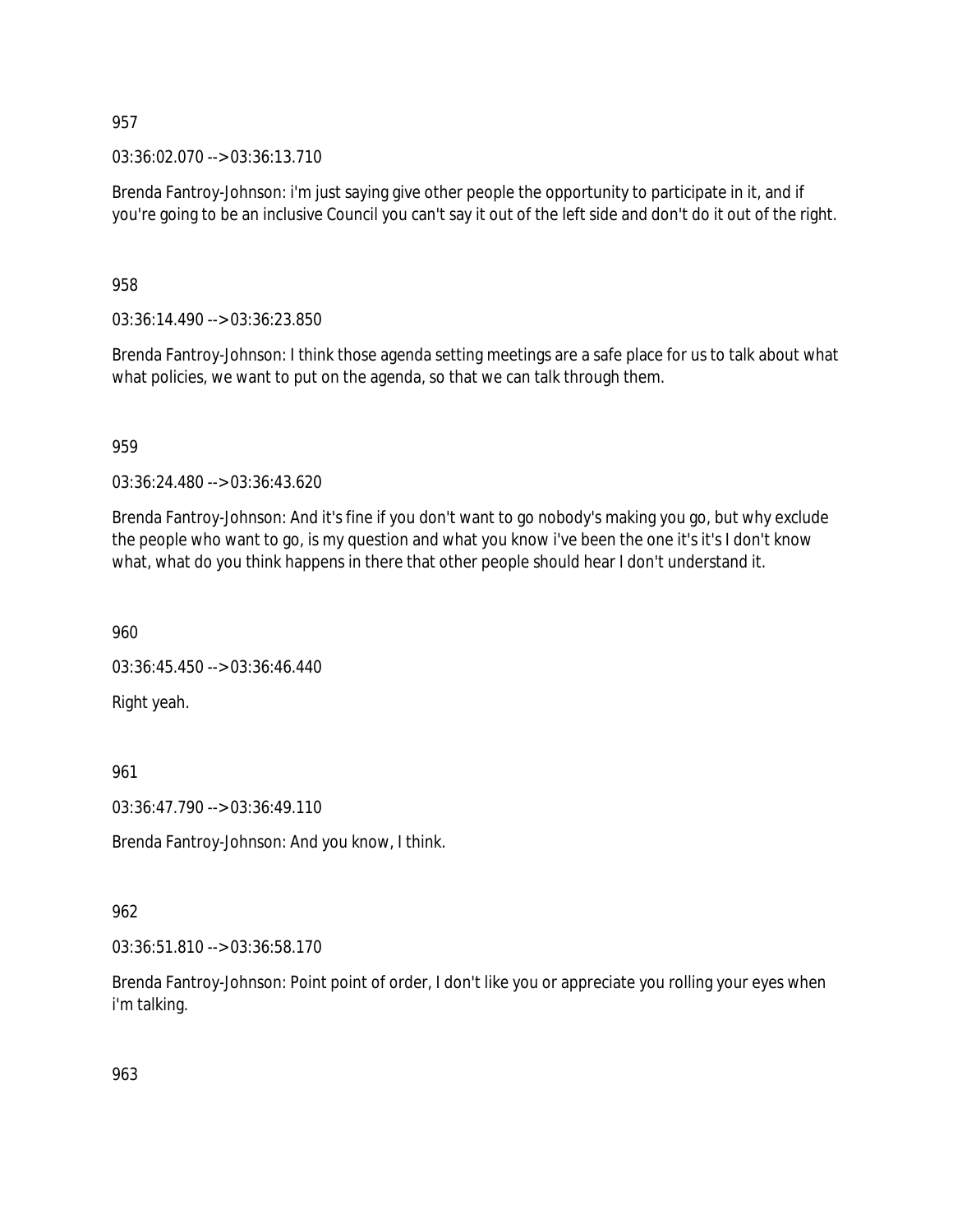957

03:36:02.070 --> 03:36:13.710

Brenda Fantroy-Johnson: i'm just saying give other people the opportunity to participate in it, and if you're going to be an inclusive Council you can't say it out of the left side and don't do it out of the right.

958

03:36:14.490 --> 03:36:23.850

Brenda Fantroy-Johnson: I think those agenda setting meetings are a safe place for us to talk about what what policies, we want to put on the agenda, so that we can talk through them.

959

03:36:24.480 --> 03:36:43.620

Brenda Fantroy-Johnson: And it's fine if you don't want to go nobody's making you go, but why exclude the people who want to go, is my question and what you know i've been the one it's it's I don't know what, what do you think happens in there that other people should hear I don't understand it.

960

03:36:45.450 --> 03:36:46.440

Right yeah.

961

03:36:47.790 --> 03:36:49.110

Brenda Fantroy-Johnson: And you know, I think.

962

03:36:51.810 --> 03:36:58.170

Brenda Fantroy-Johnson: Point point of order, I don't like you or appreciate you rolling your eyes when i'm talking.

963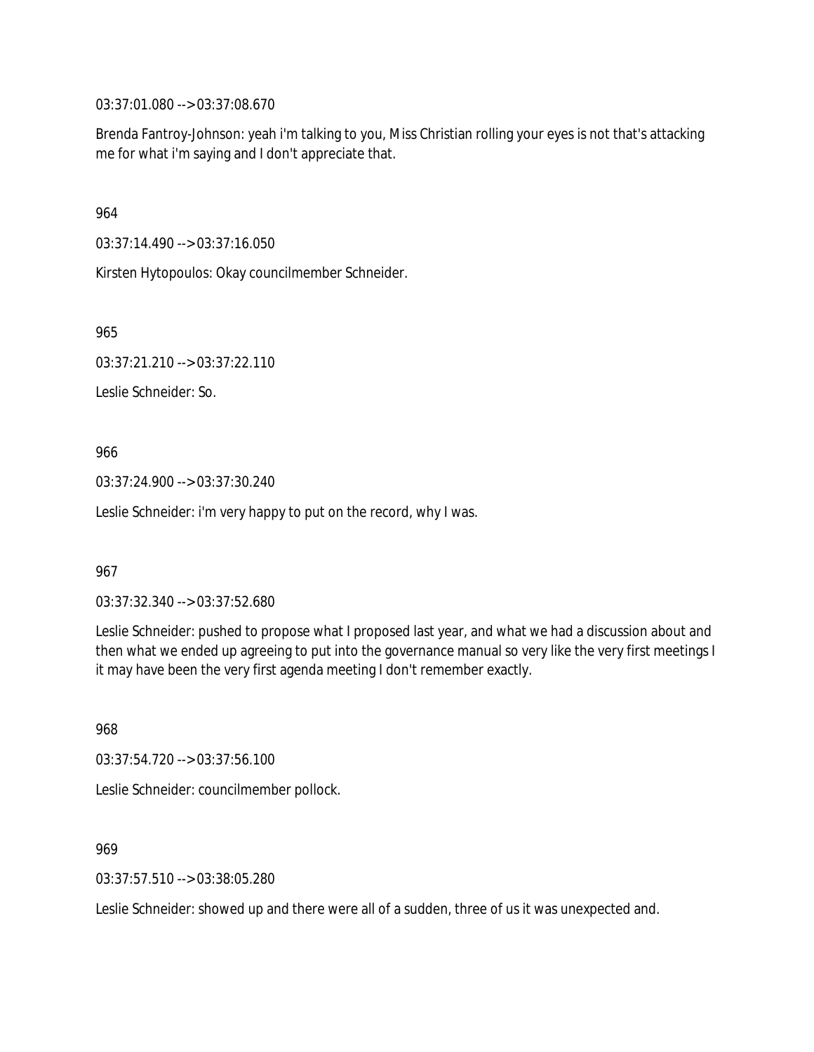03:37:01.080 --> 03:37:08.670

Brenda Fantroy-Johnson: yeah i'm talking to you, Miss Christian rolling your eyes is not that's attacking me for what i'm saying and I don't appreciate that.

964

03:37:14.490 --> 03:37:16.050

Kirsten Hytopoulos: Okay councilmember Schneider.

965

03:37:21.210 --> 03:37:22.110

Leslie Schneider: So.

966

03:37:24.900 --> 03:37:30.240

Leslie Schneider: i'm very happy to put on the record, why I was.

967

03:37:32.340 --> 03:37:52.680

Leslie Schneider: pushed to propose what I proposed last year, and what we had a discussion about and then what we ended up agreeing to put into the governance manual so very like the very first meetings I it may have been the very first agenda meeting I don't remember exactly.

968

03:37:54.720 --> 03:37:56.100

Leslie Schneider: councilmember pollock.

969

03:37:57.510 --> 03:38:05.280

Leslie Schneider: showed up and there were all of a sudden, three of us it was unexpected and.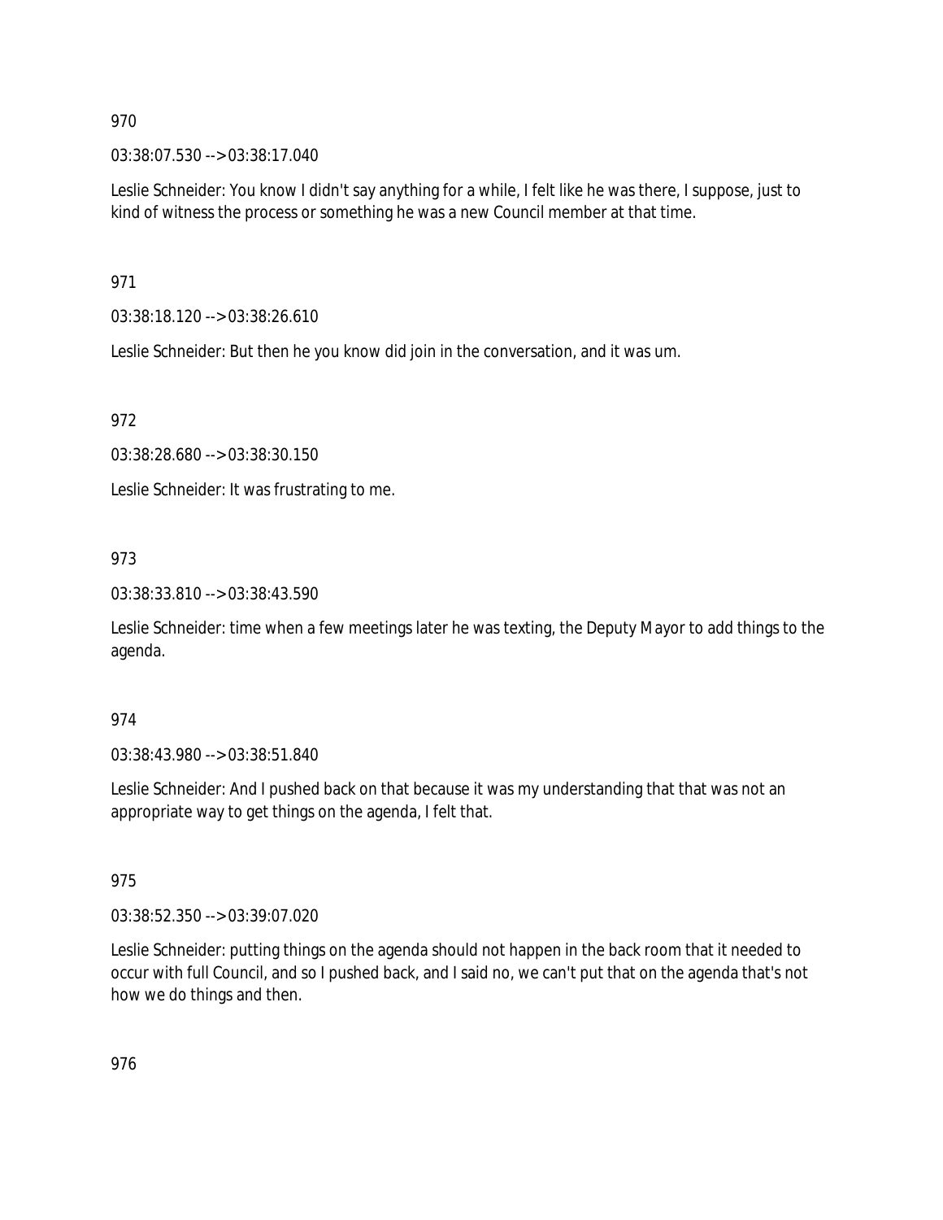970

03:38:07.530 --> 03:38:17.040

Leslie Schneider: You know I didn't say anything for a while, I felt like he was there, I suppose, just to kind of witness the process or something he was a new Council member at that time.

971

03:38:18.120 --> 03:38:26.610

Leslie Schneider: But then he you know did join in the conversation, and it was um.

972

03:38:28.680 --> 03:38:30.150

Leslie Schneider: It was frustrating to me.

973

03:38:33.810 --> 03:38:43.590

Leslie Schneider: time when a few meetings later he was texting, the Deputy Mayor to add things to the agenda.

974

03:38:43.980 --> 03:38:51.840

Leslie Schneider: And I pushed back on that because it was my understanding that that was not an appropriate way to get things on the agenda, I felt that.

975

03:38:52.350 --> 03:39:07.020

Leslie Schneider: putting things on the agenda should not happen in the back room that it needed to occur with full Council, and so I pushed back, and I said no, we can't put that on the agenda that's not how we do things and then.

976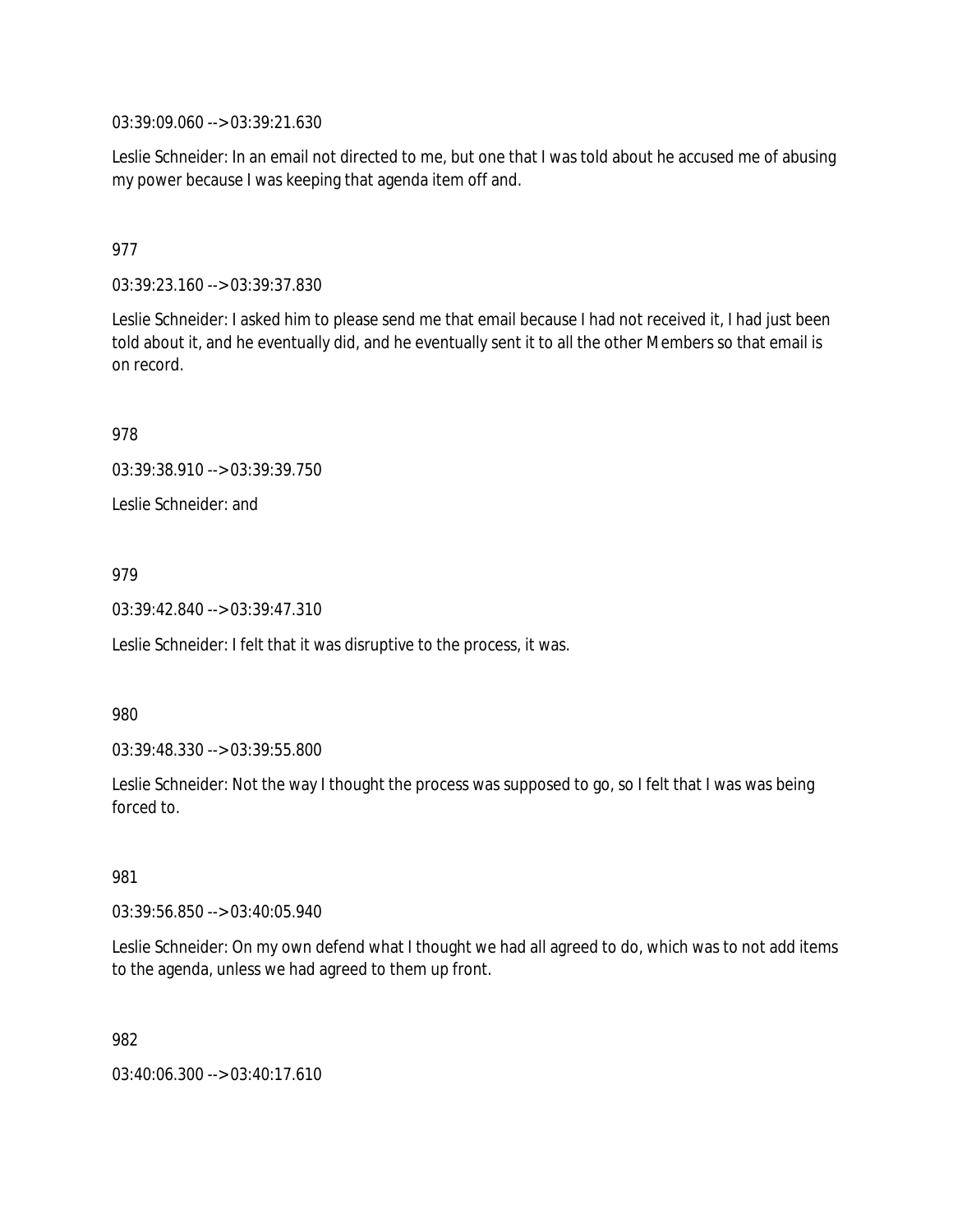03:39:09.060 --> 03:39:21.630

Leslie Schneider: In an email not directed to me, but one that I was told about he accused me of abusing my power because I was keeping that agenda item off and.

977

03:39:23.160 --> 03:39:37.830

Leslie Schneider: I asked him to please send me that email because I had not received it, I had just been told about it, and he eventually did, and he eventually sent it to all the other Members so that email is on record.

978

03:39:38.910 --> 03:39:39.750

Leslie Schneider: and

979

03:39:42.840 --> 03:39:47.310

Leslie Schneider: I felt that it was disruptive to the process, it was.

980

03:39:48.330 --> 03:39:55.800

Leslie Schneider: Not the way I thought the process was supposed to go, so I felt that I was was being forced to.

981

03:39:56.850 --> 03:40:05.940

Leslie Schneider: On my own defend what I thought we had all agreed to do, which was to not add items to the agenda, unless we had agreed to them up front.

982

03:40:06.300 --> 03:40:17.610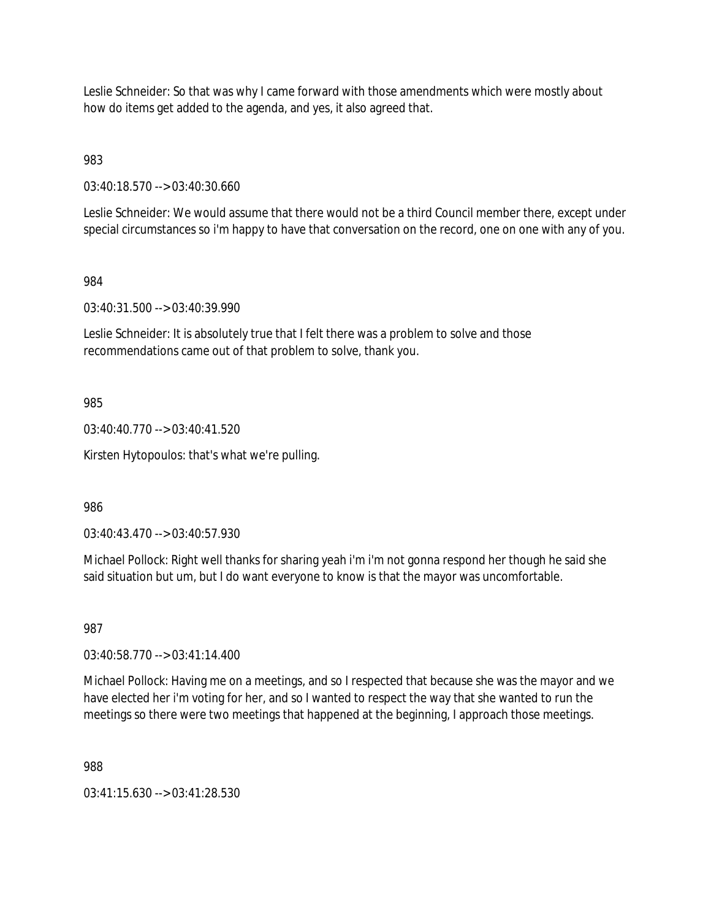Leslie Schneider: So that was why I came forward with those amendments which were mostly about how do items get added to the agenda, and yes, it also agreed that.

983

03:40:18.570 --> 03:40:30.660

Leslie Schneider: We would assume that there would not be a third Council member there, except under special circumstances so i'm happy to have that conversation on the record, one on one with any of you.

984

03:40:31.500 --> 03:40:39.990

Leslie Schneider: It is absolutely true that I felt there was a problem to solve and those recommendations came out of that problem to solve, thank you.

985

03:40:40.770 --> 03:40:41.520

Kirsten Hytopoulos: that's what we're pulling.

986

03:40:43.470 --> 03:40:57.930

Michael Pollock: Right well thanks for sharing yeah i'm i'm not gonna respond her though he said she said situation but um, but I do want everyone to know is that the mayor was uncomfortable.

987

03:40:58.770 --> 03:41:14.400

Michael Pollock: Having me on a meetings, and so I respected that because she was the mayor and we have elected her i'm voting for her, and so I wanted to respect the way that she wanted to run the meetings so there were two meetings that happened at the beginning, I approach those meetings.

988

03:41:15.630 --> 03:41:28.530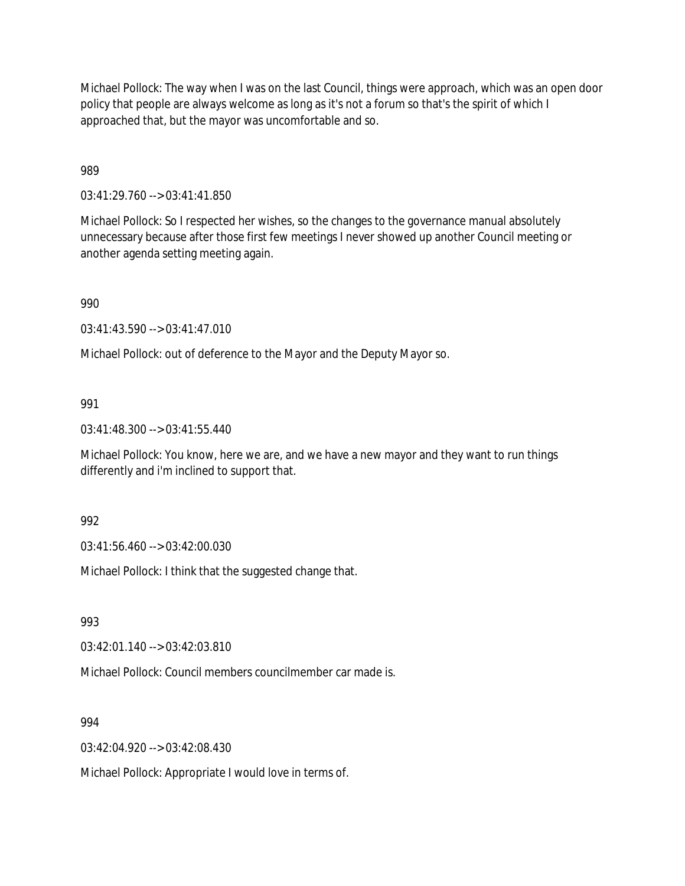Michael Pollock: The way when I was on the last Council, things were approach, which was an open door policy that people are always welcome as long as it's not a forum so that's the spirit of which I approached that, but the mayor was uncomfortable and so.

989

03:41:29.760 --> 03:41:41.850

Michael Pollock: So I respected her wishes, so the changes to the governance manual absolutely unnecessary because after those first few meetings I never showed up another Council meeting or another agenda setting meeting again.

990

03:41:43.590 --> 03:41:47.010

Michael Pollock: out of deference to the Mayor and the Deputy Mayor so.

991

03:41:48.300 --> 03:41:55.440

Michael Pollock: You know, here we are, and we have a new mayor and they want to run things differently and i'm inclined to support that.

992

03:41:56.460 --> 03:42:00.030

Michael Pollock: I think that the suggested change that.

993

03:42:01.140 --> 03:42:03.810

Michael Pollock: Council members councilmember car made is.

994

03:42:04.920 --> 03:42:08.430

Michael Pollock: Appropriate I would love in terms of.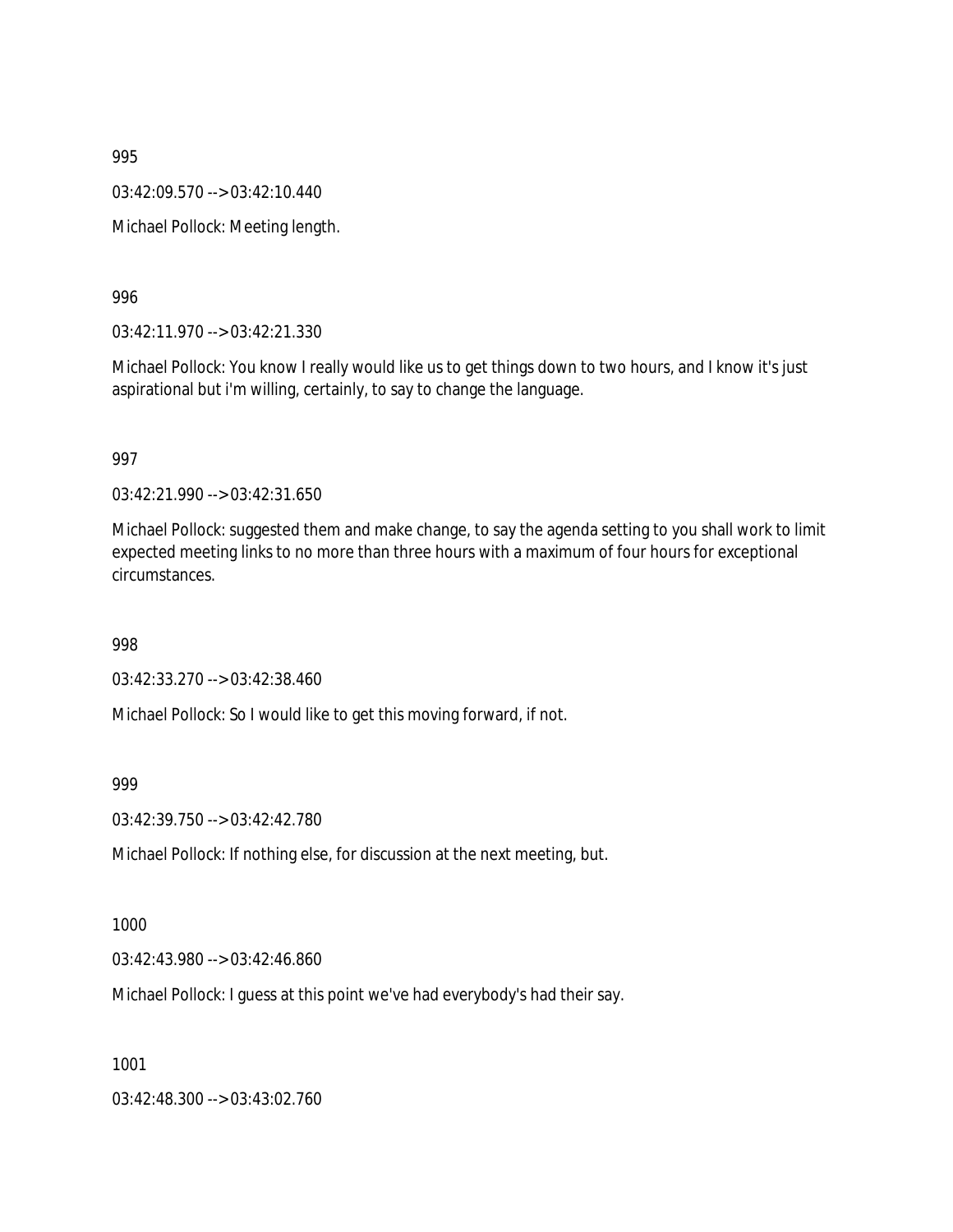995

03:42:09.570 --> 03:42:10.440

Michael Pollock: Meeting length.

996

03:42:11.970 --> 03:42:21.330

Michael Pollock: You know I really would like us to get things down to two hours, and I know it's just aspirational but i'm willing, certainly, to say to change the language.

997

03:42:21.990 --> 03:42:31.650

Michael Pollock: suggested them and make change, to say the agenda setting to you shall work to limit expected meeting links to no more than three hours with a maximum of four hours for exceptional circumstances.

998

03:42:33.270 --> 03:42:38.460

Michael Pollock: So I would like to get this moving forward, if not.

999

03:42:39.750 --> 03:42:42.780

Michael Pollock: If nothing else, for discussion at the next meeting, but.

1000

03:42:43.980 --> 03:42:46.860

Michael Pollock: I guess at this point we've had everybody's had their say.

1001

03:42:48.300 --> 03:43:02.760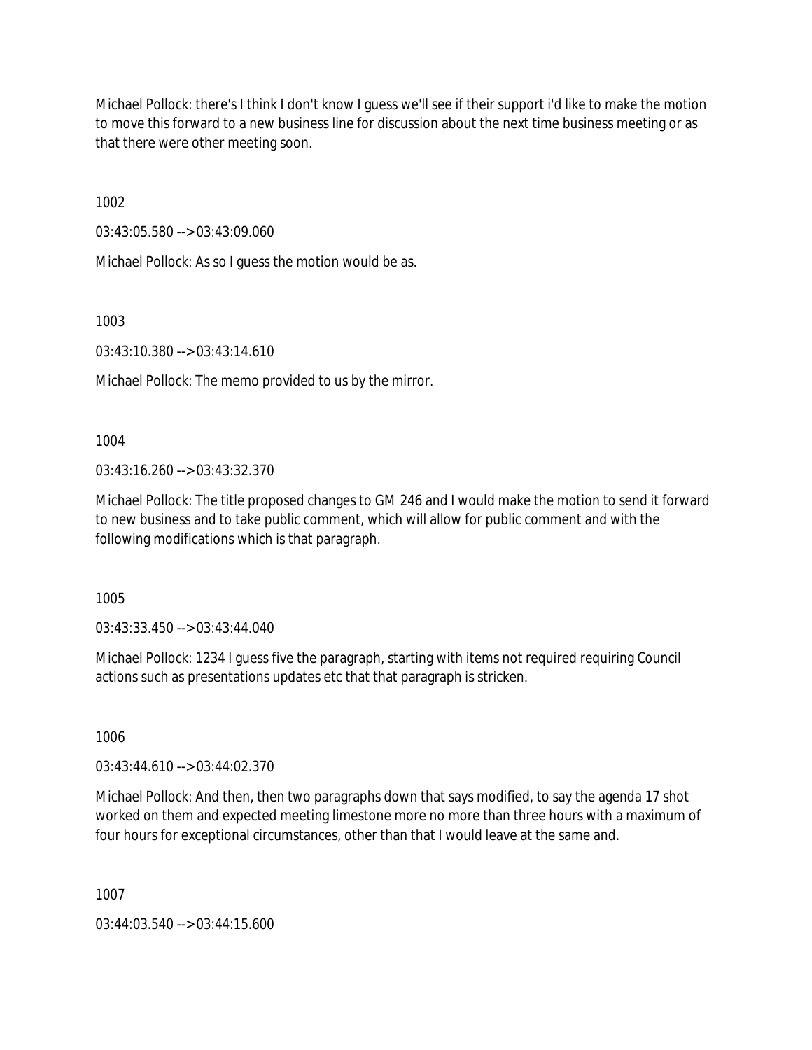Michael Pollock: there's I think I don't know I guess we'll see if their support i'd like to make the motion to move this forward to a new business line for discussion about the next time business meeting or as that there were other meeting soon.

1002

03:43:05.580 --> 03:43:09.060

Michael Pollock: As so I guess the motion would be as.

1003

03:43:10.380 --> 03:43:14.610

Michael Pollock: The memo provided to us by the mirror.

1004

03:43:16.260 --> 03:43:32.370

Michael Pollock: The title proposed changes to GM 246 and I would make the motion to send it forward to new business and to take public comment, which will allow for public comment and with the following modifications which is that paragraph.

1005

03:43:33.450 --> 03:43:44.040

Michael Pollock: 1234 I guess five the paragraph, starting with items not required requiring Council actions such as presentations updates etc that that paragraph is stricken.

1006

03:43:44.610 --> 03:44:02.370

Michael Pollock: And then, then two paragraphs down that says modified, to say the agenda 17 shot worked on them and expected meeting limestone more no more than three hours with a maximum of four hours for exceptional circumstances, other than that I would leave at the same and.

1007

03:44:03.540 --> 03:44:15.600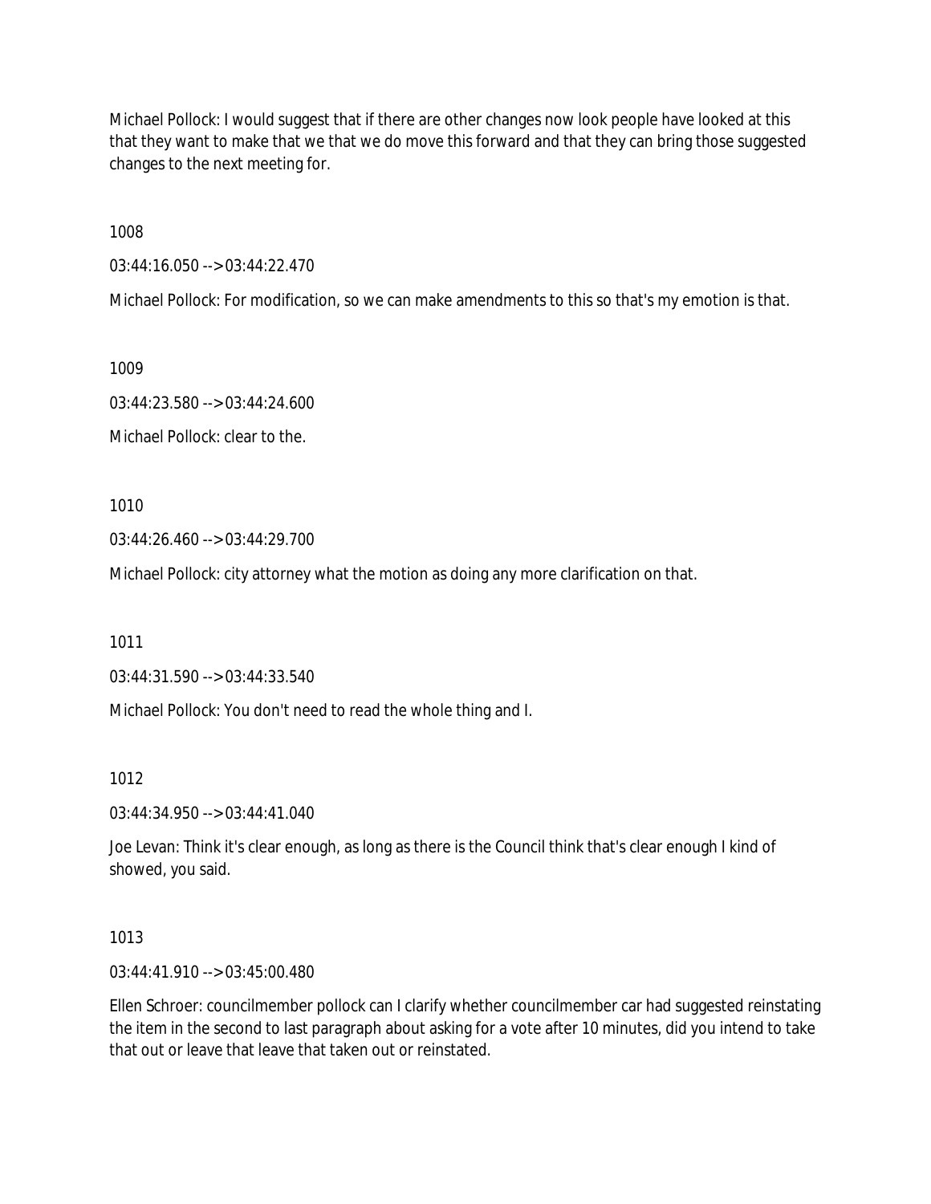Michael Pollock: I would suggest that if there are other changes now look people have looked at this that they want to make that we that we do move this forward and that they can bring those suggested changes to the next meeting for.

1008

03:44:16.050 --> 03:44:22.470

Michael Pollock: For modification, so we can make amendments to this so that's my emotion is that.

1009

03:44:23.580 --> 03:44:24.600

Michael Pollock: clear to the.

1010

03:44:26.460 --> 03:44:29.700

Michael Pollock: city attorney what the motion as doing any more clarification on that.

1011

03:44:31.590 --> 03:44:33.540

Michael Pollock: You don't need to read the whole thing and I.

1012

03:44:34.950 --> 03:44:41.040

Joe Levan: Think it's clear enough, as long as there is the Council think that's clear enough I kind of showed, you said.

1013

03:44:41.910 --> 03:45:00.480

Ellen Schroer: councilmember pollock can I clarify whether councilmember car had suggested reinstating the item in the second to last paragraph about asking for a vote after 10 minutes, did you intend to take that out or leave that leave that taken out or reinstated.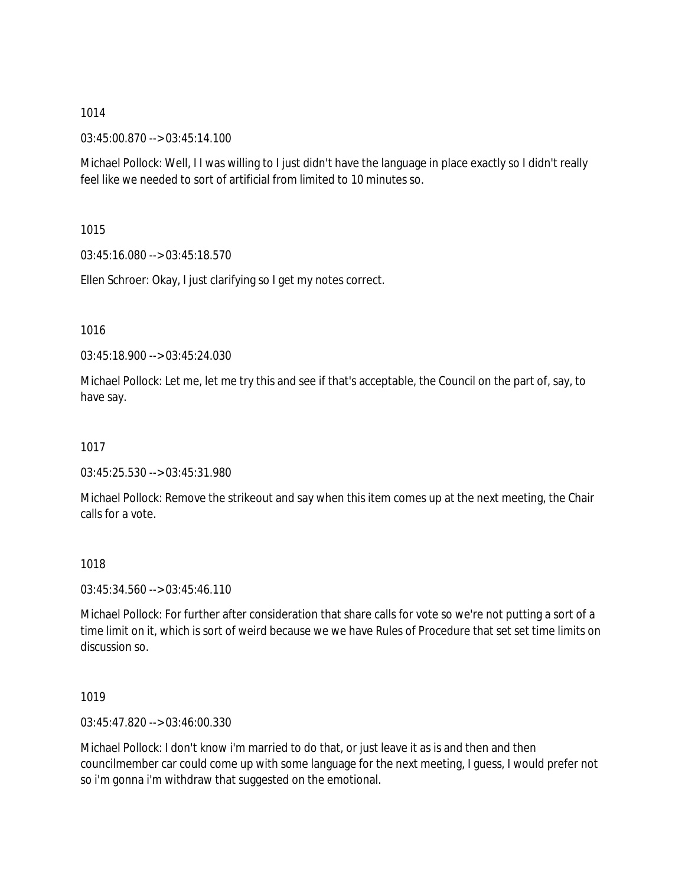1014

03:45:00.870 --> 03:45:14.100

Michael Pollock: Well, I I was willing to I just didn't have the language in place exactly so I didn't really feel like we needed to sort of artificial from limited to 10 minutes so.

1015

03:45:16.080 --> 03:45:18.570

Ellen Schroer: Okay, I just clarifying so I get my notes correct.

1016

03:45:18.900 --> 03:45:24.030

Michael Pollock: Let me, let me try this and see if that's acceptable, the Council on the part of, say, to have say.

1017

03:45:25.530 --> 03:45:31.980

Michael Pollock: Remove the strikeout and say when this item comes up at the next meeting, the Chair calls for a vote.

1018

03:45:34.560 --> 03:45:46.110

Michael Pollock: For further after consideration that share calls for vote so we're not putting a sort of a time limit on it, which is sort of weird because we we have Rules of Procedure that set set time limits on discussion so.

1019

03:45:47.820 --> 03:46:00.330

Michael Pollock: I don't know i'm married to do that, or just leave it as is and then and then councilmember car could come up with some language for the next meeting, I guess, I would prefer not so i'm gonna i'm withdraw that suggested on the emotional.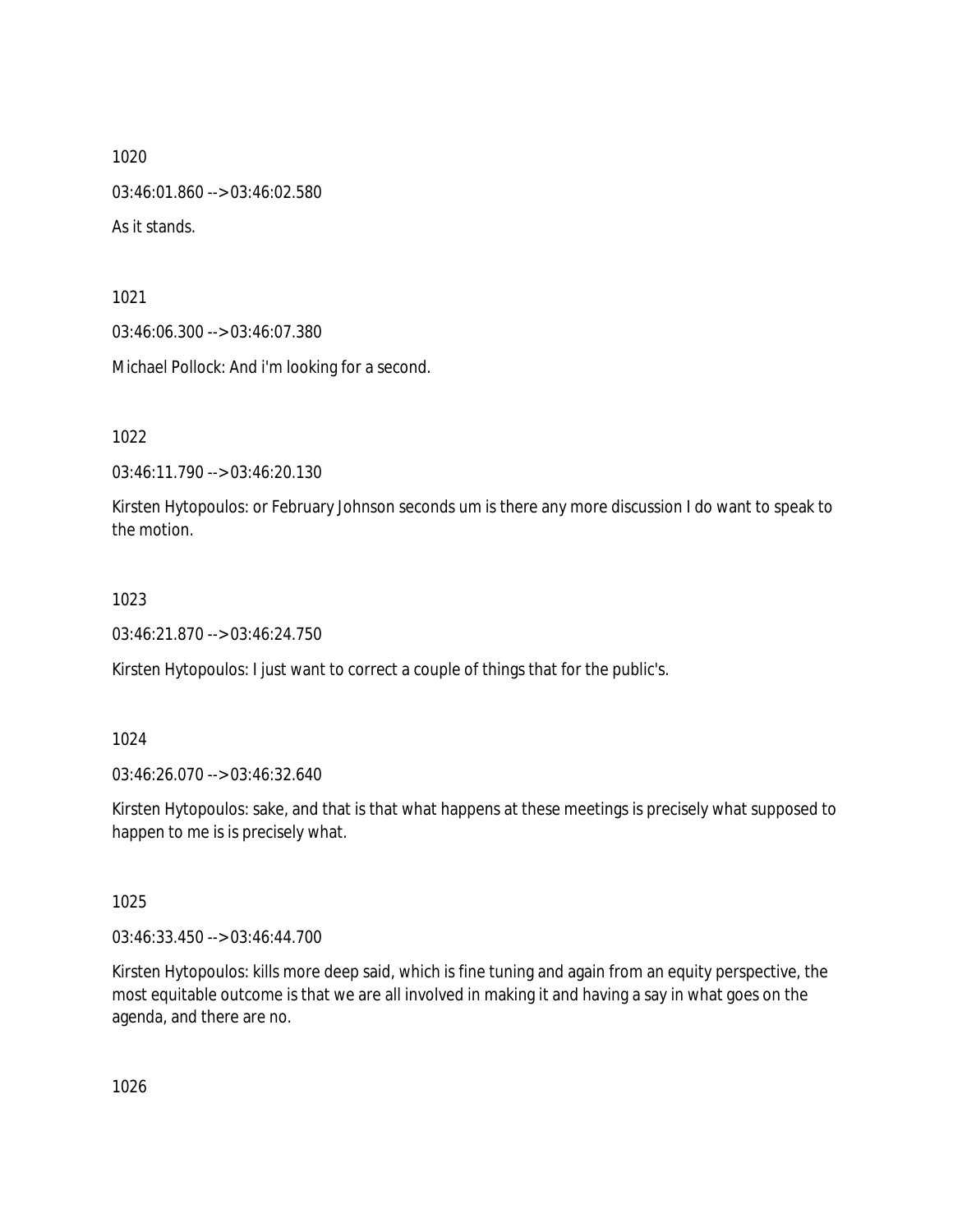1020

03:46:01.860 --> 03:46:02.580

As it stands.

1021

03:46:06.300 --> 03:46:07.380

Michael Pollock: And i'm looking for a second.

1022

03:46:11.790 --> 03:46:20.130

Kirsten Hytopoulos: or February Johnson seconds um is there any more discussion I do want to speak to the motion.

1023

03:46:21.870 --> 03:46:24.750

Kirsten Hytopoulos: I just want to correct a couple of things that for the public's.

1024

03:46:26.070 --> 03:46:32.640

Kirsten Hytopoulos: sake, and that is that what happens at these meetings is precisely what supposed to happen to me is is precisely what.

1025

03:46:33.450 --> 03:46:44.700

Kirsten Hytopoulos: kills more deep said, which is fine tuning and again from an equity perspective, the most equitable outcome is that we are all involved in making it and having a say in what goes on the agenda, and there are no.

1026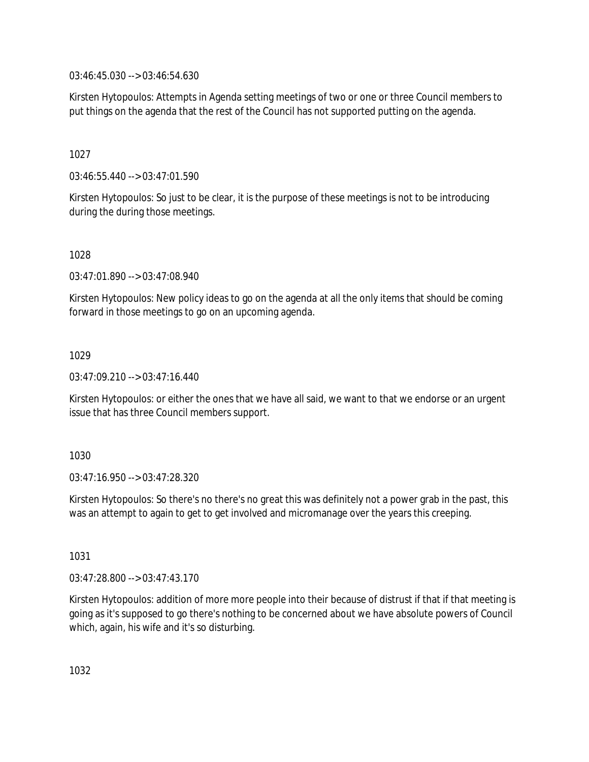03:46:45.030 --> 03:46:54.630

Kirsten Hytopoulos: Attempts in Agenda setting meetings of two or one or three Council members to put things on the agenda that the rest of the Council has not supported putting on the agenda.

1027

03:46:55.440 --> 03:47:01.590

Kirsten Hytopoulos: So just to be clear, it is the purpose of these meetings is not to be introducing during the during those meetings.

1028

03:47:01.890 --> 03:47:08.940

Kirsten Hytopoulos: New policy ideas to go on the agenda at all the only items that should be coming forward in those meetings to go on an upcoming agenda.

1029

03:47:09.210 --> 03:47:16.440

Kirsten Hytopoulos: or either the ones that we have all said, we want to that we endorse or an urgent issue that has three Council members support.

1030

03:47:16.950 --> 03:47:28.320

Kirsten Hytopoulos: So there's no there's no great this was definitely not a power grab in the past, this was an attempt to again to get to get involved and micromanage over the years this creeping.

1031

03:47:28.800 --> 03:47:43.170

Kirsten Hytopoulos: addition of more more people into their because of distrust if that if that meeting is going as it's supposed to go there's nothing to be concerned about we have absolute powers of Council which, again, his wife and it's so disturbing.

1032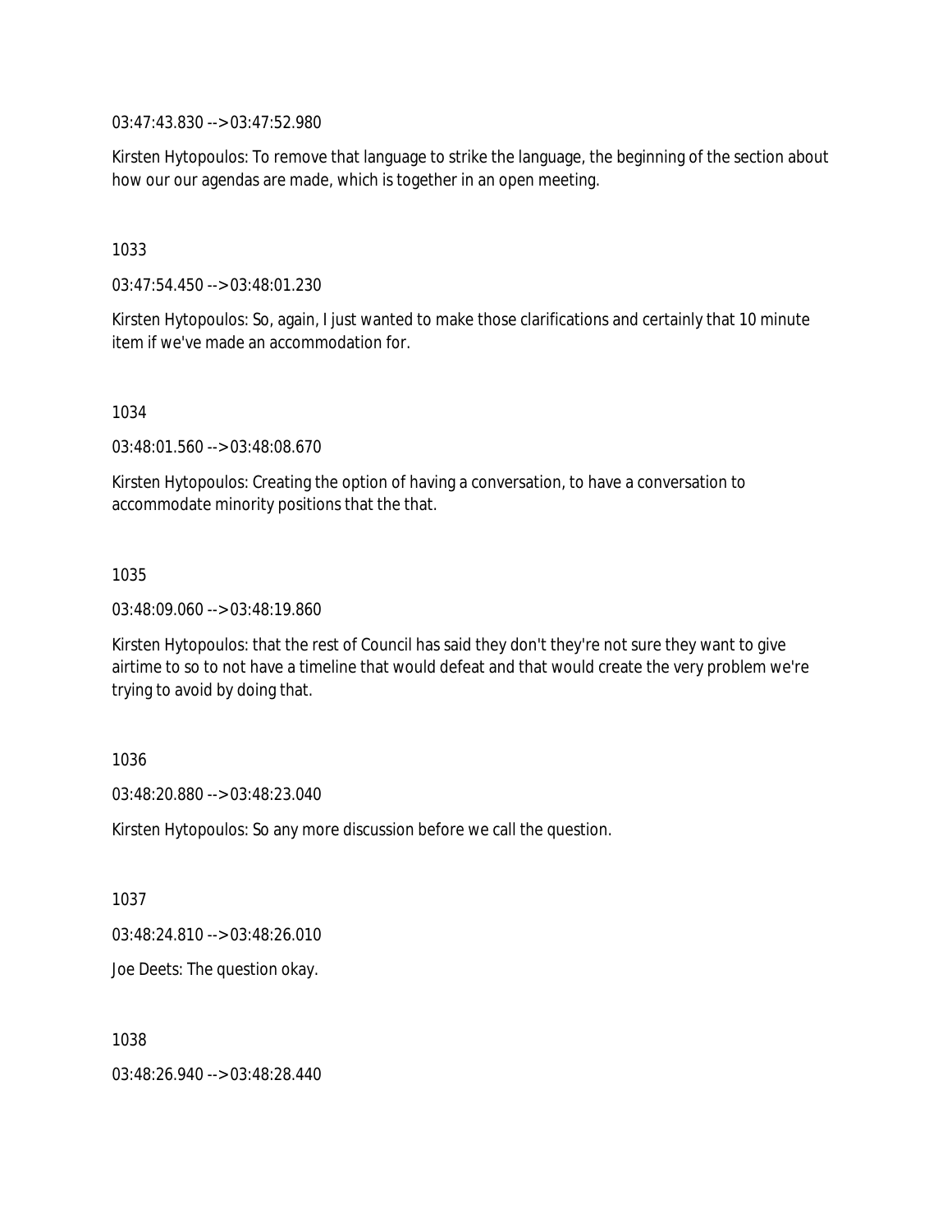03:47:43.830 --> 03:47:52.980

Kirsten Hytopoulos: To remove that language to strike the language, the beginning of the section about how our our agendas are made, which is together in an open meeting.

1033

03:47:54.450 --> 03:48:01.230

Kirsten Hytopoulos: So, again, I just wanted to make those clarifications and certainly that 10 minute item if we've made an accommodation for.

1034

03:48:01.560 --> 03:48:08.670

Kirsten Hytopoulos: Creating the option of having a conversation, to have a conversation to accommodate minority positions that the that.

1035

03:48:09.060 --> 03:48:19.860

Kirsten Hytopoulos: that the rest of Council has said they don't they're not sure they want to give airtime to so to not have a timeline that would defeat and that would create the very problem we're trying to avoid by doing that.

1036

03:48:20.880 --> 03:48:23.040

Kirsten Hytopoulos: So any more discussion before we call the question.

1037

03:48:24.810 --> 03:48:26.010

Joe Deets: The question okay.

1038

03:48:26.940 --> 03:48:28.440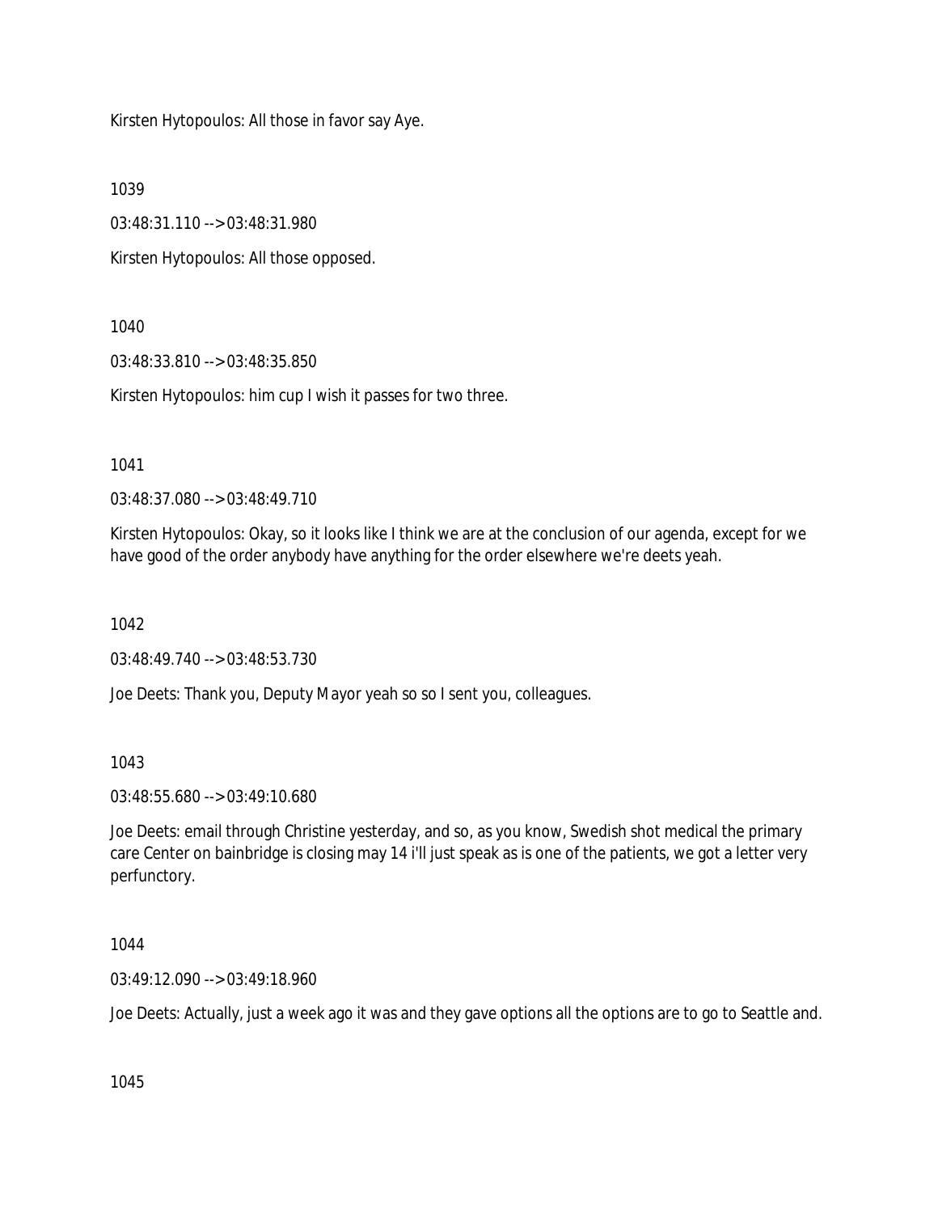Kirsten Hytopoulos: All those in favor say Aye.

1039

03:48:31.110 --> 03:48:31.980

Kirsten Hytopoulos: All those opposed.

1040

03:48:33.810 --> 03:48:35.850

Kirsten Hytopoulos: him cup I wish it passes for two three.

1041

03:48:37.080 --> 03:48:49.710

Kirsten Hytopoulos: Okay, so it looks like I think we are at the conclusion of our agenda, except for we have good of the order anybody have anything for the order elsewhere we're deets yeah.

1042

03:48:49.740 --> 03:48:53.730

Joe Deets: Thank you, Deputy Mayor yeah so so I sent you, colleagues.

1043

03:48:55.680 --> 03:49:10.680

Joe Deets: email through Christine yesterday, and so, as you know, Swedish shot medical the primary care Center on bainbridge is closing may 14 i'll just speak as is one of the patients, we got a letter very perfunctory.

1044

03:49:12.090 --> 03:49:18.960

Joe Deets: Actually, just a week ago it was and they gave options all the options are to go to Seattle and.

1045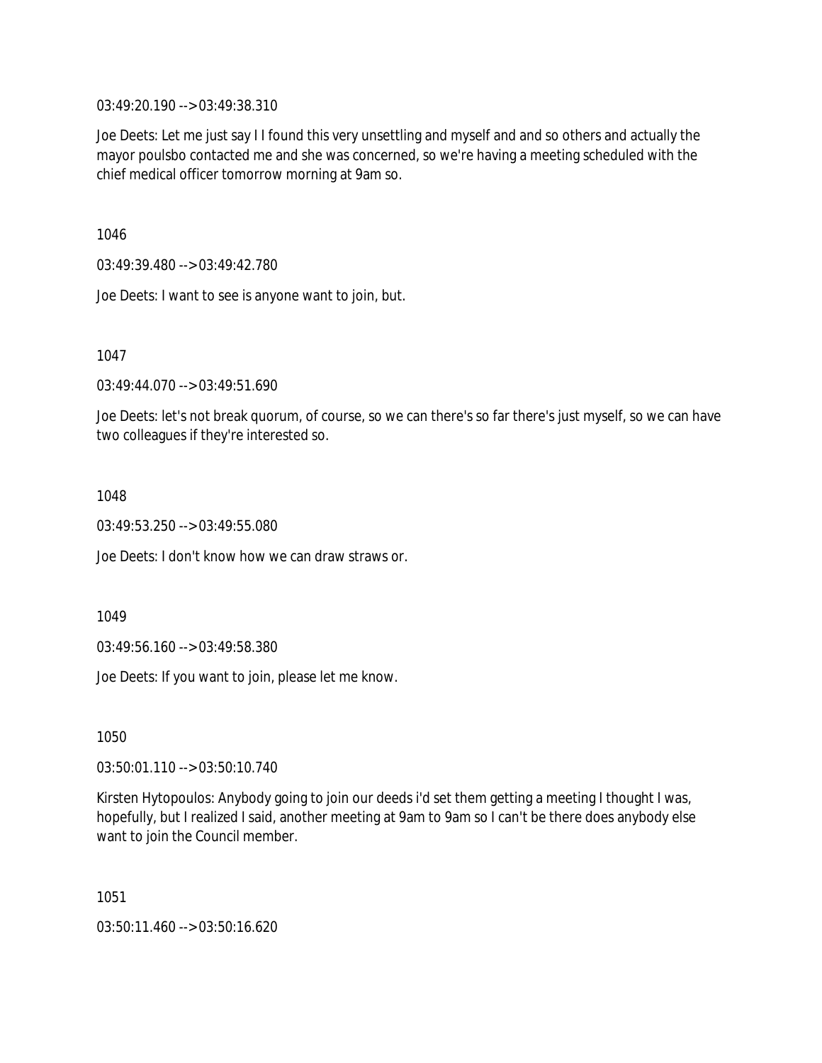03:49:20.190 --> 03:49:38.310

Joe Deets: Let me just say I I found this very unsettling and myself and and so others and actually the mayor poulsbo contacted me and she was concerned, so we're having a meeting scheduled with the chief medical officer tomorrow morning at 9am so.

1046

03:49:39.480 --> 03:49:42.780

Joe Deets: I want to see is anyone want to join, but.

1047

03:49:44.070 --> 03:49:51.690

Joe Deets: let's not break quorum, of course, so we can there's so far there's just myself, so we can have two colleagues if they're interested so.

1048

03:49:53.250 --> 03:49:55.080

Joe Deets: I don't know how we can draw straws or.

1049

03:49:56.160 --> 03:49:58.380

Joe Deets: If you want to join, please let me know.

1050

03:50:01.110 --> 03:50:10.740

Kirsten Hytopoulos: Anybody going to join our deeds i'd set them getting a meeting I thought I was, hopefully, but I realized I said, another meeting at 9am to 9am so I can't be there does anybody else want to join the Council member.

1051

03:50:11.460 --> 03:50:16.620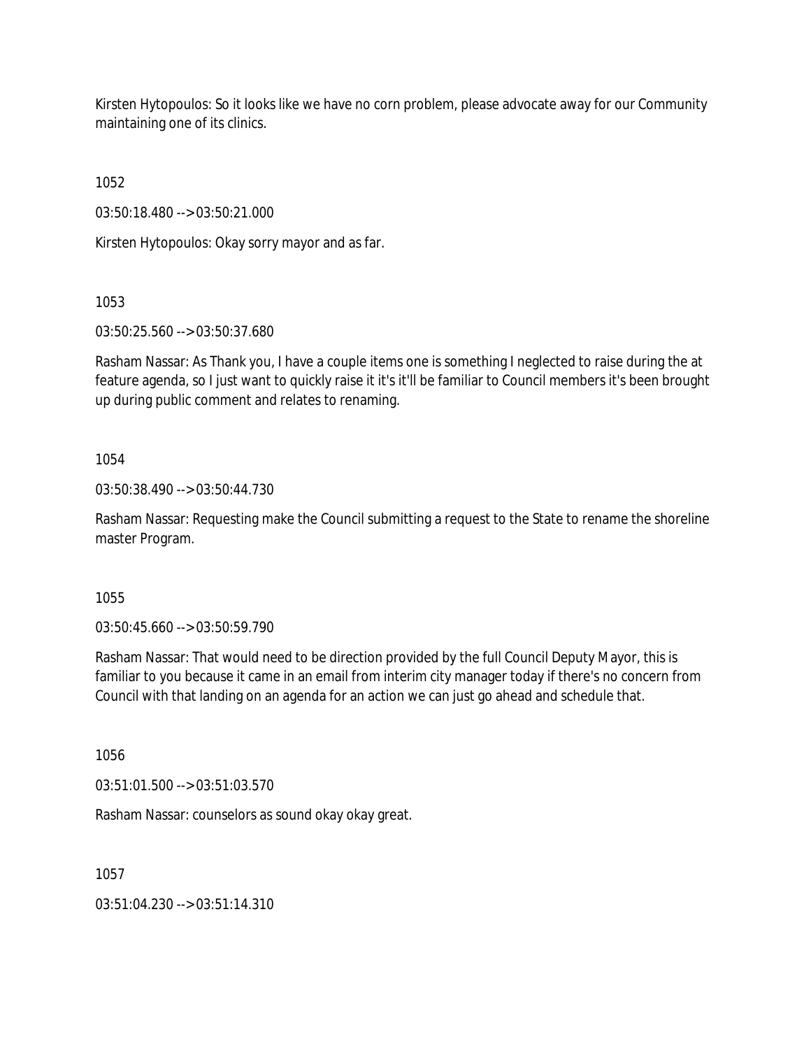Kirsten Hytopoulos: So it looks like we have no corn problem, please advocate away for our Community maintaining one of its clinics.

1052

03:50:18.480 --> 03:50:21.000

Kirsten Hytopoulos: Okay sorry mayor and as far.

1053

03:50:25.560 --> 03:50:37.680

Rasham Nassar: As Thank you, I have a couple items one is something I neglected to raise during the at feature agenda, so I just want to quickly raise it it's it'll be familiar to Council members it's been brought up during public comment and relates to renaming.

1054

03:50:38.490 --> 03:50:44.730

Rasham Nassar: Requesting make the Council submitting a request to the State to rename the shoreline master Program.

1055

03:50:45.660 --> 03:50:59.790

Rasham Nassar: That would need to be direction provided by the full Council Deputy Mayor, this is familiar to you because it came in an email from interim city manager today if there's no concern from Council with that landing on an agenda for an action we can just go ahead and schedule that.

1056

03:51:01.500 --> 03:51:03.570

Rasham Nassar: counselors as sound okay okay great.

1057

03:51:04.230 --> 03:51:14.310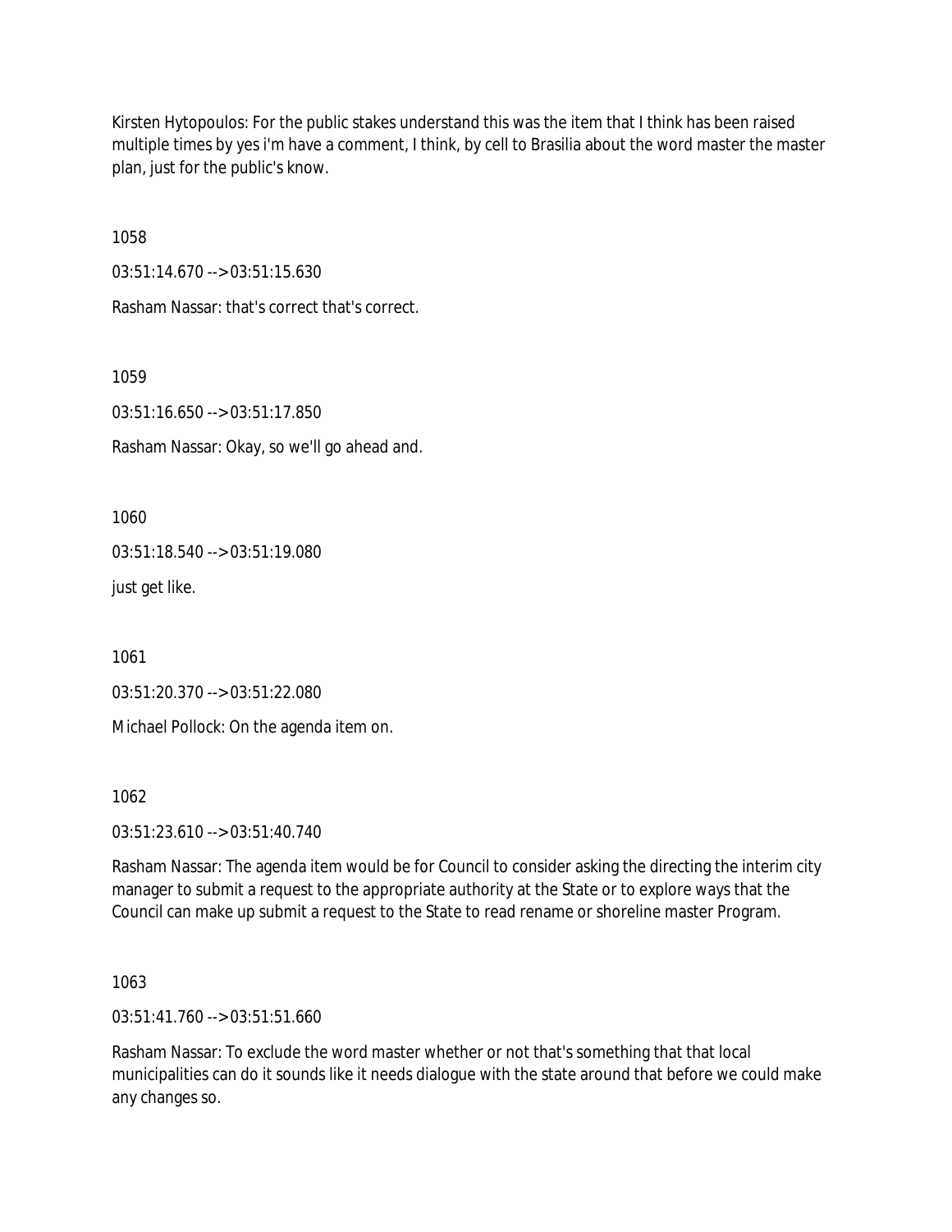Kirsten Hytopoulos: For the public stakes understand this was the item that I think has been raised multiple times by yes i'm have a comment, I think, by cell to Brasilia about the word master the master plan, just for the public's know.

1058

03:51:14.670 --> 03:51:15.630

Rasham Nassar: that's correct that's correct.

1059

03:51:16.650 --> 03:51:17.850

Rasham Nassar: Okay, so we'll go ahead and.

1060

03:51:18.540 --> 03:51:19.080

just get like.

1061

03:51:20.370 --> 03:51:22.080

Michael Pollock: On the agenda item on.

1062

03:51:23.610 --> 03:51:40.740

Rasham Nassar: The agenda item would be for Council to consider asking the directing the interim city manager to submit a request to the appropriate authority at the State or to explore ways that the Council can make up submit a request to the State to read rename or shoreline master Program.

1063

03:51:41.760 --> 03:51:51.660

Rasham Nassar: To exclude the word master whether or not that's something that that local municipalities can do it sounds like it needs dialogue with the state around that before we could make any changes so.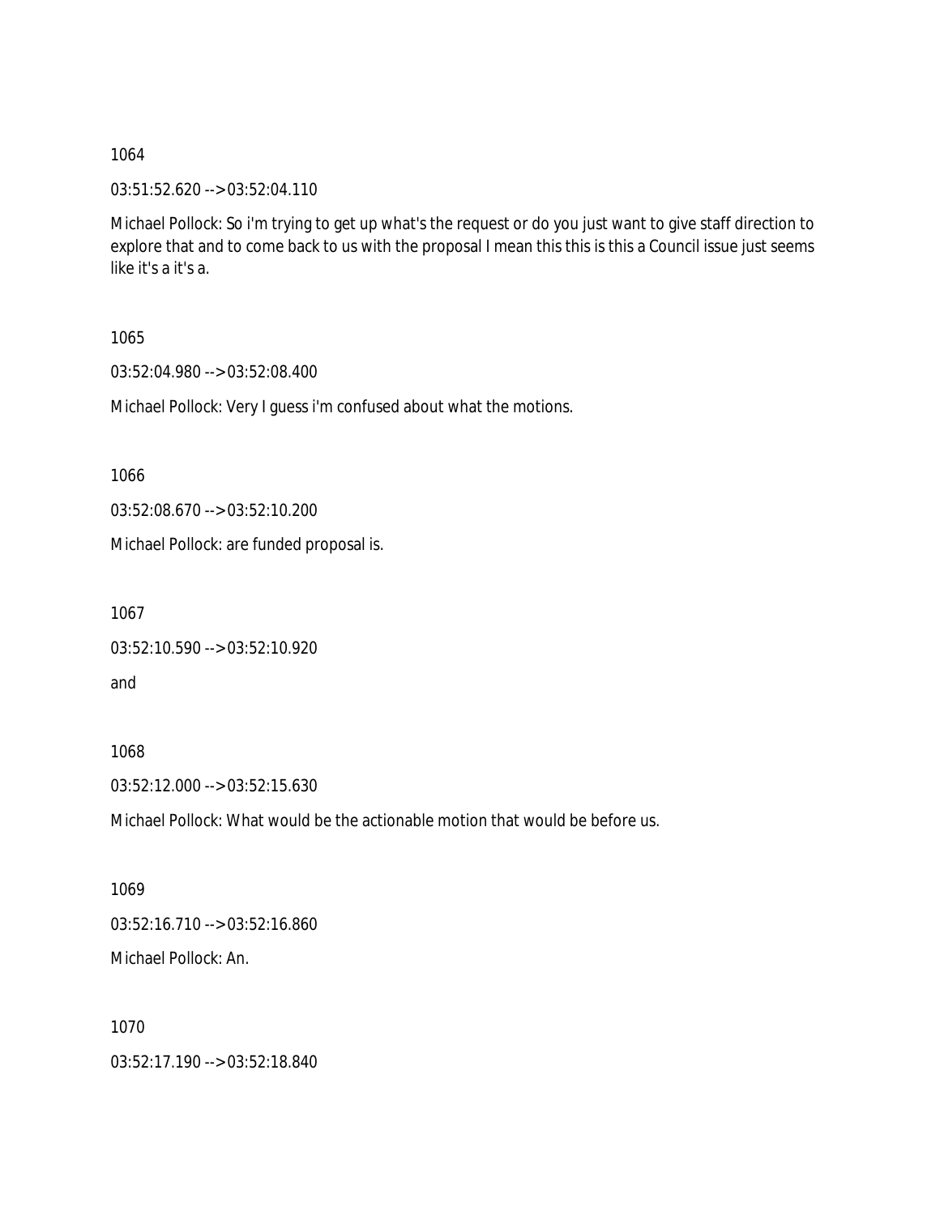1064

03:51:52.620 --> 03:52:04.110

Michael Pollock: So i'm trying to get up what's the request or do you just want to give staff direction to explore that and to come back to us with the proposal I mean this this is this a Council issue just seems like it's a it's a.

1065

03:52:04.980 --> 03:52:08.400

Michael Pollock: Very I guess i'm confused about what the motions.

1066

03:52:08.670 --> 03:52:10.200

Michael Pollock: are funded proposal is.

1067

03:52:10.590 --> 03:52:10.920

and

1068

03:52:12.000 --> 03:52:15.630

Michael Pollock: What would be the actionable motion that would be before us.

1069

03:52:16.710 --> 03:52:16.860

Michael Pollock: An.

1070

03:52:17.190 --> 03:52:18.840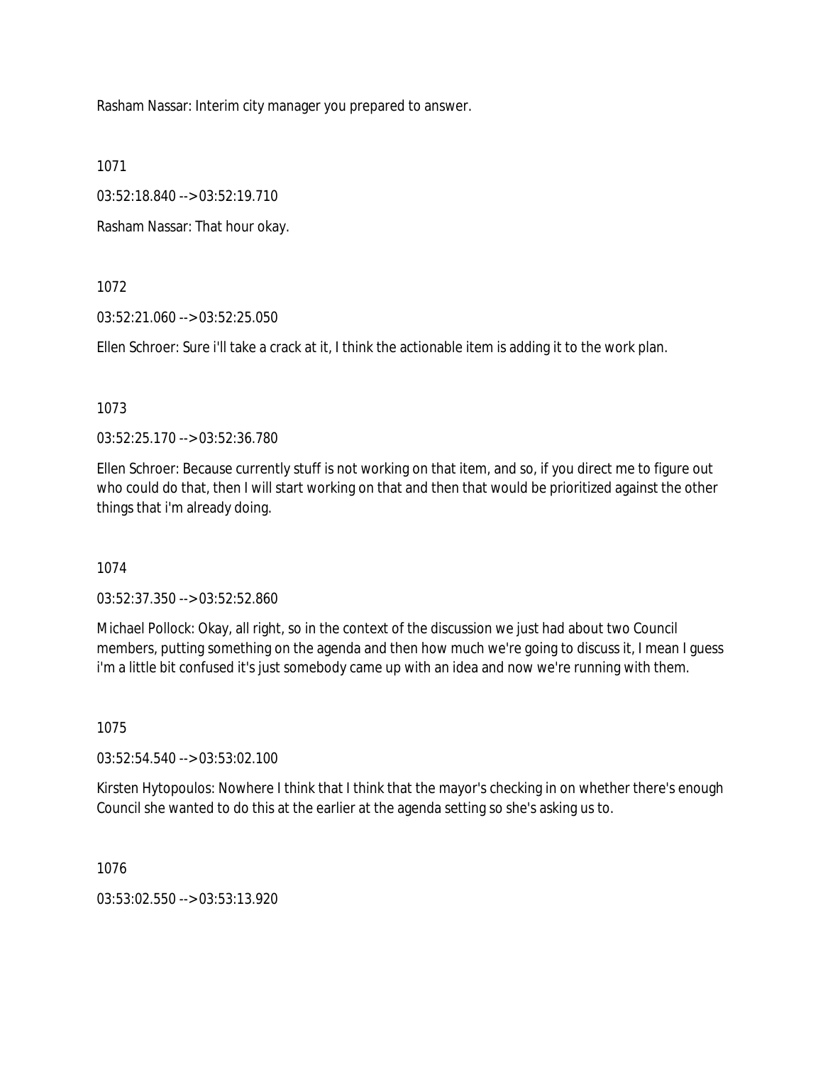Rasham Nassar: Interim city manager you prepared to answer.

1071

03:52:18.840 --> 03:52:19.710

Rasham Nassar: That hour okay.

1072

03:52:21.060 --> 03:52:25.050

Ellen Schroer: Sure i'll take a crack at it, I think the actionable item is adding it to the work plan.

1073

03:52:25.170 --> 03:52:36.780

Ellen Schroer: Because currently stuff is not working on that item, and so, if you direct me to figure out who could do that, then I will start working on that and then that would be prioritized against the other things that i'm already doing.

1074

03:52:37.350 --> 03:52:52.860

Michael Pollock: Okay, all right, so in the context of the discussion we just had about two Council members, putting something on the agenda and then how much we're going to discuss it, I mean I guess i'm a little bit confused it's just somebody came up with an idea and now we're running with them.

1075

03:52:54.540 --> 03:53:02.100

Kirsten Hytopoulos: Nowhere I think that I think that the mayor's checking in on whether there's enough Council she wanted to do this at the earlier at the agenda setting so she's asking us to.

1076

03:53:02.550 --> 03:53:13.920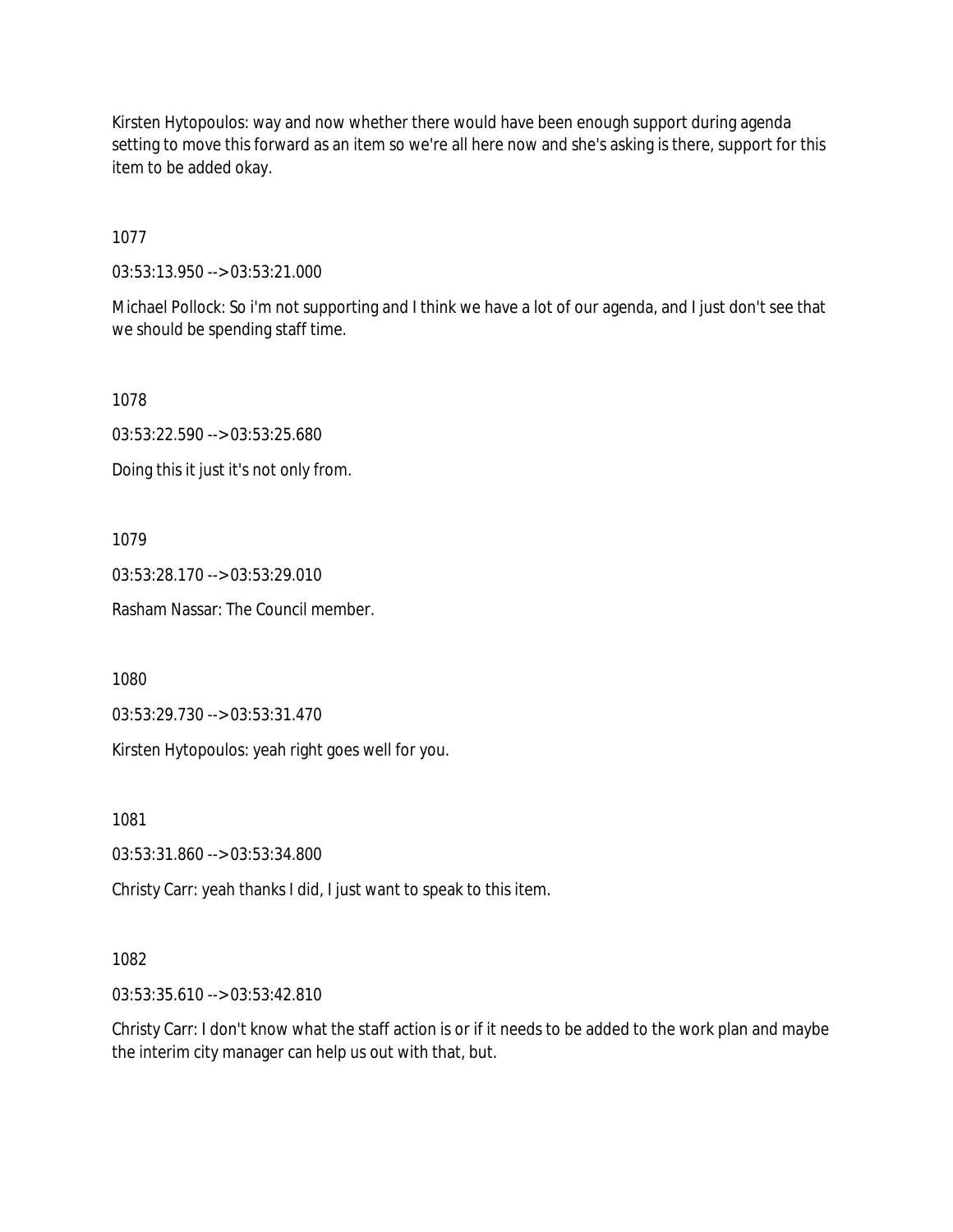Kirsten Hytopoulos: way and now whether there would have been enough support during agenda setting to move this forward as an item so we're all here now and she's asking is there, support for this item to be added okay.

1077

03:53:13.950 --> 03:53:21.000

Michael Pollock: So i'm not supporting and I think we have a lot of our agenda, and I just don't see that we should be spending staff time.

1078

03:53:22.590 --> 03:53:25.680

Doing this it just it's not only from.

1079

03:53:28.170 --> 03:53:29.010

Rasham Nassar: The Council member.

1080

03:53:29.730 --> 03:53:31.470

Kirsten Hytopoulos: yeah right goes well for you.

1081

03:53:31.860 --> 03:53:34.800

Christy Carr: yeah thanks I did, I just want to speak to this item.

1082

03:53:35.610 --> 03:53:42.810

Christy Carr: I don't know what the staff action is or if it needs to be added to the work plan and maybe the interim city manager can help us out with that, but.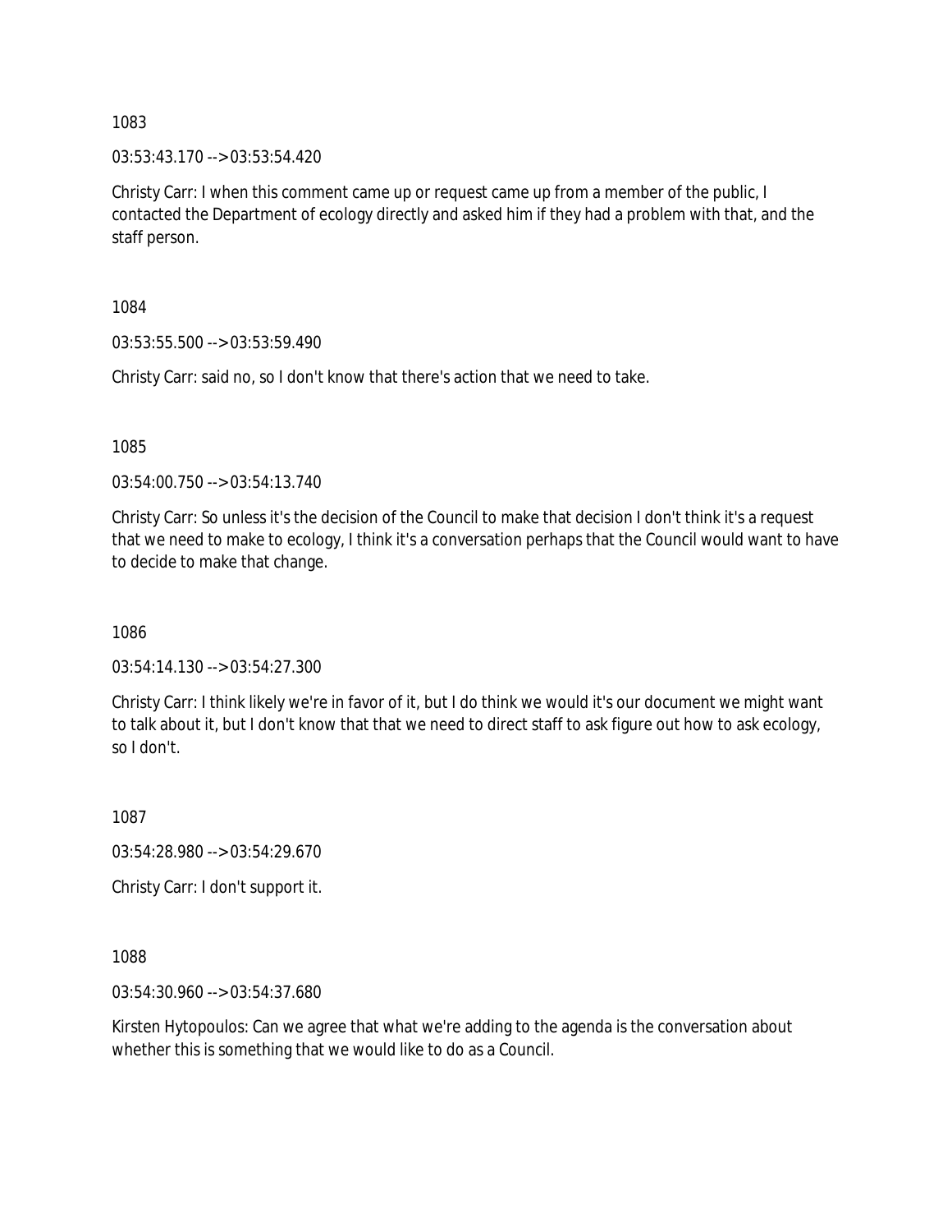1083

03:53:43.170 --> 03:53:54.420

Christy Carr: I when this comment came up or request came up from a member of the public, I contacted the Department of ecology directly and asked him if they had a problem with that, and the staff person.

1084

03:53:55.500 --> 03:53:59.490

Christy Carr: said no, so I don't know that there's action that we need to take.

1085

03:54:00.750 --> 03:54:13.740

Christy Carr: So unless it's the decision of the Council to make that decision I don't think it's a request that we need to make to ecology, I think it's a conversation perhaps that the Council would want to have to decide to make that change.

1086

03:54:14.130 --> 03:54:27.300

Christy Carr: I think likely we're in favor of it, but I do think we would it's our document we might want to talk about it, but I don't know that that we need to direct staff to ask figure out how to ask ecology, so I don't.

1087

03:54:28.980 --> 03:54:29.670

Christy Carr: I don't support it.

1088

03:54:30.960 --> 03:54:37.680

Kirsten Hytopoulos: Can we agree that what we're adding to the agenda is the conversation about whether this is something that we would like to do as a Council.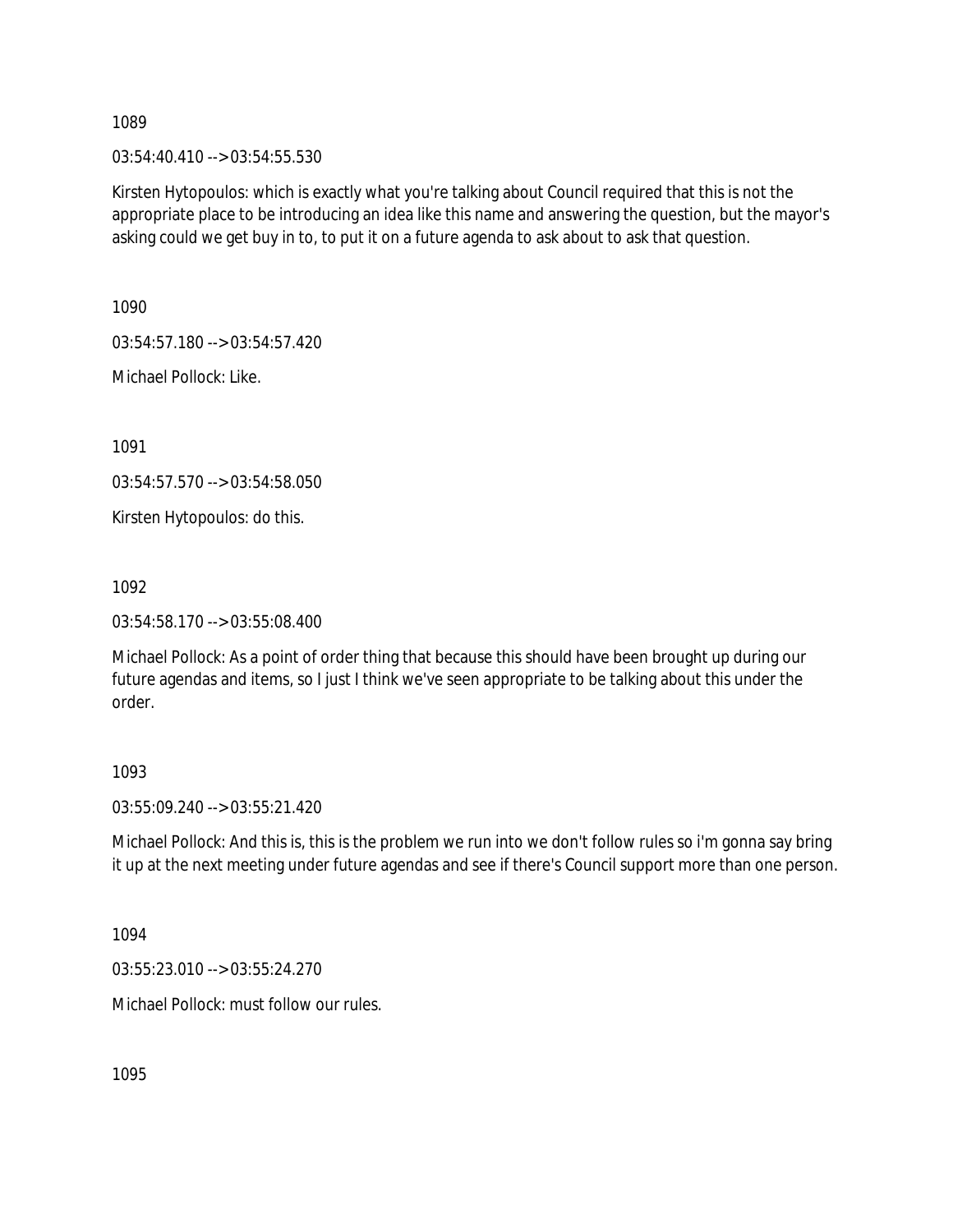1089

03:54:40.410 --> 03:54:55.530

Kirsten Hytopoulos: which is exactly what you're talking about Council required that this is not the appropriate place to be introducing an idea like this name and answering the question, but the mayor's asking could we get buy in to, to put it on a future agenda to ask about to ask that question.

1090

03:54:57.180 --> 03:54:57.420

Michael Pollock: Like.

1091

03:54:57.570 --> 03:54:58.050

Kirsten Hytopoulos: do this.

1092

03:54:58.170 --> 03:55:08.400

Michael Pollock: As a point of order thing that because this should have been brought up during our future agendas and items, so I just I think we've seen appropriate to be talking about this under the order.

1093

03:55:09.240 --> 03:55:21.420

Michael Pollock: And this is, this is the problem we run into we don't follow rules so i'm gonna say bring it up at the next meeting under future agendas and see if there's Council support more than one person.

1094

03:55:23.010 --> 03:55:24.270

Michael Pollock: must follow our rules.

1095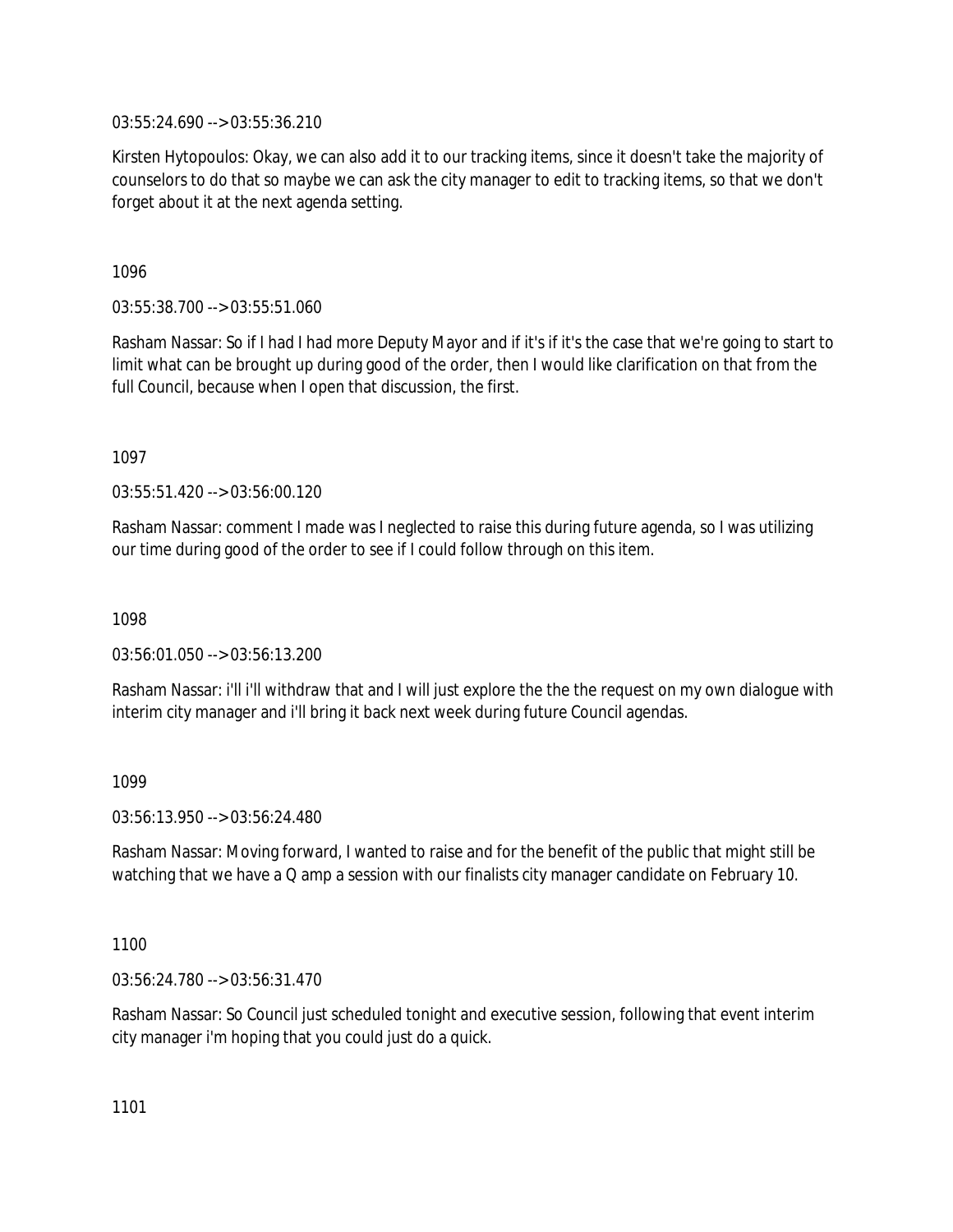03:55:24.690 --> 03:55:36.210

Kirsten Hytopoulos: Okay, we can also add it to our tracking items, since it doesn't take the majority of counselors to do that so maybe we can ask the city manager to edit to tracking items, so that we don't forget about it at the next agenda setting.

1096

03:55:38.700 --> 03:55:51.060

Rasham Nassar: So if I had I had more Deputy Mayor and if it's if it's the case that we're going to start to limit what can be brought up during good of the order, then I would like clarification on that from the full Council, because when I open that discussion, the first.

1097

03:55:51.420 --> 03:56:00.120

Rasham Nassar: comment I made was I neglected to raise this during future agenda, so I was utilizing our time during good of the order to see if I could follow through on this item.

1098

03:56:01.050 --> 03:56:13.200

Rasham Nassar: i'll i'll withdraw that and I will just explore the the the request on my own dialogue with interim city manager and i'll bring it back next week during future Council agendas.

1099

03:56:13.950 --> 03:56:24.480

Rasham Nassar: Moving forward, I wanted to raise and for the benefit of the public that might still be watching that we have a Q amp a session with our finalists city manager candidate on February 10.

1100

03:56:24.780 --> 03:56:31.470

Rasham Nassar: So Council just scheduled tonight and executive session, following that event interim city manager i'm hoping that you could just do a quick.

1101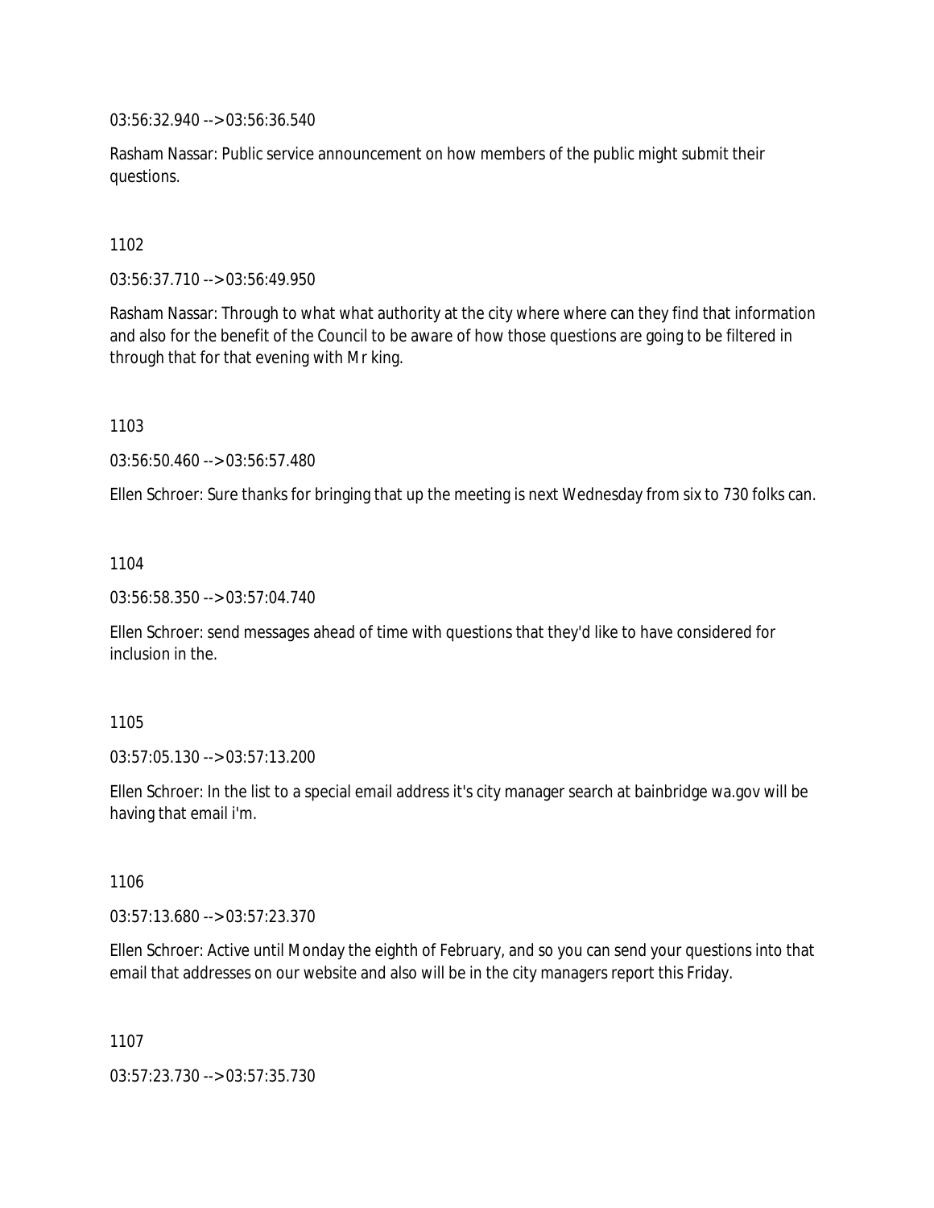03:56:32.940 --> 03:56:36.540

Rasham Nassar: Public service announcement on how members of the public might submit their questions.

1102

03:56:37.710 --> 03:56:49.950

Rasham Nassar: Through to what what authority at the city where where can they find that information and also for the benefit of the Council to be aware of how those questions are going to be filtered in through that for that evening with Mr king.

1103

03:56:50.460 --> 03:56:57.480

Ellen Schroer: Sure thanks for bringing that up the meeting is next Wednesday from six to 730 folks can.

1104

03:56:58.350 --> 03:57:04.740

Ellen Schroer: send messages ahead of time with questions that they'd like to have considered for inclusion in the.

1105

03:57:05.130 --> 03:57:13.200

Ellen Schroer: In the list to a special email address it's city manager search at bainbridge wa.gov will be having that email i'm.

1106

03:57:13.680 --> 03:57:23.370

Ellen Schroer: Active until Monday the eighth of February, and so you can send your questions into that email that addresses on our website and also will be in the city managers report this Friday.

1107

03:57:23.730 --> 03:57:35.730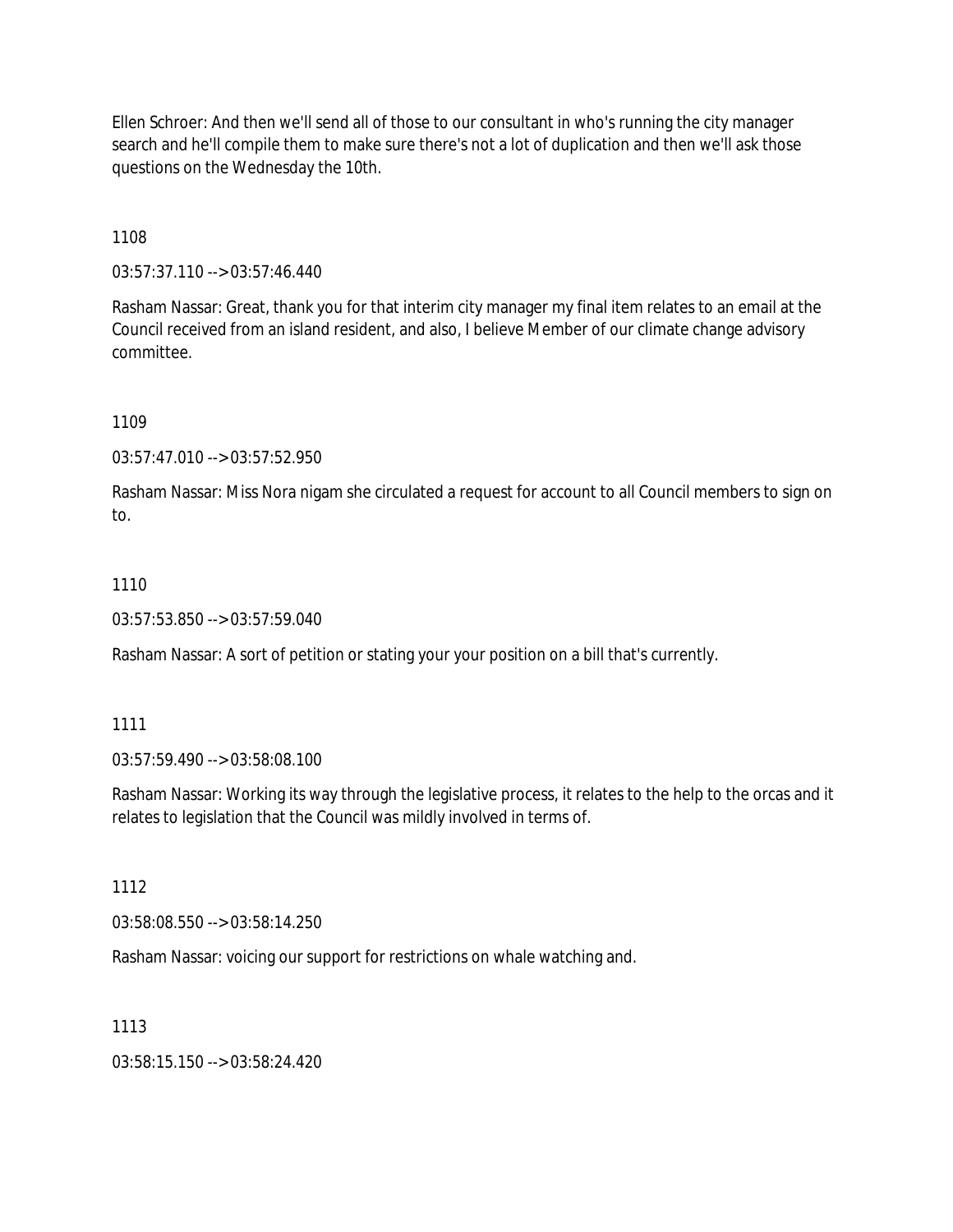Ellen Schroer: And then we'll send all of those to our consultant in who's running the city manager search and he'll compile them to make sure there's not a lot of duplication and then we'll ask those questions on the Wednesday the 10th.

1108

03:57:37.110 --> 03:57:46.440

Rasham Nassar: Great, thank you for that interim city manager my final item relates to an email at the Council received from an island resident, and also, I believe Member of our climate change advisory committee.

1109

03:57:47.010 --> 03:57:52.950

Rasham Nassar: Miss Nora nigam she circulated a request for account to all Council members to sign on to.

1110

03:57:53.850 --> 03:57:59.040

Rasham Nassar: A sort of petition or stating your your position on a bill that's currently.

1111

03:57:59.490 --> 03:58:08.100

Rasham Nassar: Working its way through the legislative process, it relates to the help to the orcas and it relates to legislation that the Council was mildly involved in terms of.

1112

03:58:08.550 --> 03:58:14.250

Rasham Nassar: voicing our support for restrictions on whale watching and.

1113

03:58:15.150 --> 03:58:24.420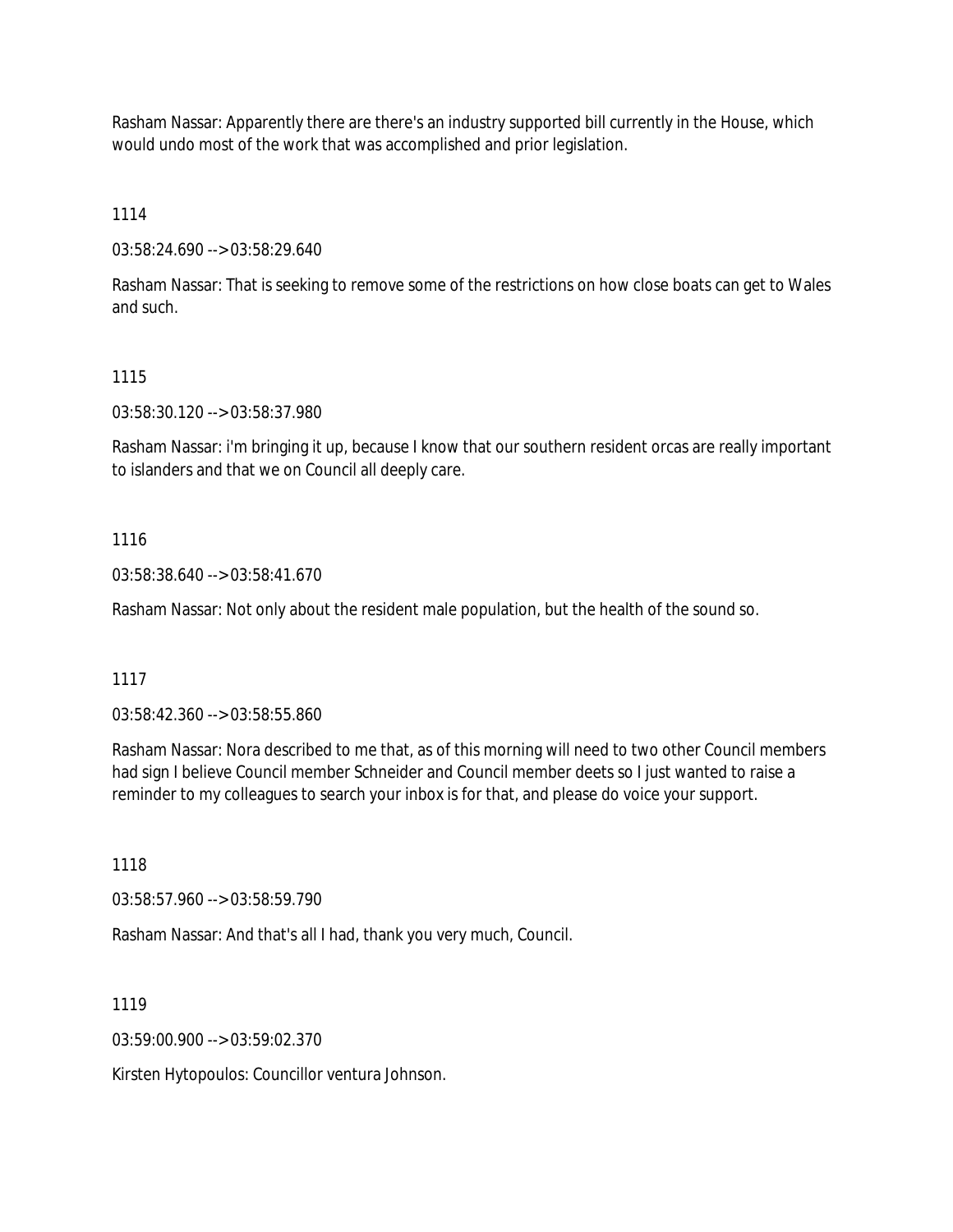Rasham Nassar: Apparently there are there's an industry supported bill currently in the House, which would undo most of the work that was accomplished and prior legislation.

1114

03:58:24.690 --> 03:58:29.640

Rasham Nassar: That is seeking to remove some of the restrictions on how close boats can get to Wales and such.

1115

03:58:30.120 --> 03:58:37.980

Rasham Nassar: i'm bringing it up, because I know that our southern resident orcas are really important to islanders and that we on Council all deeply care.

1116

03:58:38.640 --> 03:58:41.670

Rasham Nassar: Not only about the resident male population, but the health of the sound so.

1117

03:58:42.360 --> 03:58:55.860

Rasham Nassar: Nora described to me that, as of this morning will need to two other Council members had sign I believe Council member Schneider and Council member deets so I just wanted to raise a reminder to my colleagues to search your inbox is for that, and please do voice your support.

1118

03:58:57.960 --> 03:58:59.790

Rasham Nassar: And that's all I had, thank you very much, Council.

1119

03:59:00.900 --> 03:59:02.370

Kirsten Hytopoulos: Councillor ventura Johnson.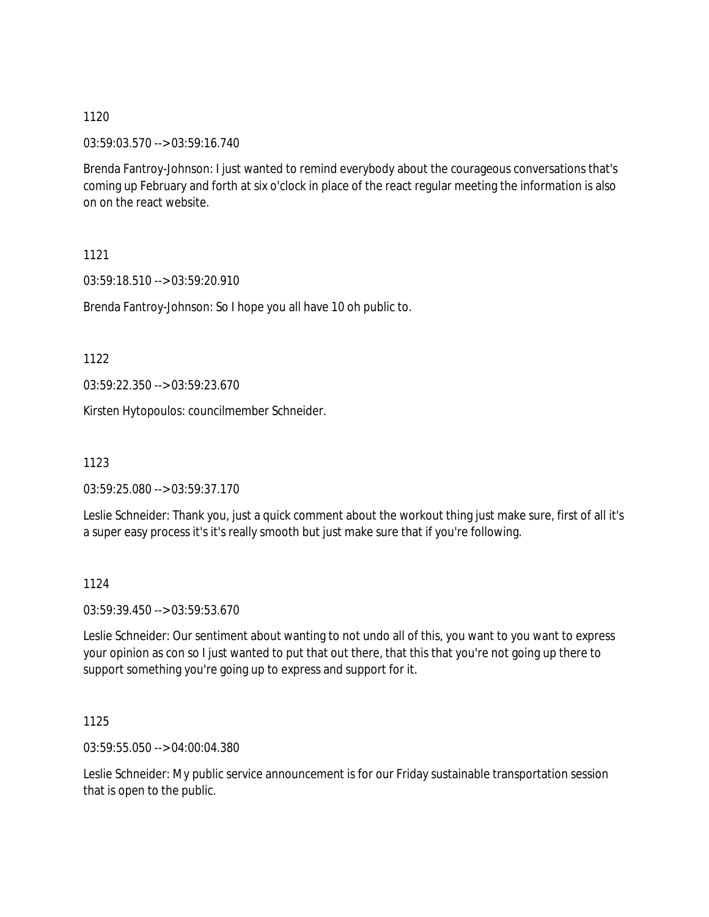1120

03:59:03.570 --> 03:59:16.740

Brenda Fantroy-Johnson: I just wanted to remind everybody about the courageous conversations that's coming up February and forth at six o'clock in place of the react regular meeting the information is also on on the react website.

1121

03:59:18.510 --> 03:59:20.910

Brenda Fantroy-Johnson: So I hope you all have 10 oh public to.

1122

03:59:22.350 --> 03:59:23.670

Kirsten Hytopoulos: councilmember Schneider.

1123

03:59:25.080 --> 03:59:37.170

Leslie Schneider: Thank you, just a quick comment about the workout thing just make sure, first of all it's a super easy process it's it's really smooth but just make sure that if you're following.

1124

03:59:39.450 --> 03:59:53.670

Leslie Schneider: Our sentiment about wanting to not undo all of this, you want to you want to express your opinion as con so I just wanted to put that out there, that this that you're not going up there to support something you're going up to express and support for it.

1125

03:59:55.050 --> 04:00:04.380

Leslie Schneider: My public service announcement is for our Friday sustainable transportation session that is open to the public.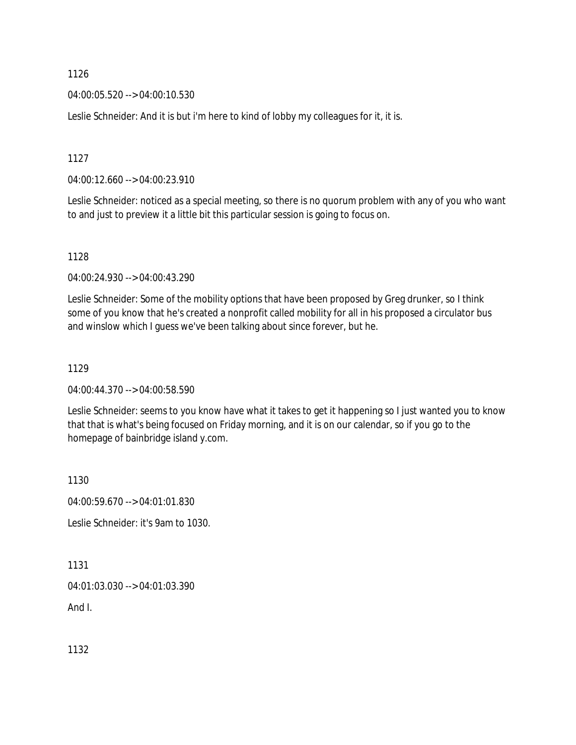1126

04:00:05.520 --> 04:00:10.530

Leslie Schneider: And it is but i'm here to kind of lobby my colleagues for it, it is.

1127

04:00:12.660 --> 04:00:23.910

Leslie Schneider: noticed as a special meeting, so there is no quorum problem with any of you who want to and just to preview it a little bit this particular session is going to focus on.

1128

04:00:24.930 --> 04:00:43.290

Leslie Schneider: Some of the mobility options that have been proposed by Greg drunker, so I think some of you know that he's created a nonprofit called mobility for all in his proposed a circulator bus and winslow which I guess we've been talking about since forever, but he.

1129

04:00:44.370 --> 04:00:58.590

Leslie Schneider: seems to you know have what it takes to get it happening so I just wanted you to know that that is what's being focused on Friday morning, and it is on our calendar, so if you go to the homepage of bainbridge island y.com.

1130

04:00:59.670 --> 04:01:01.830

Leslie Schneider: it's 9am to 1030.

1131

04:01:03.030 --> 04:01:03.390

And I.

1132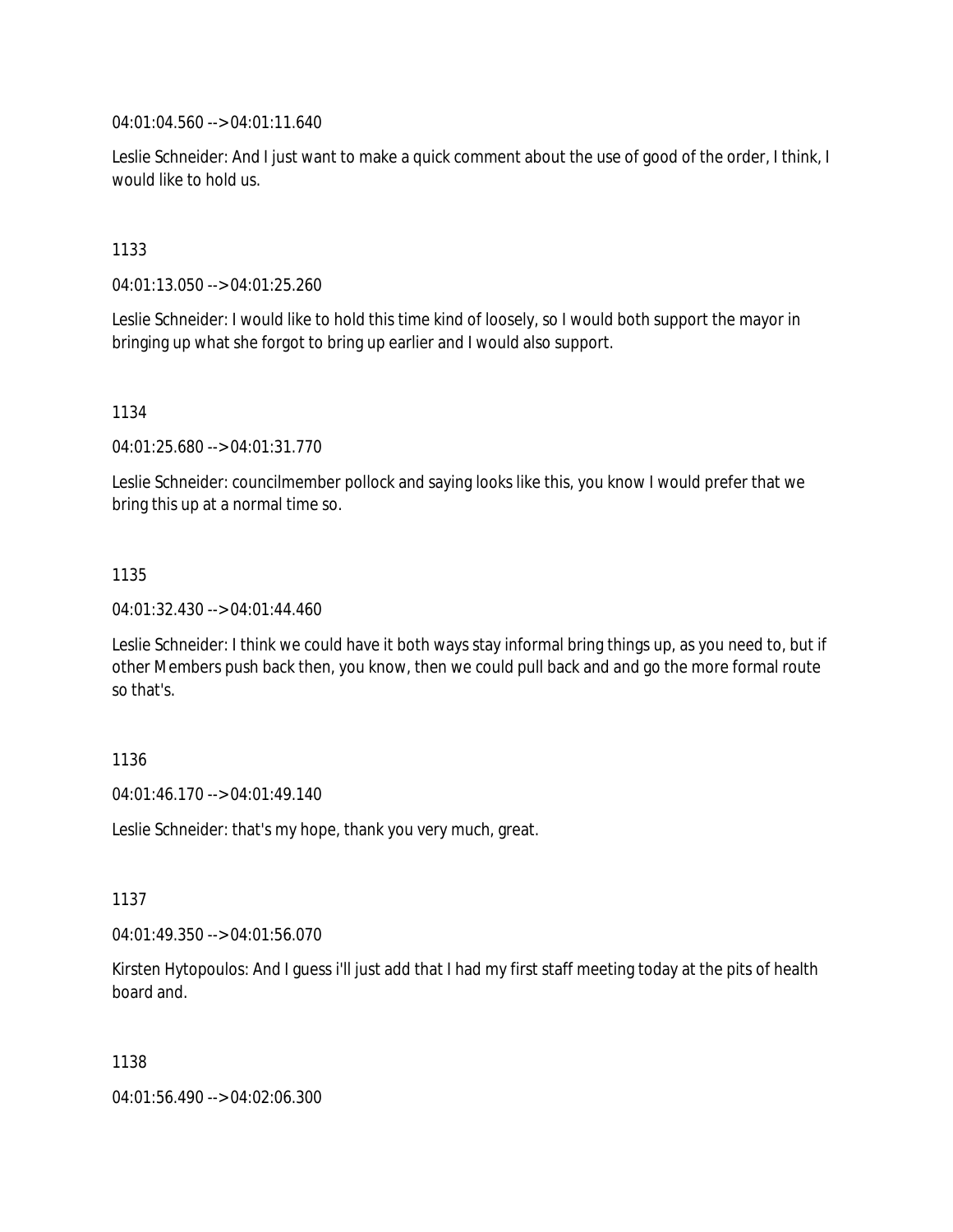04:01:04.560 --> 04:01:11.640

Leslie Schneider: And I just want to make a quick comment about the use of good of the order, I think, I would like to hold us.

1133

04:01:13.050 --> 04:01:25.260

Leslie Schneider: I would like to hold this time kind of loosely, so I would both support the mayor in bringing up what she forgot to bring up earlier and I would also support.

1134

04:01:25.680 --> 04:01:31.770

Leslie Schneider: councilmember pollock and saying looks like this, you know I would prefer that we bring this up at a normal time so.

1135

04:01:32.430 --> 04:01:44.460

Leslie Schneider: I think we could have it both ways stay informal bring things up, as you need to, but if other Members push back then, you know, then we could pull back and and go the more formal route so that's.

1136

04:01:46.170 --> 04:01:49.140

Leslie Schneider: that's my hope, thank you very much, great.

1137

04:01:49.350 --> 04:01:56.070

Kirsten Hytopoulos: And I guess i'll just add that I had my first staff meeting today at the pits of health board and.

1138

04:01:56.490 --> 04:02:06.300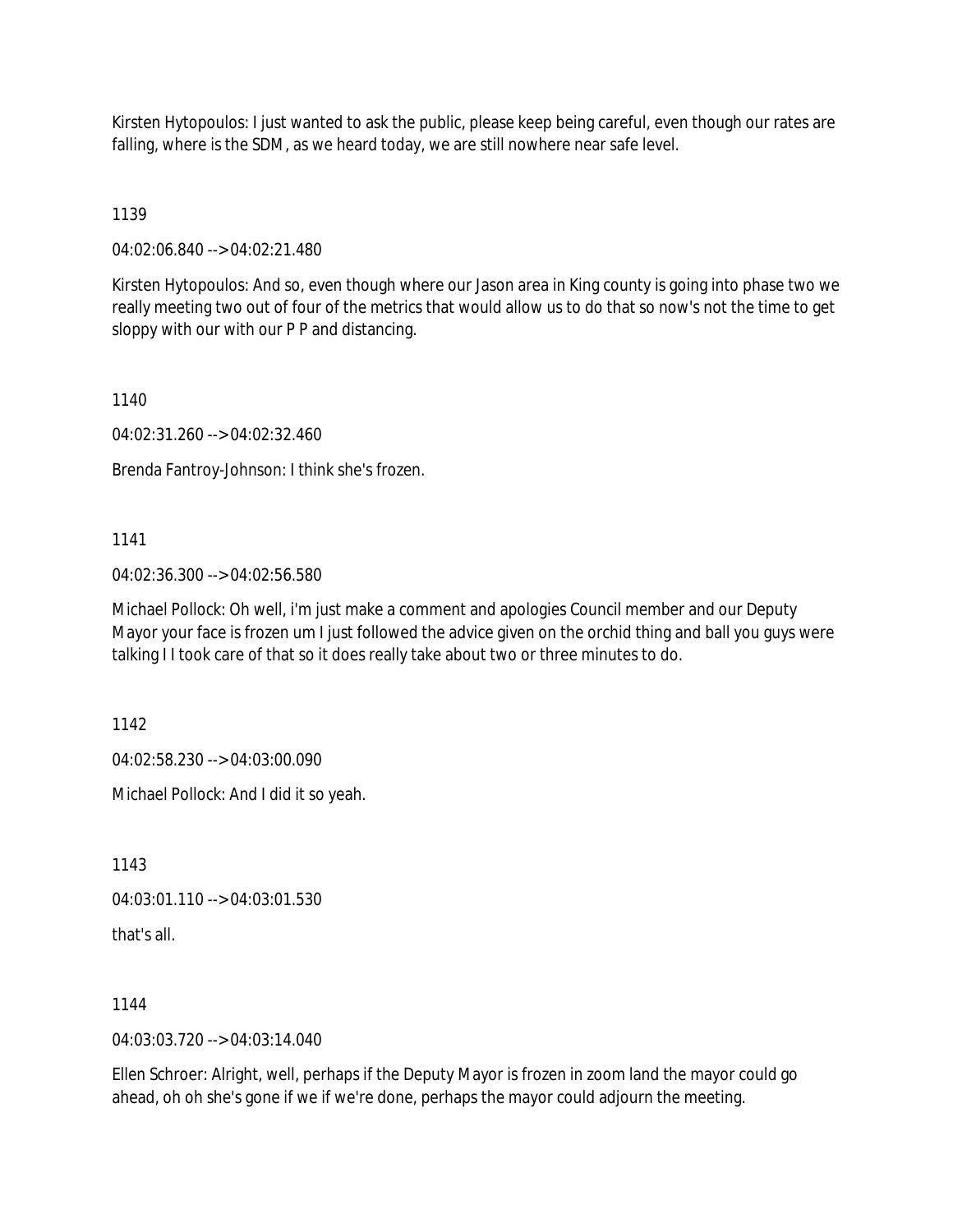Kirsten Hytopoulos: I just wanted to ask the public, please keep being careful, even though our rates are falling, where is the SDM, as we heard today, we are still nowhere near safe level.

1139

04:02:06.840 --> 04:02:21.480

Kirsten Hytopoulos: And so, even though where our Jason area in King county is going into phase two we really meeting two out of four of the metrics that would allow us to do that so now's not the time to get sloppy with our with our P P and distancing.

1140

04:02:31.260 --> 04:02:32.460

Brenda Fantroy-Johnson: I think she's frozen.

1141

04:02:36.300 --> 04:02:56.580

Michael Pollock: Oh well, i'm just make a comment and apologies Council member and our Deputy Mayor your face is frozen um I just followed the advice given on the orchid thing and ball you guys were talking I I took care of that so it does really take about two or three minutes to do.

1142

04:02:58.230 --> 04:03:00.090

Michael Pollock: And I did it so yeah.

1143

04:03:01.110 --> 04:03:01.530

that's all.

1144

04:03:03.720 --> 04:03:14.040

Ellen Schroer: Alright, well, perhaps if the Deputy Mayor is frozen in zoom land the mayor could go ahead, oh oh she's gone if we if we're done, perhaps the mayor could adjourn the meeting.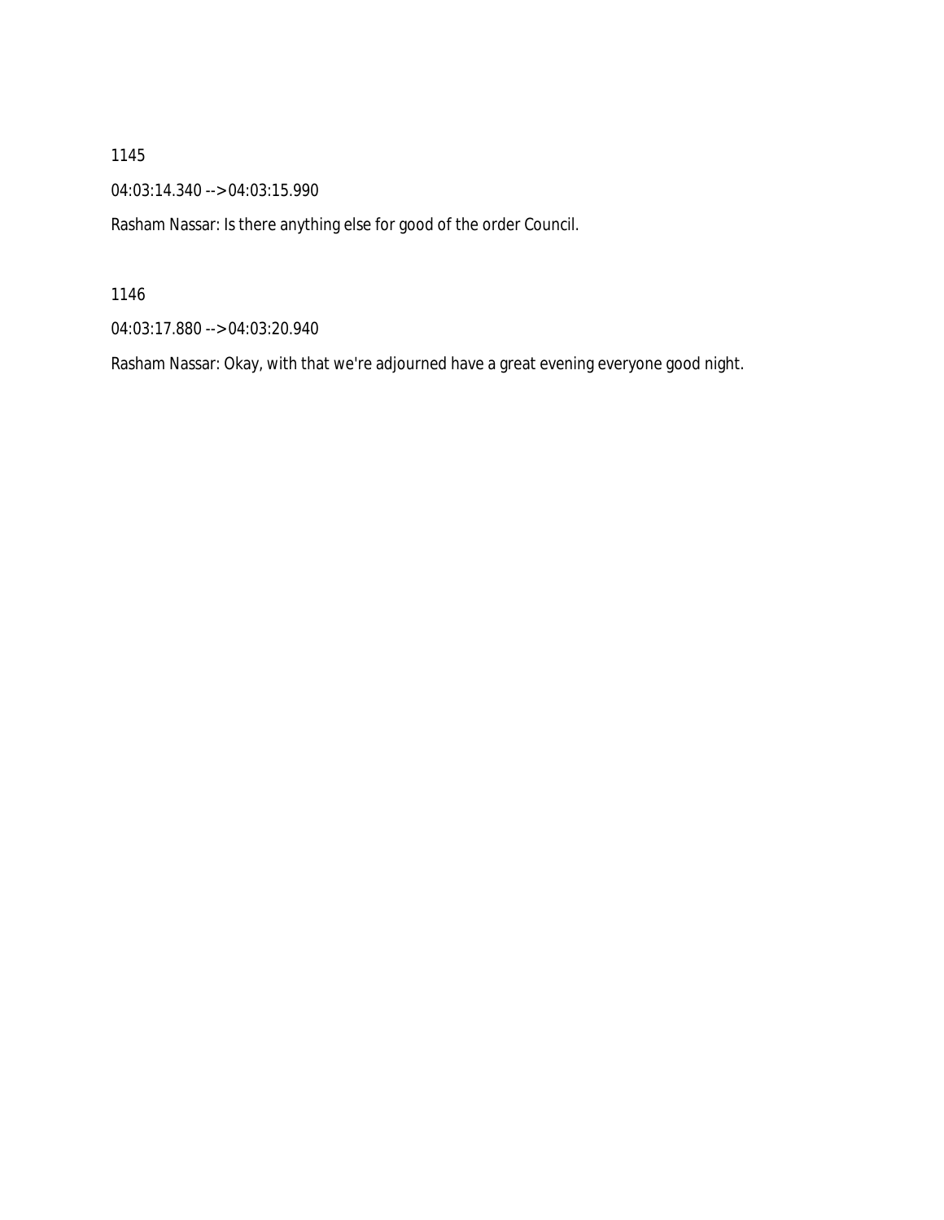1145

04:03:14.340 --> 04:03:15.990

Rasham Nassar: Is there anything else for good of the order Council.

1146

04:03:17.880 --> 04:03:20.940

Rasham Nassar: Okay, with that we're adjourned have a great evening everyone good night.